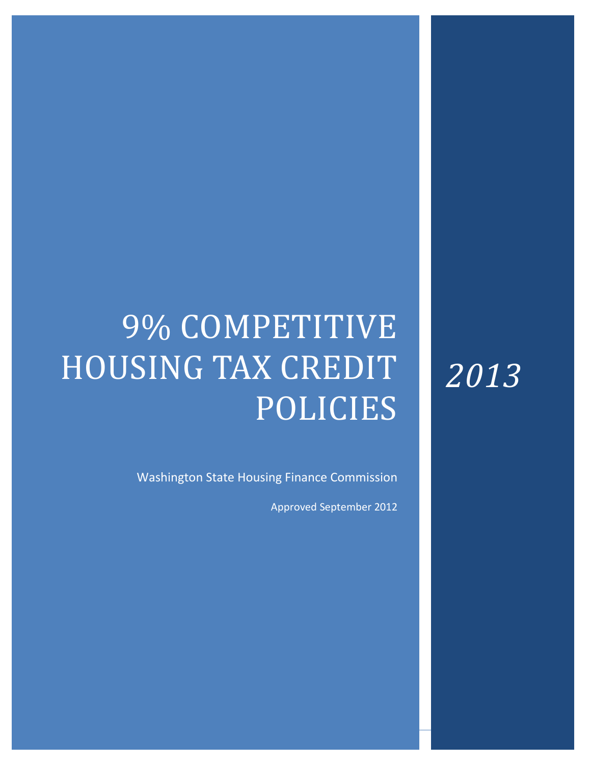# 9% COMPETITIVE HOUSING TAX CREDIT POLICIES

*2013*

Washington State Housing Finance Commission

Approved September 2012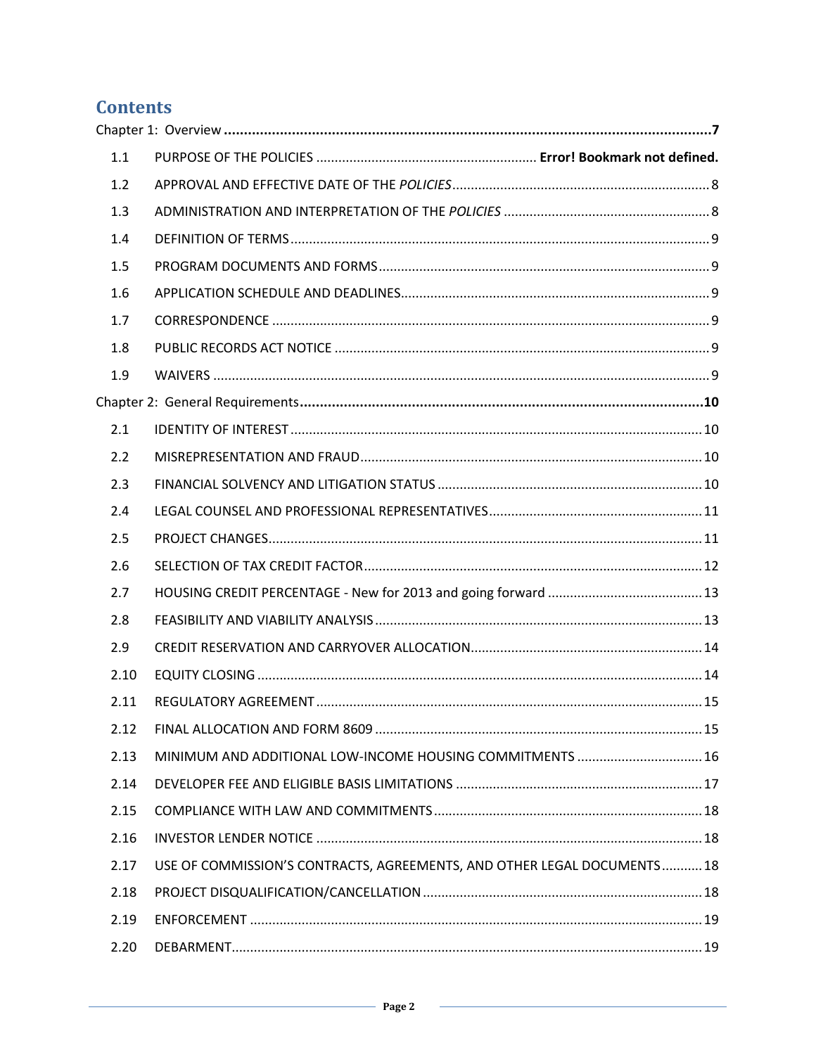# Contents

| | | |
|---|---|---|
| **Chapter 1: Overview** | | **7** |
| 1.1 | PURPOSE OF THE POLICIES | **Error! Bookmark not defined.** |
| 1.2 | APPROVAL AND EFFECTIVE DATE OF THE *POLICIES* | 8 |
| 1.3 | ADMINISTRATION AND INTERPRETATION OF THE *POLICIES* | 8 |
| 1.4 | DEFINITION OF TERMS | 9 |
| 1.5 | PROGRAM DOCUMENTS AND FORMS | 9 |
| 1.6 | APPLICATION SCHEDULE AND DEADLINES | 9 |
| 1.7 | CORRESPONDENCE | 9 |
| 1.8 | PUBLIC RECORDS ACT NOTICE | 9 |
| 1.9 | WAIVERS | 9 |
| **Chapter 2: General Requirements** | | **10** |
| 2.1 | IDENTITY OF INTEREST | 10 |
| 2.2 | MISREPRESENTATION AND FRAUD | 10 |
| 2.3 | FINANCIAL SOLVENCY AND LITIGATION STATUS | 10 |
| 2.4 | LEGAL COUNSEL AND PROFESSIONAL REPRESENTATIVES | 11 |
| 2.5 | PROJECT CHANGES | 11 |
| 2.6 | SELECTION OF TAX CREDIT FACTOR | 12 |
| 2.7 | HOUSING CREDIT PERCENTAGE - New for 2013 and going forward | 13 |
| 2.8 | FEASIBILITY AND VIABILITY ANALYSIS | 13 |
| 2.9 | CREDIT RESERVATION AND CARRYOVER ALLOCATION | 14 |
| 2.10 | EQUITY CLOSING | 14 |
| 2.11 | REGULATORY AGREEMENT | 15 |
| 2.12 | FINAL ALLOCATION AND FORM 8609 | 15 |
| 2.13 | MINIMUM AND ADDITIONAL LOW-INCOME HOUSING COMMITMENTS | 16 |
| 2.14 | DEVELOPER FEE AND ELIGIBLE BASIS LIMITATIONS | 17 |
| 2.15 | COMPLIANCE WITH LAW AND COMMITMENTS | 18 |
| 2.16 | INVESTOR LENDER NOTICE | 18 |
| 2.17 | USE OF COMMISSION'S CONTRACTS, AGREEMENTS, AND OTHER LEGAL DOCUMENTS | 18 |
| 2.18 | PROJECT DISQUALIFICATION/CANCELLATION | 18 |
| 2.19 | ENFORCEMENT | 19 |
| 2.20 | DEBARMENT | 19 |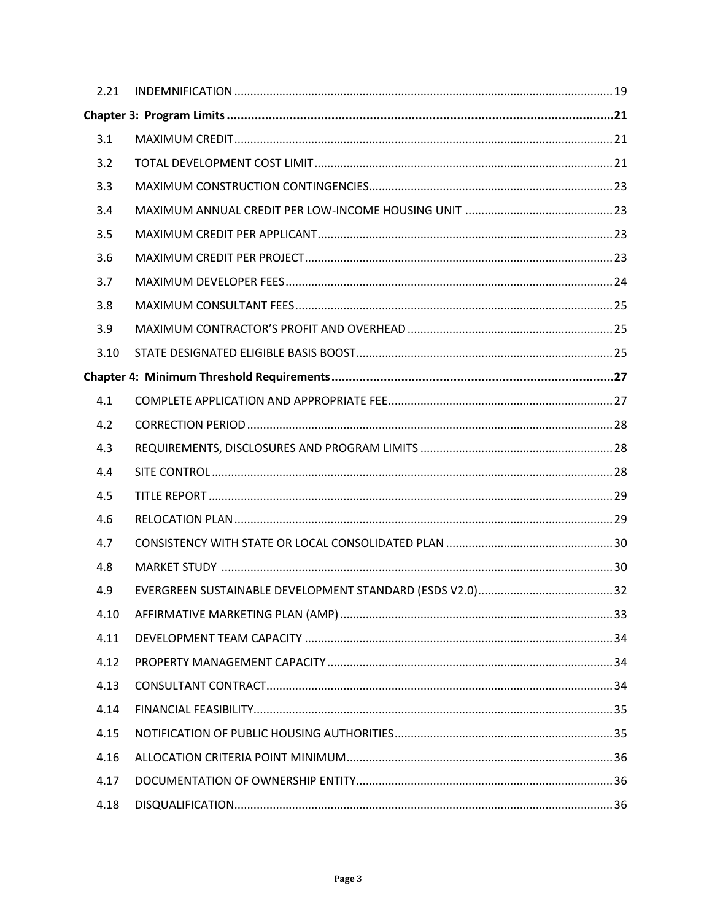| | | |
|---|---|---|
| 2.21 | INDEMNIFICATION | 19 |
| **Chapter 3: Program Limits** | | **21** |
| 3.1 | MAXIMUM CREDIT | 21 |
| 3.2 | TOTAL DEVELOPMENT COST LIMIT | 21 |
| 3.3 | MAXIMUM CONSTRUCTION CONTINGENCIES | 23 |
| 3.4 | MAXIMUM ANNUAL CREDIT PER LOW-INCOME HOUSING UNIT | 23 |
| 3.5 | MAXIMUM CREDIT PER APPLICANT | 23 |
| 3.6 | MAXIMUM CREDIT PER PROJECT | 23 |
| 3.7 | MAXIMUM DEVELOPER FEES | 24 |
| 3.8 | MAXIMUM CONSULTANT FEES | 25 |
| 3.9 | MAXIMUM CONTRACTOR'S PROFIT AND OVERHEAD | 25 |
| 3.10 | STATE DESIGNATED ELIGIBLE BASIS BOOST | 25 |
| **Chapter 4: Minimum Threshold Requirements** | | **27** |
| 4.1 | COMPLETE APPLICATION AND APPROPRIATE FEE | 27 |
| 4.2 | CORRECTION PERIOD | 28 |
| 4.3 | REQUIREMENTS, DISCLOSURES AND PROGRAM LIMITS | 28 |
| 4.4 | SITE CONTROL | 28 |
| 4.5 | TITLE REPORT | 29 |
| 4.6 | RELOCATION PLAN | 29 |
| 4.7 | CONSISTENCY WITH STATE OR LOCAL CONSOLIDATED PLAN | 30 |
| 4.8 | MARKET STUDY | 30 |
| 4.9 | EVERGREEN SUSTAINABLE DEVELOPMENT STANDARD (ESDS V2.0) | 32 |
| 4.10 | AFFIRMATIVE MARKETING PLAN (AMP) | 33 |
| 4.11 | DEVELOPMENT TEAM CAPACITY | 34 |
| 4.12 | PROPERTY MANAGEMENT CAPACITY | 34 |
| 4.13 | CONSULTANT CONTRACT | 34 |
| 4.14 | FINANCIAL FEASIBILITY | 35 |
| 4.15 | NOTIFICATION OF PUBLIC HOUSING AUTHORITIES | 35 |
| 4.16 | ALLOCATION CRITERIA POINT MINIMUM | 36 |
| 4.17 | DOCUMENTATION OF OWNERSHIP ENTITY | 36 |
| 4.18 | DISQUALIFICATION | 36 |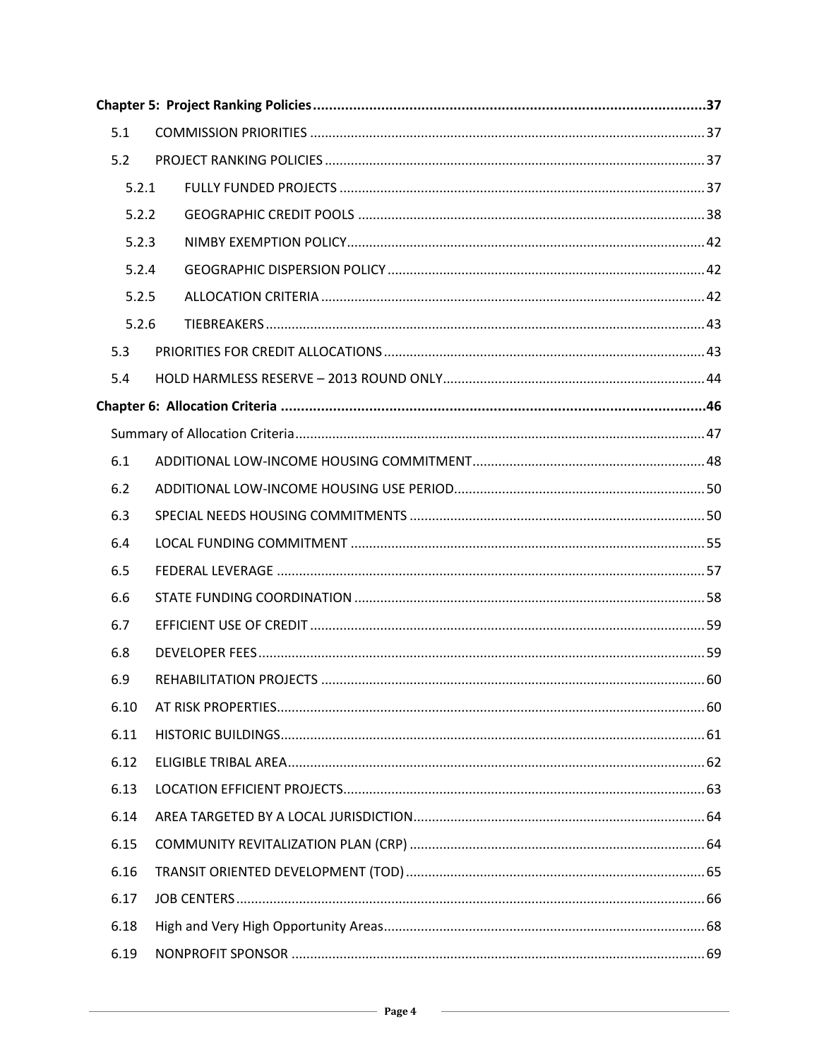**Chapter 5: Project Ranking Policies** ..... **37**

| | | |
|---|---|---|
| 5.1 | COMMISSION PRIORITIES | 37 |
| 5.2 | PROJECT RANKING POLICIES | 37 |
| 5.2.1 | FULLY FUNDED PROJECTS | 37 |
| 5.2.2 | GEOGRAPHIC CREDIT POOLS | 38 |
| 5.2.3 | NIMBY EXEMPTION POLICY | 42 |
| 5.2.4 | GEOGRAPHIC DISPERSION POLICY | 42 |
| 5.2.5 | ALLOCATION CRITERIA | 42 |
| 5.2.6 | TIEBREAKERS | 43 |
| 5.3 | PRIORITIES FOR CREDIT ALLOCATIONS | 43 |
| 5.4 | HOLD HARMLESS RESERVE – 2013 ROUND ONLY | 44 |

**Chapter 6: Allocation Criteria** ..... **46**

| | | |
|---|---|---|
| | Summary of Allocation Criteria | 47 |
| 6.1 | ADDITIONAL LOW-INCOME HOUSING COMMITMENT | 48 |
| 6.2 | ADDITIONAL LOW-INCOME HOUSING USE PERIOD | 50 |
| 6.3 | SPECIAL NEEDS HOUSING COMMITMENTS | 50 |
| 6.4 | LOCAL FUNDING COMMITMENT | 55 |
| 6.5 | FEDERAL LEVERAGE | 57 |
| 6.6 | STATE FUNDING COORDINATION | 58 |
| 6.7 | EFFICIENT USE OF CREDIT | 59 |
| 6.8 | DEVELOPER FEES | 59 |
| 6.9 | REHABILITATION PROJECTS | 60 |
| 6.10 | AT RISK PROPERTIES | 60 |
| 6.11 | HISTORIC BUILDINGS | 61 |
| 6.12 | ELIGIBLE TRIBAL AREA | 62 |
| 6.13 | LOCATION EFFICIENT PROJECTS | 63 |
| 6.14 | AREA TARGETED BY A LOCAL JURISDICTION | 64 |
| 6.15 | COMMUNITY REVITALIZATION PLAN (CRP) | 64 |
| 6.16 | TRANSIT ORIENTED DEVELOPMENT (TOD) | 65 |
| 6.17 | JOB CENTERS | 66 |
| 6.18 | High and Very High Opportunity Areas | 68 |
| 6.19 | NONPROFIT SPONSOR | 69 |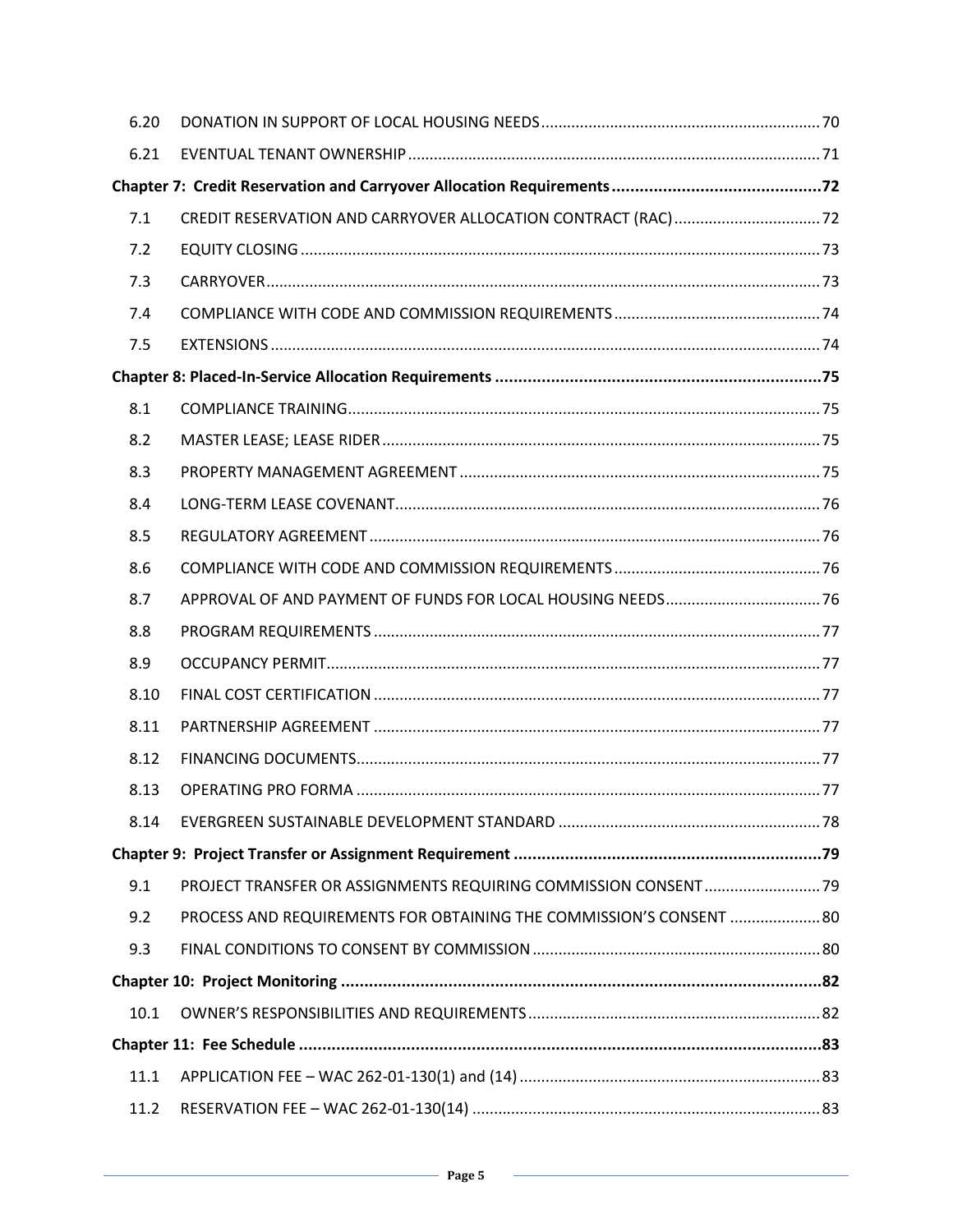| | | |
|---|---|---|
| 6.20 | DONATION IN SUPPORT OF LOCAL HOUSING NEEDS | 70 |
| 6.21 | EVENTUAL TENANT OWNERSHIP | 71 |
| **Chapter 7: Credit Reservation and Carryover Allocation Requirements** | | **72** |
| 7.1 | CREDIT RESERVATION AND CARRYOVER ALLOCATION CONTRACT (RAC) | 72 |
| 7.2 | EQUITY CLOSING | 73 |
| 7.3 | CARRYOVER | 73 |
| 7.4 | COMPLIANCE WITH CODE AND COMMISSION REQUIREMENTS | 74 |
| 7.5 | EXTENSIONS | 74 |
| **Chapter 8: Placed-In-Service Allocation Requirements** | | **75** |
| 8.1 | COMPLIANCE TRAINING | 75 |
| 8.2 | MASTER LEASE; LEASE RIDER | 75 |
| 8.3 | PROPERTY MANAGEMENT AGREEMENT | 75 |
| 8.4 | LONG-TERM LEASE COVENANT | 76 |
| 8.5 | REGULATORY AGREEMENT | 76 |
| 8.6 | COMPLIANCE WITH CODE AND COMMISSION REQUIREMENTS | 76 |
| 8.7 | APPROVAL OF AND PAYMENT OF FUNDS FOR LOCAL HOUSING NEEDS | 76 |
| 8.8 | PROGRAM REQUIREMENTS | 77 |
| 8.9 | OCCUPANCY PERMIT | 77 |
| 8.10 | FINAL COST CERTIFICATION | 77 |
| 8.11 | PARTNERSHIP AGREEMENT | 77 |
| 8.12 | FINANCING DOCUMENTS | 77 |
| 8.13 | OPERATING PRO FORMA | 77 |
| 8.14 | EVERGREEN SUSTAINABLE DEVELOPMENT STANDARD | 78 |
| **Chapter 9: Project Transfer or Assignment Requirement** | | **79** |
| 9.1 | PROJECT TRANSFER OR ASSIGNMENTS REQUIRING COMMISSION CONSENT | 79 |
| 9.2 | PROCESS AND REQUIREMENTS FOR OBTAINING THE COMMISSION'S CONSENT | 80 |
| 9.3 | FINAL CONDITIONS TO CONSENT BY COMMISSION | 80 |
| **Chapter 10: Project Monitoring** | | **82** |
| 10.1 | OWNER'S RESPONSIBILITIES AND REQUIREMENTS | 82 |
| **Chapter 11: Fee Schedule** | | **83** |
| 11.1 | APPLICATION FEE – WAC 262-01-130(1) and (14) | 83 |
| 11.2 | RESERVATION FEE – WAC 262-01-130(14) | 83 |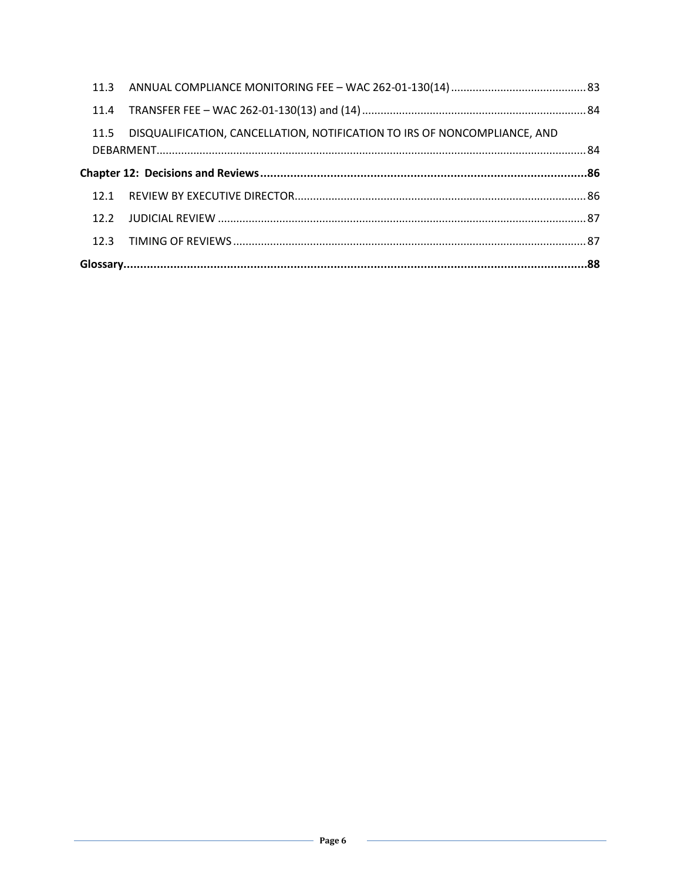11.3 ANNUAL COMPLIANCE MONITORING FEE – WAC 262-01-130(14) ........................................... 83

11.4 TRANSFER FEE – WAC 262-01-130(13) and (14) ........................................................................ 84

11.5 DISQUALIFICATION, CANCELLATION, NOTIFICATION TO IRS OF NONCOMPLIANCE, AND DEBARMENT ........................................................................................................................................ 84

**Chapter 12: Decisions and Reviews ................................................................................................. 86**

12.1 REVIEW BY EXECUTIVE DIRECTOR ............................................................................................. 86

12.2 JUDICIAL REVIEW ...................................................................................................................... 87

12.3 TIMING OF REVIEWS ................................................................................................................. 87

**Glossary ............................................................................................................................................ 88**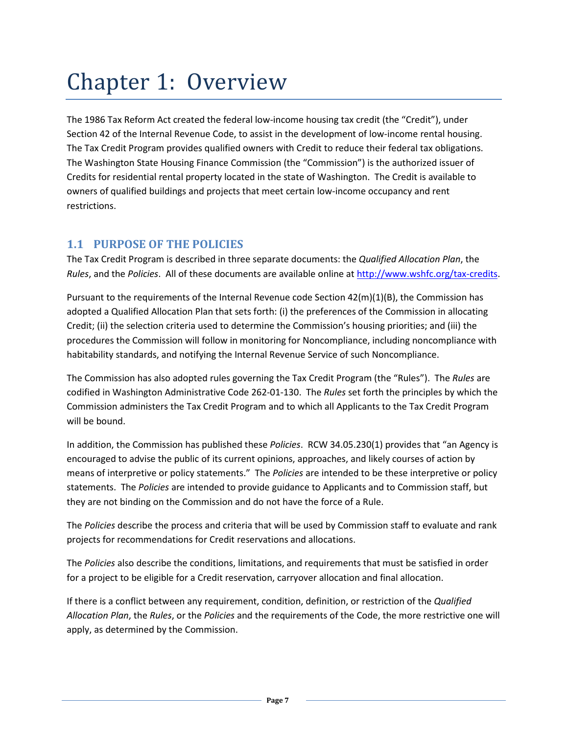# Chapter 1: Overview

The 1986 Tax Reform Act created the federal low-income housing tax credit (the "Credit"), under Section 42 of the Internal Revenue Code, to assist in the development of low-income rental housing. The Tax Credit Program provides qualified owners with Credit to reduce their federal tax obligations. The Washington State Housing Finance Commission (the "Commission") is the authorized issuer of Credits for residential rental property located in the state of Washington. The Credit is available to owners of qualified buildings and projects that meet certain low-income occupancy and rent restrictions.

## 1.1 PURPOSE OF THE POLICIES

The Tax Credit Program is described in three separate documents: the *Qualified Allocation Plan*, the *Rules*, and the *Policies*. All of these documents are available online at [http://www.wshfc.org/tax-credits](http://www.wshfc.org/tax-credits).

Pursuant to the requirements of the Internal Revenue code Section 42(m)(1)(B), the Commission has adopted a Qualified Allocation Plan that sets forth: (i) the preferences of the Commission in allocating Credit; (ii) the selection criteria used to determine the Commission's housing priorities; and (iii) the procedures the Commission will follow in monitoring for Noncompliance, including noncompliance with habitability standards, and notifying the Internal Revenue Service of such Noncompliance.

The Commission has also adopted rules governing the Tax Credit Program (the "Rules"). The *Rules* are codified in Washington Administrative Code 262-01-130. The *Rules* set forth the principles by which the Commission administers the Tax Credit Program and to which all Applicants to the Tax Credit Program will be bound.

In addition, the Commission has published these *Policies*. RCW 34.05.230(1) provides that "an Agency is encouraged to advise the public of its current opinions, approaches, and likely courses of action by means of interpretive or policy statements." The *Policies* are intended to be these interpretive or policy statements. The *Policies* are intended to provide guidance to Applicants and to Commission staff, but they are not binding on the Commission and do not have the force of a Rule.

The *Policies* describe the process and criteria that will be used by Commission staff to evaluate and rank projects for recommendations for Credit reservations and allocations.

The *Policies* also describe the conditions, limitations, and requirements that must be satisfied in order for a project to be eligible for a Credit reservation, carryover allocation and final allocation.

If there is a conflict between any requirement, condition, definition, or restriction of the *Qualified Allocation Plan*, the *Rules*, or the *Policies* and the requirements of the Code, the more restrictive one will apply, as determined by the Commission.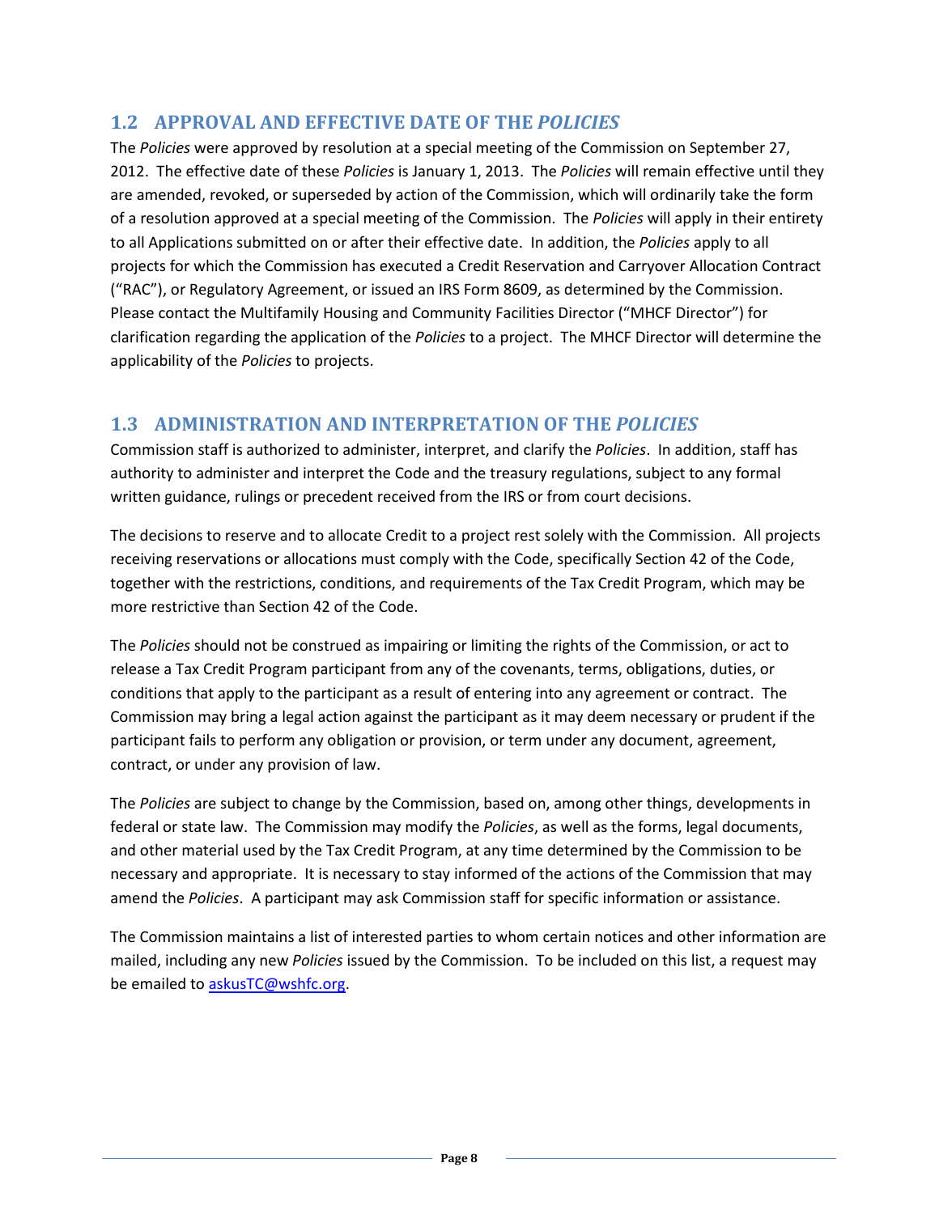## 1.2 APPROVAL AND EFFECTIVE DATE OF THE *POLICIES*

The *Policies* were approved by resolution at a special meeting of the Commission on September 27, 2012. The effective date of these *Policies* is January 1, 2013. The *Policies* will remain effective until they are amended, revoked, or superseded by action of the Commission, which will ordinarily take the form of a resolution approved at a special meeting of the Commission. The *Policies* will apply in their entirety to all Applications submitted on or after their effective date. In addition, the *Policies* apply to all projects for which the Commission has executed a Credit Reservation and Carryover Allocation Contract ("RAC"), or Regulatory Agreement, or issued an IRS Form 8609, as determined by the Commission. Please contact the Multifamily Housing and Community Facilities Director ("MHCF Director") for clarification regarding the application of the *Policies* to a project. The MHCF Director will determine the applicability of the *Policies* to projects.

## 1.3 ADMINISTRATION AND INTERPRETATION OF THE *POLICIES*

Commission staff is authorized to administer, interpret, and clarify the *Policies*. In addition, staff has authority to administer and interpret the Code and the treasury regulations, subject to any formal written guidance, rulings or precedent received from the IRS or from court decisions.

The decisions to reserve and to allocate Credit to a project rest solely with the Commission. All projects receiving reservations or allocations must comply with the Code, specifically Section 42 of the Code, together with the restrictions, conditions, and requirements of the Tax Credit Program, which may be more restrictive than Section 42 of the Code.

The *Policies* should not be construed as impairing or limiting the rights of the Commission, or act to release a Tax Credit Program participant from any of the covenants, terms, obligations, duties, or conditions that apply to the participant as a result of entering into any agreement or contract. The Commission may bring a legal action against the participant as it may deem necessary or prudent if the participant fails to perform any obligation or provision, or term under any document, agreement, contract, or under any provision of law.

The *Policies* are subject to change by the Commission, based on, among other things, developments in federal or state law. The Commission may modify the *Policies*, as well as the forms, legal documents, and other material used by the Tax Credit Program, at any time determined by the Commission to be necessary and appropriate. It is necessary to stay informed of the actions of the Commission that may amend the *Policies*. A participant may ask Commission staff for specific information or assistance.

The Commission maintains a list of interested parties to whom certain notices and other information are mailed, including any new *Policies* issued by the Commission. To be included on this list, a request may be emailed to askusTC@wshfc.org.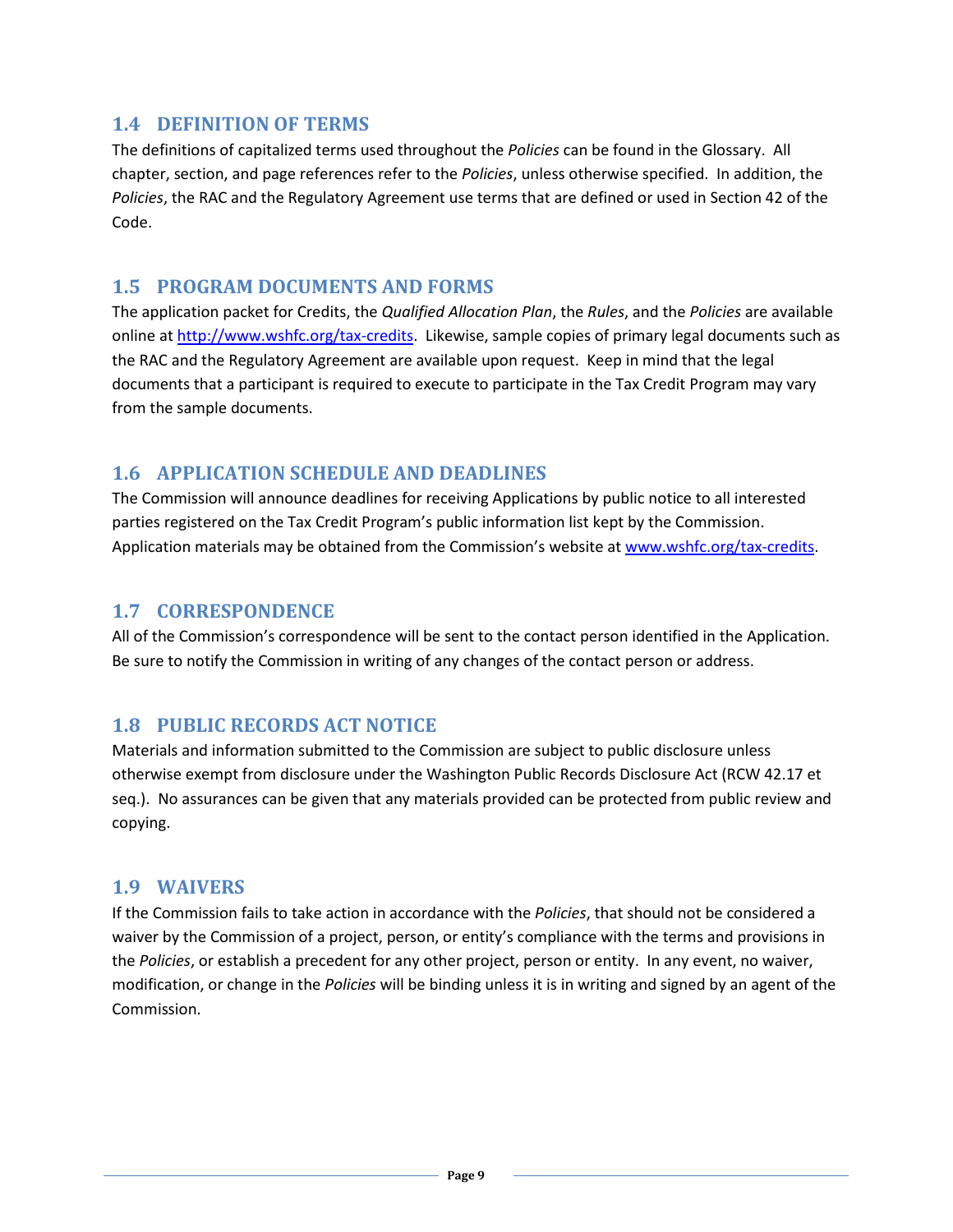## 1.4 DEFINITION OF TERMS

The definitions of capitalized terms used throughout the *Policies* can be found in the Glossary. All chapter, section, and page references refer to the *Policies*, unless otherwise specified. In addition, the *Policies*, the RAC and the Regulatory Agreement use terms that are defined or used in Section 42 of the Code.

## 1.5 PROGRAM DOCUMENTS AND FORMS

The application packet for Credits, the *Qualified Allocation Plan*, the *Rules*, and the *Policies* are available online at [http://www.wshfc.org/tax-credits](http://www.wshfc.org/tax-credits). Likewise, sample copies of primary legal documents such as the RAC and the Regulatory Agreement are available upon request. Keep in mind that the legal documents that a participant is required to execute to participate in the Tax Credit Program may vary from the sample documents.

## 1.6 APPLICATION SCHEDULE AND DEADLINES

The Commission will announce deadlines for receiving Applications by public notice to all interested parties registered on the Tax Credit Program's public information list kept by the Commission. Application materials may be obtained from the Commission's website at [www.wshfc.org/tax-credits](http://www.wshfc.org/tax-credits).

## 1.7 CORRESPONDENCE

All of the Commission's correspondence will be sent to the contact person identified in the Application. Be sure to notify the Commission in writing of any changes of the contact person or address.

## 1.8 PUBLIC RECORDS ACT NOTICE

Materials and information submitted to the Commission are subject to public disclosure unless otherwise exempt from disclosure under the Washington Public Records Disclosure Act (RCW 42.17 et seq.). No assurances can be given that any materials provided can be protected from public review and copying.

## 1.9 WAIVERS

If the Commission fails to take action in accordance with the *Policies*, that should not be considered a waiver by the Commission of a project, person, or entity's compliance with the terms and provisions in the *Policies*, or establish a precedent for any other project, person or entity. In any event, no waiver, modification, or change in the *Policies* will be binding unless it is in writing and signed by an agent of the Commission.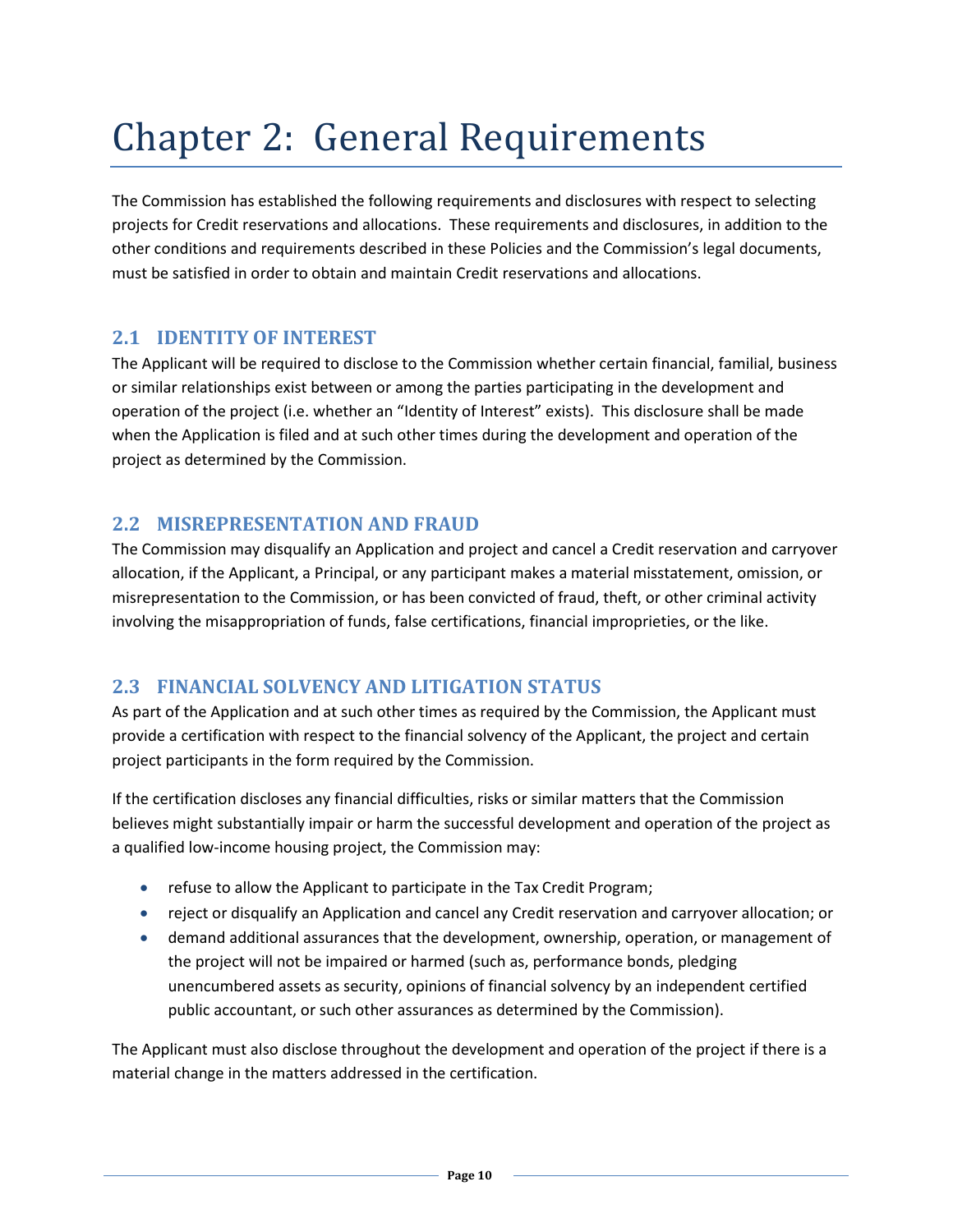# Chapter 2: General Requirements

The Commission has established the following requirements and disclosures with respect to selecting projects for Credit reservations and allocations. These requirements and disclosures, in addition to the other conditions and requirements described in these Policies and the Commission's legal documents, must be satisfied in order to obtain and maintain Credit reservations and allocations.

## 2.1 IDENTITY OF INTEREST

The Applicant will be required to disclose to the Commission whether certain financial, familial, business or similar relationships exist between or among the parties participating in the development and operation of the project (i.e. whether an "Identity of Interest" exists). This disclosure shall be made when the Application is filed and at such other times during the development and operation of the project as determined by the Commission.

## 2.2 MISREPRESENTATION AND FRAUD

The Commission may disqualify an Application and project and cancel a Credit reservation and carryover allocation, if the Applicant, a Principal, or any participant makes a material misstatement, omission, or misrepresentation to the Commission, or has been convicted of fraud, theft, or other criminal activity involving the misappropriation of funds, false certifications, financial improprieties, or the like.

## 2.3 FINANCIAL SOLVENCY AND LITIGATION STATUS

As part of the Application and at such other times as required by the Commission, the Applicant must provide a certification with respect to the financial solvency of the Applicant, the project and certain project participants in the form required by the Commission.

If the certification discloses any financial difficulties, risks or similar matters that the Commission believes might substantially impair or harm the successful development and operation of the project as a qualified low-income housing project, the Commission may:

- refuse to allow the Applicant to participate in the Tax Credit Program;
- reject or disqualify an Application and cancel any Credit reservation and carryover allocation; or
- demand additional assurances that the development, ownership, operation, or management of the project will not be impaired or harmed (such as, performance bonds, pledging unencumbered assets as security, opinions of financial solvency by an independent certified public accountant, or such other assurances as determined by the Commission).

The Applicant must also disclose throughout the development and operation of the project if there is a material change in the matters addressed in the certification.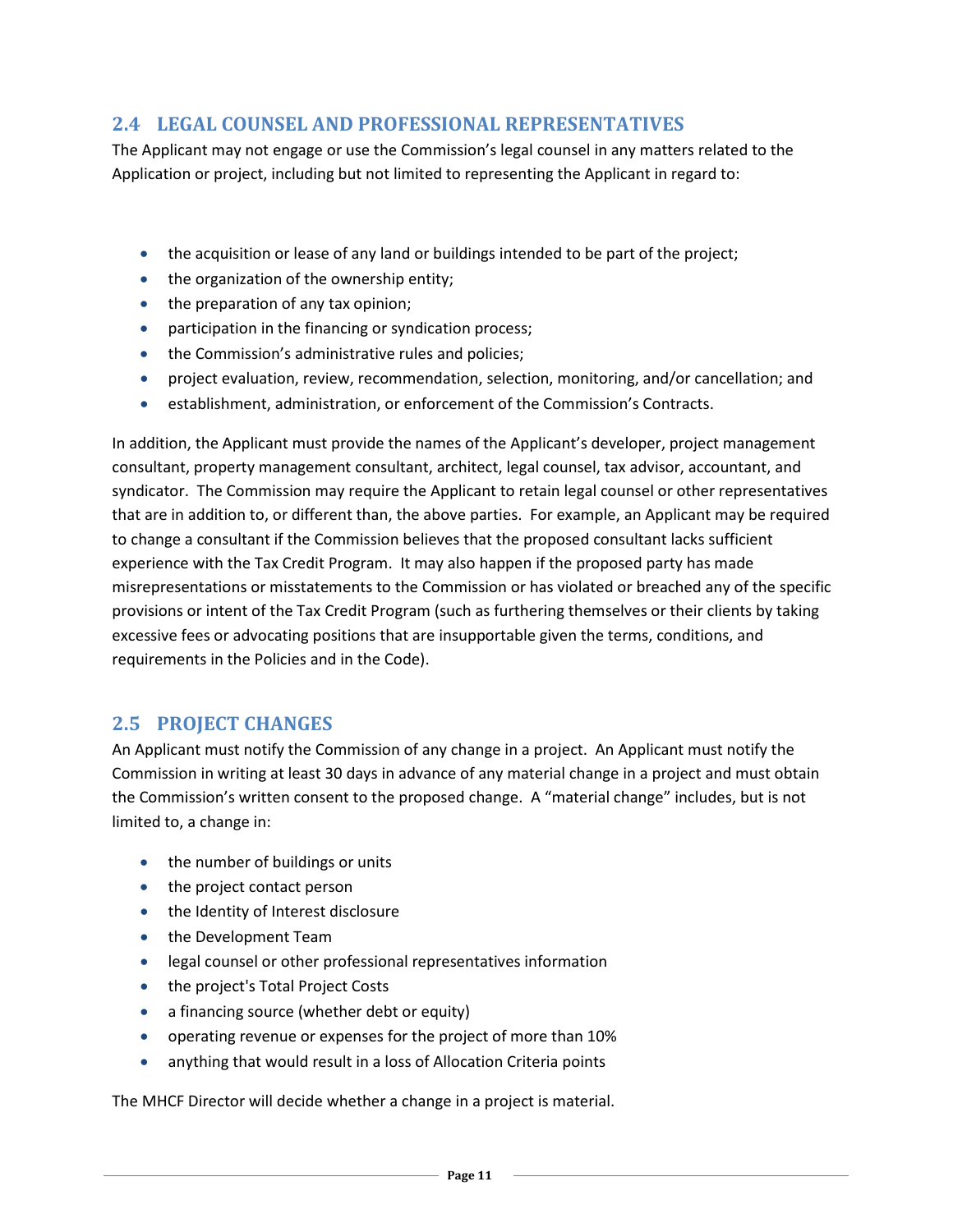## 2.4 LEGAL COUNSEL AND PROFESSIONAL REPRESENTATIVES

The Applicant may not engage or use the Commission's legal counsel in any matters related to the Application or project, including but not limited to representing the Applicant in regard to:

- the acquisition or lease of any land or buildings intended to be part of the project;
- the organization of the ownership entity;
- the preparation of any tax opinion;
- participation in the financing or syndication process;
- the Commission's administrative rules and policies;
- project evaluation, review, recommendation, selection, monitoring, and/or cancellation; and
- establishment, administration, or enforcement of the Commission's Contracts.

In addition, the Applicant must provide the names of the Applicant's developer, project management consultant, property management consultant, architect, legal counsel, tax advisor, accountant, and syndicator. The Commission may require the Applicant to retain legal counsel or other representatives that are in addition to, or different than, the above parties. For example, an Applicant may be required to change a consultant if the Commission believes that the proposed consultant lacks sufficient experience with the Tax Credit Program. It may also happen if the proposed party has made misrepresentations or misstatements to the Commission or has violated or breached any of the specific provisions or intent of the Tax Credit Program (such as furthering themselves or their clients by taking excessive fees or advocating positions that are insupportable given the terms, conditions, and requirements in the Policies and in the Code).

## 2.5 PROJECT CHANGES

An Applicant must notify the Commission of any change in a project. An Applicant must notify the Commission in writing at least 30 days in advance of any material change in a project and must obtain the Commission's written consent to the proposed change. A "material change" includes, but is not limited to, a change in:

- the number of buildings or units
- the project contact person
- the Identity of Interest disclosure
- the Development Team
- legal counsel or other professional representatives information
- the project's Total Project Costs
- a financing source (whether debt or equity)
- operating revenue or expenses for the project of more than 10%
- anything that would result in a loss of Allocation Criteria points

The MHCF Director will decide whether a change in a project is material.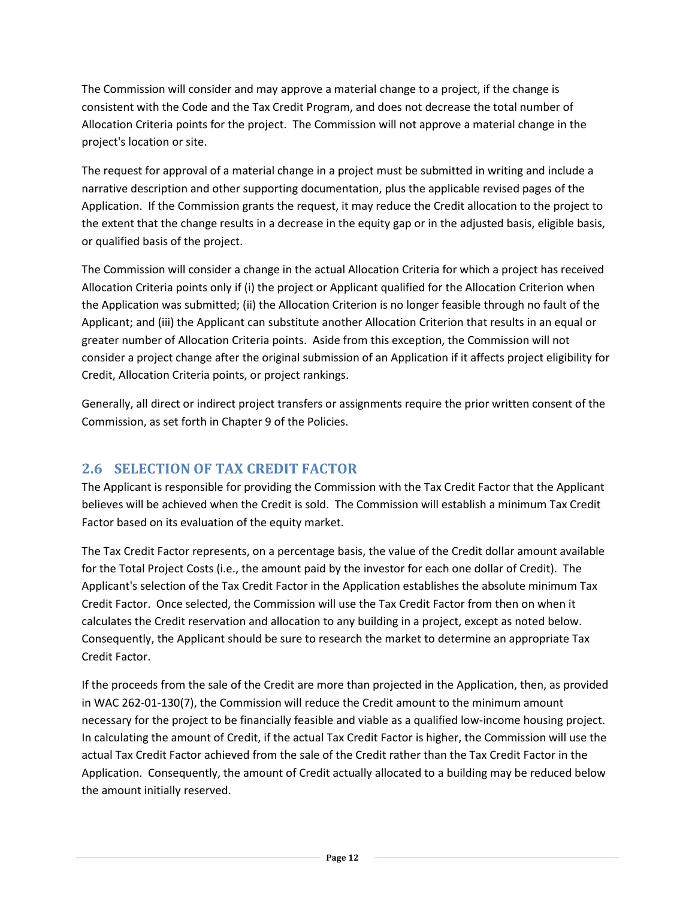The Commission will consider and may approve a material change to a project, if the change is consistent with the Code and the Tax Credit Program, and does not decrease the total number of Allocation Criteria points for the project. The Commission will not approve a material change in the project's location or site.

The request for approval of a material change in a project must be submitted in writing and include a narrative description and other supporting documentation, plus the applicable revised pages of the Application. If the Commission grants the request, it may reduce the Credit allocation to the project to the extent that the change results in a decrease in the equity gap or in the adjusted basis, eligible basis, or qualified basis of the project.

The Commission will consider a change in the actual Allocation Criteria for which a project has received Allocation Criteria points only if (i) the project or Applicant qualified for the Allocation Criterion when the Application was submitted; (ii) the Allocation Criterion is no longer feasible through no fault of the Applicant; and (iii) the Applicant can substitute another Allocation Criterion that results in an equal or greater number of Allocation Criteria points. Aside from this exception, the Commission will not consider a project change after the original submission of an Application if it affects project eligibility for Credit, Allocation Criteria points, or project rankings.

Generally, all direct or indirect project transfers or assignments require the prior written consent of the Commission, as set forth in Chapter 9 of the Policies.

## 2.6 SELECTION OF TAX CREDIT FACTOR

The Applicant is responsible for providing the Commission with the Tax Credit Factor that the Applicant believes will be achieved when the Credit is sold. The Commission will establish a minimum Tax Credit Factor based on its evaluation of the equity market.

The Tax Credit Factor represents, on a percentage basis, the value of the Credit dollar amount available for the Total Project Costs (i.e., the amount paid by the investor for each one dollar of Credit). The Applicant's selection of the Tax Credit Factor in the Application establishes the absolute minimum Tax Credit Factor. Once selected, the Commission will use the Tax Credit Factor from then on when it calculates the Credit reservation and allocation to any building in a project, except as noted below. Consequently, the Applicant should be sure to research the market to determine an appropriate Tax Credit Factor.

If the proceeds from the sale of the Credit are more than projected in the Application, then, as provided in WAC 262-01-130(7), the Commission will reduce the Credit amount to the minimum amount necessary for the project to be financially feasible and viable as a qualified low-income housing project. In calculating the amount of Credit, if the actual Tax Credit Factor is higher, the Commission will use the actual Tax Credit Factor achieved from the sale of the Credit rather than the Tax Credit Factor in the Application. Consequently, the amount of Credit actually allocated to a building may be reduced below the amount initially reserved.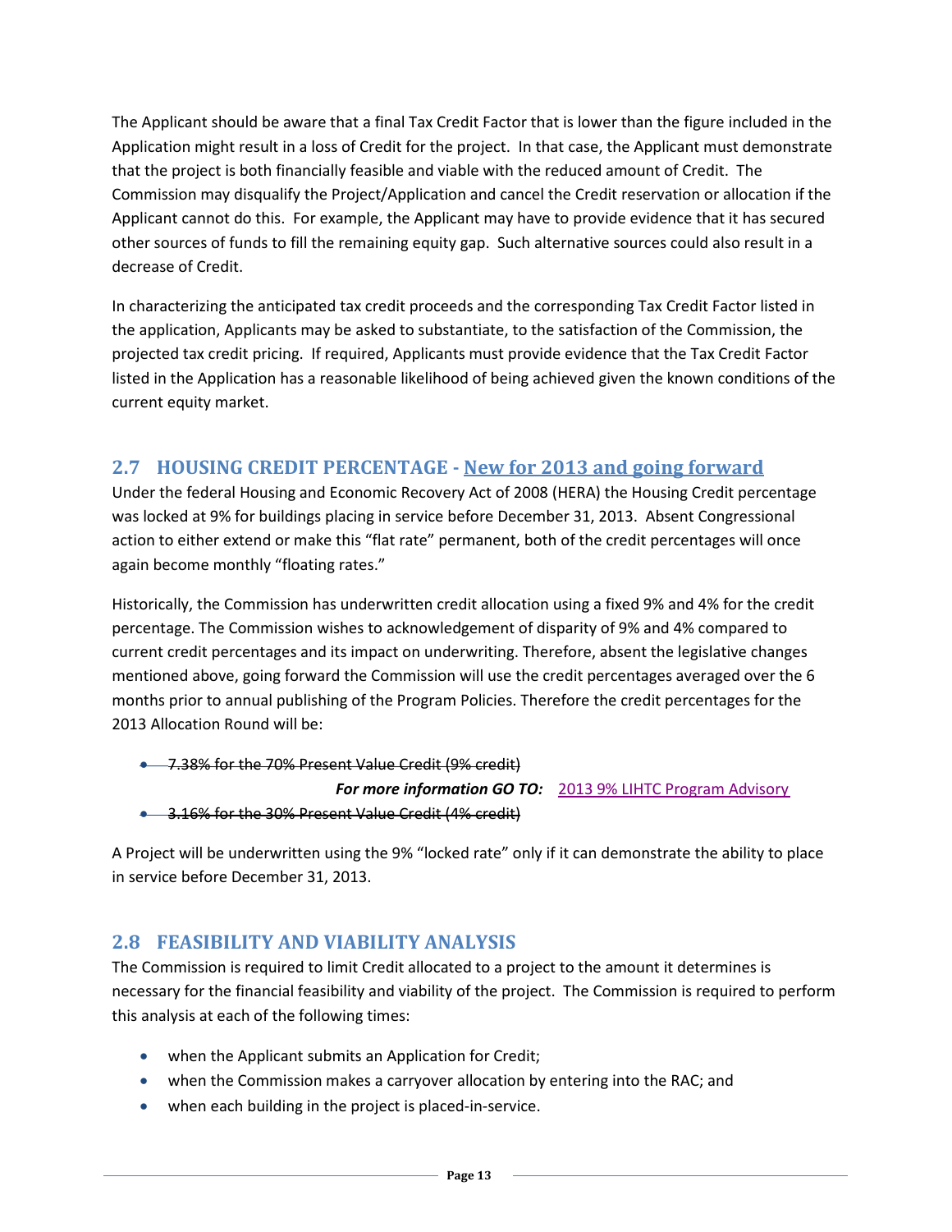The Applicant should be aware that a final Tax Credit Factor that is lower than the figure included in the Application might result in a loss of Credit for the project. In that case, the Applicant must demonstrate that the project is both financially feasible and viable with the reduced amount of Credit. The Commission may disqualify the Project/Application and cancel the Credit reservation or allocation if the Applicant cannot do this. For example, the Applicant may have to provide evidence that it has secured other sources of funds to fill the remaining equity gap. Such alternative sources could also result in a decrease of Credit.

In characterizing the anticipated tax credit proceeds and the corresponding Tax Credit Factor listed in the application, Applicants may be asked to substantiate, to the satisfaction of the Commission, the projected tax credit pricing. If required, Applicants must provide evidence that the Tax Credit Factor listed in the Application has a reasonable likelihood of being achieved given the known conditions of the current equity market.

## 2.7 HOUSING CREDIT PERCENTAGE - New for 2013 and going forward

Under the federal Housing and Economic Recovery Act of 2008 (HERA) the Housing Credit percentage was locked at 9% for buildings placing in service before December 31, 2013. Absent Congressional action to either extend or make this "flat rate" permanent, both of the credit percentages will once again become monthly "floating rates."

Historically, the Commission has underwritten credit allocation using a fixed 9% and 4% for the credit percentage. The Commission wishes to acknowledgement of disparity of 9% and 4% compared to current credit percentages and its impact on underwriting. Therefore, absent the legislative changes mentioned above, going forward the Commission will use the credit percentages averaged over the 6 months prior to annual publishing of the Program Policies. Therefore the credit percentages for the 2013 Allocation Round will be:

- ~~7.38% for the 70% Present Value Credit (9% credit)~~

  ***For more information GO TO:*** [2013 9% LIHTC Program Advisory]

- ~~3.16% for the 30% Present Value Credit (4% credit)~~

A Project will be underwritten using the 9% "locked rate" only if it can demonstrate the ability to place in service before December 31, 2013.

## 2.8 FEASIBILITY AND VIABILITY ANALYSIS

The Commission is required to limit Credit allocated to a project to the amount it determines is necessary for the financial feasibility and viability of the project. The Commission is required to perform this analysis at each of the following times:

- when the Applicant submits an Application for Credit;
- when the Commission makes a carryover allocation by entering into the RAC; and
- when each building in the project is placed-in-service.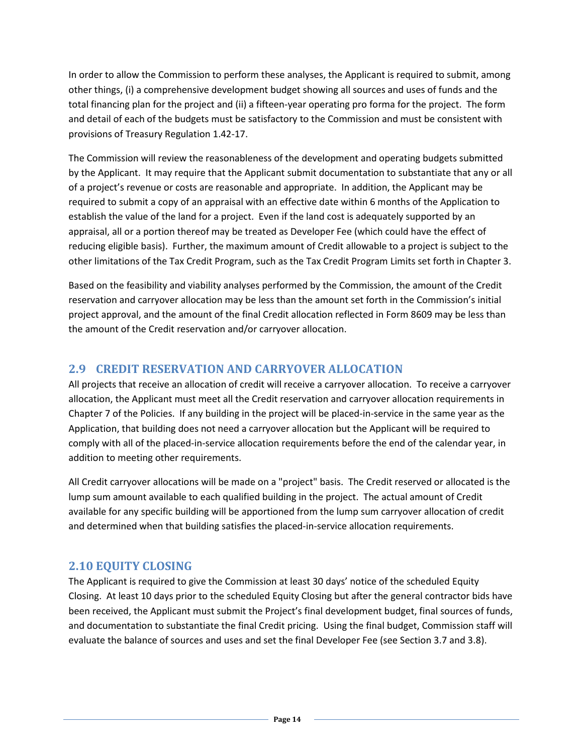In order to allow the Commission to perform these analyses, the Applicant is required to submit, among other things, (i) a comprehensive development budget showing all sources and uses of funds and the total financing plan for the project and (ii) a fifteen-year operating pro forma for the project. The form and detail of each of the budgets must be satisfactory to the Commission and must be consistent with provisions of Treasury Regulation 1.42-17.

The Commission will review the reasonableness of the development and operating budgets submitted by the Applicant. It may require that the Applicant submit documentation to substantiate that any or all of a project's revenue or costs are reasonable and appropriate. In addition, the Applicant may be required to submit a copy of an appraisal with an effective date within 6 months of the Application to establish the value of the land for a project. Even if the land cost is adequately supported by an appraisal, all or a portion thereof may be treated as Developer Fee (which could have the effect of reducing eligible basis). Further, the maximum amount of Credit allowable to a project is subject to the other limitations of the Tax Credit Program, such as the Tax Credit Program Limits set forth in Chapter 3.

Based on the feasibility and viability analyses performed by the Commission, the amount of the Credit reservation and carryover allocation may be less than the amount set forth in the Commission's initial project approval, and the amount of the final Credit allocation reflected in Form 8609 may be less than the amount of the Credit reservation and/or carryover allocation.

## 2.9 CREDIT RESERVATION AND CARRYOVER ALLOCATION

All projects that receive an allocation of credit will receive a carryover allocation. To receive a carryover allocation, the Applicant must meet all the Credit reservation and carryover allocation requirements in Chapter 7 of the Policies. If any building in the project will be placed-in-service in the same year as the Application, that building does not need a carryover allocation but the Applicant will be required to comply with all of the placed-in-service allocation requirements before the end of the calendar year, in addition to meeting other requirements.

All Credit carryover allocations will be made on a "project" basis. The Credit reserved or allocated is the lump sum amount available to each qualified building in the project. The actual amount of Credit available for any specific building will be apportioned from the lump sum carryover allocation of credit and determined when that building satisfies the placed-in-service allocation requirements.

## 2.10 EQUITY CLOSING

The Applicant is required to give the Commission at least 30 days' notice of the scheduled Equity Closing. At least 10 days prior to the scheduled Equity Closing but after the general contractor bids have been received, the Applicant must submit the Project's final development budget, final sources of funds, and documentation to substantiate the final Credit pricing. Using the final budget, Commission staff will evaluate the balance of sources and uses and set the final Developer Fee (see Section 3.7 and 3.8).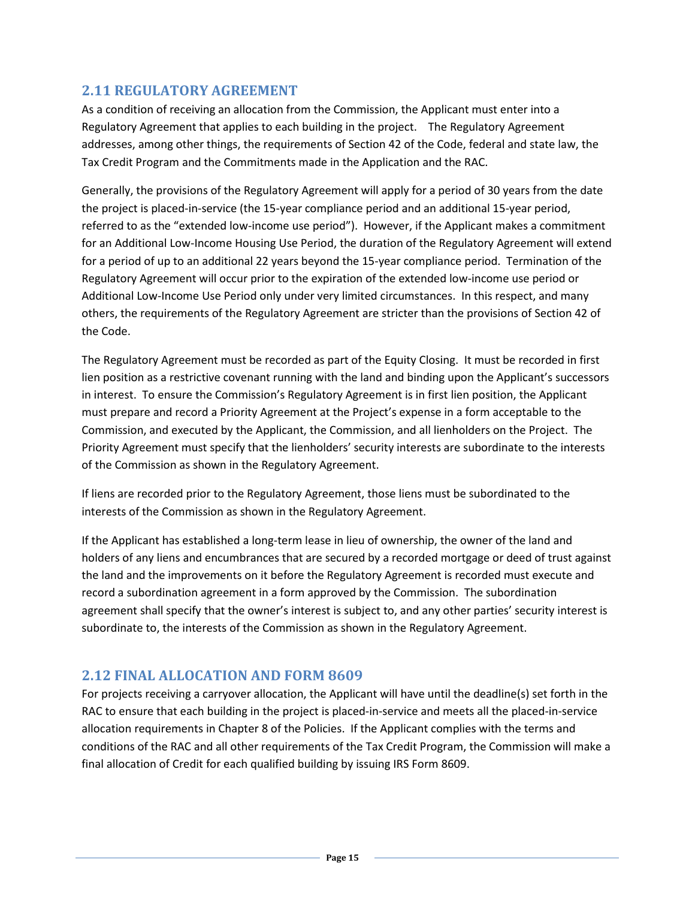## 2.11 REGULATORY AGREEMENT

As a condition of receiving an allocation from the Commission, the Applicant must enter into a Regulatory Agreement that applies to each building in the project. The Regulatory Agreement addresses, among other things, the requirements of Section 42 of the Code, federal and state law, the Tax Credit Program and the Commitments made in the Application and the RAC.

Generally, the provisions of the Regulatory Agreement will apply for a period of 30 years from the date the project is placed-in-service (the 15-year compliance period and an additional 15-year period, referred to as the "extended low-income use period"). However, if the Applicant makes a commitment for an Additional Low-Income Housing Use Period, the duration of the Regulatory Agreement will extend for a period of up to an additional 22 years beyond the 15-year compliance period. Termination of the Regulatory Agreement will occur prior to the expiration of the extended low-income use period or Additional Low-Income Use Period only under very limited circumstances. In this respect, and many others, the requirements of the Regulatory Agreement are stricter than the provisions of Section 42 of the Code.

The Regulatory Agreement must be recorded as part of the Equity Closing. It must be recorded in first lien position as a restrictive covenant running with the land and binding upon the Applicant's successors in interest. To ensure the Commission's Regulatory Agreement is in first lien position, the Applicant must prepare and record a Priority Agreement at the Project's expense in a form acceptable to the Commission, and executed by the Applicant, the Commission, and all lienholders on the Project. The Priority Agreement must specify that the lienholders' security interests are subordinate to the interests of the Commission as shown in the Regulatory Agreement.

If liens are recorded prior to the Regulatory Agreement, those liens must be subordinated to the interests of the Commission as shown in the Regulatory Agreement.

If the Applicant has established a long-term lease in lieu of ownership, the owner of the land and holders of any liens and encumbrances that are secured by a recorded mortgage or deed of trust against the land and the improvements on it before the Regulatory Agreement is recorded must execute and record a subordination agreement in a form approved by the Commission. The subordination agreement shall specify that the owner's interest is subject to, and any other parties' security interest is subordinate to, the interests of the Commission as shown in the Regulatory Agreement.

## 2.12 FINAL ALLOCATION AND FORM 8609

For projects receiving a carryover allocation, the Applicant will have until the deadline(s) set forth in the RAC to ensure that each building in the project is placed-in-service and meets all the placed-in-service allocation requirements in Chapter 8 of the Policies. If the Applicant complies with the terms and conditions of the RAC and all other requirements of the Tax Credit Program, the Commission will make a final allocation of Credit for each qualified building by issuing IRS Form 8609.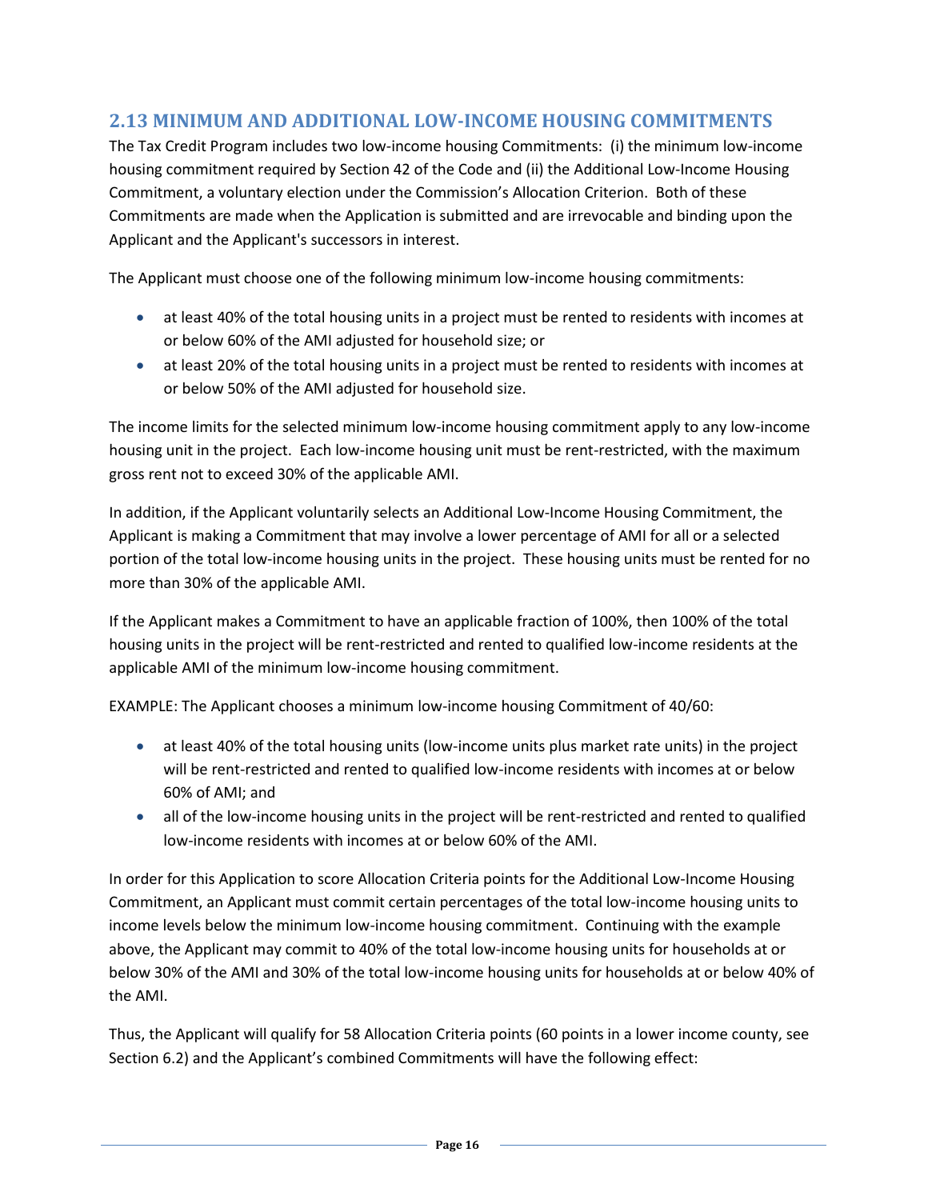## 2.13 MINIMUM AND ADDITIONAL LOW-INCOME HOUSING COMMITMENTS

The Tax Credit Program includes two low-income housing Commitments: (i) the minimum low-income housing commitment required by Section 42 of the Code and (ii) the Additional Low-Income Housing Commitment, a voluntary election under the Commission's Allocation Criterion. Both of these Commitments are made when the Application is submitted and are irrevocable and binding upon the Applicant and the Applicant's successors in interest.

The Applicant must choose one of the following minimum low-income housing commitments:

- at least 40% of the total housing units in a project must be rented to residents with incomes at or below 60% of the AMI adjusted for household size; or
- at least 20% of the total housing units in a project must be rented to residents with incomes at or below 50% of the AMI adjusted for household size.

The income limits for the selected minimum low-income housing commitment apply to any low-income housing unit in the project. Each low-income housing unit must be rent-restricted, with the maximum gross rent not to exceed 30% of the applicable AMI.

In addition, if the Applicant voluntarily selects an Additional Low-Income Housing Commitment, the Applicant is making a Commitment that may involve a lower percentage of AMI for all or a selected portion of the total low-income housing units in the project. These housing units must be rented for no more than 30% of the applicable AMI.

If the Applicant makes a Commitment to have an applicable fraction of 100%, then 100% of the total housing units in the project will be rent-restricted and rented to qualified low-income residents at the applicable AMI of the minimum low-income housing commitment.

EXAMPLE: The Applicant chooses a minimum low-income housing Commitment of 40/60:

- at least 40% of the total housing units (low-income units plus market rate units) in the project will be rent-restricted and rented to qualified low-income residents with incomes at or below 60% of AMI; and
- all of the low-income housing units in the project will be rent-restricted and rented to qualified low-income residents with incomes at or below 60% of the AMI.

In order for this Application to score Allocation Criteria points for the Additional Low-Income Housing Commitment, an Applicant must commit certain percentages of the total low-income housing units to income levels below the minimum low-income housing commitment. Continuing with the example above, the Applicant may commit to 40% of the total low-income housing units for households at or below 30% of the AMI and 30% of the total low-income housing units for households at or below 40% of the AMI.

Thus, the Applicant will qualify for 58 Allocation Criteria points (60 points in a lower income county, see Section 6.2) and the Applicant's combined Commitments will have the following effect: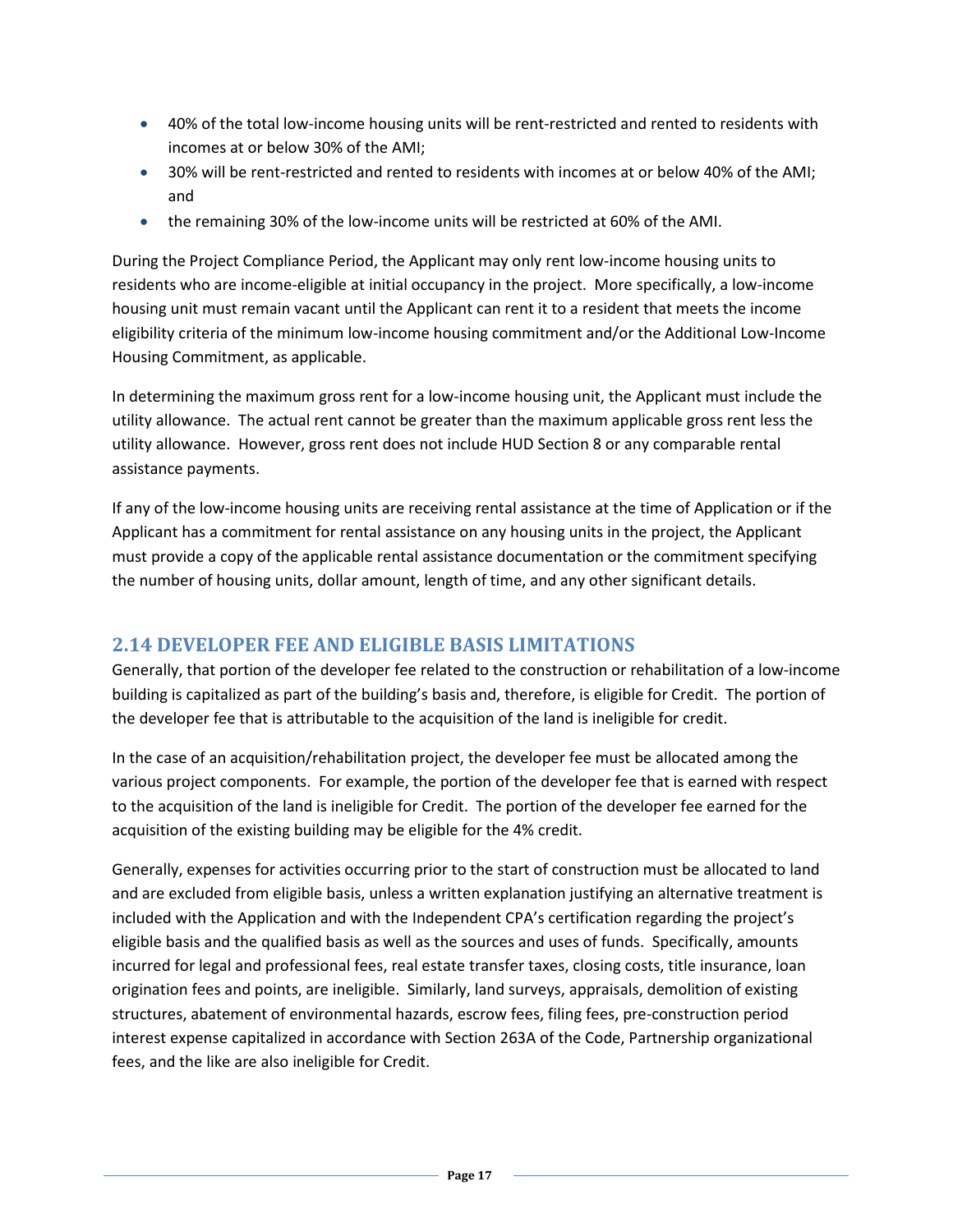- 40% of the total low-income housing units will be rent-restricted and rented to residents with incomes at or below 30% of the AMI;
- 30% will be rent-restricted and rented to residents with incomes at or below 40% of the AMI; and
- the remaining 30% of the low-income units will be restricted at 60% of the AMI.

During the Project Compliance Period, the Applicant may only rent low-income housing units to residents who are income-eligible at initial occupancy in the project. More specifically, a low-income housing unit must remain vacant until the Applicant can rent it to a resident that meets the income eligibility criteria of the minimum low-income housing commitment and/or the Additional Low-Income Housing Commitment, as applicable.

In determining the maximum gross rent for a low-income housing unit, the Applicant must include the utility allowance. The actual rent cannot be greater than the maximum applicable gross rent less the utility allowance. However, gross rent does not include HUD Section 8 or any comparable rental assistance payments.

If any of the low-income housing units are receiving rental assistance at the time of Application or if the Applicant has a commitment for rental assistance on any housing units in the project, the Applicant must provide a copy of the applicable rental assistance documentation or the commitment specifying the number of housing units, dollar amount, length of time, and any other significant details.

## 2.14 DEVELOPER FEE AND ELIGIBLE BASIS LIMITATIONS

Generally, that portion of the developer fee related to the construction or rehabilitation of a low-income building is capitalized as part of the building's basis and, therefore, is eligible for Credit. The portion of the developer fee that is attributable to the acquisition of the land is ineligible for credit.

In the case of an acquisition/rehabilitation project, the developer fee must be allocated among the various project components. For example, the portion of the developer fee that is earned with respect to the acquisition of the land is ineligible for Credit. The portion of the developer fee earned for the acquisition of the existing building may be eligible for the 4% credit.

Generally, expenses for activities occurring prior to the start of construction must be allocated to land and are excluded from eligible basis, unless a written explanation justifying an alternative treatment is included with the Application and with the Independent CPA's certification regarding the project's eligible basis and the qualified basis as well as the sources and uses of funds. Specifically, amounts incurred for legal and professional fees, real estate transfer taxes, closing costs, title insurance, loan origination fees and points, are ineligible. Similarly, land surveys, appraisals, demolition of existing structures, abatement of environmental hazards, escrow fees, filing fees, pre-construction period interest expense capitalized in accordance with Section 263A of the Code, Partnership organizational fees, and the like are also ineligible for Credit.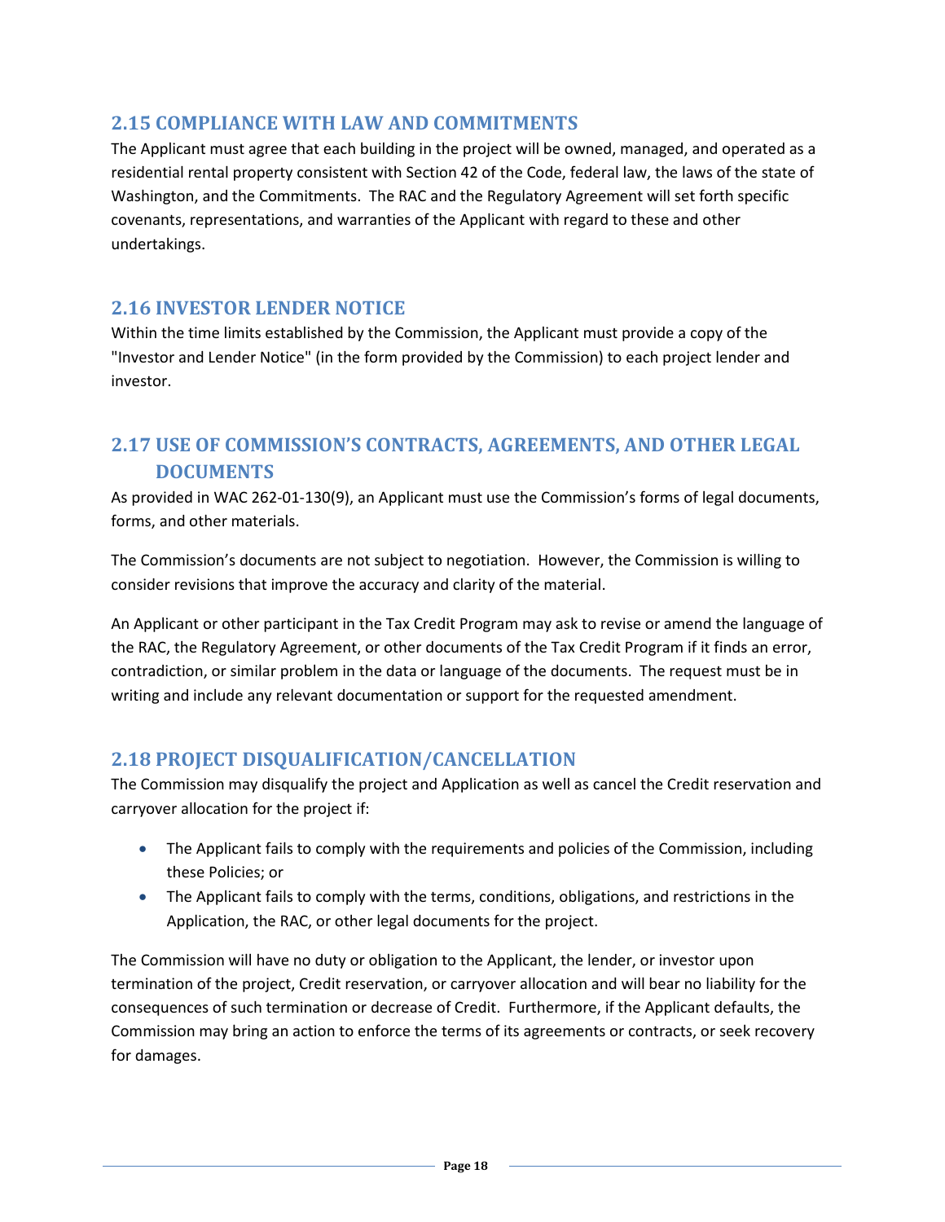## 2.15 COMPLIANCE WITH LAW AND COMMITMENTS

The Applicant must agree that each building in the project will be owned, managed, and operated as a residential rental property consistent with Section 42 of the Code, federal law, the laws of the state of Washington, and the Commitments. The RAC and the Regulatory Agreement will set forth specific covenants, representations, and warranties of the Applicant with regard to these and other undertakings.

## 2.16 INVESTOR LENDER NOTICE

Within the time limits established by the Commission, the Applicant must provide a copy of the "Investor and Lender Notice" (in the form provided by the Commission) to each project lender and investor.

## 2.17 USE OF COMMISSION'S CONTRACTS, AGREEMENTS, AND OTHER LEGAL DOCUMENTS

As provided in WAC 262-01-130(9), an Applicant must use the Commission's forms of legal documents, forms, and other materials.

The Commission's documents are not subject to negotiation. However, the Commission is willing to consider revisions that improve the accuracy and clarity of the material.

An Applicant or other participant in the Tax Credit Program may ask to revise or amend the language of the RAC, the Regulatory Agreement, or other documents of the Tax Credit Program if it finds an error, contradiction, or similar problem in the data or language of the documents. The request must be in writing and include any relevant documentation or support for the requested amendment.

## 2.18 PROJECT DISQUALIFICATION/CANCELLATION

The Commission may disqualify the project and Application as well as cancel the Credit reservation and carryover allocation for the project if:

- The Applicant fails to comply with the requirements and policies of the Commission, including these Policies; or
- The Applicant fails to comply with the terms, conditions, obligations, and restrictions in the Application, the RAC, or other legal documents for the project.

The Commission will have no duty or obligation to the Applicant, the lender, or investor upon termination of the project, Credit reservation, or carryover allocation and will bear no liability for the consequences of such termination or decrease of Credit. Furthermore, if the Applicant defaults, the Commission may bring an action to enforce the terms of its agreements or contracts, or seek recovery for damages.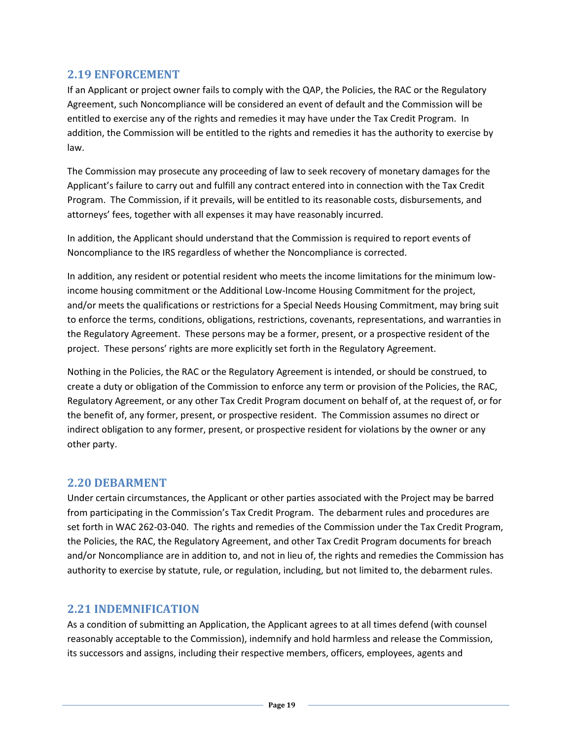## 2.19 ENFORCEMENT

If an Applicant or project owner fails to comply with the QAP, the Policies, the RAC or the Regulatory Agreement, such Noncompliance will be considered an event of default and the Commission will be entitled to exercise any of the rights and remedies it may have under the Tax Credit Program. In addition, the Commission will be entitled to the rights and remedies it has the authority to exercise by law.

The Commission may prosecute any proceeding of law to seek recovery of monetary damages for the Applicant's failure to carry out and fulfill any contract entered into in connection with the Tax Credit Program. The Commission, if it prevails, will be entitled to its reasonable costs, disbursements, and attorneys' fees, together with all expenses it may have reasonably incurred.

In addition, the Applicant should understand that the Commission is required to report events of Noncompliance to the IRS regardless of whether the Noncompliance is corrected.

In addition, any resident or potential resident who meets the income limitations for the minimum low-income housing commitment or the Additional Low-Income Housing Commitment for the project, and/or meets the qualifications or restrictions for a Special Needs Housing Commitment, may bring suit to enforce the terms, conditions, obligations, restrictions, covenants, representations, and warranties in the Regulatory Agreement. These persons may be a former, present, or a prospective resident of the project. These persons' rights are more explicitly set forth in the Regulatory Agreement.

Nothing in the Policies, the RAC or the Regulatory Agreement is intended, or should be construed, to create a duty or obligation of the Commission to enforce any term or provision of the Policies, the RAC, Regulatory Agreement, or any other Tax Credit Program document on behalf of, at the request of, or for the benefit of, any former, present, or prospective resident. The Commission assumes no direct or indirect obligation to any former, present, or prospective resident for violations by the owner or any other party.

## 2.20 DEBARMENT

Under certain circumstances, the Applicant or other parties associated with the Project may be barred from participating in the Commission's Tax Credit Program. The debarment rules and procedures are set forth in WAC 262-03-040. The rights and remedies of the Commission under the Tax Credit Program, the Policies, the RAC, the Regulatory Agreement, and other Tax Credit Program documents for breach and/or Noncompliance are in addition to, and not in lieu of, the rights and remedies the Commission has authority to exercise by statute, rule, or regulation, including, but not limited to, the debarment rules.

## 2.21 INDEMNIFICATION

As a condition of submitting an Application, the Applicant agrees to at all times defend (with counsel reasonably acceptable to the Commission), indemnify and hold harmless and release the Commission, its successors and assigns, including their respective members, officers, employees, agents and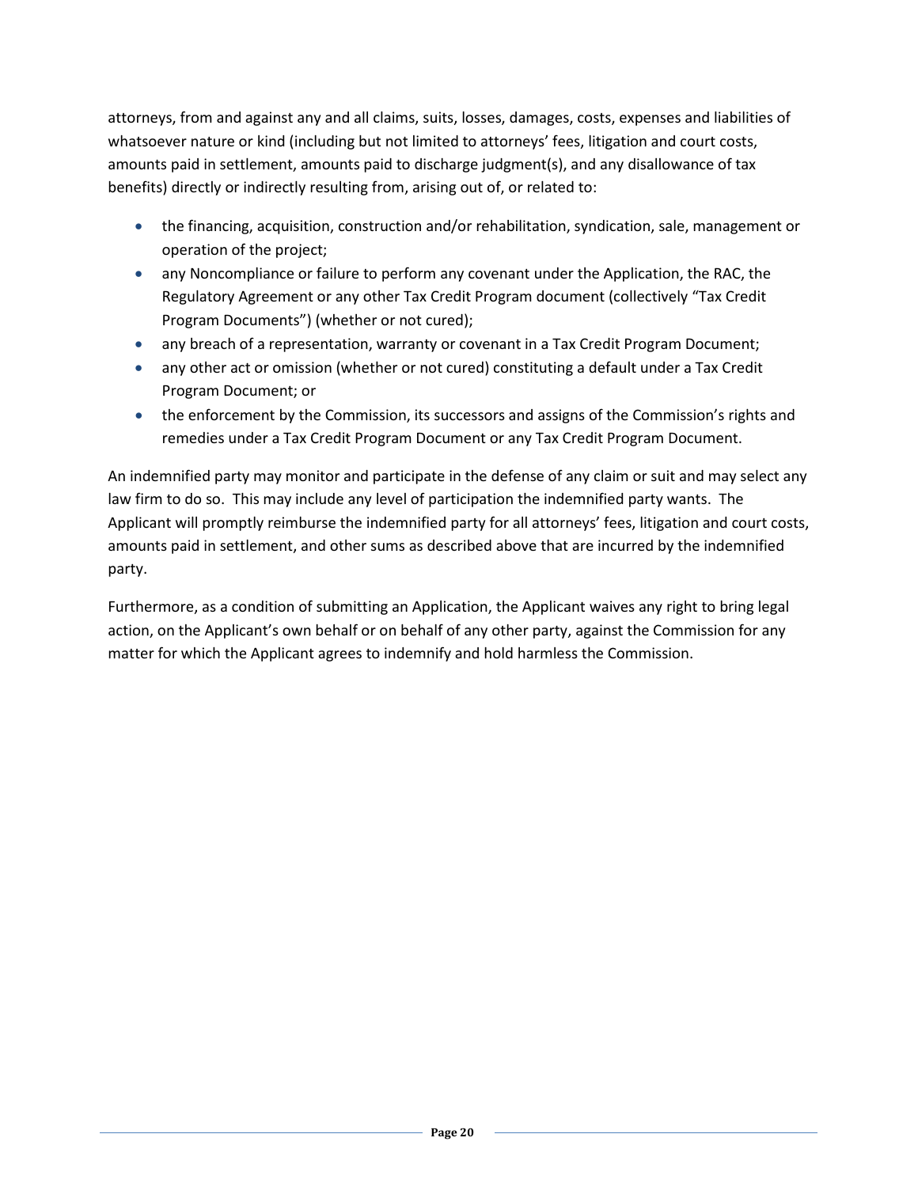attorneys, from and against any and all claims, suits, losses, damages, costs, expenses and liabilities of whatsoever nature or kind (including but not limited to attorneys' fees, litigation and court costs, amounts paid in settlement, amounts paid to discharge judgment(s), and any disallowance of tax benefits) directly or indirectly resulting from, arising out of, or related to:

- the financing, acquisition, construction and/or rehabilitation, syndication, sale, management or operation of the project;
- any Noncompliance or failure to perform any covenant under the Application, the RAC, the Regulatory Agreement or any other Tax Credit Program document (collectively "Tax Credit Program Documents") (whether or not cured);
- any breach of a representation, warranty or covenant in a Tax Credit Program Document;
- any other act or omission (whether or not cured) constituting a default under a Tax Credit Program Document; or
- the enforcement by the Commission, its successors and assigns of the Commission's rights and remedies under a Tax Credit Program Document or any Tax Credit Program Document.

An indemnified party may monitor and participate in the defense of any claim or suit and may select any law firm to do so. This may include any level of participation the indemnified party wants. The Applicant will promptly reimburse the indemnified party for all attorneys' fees, litigation and court costs, amounts paid in settlement, and other sums as described above that are incurred by the indemnified party.

Furthermore, as a condition of submitting an Application, the Applicant waives any right to bring legal action, on the Applicant's own behalf or on behalf of any other party, against the Commission for any matter for which the Applicant agrees to indemnify and hold harmless the Commission.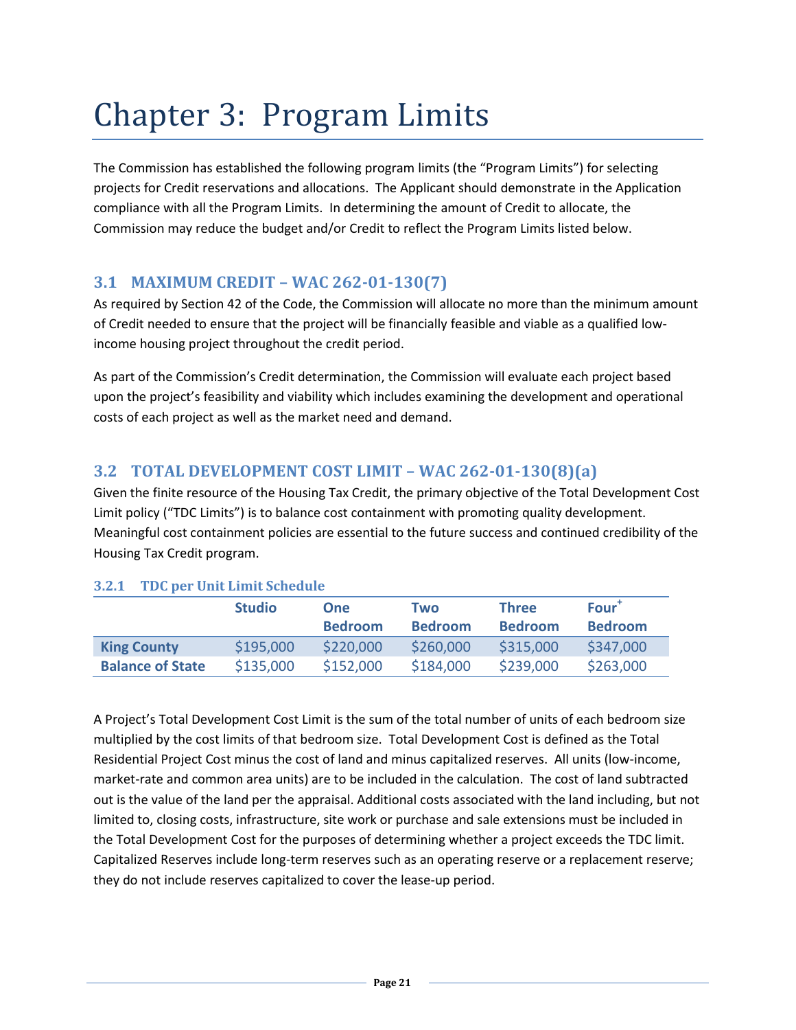# Chapter 3: Program Limits

The Commission has established the following program limits (the "Program Limits") for selecting projects for Credit reservations and allocations. The Applicant should demonstrate in the Application compliance with all the Program Limits. In determining the amount of Credit to allocate, the Commission may reduce the budget and/or Credit to reflect the Program Limits listed below.

## 3.1 MAXIMUM CREDIT – WAC 262-01-130(7)

As required by Section 42 of the Code, the Commission will allocate no more than the minimum amount of Credit needed to ensure that the project will be financially feasible and viable as a qualified low-income housing project throughout the credit period.

As part of the Commission's Credit determination, the Commission will evaluate each project based upon the project's feasibility and viability which includes examining the development and operational costs of each project as well as the market need and demand.

## 3.2 TOTAL DEVELOPMENT COST LIMIT – WAC 262-01-130(8)(a)

Given the finite resource of the Housing Tax Credit, the primary objective of the Total Development Cost Limit policy ("TDC Limits") is to balance cost containment with promoting quality development. Meaningful cost containment policies are essential to the future success and continued credibility of the Housing Tax Credit program.

### 3.2.1 TDC per Unit Limit Schedule

| | Studio | One Bedroom | Two Bedroom | Three Bedroom | Four+ Bedroom |
|---|---|---|---|---|---|
| **King County** | $195,000 | $220,000 | $260,000 | $315,000 | $347,000 |
| **Balance of State** | $135,000 | $152,000 | $184,000 | $239,000 | $263,000 |

A Project's Total Development Cost Limit is the sum of the total number of units of each bedroom size multiplied by the cost limits of that bedroom size. Total Development Cost is defined as the Total Residential Project Cost minus the cost of land and minus capitalized reserves. All units (low-income, market-rate and common area units) are to be included in the calculation. The cost of land subtracted out is the value of the land per the appraisal. Additional costs associated with the land including, but not limited to, closing costs, infrastructure, site work or purchase and sale extensions must be included in the Total Development Cost for the purposes of determining whether a project exceeds the TDC limit. Capitalized Reserves include long-term reserves such as an operating reserve or a replacement reserve; they do not include reserves capitalized to cover the lease-up period.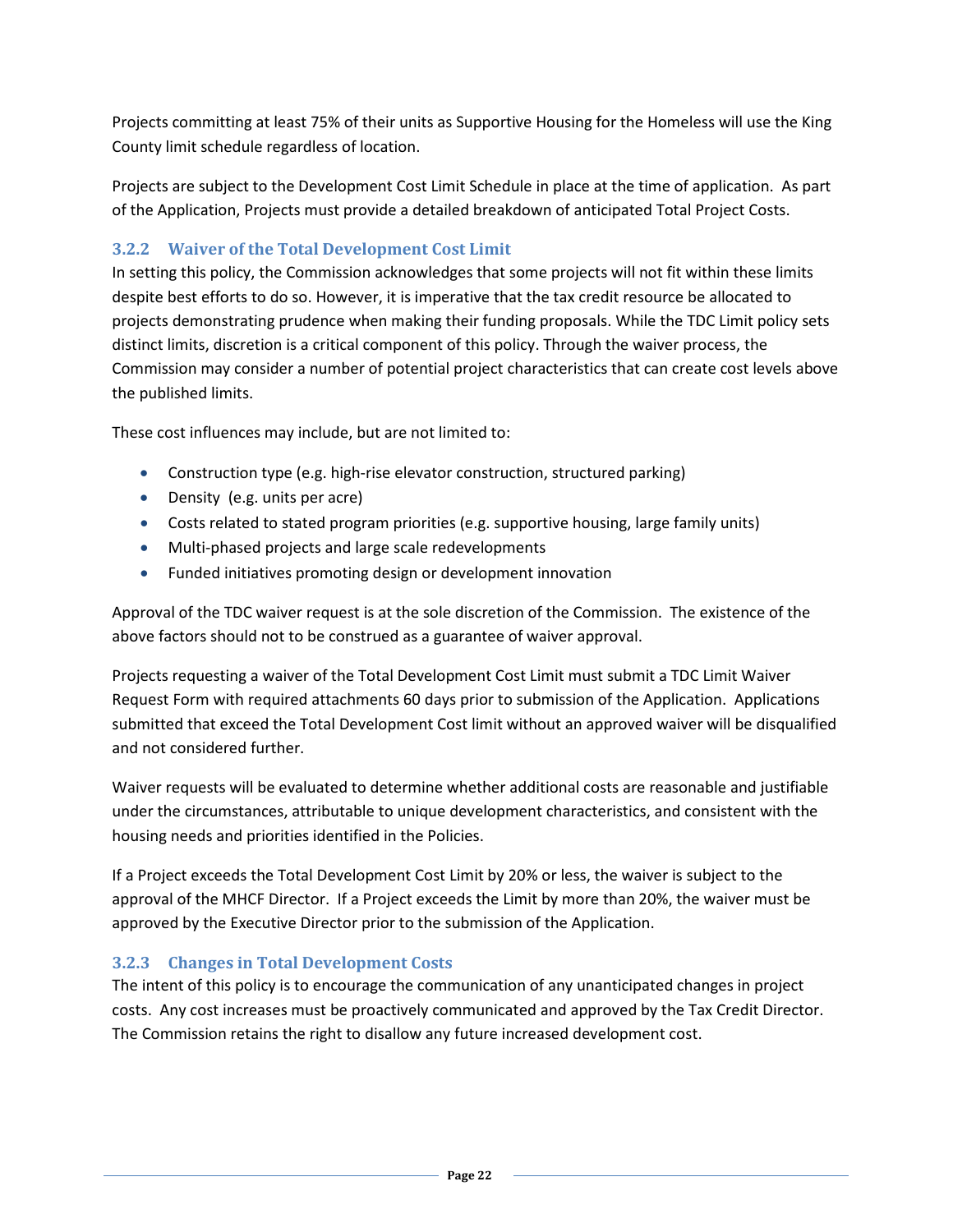Projects committing at least 75% of their units as Supportive Housing for the Homeless will use the King County limit schedule regardless of location.

Projects are subject to the Development Cost Limit Schedule in place at the time of application. As part of the Application, Projects must provide a detailed breakdown of anticipated Total Project Costs.

### 3.2.2 Waiver of the Total Development Cost Limit

In setting this policy, the Commission acknowledges that some projects will not fit within these limits despite best efforts to do so. However, it is imperative that the tax credit resource be allocated to projects demonstrating prudence when making their funding proposals. While the TDC Limit policy sets distinct limits, discretion is a critical component of this policy. Through the waiver process, the Commission may consider a number of potential project characteristics that can create cost levels above the published limits.

These cost influences may include, but are not limited to:

- Construction type (e.g. high-rise elevator construction, structured parking)
- Density (e.g. units per acre)
- Costs related to stated program priorities (e.g. supportive housing, large family units)
- Multi-phased projects and large scale redevelopments
- Funded initiatives promoting design or development innovation

Approval of the TDC waiver request is at the sole discretion of the Commission. The existence of the above factors should not to be construed as a guarantee of waiver approval.

Projects requesting a waiver of the Total Development Cost Limit must submit a TDC Limit Waiver Request Form with required attachments 60 days prior to submission of the Application. Applications submitted that exceed the Total Development Cost limit without an approved waiver will be disqualified and not considered further.

Waiver requests will be evaluated to determine whether additional costs are reasonable and justifiable under the circumstances, attributable to unique development characteristics, and consistent with the housing needs and priorities identified in the Policies.

If a Project exceeds the Total Development Cost Limit by 20% or less, the waiver is subject to the approval of the MHCF Director. If a Project exceeds the Limit by more than 20%, the waiver must be approved by the Executive Director prior to the submission of the Application.

### 3.2.3 Changes in Total Development Costs

The intent of this policy is to encourage the communication of any unanticipated changes in project costs. Any cost increases must be proactively communicated and approved by the Tax Credit Director. The Commission retains the right to disallow any future increased development cost.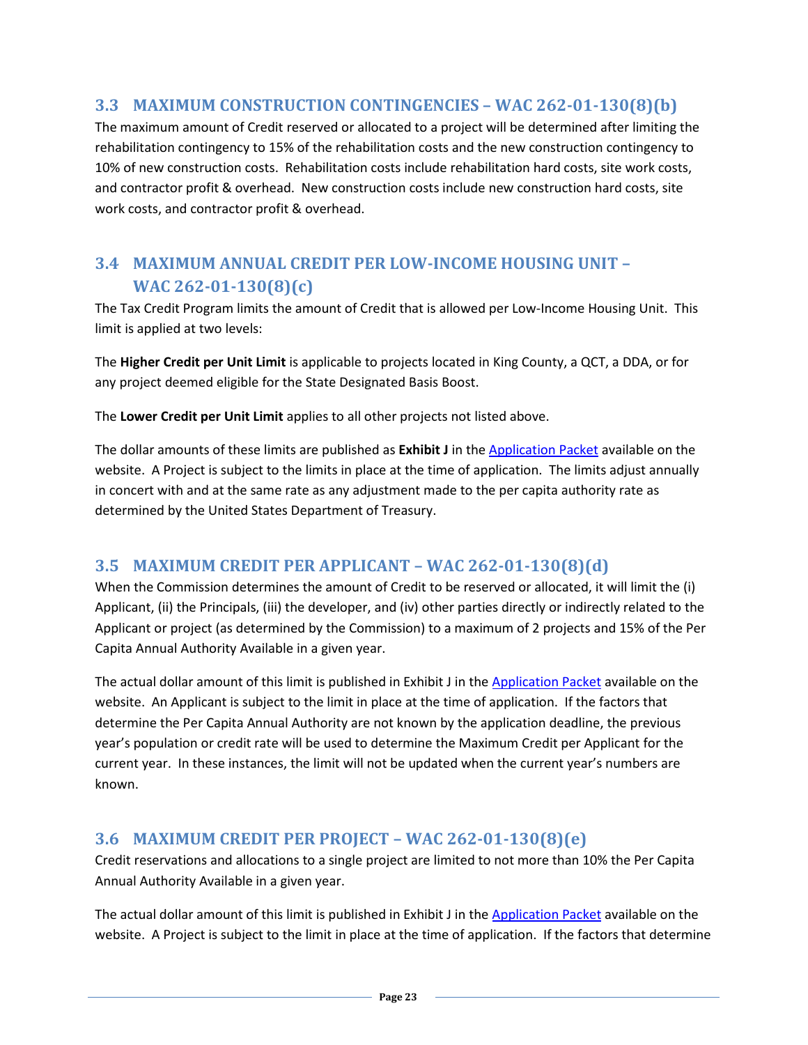## 3.3 MAXIMUM CONSTRUCTION CONTINGENCIES – WAC 262-01-130(8)(b)

The maximum amount of Credit reserved or allocated to a project will be determined after limiting the rehabilitation contingency to 15% of the rehabilitation costs and the new construction contingency to 10% of new construction costs. Rehabilitation costs include rehabilitation hard costs, site work costs, and contractor profit & overhead. New construction costs include new construction hard costs, site work costs, and contractor profit & overhead.

## 3.4 MAXIMUM ANNUAL CREDIT PER LOW-INCOME HOUSING UNIT – WAC 262-01-130(8)(c)

The Tax Credit Program limits the amount of Credit that is allowed per Low-Income Housing Unit. This limit is applied at two levels:

The **Higher Credit per Unit Limit** is applicable to projects located in King County, a QCT, a DDA, or for any project deemed eligible for the State Designated Basis Boost.

The **Lower Credit per Unit Limit** applies to all other projects not listed above.

The dollar amounts of these limits are published as **Exhibit J** in the Application Packet available on the website. A Project is subject to the limits in place at the time of application. The limits adjust annually in concert with and at the same rate as any adjustment made to the per capita authority rate as determined by the United States Department of Treasury.

## 3.5 MAXIMUM CREDIT PER APPLICANT – WAC 262-01-130(8)(d)

When the Commission determines the amount of Credit to be reserved or allocated, it will limit the (i) Applicant, (ii) the Principals, (iii) the developer, and (iv) other parties directly or indirectly related to the Applicant or project (as determined by the Commission) to a maximum of 2 projects and 15% of the Per Capita Annual Authority Available in a given year.

The actual dollar amount of this limit is published in Exhibit J in the Application Packet available on the website. An Applicant is subject to the limit in place at the time of application. If the factors that determine the Per Capita Annual Authority are not known by the application deadline, the previous year's population or credit rate will be used to determine the Maximum Credit per Applicant for the current year. In these instances, the limit will not be updated when the current year's numbers are known.

## 3.6 MAXIMUM CREDIT PER PROJECT – WAC 262-01-130(8)(e)

Credit reservations and allocations to a single project are limited to not more than 10% the Per Capita Annual Authority Available in a given year.

The actual dollar amount of this limit is published in Exhibit J in the Application Packet available on the website. A Project is subject to the limit in place at the time of application. If the factors that determine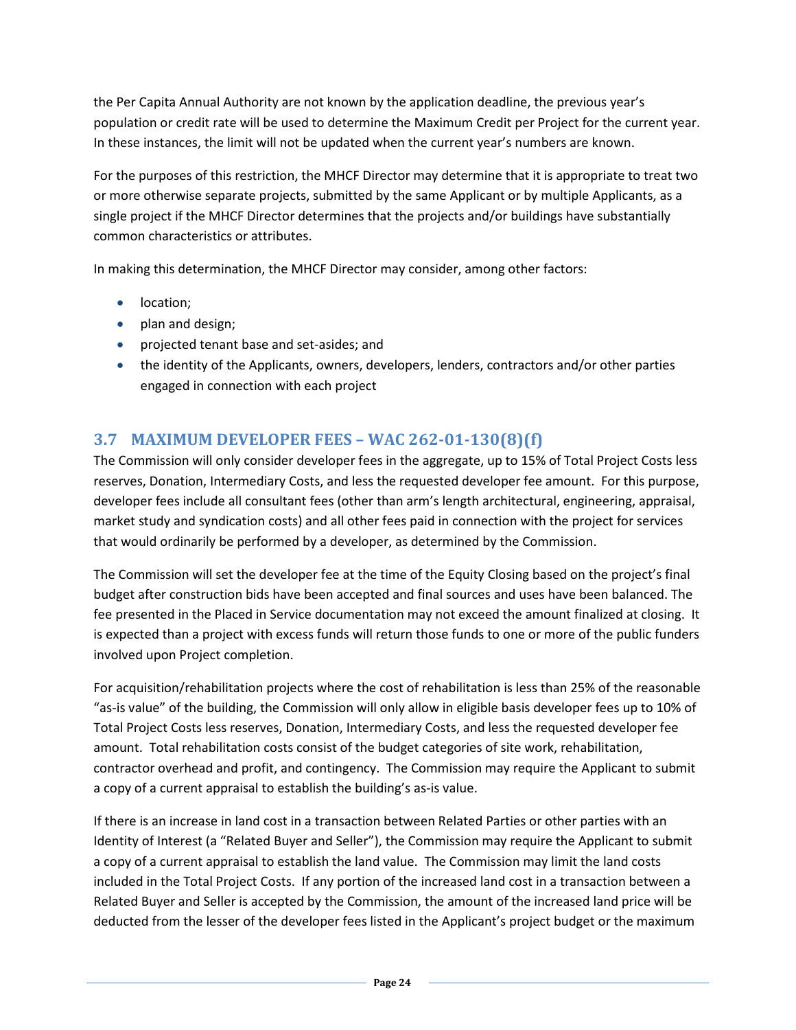the Per Capita Annual Authority are not known by the application deadline, the previous year's population or credit rate will be used to determine the Maximum Credit per Project for the current year. In these instances, the limit will not be updated when the current year's numbers are known.

For the purposes of this restriction, the MHCF Director may determine that it is appropriate to treat two or more otherwise separate projects, submitted by the same Applicant or by multiple Applicants, as a single project if the MHCF Director determines that the projects and/or buildings have substantially common characteristics or attributes.

In making this determination, the MHCF Director may consider, among other factors:

- location;
- plan and design;
- projected tenant base and set-asides; and
- the identity of the Applicants, owners, developers, lenders, contractors and/or other parties engaged in connection with each project

## 3.7 MAXIMUM DEVELOPER FEES – WAC 262-01-130(8)(f)

The Commission will only consider developer fees in the aggregate, up to 15% of Total Project Costs less reserves, Donation, Intermediary Costs, and less the requested developer fee amount. For this purpose, developer fees include all consultant fees (other than arm's length architectural, engineering, appraisal, market study and syndication costs) and all other fees paid in connection with the project for services that would ordinarily be performed by a developer, as determined by the Commission.

The Commission will set the developer fee at the time of the Equity Closing based on the project's final budget after construction bids have been accepted and final sources and uses have been balanced. The fee presented in the Placed in Service documentation may not exceed the amount finalized at closing. It is expected than a project with excess funds will return those funds to one or more of the public funders involved upon Project completion.

For acquisition/rehabilitation projects where the cost of rehabilitation is less than 25% of the reasonable "as-is value" of the building, the Commission will only allow in eligible basis developer fees up to 10% of Total Project Costs less reserves, Donation, Intermediary Costs, and less the requested developer fee amount. Total rehabilitation costs consist of the budget categories of site work, rehabilitation, contractor overhead and profit, and contingency. The Commission may require the Applicant to submit a copy of a current appraisal to establish the building's as-is value.

If there is an increase in land cost in a transaction between Related Parties or other parties with an Identity of Interest (a "Related Buyer and Seller"), the Commission may require the Applicant to submit a copy of a current appraisal to establish the land value. The Commission may limit the land costs included in the Total Project Costs. If any portion of the increased land cost in a transaction between a Related Buyer and Seller is accepted by the Commission, the amount of the increased land price will be deducted from the lesser of the developer fees listed in the Applicant's project budget or the maximum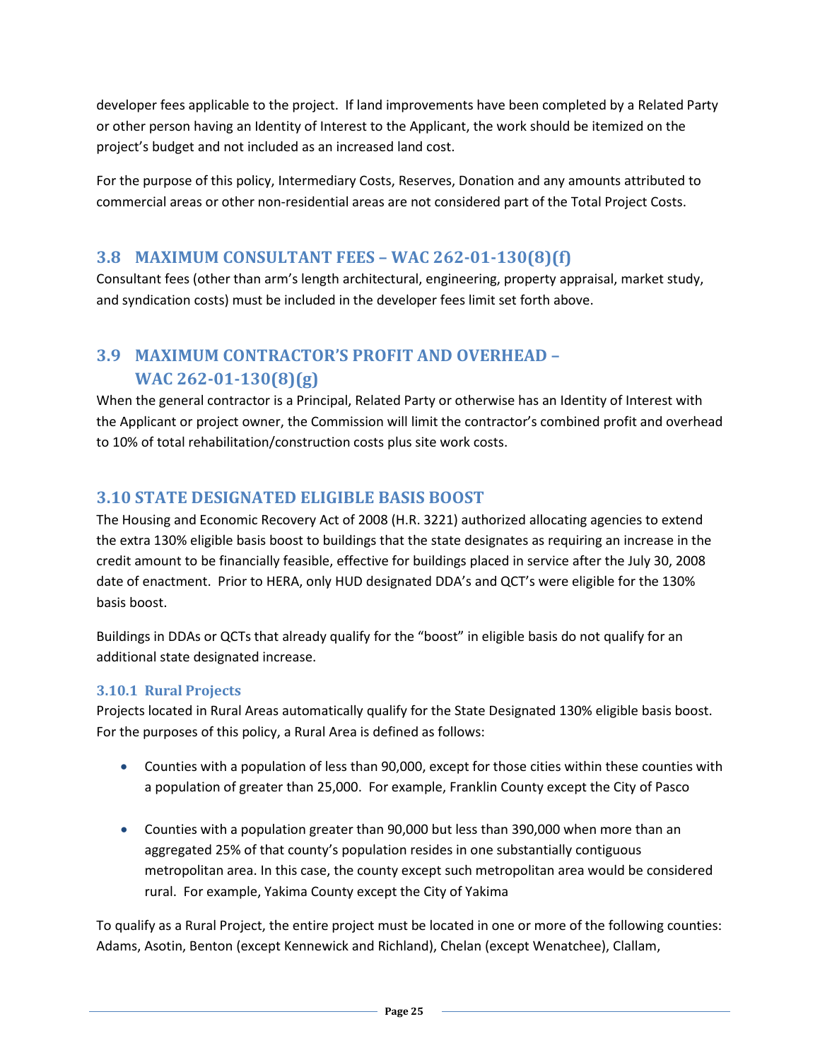developer fees applicable to the project. If land improvements have been completed by a Related Party or other person having an Identity of Interest to the Applicant, the work should be itemized on the project's budget and not included as an increased land cost.

For the purpose of this policy, Intermediary Costs, Reserves, Donation and any amounts attributed to commercial areas or other non-residential areas are not considered part of the Total Project Costs.

## 3.8 MAXIMUM CONSULTANT FEES – WAC 262-01-130(8)(f)

Consultant fees (other than arm's length architectural, engineering, property appraisal, market study, and syndication costs) must be included in the developer fees limit set forth above.

## 3.9 MAXIMUM CONTRACTOR'S PROFIT AND OVERHEAD – WAC 262-01-130(8)(g)

When the general contractor is a Principal, Related Party or otherwise has an Identity of Interest with the Applicant or project owner, the Commission will limit the contractor's combined profit and overhead to 10% of total rehabilitation/construction costs plus site work costs.

## 3.10 STATE DESIGNATED ELIGIBLE BASIS BOOST

The Housing and Economic Recovery Act of 2008 (H.R. 3221) authorized allocating agencies to extend the extra 130% eligible basis boost to buildings that the state designates as requiring an increase in the credit amount to be financially feasible, effective for buildings placed in service after the July 30, 2008 date of enactment. Prior to HERA, only HUD designated DDA's and QCT's were eligible for the 130% basis boost.

Buildings in DDAs or QCTs that already qualify for the "boost" in eligible basis do not qualify for an additional state designated increase.

### 3.10.1 Rural Projects

Projects located in Rural Areas automatically qualify for the State Designated 130% eligible basis boost. For the purposes of this policy, a Rural Area is defined as follows:

- Counties with a population of less than 90,000, except for those cities within these counties with a population of greater than 25,000. For example, Franklin County except the City of Pasco

- Counties with a population greater than 90,000 but less than 390,000 when more than an aggregated 25% of that county's population resides in one substantially contiguous metropolitan area. In this case, the county except such metropolitan area would be considered rural. For example, Yakima County except the City of Yakima

To qualify as a Rural Project, the entire project must be located in one or more of the following counties: Adams, Asotin, Benton (except Kennewick and Richland), Chelan (except Wenatchee), Clallam,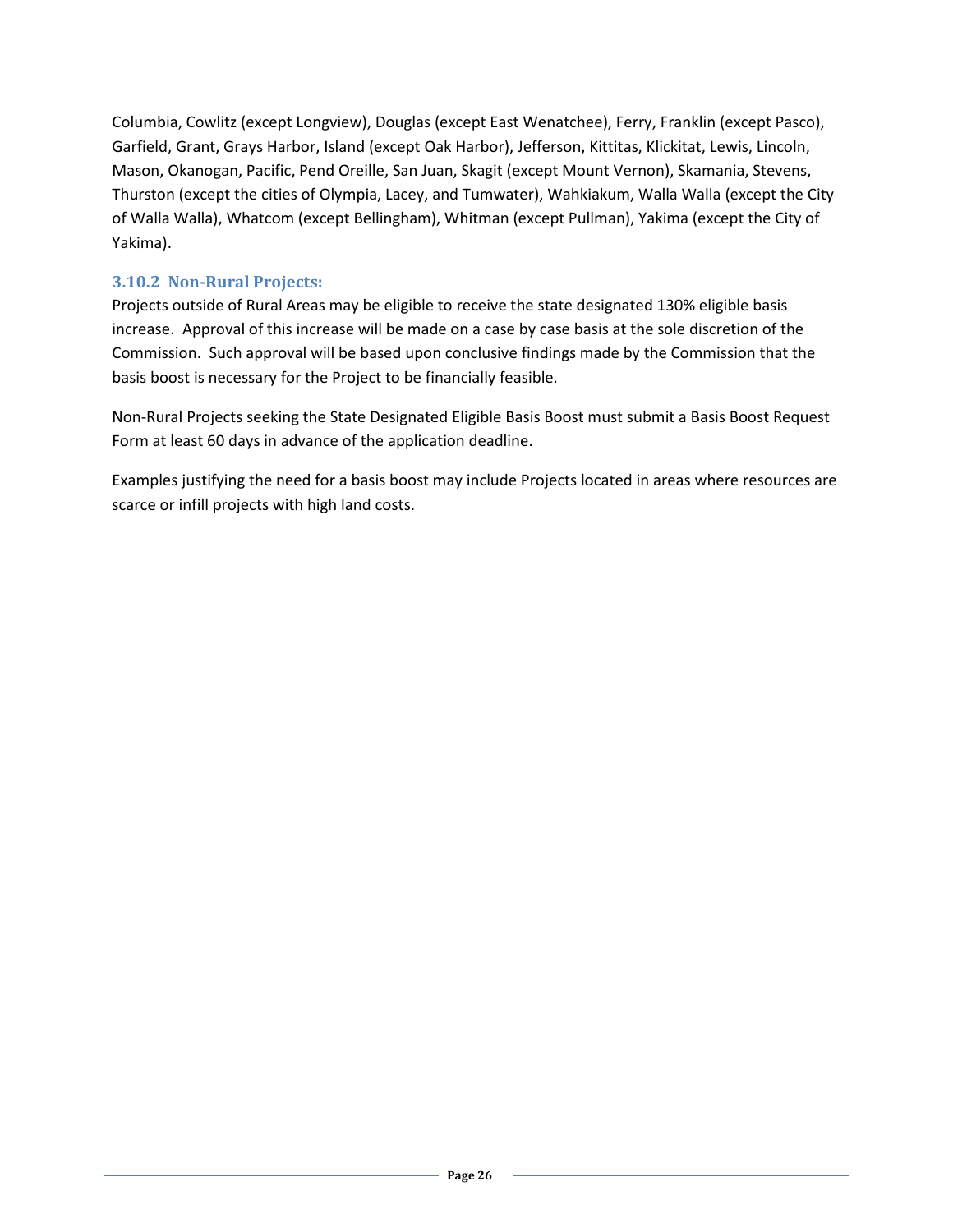Columbia, Cowlitz (except Longview), Douglas (except East Wenatchee), Ferry, Franklin (except Pasco), Garfield, Grant, Grays Harbor, Island (except Oak Harbor), Jefferson, Kittitas, Klickitat, Lewis, Lincoln, Mason, Okanogan, Pacific, Pend Oreille, San Juan, Skagit (except Mount Vernon), Skamania, Stevens, Thurston (except the cities of Olympia, Lacey, and Tumwater), Wahkiakum, Walla Walla (except the City of Walla Walla), Whatcom (except Bellingham), Whitman (except Pullman), Yakima (except the City of Yakima).

### 3.10.2 Non-Rural Projects:

Projects outside of Rural Areas may be eligible to receive the state designated 130% eligible basis increase. Approval of this increase will be made on a case by case basis at the sole discretion of the Commission. Such approval will be based upon conclusive findings made by the Commission that the basis boost is necessary for the Project to be financially feasible.

Non-Rural Projects seeking the State Designated Eligible Basis Boost must submit a Basis Boost Request Form at least 60 days in advance of the application deadline.

Examples justifying the need for a basis boost may include Projects located in areas where resources are scarce or infill projects with high land costs.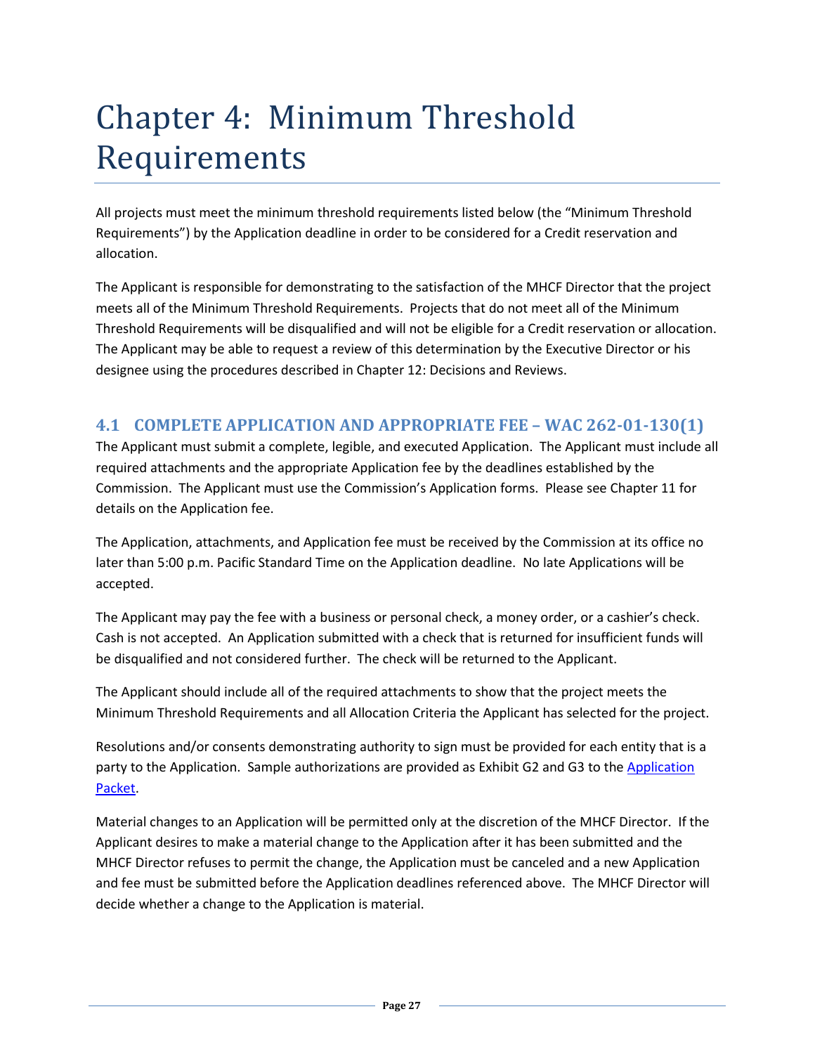# Chapter 4: Minimum Threshold Requirements

All projects must meet the minimum threshold requirements listed below (the "Minimum Threshold Requirements") by the Application deadline in order to be considered for a Credit reservation and allocation.

The Applicant is responsible for demonstrating to the satisfaction of the MHCF Director that the project meets all of the Minimum Threshold Requirements. Projects that do not meet all of the Minimum Threshold Requirements will be disqualified and will not be eligible for a Credit reservation or allocation. The Applicant may be able to request a review of this determination by the Executive Director or his designee using the procedures described in Chapter 12: Decisions and Reviews.

## 4.1 COMPLETE APPLICATION AND APPROPRIATE FEE – WAC 262-01-130(1)

The Applicant must submit a complete, legible, and executed Application. The Applicant must include all required attachments and the appropriate Application fee by the deadlines established by the Commission. The Applicant must use the Commission's Application forms. Please see Chapter 11 for details on the Application fee.

The Application, attachments, and Application fee must be received by the Commission at its office no later than 5:00 p.m. Pacific Standard Time on the Application deadline. No late Applications will be accepted.

The Applicant may pay the fee with a business or personal check, a money order, or a cashier's check. Cash is not accepted. An Application submitted with a check that is returned for insufficient funds will be disqualified and not considered further. The check will be returned to the Applicant.

The Applicant should include all of the required attachments to show that the project meets the Minimum Threshold Requirements and all Allocation Criteria the Applicant has selected for the project.

Resolutions and/or consents demonstrating authority to sign must be provided for each entity that is a party to the Application. Sample authorizations are provided as Exhibit G2 and G3 to the Application Packet.

Material changes to an Application will be permitted only at the discretion of the MHCF Director. If the Applicant desires to make a material change to the Application after it has been submitted and the MHCF Director refuses to permit the change, the Application must be canceled and a new Application and fee must be submitted before the Application deadlines referenced above. The MHCF Director will decide whether a change to the Application is material.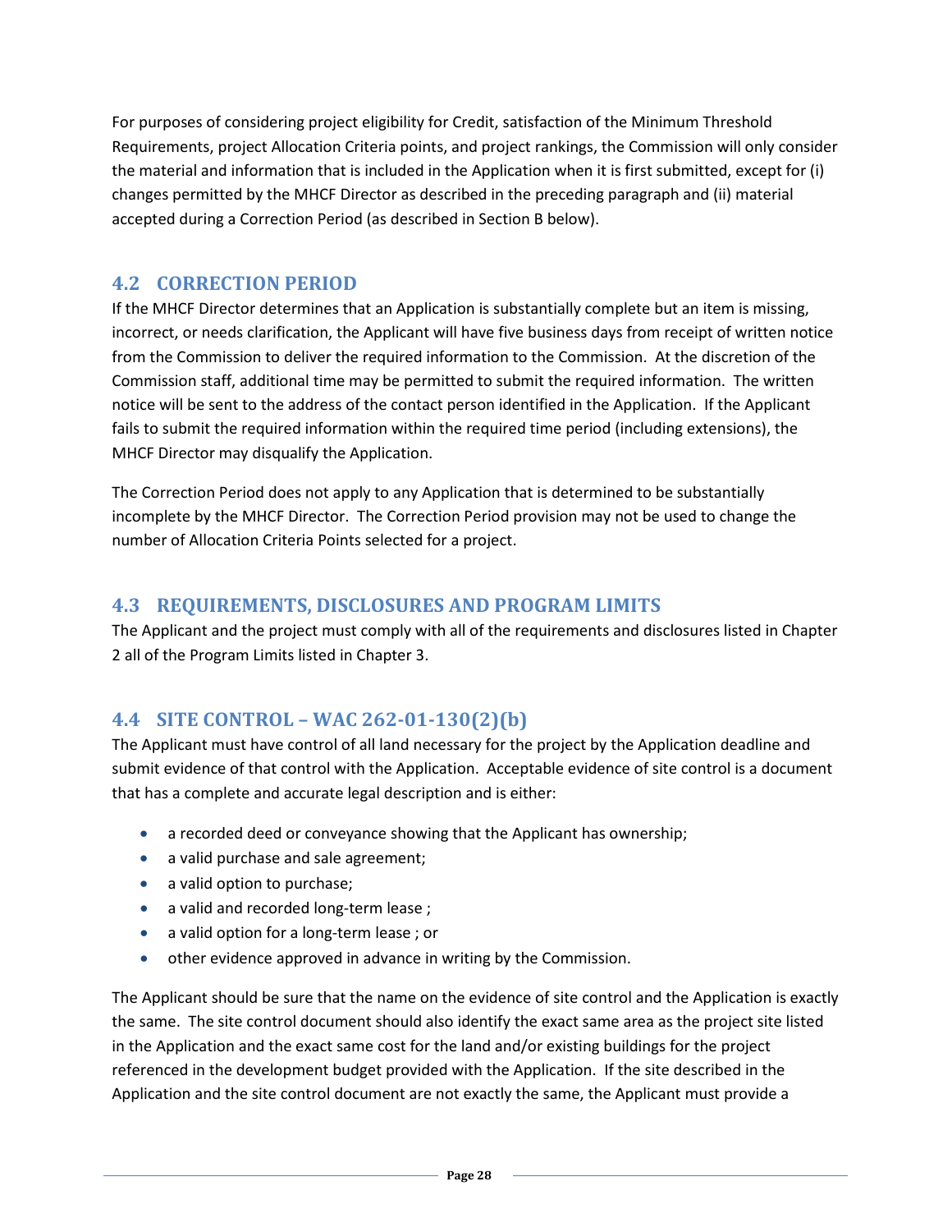For purposes of considering project eligibility for Credit, satisfaction of the Minimum Threshold Requirements, project Allocation Criteria points, and project rankings, the Commission will only consider the material and information that is included in the Application when it is first submitted, except for (i) changes permitted by the MHCF Director as described in the preceding paragraph and (ii) material accepted during a Correction Period (as described in Section B below).

## 4.2 CORRECTION PERIOD

If the MHCF Director determines that an Application is substantially complete but an item is missing, incorrect, or needs clarification, the Applicant will have five business days from receipt of written notice from the Commission to deliver the required information to the Commission. At the discretion of the Commission staff, additional time may be permitted to submit the required information. The written notice will be sent to the address of the contact person identified in the Application. If the Applicant fails to submit the required information within the required time period (including extensions), the MHCF Director may disqualify the Application.

The Correction Period does not apply to any Application that is determined to be substantially incomplete by the MHCF Director. The Correction Period provision may not be used to change the number of Allocation Criteria Points selected for a project.

## 4.3 REQUIREMENTS, DISCLOSURES AND PROGRAM LIMITS

The Applicant and the project must comply with all of the requirements and disclosures listed in Chapter 2 all of the Program Limits listed in Chapter 3.

## 4.4 SITE CONTROL – WAC 262-01-130(2)(b)

The Applicant must have control of all land necessary for the project by the Application deadline and submit evidence of that control with the Application. Acceptable evidence of site control is a document that has a complete and accurate legal description and is either:

- a recorded deed or conveyance showing that the Applicant has ownership;
- a valid purchase and sale agreement;
- a valid option to purchase;
- a valid and recorded long-term lease ;
- a valid option for a long-term lease ; or
- other evidence approved in advance in writing by the Commission.

The Applicant should be sure that the name on the evidence of site control and the Application is exactly the same. The site control document should also identify the exact same area as the project site listed in the Application and the exact same cost for the land and/or existing buildings for the project referenced in the development budget provided with the Application. If the site described in the Application and the site control document are not exactly the same, the Applicant must provide a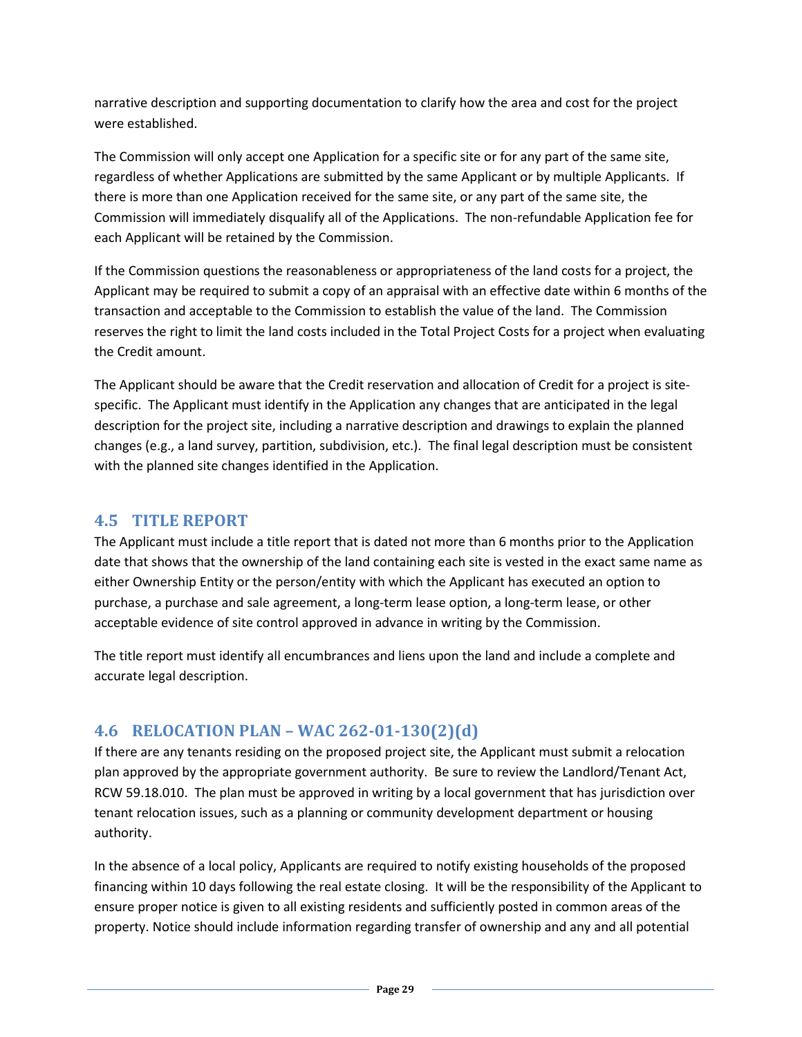narrative description and supporting documentation to clarify how the area and cost for the project were established.

The Commission will only accept one Application for a specific site or for any part of the same site, regardless of whether Applications are submitted by the same Applicant or by multiple Applicants. If there is more than one Application received for the same site, or any part of the same site, the Commission will immediately disqualify all of the Applications. The non-refundable Application fee for each Applicant will be retained by the Commission.

If the Commission questions the reasonableness or appropriateness of the land costs for a project, the Applicant may be required to submit a copy of an appraisal with an effective date within 6 months of the transaction and acceptable to the Commission to establish the value of the land. The Commission reserves the right to limit the land costs included in the Total Project Costs for a project when evaluating the Credit amount.

The Applicant should be aware that the Credit reservation and allocation of Credit for a project is site-specific. The Applicant must identify in the Application any changes that are anticipated in the legal description for the project site, including a narrative description and drawings to explain the planned changes (e.g., a land survey, partition, subdivision, etc.). The final legal description must be consistent with the planned site changes identified in the Application.

## 4.5 TITLE REPORT

The Applicant must include a title report that is dated not more than 6 months prior to the Application date that shows that the ownership of the land containing each site is vested in the exact same name as either Ownership Entity or the person/entity with which the Applicant has executed an option to purchase, a purchase and sale agreement, a long-term lease option, a long-term lease, or other acceptable evidence of site control approved in advance in writing by the Commission.

The title report must identify all encumbrances and liens upon the land and include a complete and accurate legal description.

## 4.6 RELOCATION PLAN – WAC 262-01-130(2)(d)

If there are any tenants residing on the proposed project site, the Applicant must submit a relocation plan approved by the appropriate government authority. Be sure to review the Landlord/Tenant Act, RCW 59.18.010. The plan must be approved in writing by a local government that has jurisdiction over tenant relocation issues, such as a planning or community development department or housing authority.

In the absence of a local policy, Applicants are required to notify existing households of the proposed financing within 10 days following the real estate closing. It will be the responsibility of the Applicant to ensure proper notice is given to all existing residents and sufficiently posted in common areas of the property. Notice should include information regarding transfer of ownership and any and all potential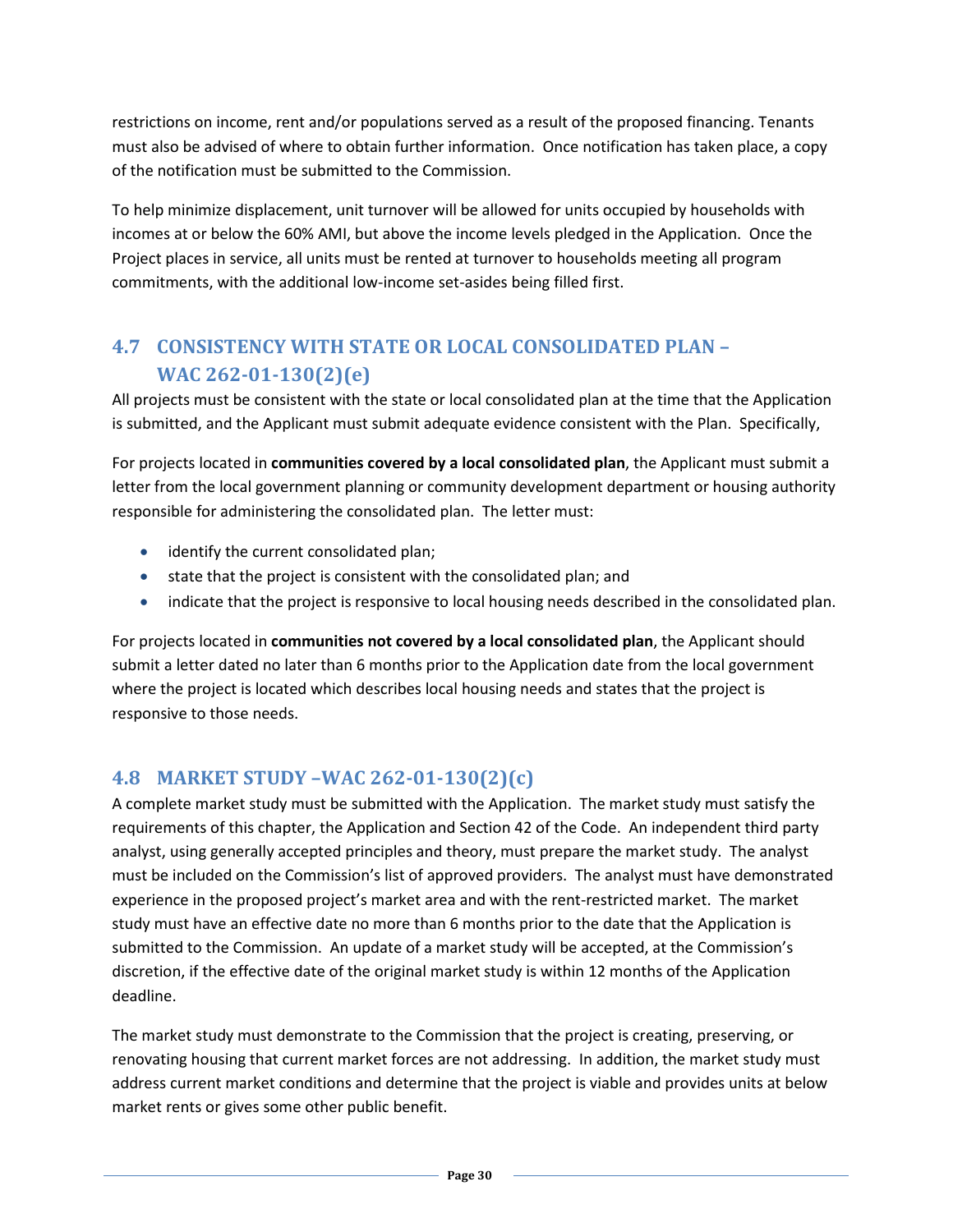restrictions on income, rent and/or populations served as a result of the proposed financing. Tenants must also be advised of where to obtain further information. Once notification has taken place, a copy of the notification must be submitted to the Commission.

To help minimize displacement, unit turnover will be allowed for units occupied by households with incomes at or below the 60% AMI, but above the income levels pledged in the Application. Once the Project places in service, all units must be rented at turnover to households meeting all program commitments, with the additional low-income set-asides being filled first.

## 4.7 CONSISTENCY WITH STATE OR LOCAL CONSOLIDATED PLAN – WAC 262-01-130(2)(e)

All projects must be consistent with the state or local consolidated plan at the time that the Application is submitted, and the Applicant must submit adequate evidence consistent with the Plan. Specifically,

For projects located in **communities covered by a local consolidated plan**, the Applicant must submit a letter from the local government planning or community development department or housing authority responsible for administering the consolidated plan. The letter must:

- identify the current consolidated plan;
- state that the project is consistent with the consolidated plan; and
- indicate that the project is responsive to local housing needs described in the consolidated plan.

For projects located in **communities not covered by a local consolidated plan**, the Applicant should submit a letter dated no later than 6 months prior to the Application date from the local government where the project is located which describes local housing needs and states that the project is responsive to those needs.

## 4.8 MARKET STUDY –WAC 262-01-130(2)(c)

A complete market study must be submitted with the Application. The market study must satisfy the requirements of this chapter, the Application and Section 42 of the Code. An independent third party analyst, using generally accepted principles and theory, must prepare the market study. The analyst must be included on the Commission's list of approved providers. The analyst must have demonstrated experience in the proposed project's market area and with the rent-restricted market. The market study must have an effective date no more than 6 months prior to the date that the Application is submitted to the Commission. An update of a market study will be accepted, at the Commission's discretion, if the effective date of the original market study is within 12 months of the Application deadline.

The market study must demonstrate to the Commission that the project is creating, preserving, or renovating housing that current market forces are not addressing. In addition, the market study must address current market conditions and determine that the project is viable and provides units at below market rents or gives some other public benefit.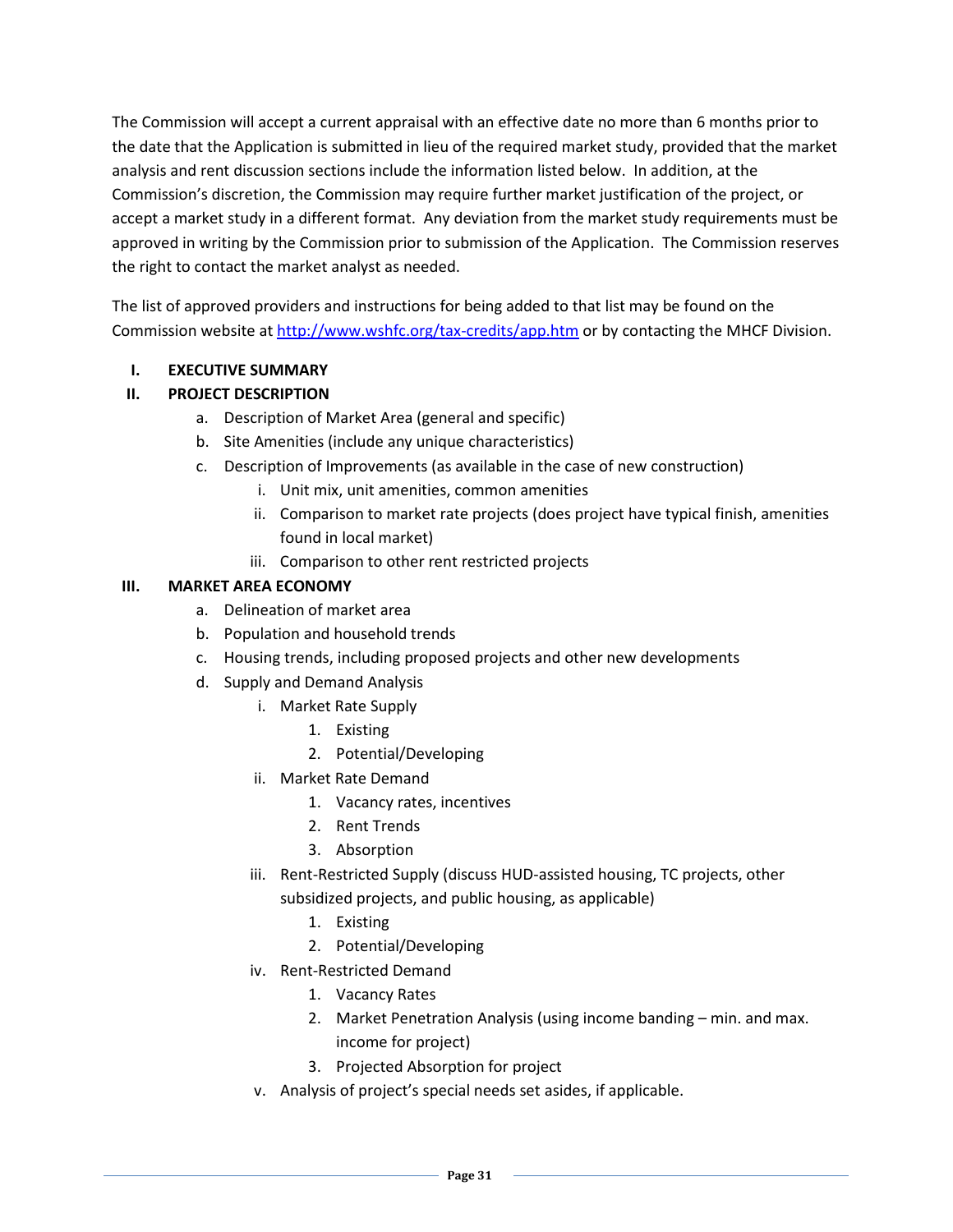The Commission will accept a current appraisal with an effective date no more than 6 months prior to the date that the Application is submitted in lieu of the required market study, provided that the market analysis and rent discussion sections include the information listed below. In addition, at the Commission's discretion, the Commission may require further market justification of the project, or accept a market study in a different format. Any deviation from the market study requirements must be approved in writing by the Commission prior to submission of the Application. The Commission reserves the right to contact the market analyst as needed.

The list of approved providers and instructions for being added to that list may be found on the Commission website at http://www.wshfc.org/tax-credits/app.htm or by contacting the MHCF Division.

**I. EXECUTIVE SUMMARY**

**II. PROJECT DESCRIPTION**

- a. Description of Market Area (general and specific)
- b. Site Amenities (include any unique characteristics)
- c. Description of Improvements (as available in the case of new construction)
  - i. Unit mix, unit amenities, common amenities
  - ii. Comparison to market rate projects (does project have typical finish, amenities found in local market)
  - iii. Comparison to other rent restricted projects

**III. MARKET AREA ECONOMY**

- a. Delineation of market area
- b. Population and household trends
- c. Housing trends, including proposed projects and other new developments
- d. Supply and Demand Analysis
  - i. Market Rate Supply
    1. Existing
    2. Potential/Developing
  - ii. Market Rate Demand
    1. Vacancy rates, incentives
    2. Rent Trends
    3. Absorption
  - iii. Rent-Restricted Supply (discuss HUD-assisted housing, TC projects, other subsidized projects, and public housing, as applicable)
    1. Existing
    2. Potential/Developing
  - iv. Rent-Restricted Demand
    1. Vacancy Rates
    2. Market Penetration Analysis (using income banding – min. and max. income for project)
    3. Projected Absorption for project
  - v. Analysis of project's special needs set asides, if applicable.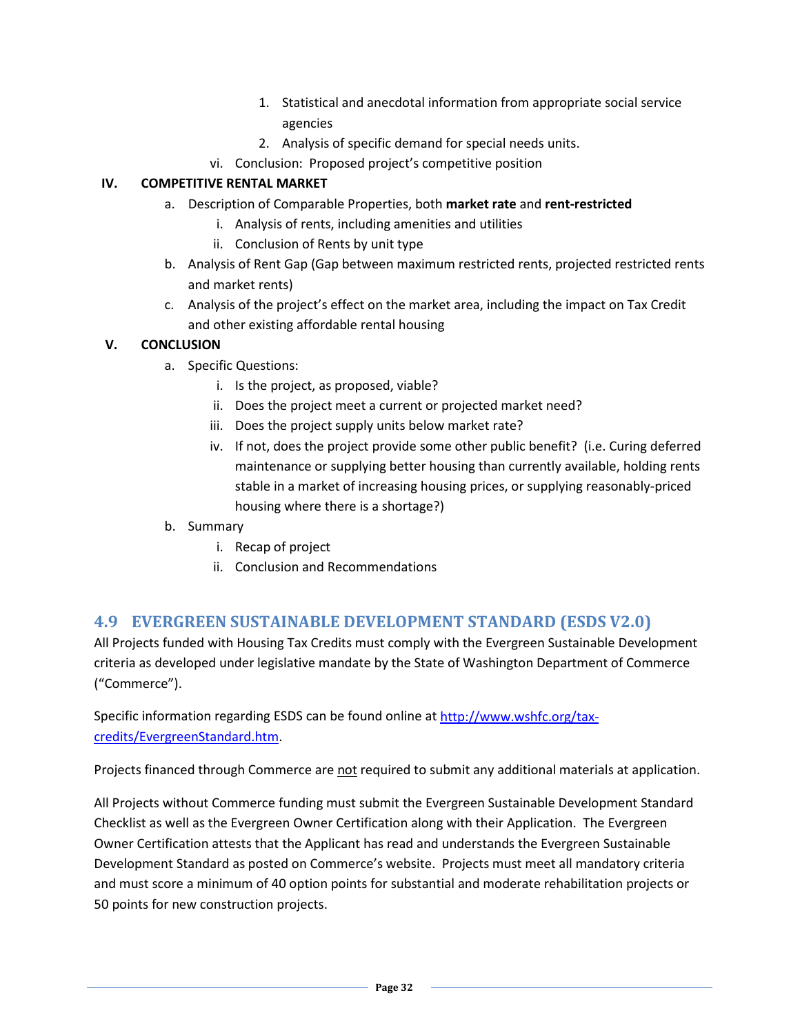1. Statistical and anecdotal information from appropriate social service agencies
2. Analysis of specific demand for special needs units.

vi. Conclusion: Proposed project's competitive position

**IV. COMPETITIVE RENTAL MARKET**

a. Description of Comparable Properties, both **market rate** and **rent-restricted**
   i. Analysis of rents, including amenities and utilities
   ii. Conclusion of Rents by unit type
b. Analysis of Rent Gap (Gap between maximum restricted rents, projected restricted rents and market rents)
c. Analysis of the project's effect on the market area, including the impact on Tax Credit and other existing affordable rental housing

**V. CONCLUSION**

a. Specific Questions:
   i. Is the project, as proposed, viable?
   ii. Does the project meet a current or projected market need?
   iii. Does the project supply units below market rate?
   iv. If not, does the project provide some other public benefit? (i.e. Curing deferred maintenance or supplying better housing than currently available, holding rents stable in a market of increasing housing prices, or supplying reasonably-priced housing where there is a shortage?)
b. Summary
   i. Recap of project
   ii. Conclusion and Recommendations

## 4.9 EVERGREEN SUSTAINABLE DEVELOPMENT STANDARD (ESDS V2.0)

All Projects funded with Housing Tax Credits must comply with the Evergreen Sustainable Development criteria as developed under legislative mandate by the State of Washington Department of Commerce ("Commerce").

Specific information regarding ESDS can be found online at http://www.wshfc.org/tax-credits/EvergreenStandard.htm.

Projects financed through Commerce are not required to submit any additional materials at application.

All Projects without Commerce funding must submit the Evergreen Sustainable Development Standard Checklist as well as the Evergreen Owner Certification along with their Application. The Evergreen Owner Certification attests that the Applicant has read and understands the Evergreen Sustainable Development Standard as posted on Commerce's website. Projects must meet all mandatory criteria and must score a minimum of 40 option points for substantial and moderate rehabilitation projects or 50 points for new construction projects.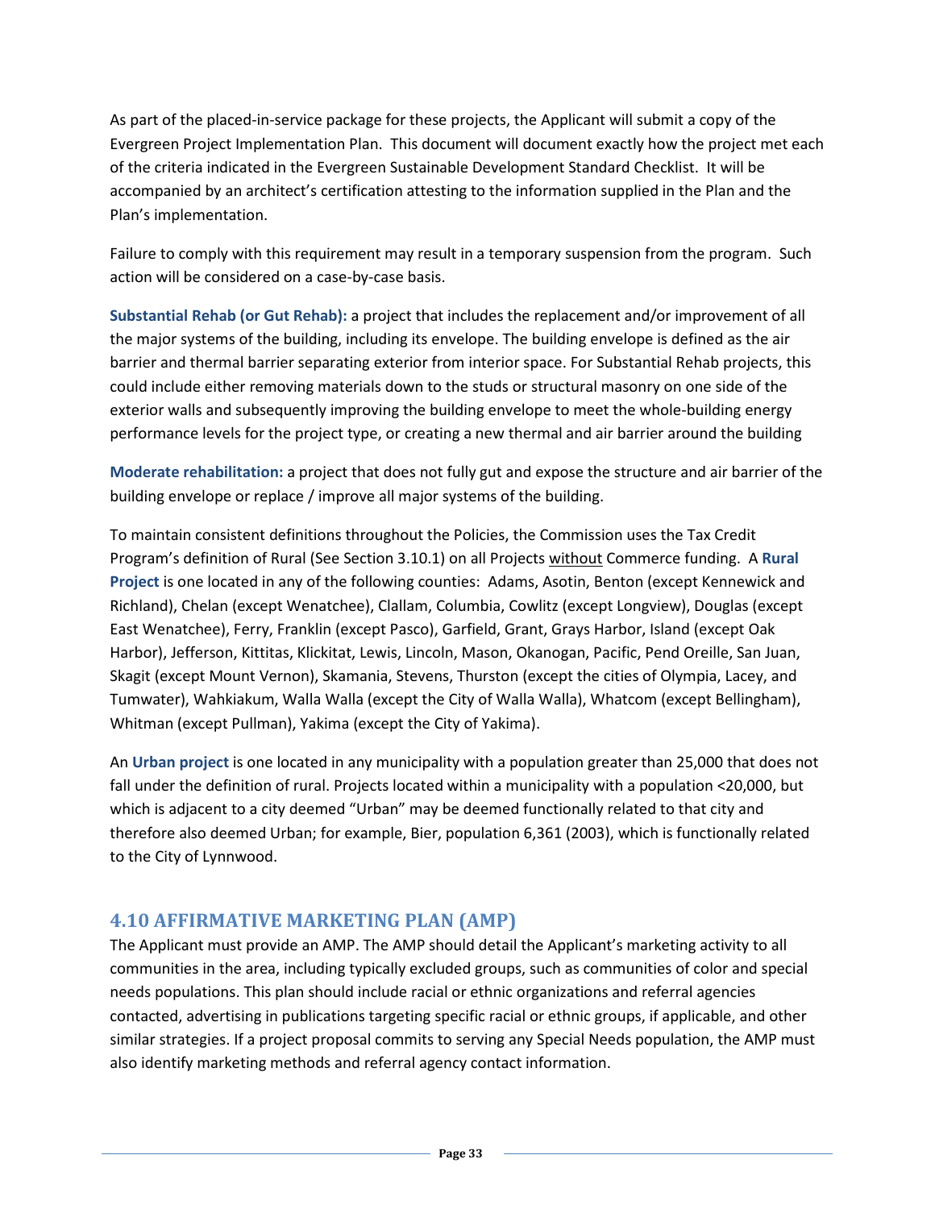As part of the placed-in-service package for these projects, the Applicant will submit a copy of the Evergreen Project Implementation Plan. This document will document exactly how the project met each of the criteria indicated in the Evergreen Sustainable Development Standard Checklist. It will be accompanied by an architect's certification attesting to the information supplied in the Plan and the Plan's implementation.

Failure to comply with this requirement may result in a temporary suspension from the program. Such action will be considered on a case-by-case basis.

**Substantial Rehab (or Gut Rehab):** a project that includes the replacement and/or improvement of all the major systems of the building, including its envelope. The building envelope is defined as the air barrier and thermal barrier separating exterior from interior space. For Substantial Rehab projects, this could include either removing materials down to the studs or structural masonry on one side of the exterior walls and subsequently improving the building envelope to meet the whole-building energy performance levels for the project type, or creating a new thermal and air barrier around the building

**Moderate rehabilitation:** a project that does not fully gut and expose the structure and air barrier of the building envelope or replace / improve all major systems of the building.

To maintain consistent definitions throughout the Policies, the Commission uses the Tax Credit Program's definition of Rural (See Section 3.10.1) on all Projects <u>without</u> Commerce funding. A **Rural Project** is one located in any of the following counties: Adams, Asotin, Benton (except Kennewick and Richland), Chelan (except Wenatchee), Clallam, Columbia, Cowlitz (except Longview), Douglas (except East Wenatchee), Ferry, Franklin (except Pasco), Garfield, Grant, Grays Harbor, Island (except Oak Harbor), Jefferson, Kittitas, Klickitat, Lewis, Lincoln, Mason, Okanogan, Pacific, Pend Oreille, San Juan, Skagit (except Mount Vernon), Skamania, Stevens, Thurston (except the cities of Olympia, Lacey, and Tumwater), Wahkiakum, Walla Walla (except the City of Walla Walla), Whatcom (except Bellingham), Whitman (except Pullman), Yakima (except the City of Yakima).

An **Urban project** is one located in any municipality with a population greater than 25,000 that does not fall under the definition of rural. Projects located within a municipality with a population <20,000, but which is adjacent to a city deemed "Urban" may be deemed functionally related to that city and therefore also deemed Urban; for example, Bier, population 6,361 (2003), which is functionally related to the City of Lynnwood.

## 4.10 AFFIRMATIVE MARKETING PLAN (AMP)

The Applicant must provide an AMP. The AMP should detail the Applicant's marketing activity to all communities in the area, including typically excluded groups, such as communities of color and special needs populations. This plan should include racial or ethnic organizations and referral agencies contacted, advertising in publications targeting specific racial or ethnic groups, if applicable, and other similar strategies. If a project proposal commits to serving any Special Needs population, the AMP must also identify marketing methods and referral agency contact information.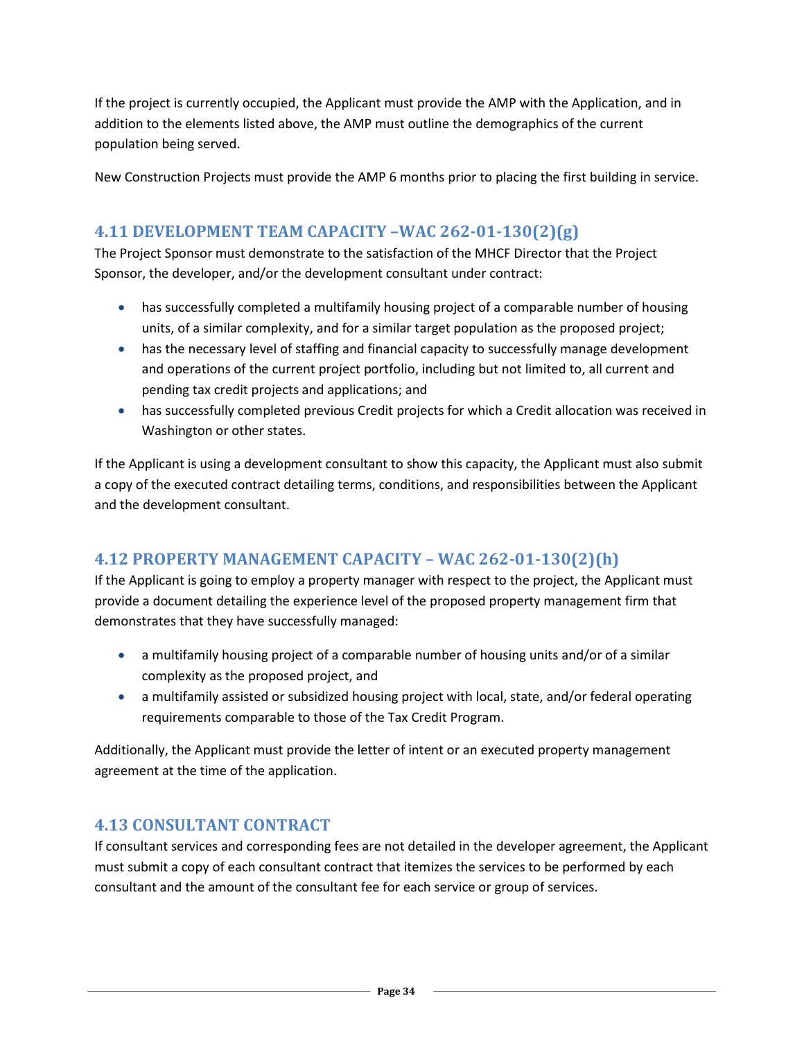If the project is currently occupied, the Applicant must provide the AMP with the Application, and in addition to the elements listed above, the AMP must outline the demographics of the current population being served.

New Construction Projects must provide the AMP 6 months prior to placing the first building in service.

## 4.11 DEVELOPMENT TEAM CAPACITY –WAC 262-01-130(2)(g)

The Project Sponsor must demonstrate to the satisfaction of the MHCF Director that the Project Sponsor, the developer, and/or the development consultant under contract:

- has successfully completed a multifamily housing project of a comparable number of housing units, of a similar complexity, and for a similar target population as the proposed project;
- has the necessary level of staffing and financial capacity to successfully manage development and operations of the current project portfolio, including but not limited to, all current and pending tax credit projects and applications; and
- has successfully completed previous Credit projects for which a Credit allocation was received in Washington or other states.

If the Applicant is using a development consultant to show this capacity, the Applicant must also submit a copy of the executed contract detailing terms, conditions, and responsibilities between the Applicant and the development consultant.

## 4.12 PROPERTY MANAGEMENT CAPACITY – WAC 262-01-130(2)(h)

If the Applicant is going to employ a property manager with respect to the project, the Applicant must provide a document detailing the experience level of the proposed property management firm that demonstrates that they have successfully managed:

- a multifamily housing project of a comparable number of housing units and/or of a similar complexity as the proposed project, and
- a multifamily assisted or subsidized housing project with local, state, and/or federal operating requirements comparable to those of the Tax Credit Program.

Additionally, the Applicant must provide the letter of intent or an executed property management agreement at the time of the application.

## 4.13 CONSULTANT CONTRACT

If consultant services and corresponding fees are not detailed in the developer agreement, the Applicant must submit a copy of each consultant contract that itemizes the services to be performed by each consultant and the amount of the consultant fee for each service or group of services.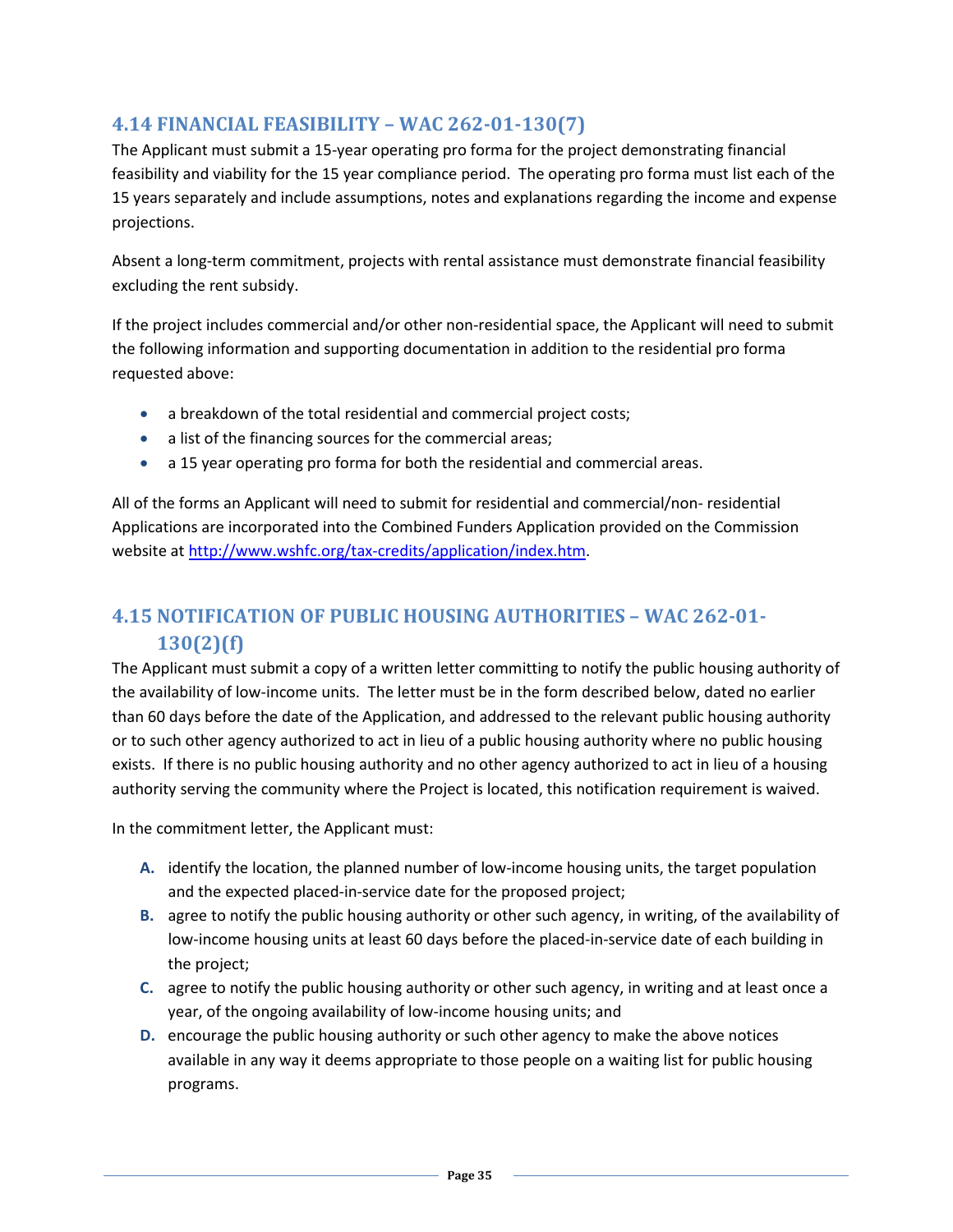## 4.14 FINANCIAL FEASIBILITY – WAC 262-01-130(7)

The Applicant must submit a 15-year operating pro forma for the project demonstrating financial feasibility and viability for the 15 year compliance period. The operating pro forma must list each of the 15 years separately and include assumptions, notes and explanations regarding the income and expense projections.

Absent a long-term commitment, projects with rental assistance must demonstrate financial feasibility excluding the rent subsidy.

If the project includes commercial and/or other non-residential space, the Applicant will need to submit the following information and supporting documentation in addition to the residential pro forma requested above:

- a breakdown of the total residential and commercial project costs;
- a list of the financing sources for the commercial areas;
- a 15 year operating pro forma for both the residential and commercial areas.

All of the forms an Applicant will need to submit for residential and commercial/non- residential Applications are incorporated into the Combined Funders Application provided on the Commission website at [http://www.wshfc.org/tax-credits/application/index.htm](http://www.wshfc.org/tax-credits/application/index.htm).

## 4.15 NOTIFICATION OF PUBLIC HOUSING AUTHORITIES – WAC 262-01-130(2)(f)

The Applicant must submit a copy of a written letter committing to notify the public housing authority of the availability of low-income units. The letter must be in the form described below, dated no earlier than 60 days before the date of the Application, and addressed to the relevant public housing authority or to such other agency authorized to act in lieu of a public housing authority where no public housing exists. If there is no public housing authority and no other agency authorized to act in lieu of a housing authority serving the community where the Project is located, this notification requirement is waived.

In the commitment letter, the Applicant must:

A. identify the location, the planned number of low-income housing units, the target population and the expected placed-in-service date for the proposed project;
B. agree to notify the public housing authority or other such agency, in writing, of the availability of low-income housing units at least 60 days before the placed-in-service date of each building in the project;
C. agree to notify the public housing authority or other such agency, in writing and at least once a year, of the ongoing availability of low-income housing units; and
D. encourage the public housing authority or such other agency to make the above notices available in any way it deems appropriate to those people on a waiting list for public housing programs.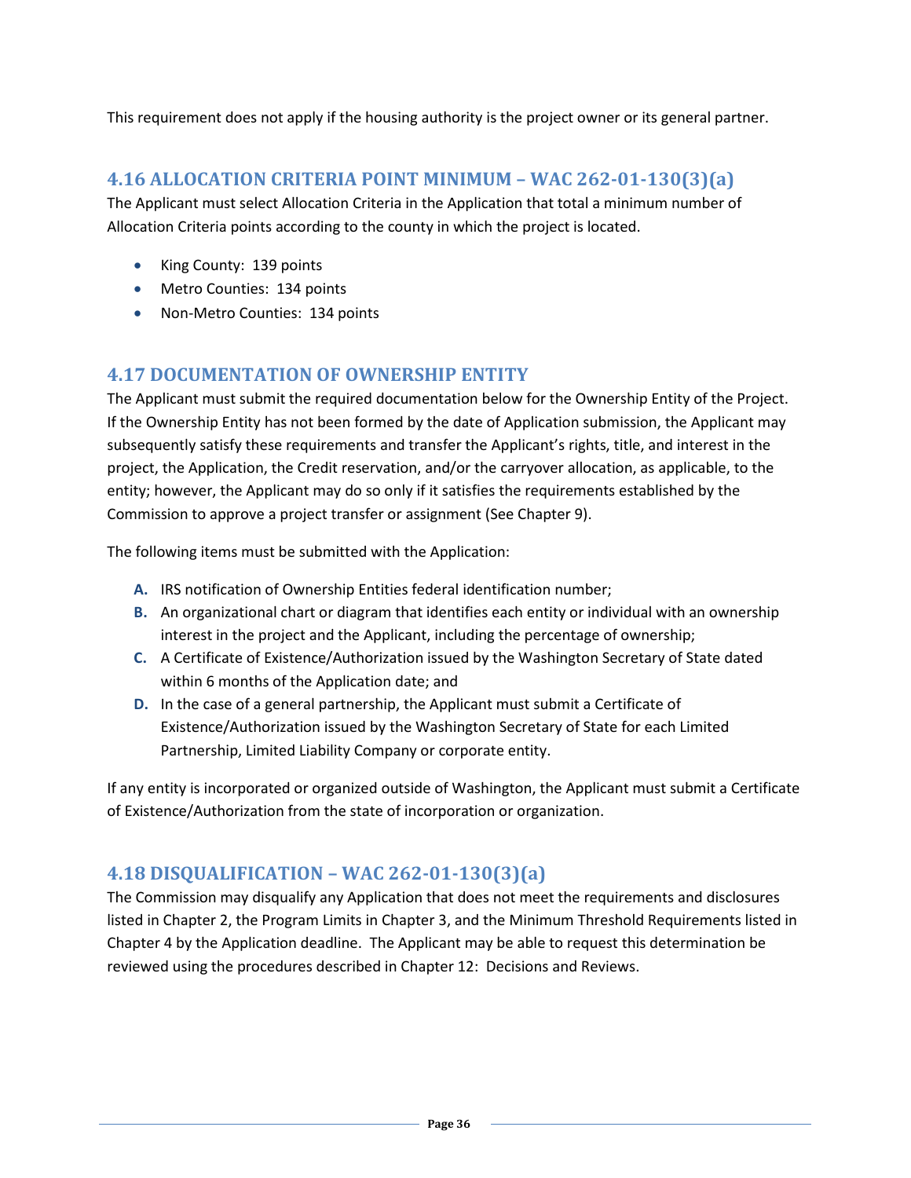This requirement does not apply if the housing authority is the project owner or its general partner.

## 4.16 ALLOCATION CRITERIA POINT MINIMUM – WAC 262-01-130(3)(a)

The Applicant must select Allocation Criteria in the Application that total a minimum number of Allocation Criteria points according to the county in which the project is located.

- King County: 139 points
- Metro Counties: 134 points
- Non-Metro Counties: 134 points

## 4.17 DOCUMENTATION OF OWNERSHIP ENTITY

The Applicant must submit the required documentation below for the Ownership Entity of the Project. If the Ownership Entity has not been formed by the date of Application submission, the Applicant may subsequently satisfy these requirements and transfer the Applicant's rights, title, and interest in the project, the Application, the Credit reservation, and/or the carryover allocation, as applicable, to the entity; however, the Applicant may do so only if it satisfies the requirements established by the Commission to approve a project transfer or assignment (See Chapter 9).

The following items must be submitted with the Application:

**A.** IRS notification of Ownership Entities federal identification number;

**B.** An organizational chart or diagram that identifies each entity or individual with an ownership interest in the project and the Applicant, including the percentage of ownership;

**C.** A Certificate of Existence/Authorization issued by the Washington Secretary of State dated within 6 months of the Application date; and

**D.** In the case of a general partnership, the Applicant must submit a Certificate of Existence/Authorization issued by the Washington Secretary of State for each Limited Partnership, Limited Liability Company or corporate entity.

If any entity is incorporated or organized outside of Washington, the Applicant must submit a Certificate of Existence/Authorization from the state of incorporation or organization.

## 4.18 DISQUALIFICATION – WAC 262-01-130(3)(a)

The Commission may disqualify any Application that does not meet the requirements and disclosures listed in Chapter 2, the Program Limits in Chapter 3, and the Minimum Threshold Requirements listed in Chapter 4 by the Application deadline. The Applicant may be able to request this determination be reviewed using the procedures described in Chapter 12: Decisions and Reviews.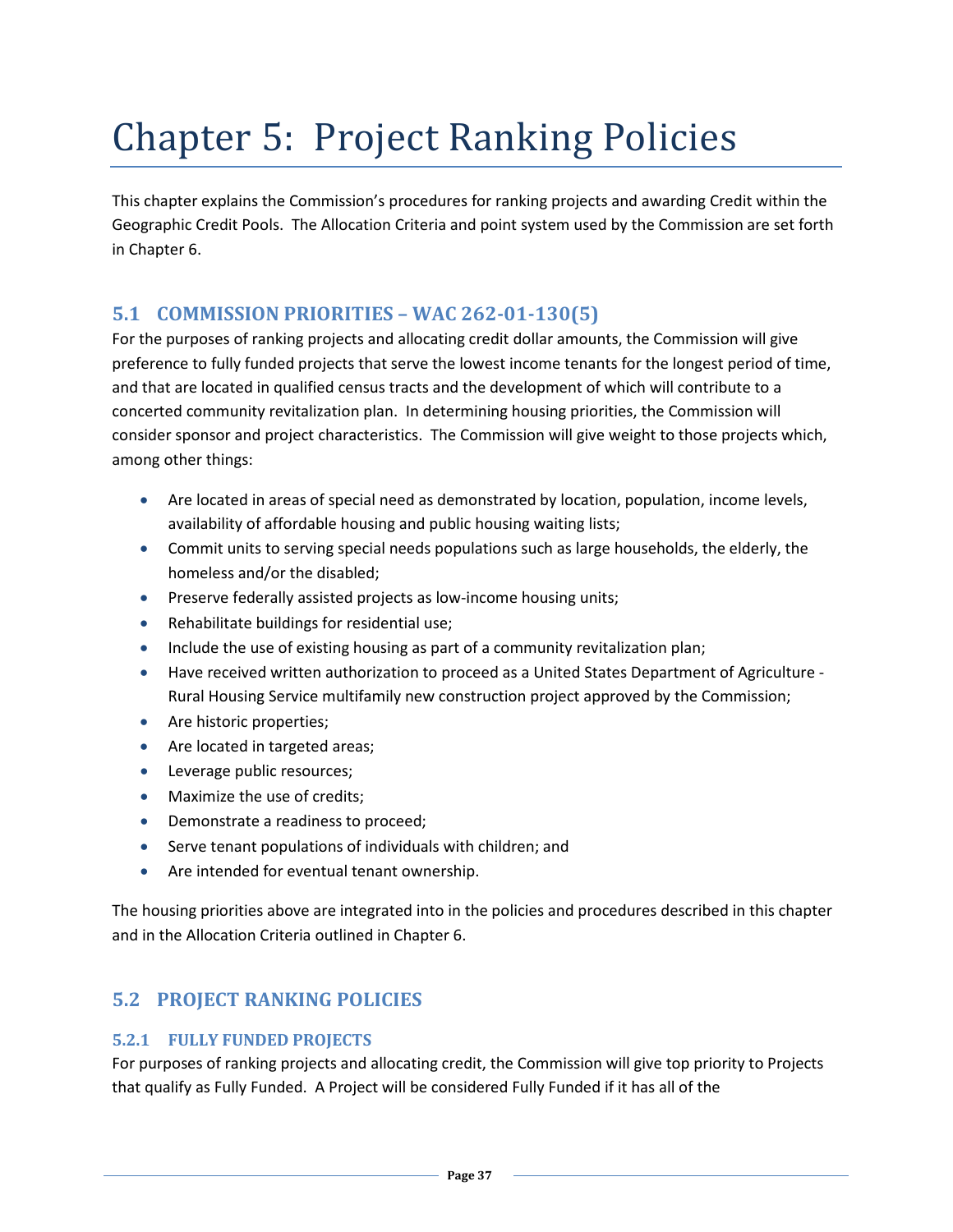# Chapter 5: Project Ranking Policies

This chapter explains the Commission's procedures for ranking projects and awarding Credit within the Geographic Credit Pools. The Allocation Criteria and point system used by the Commission are set forth in Chapter 6.

## 5.1 COMMISSION PRIORITIES – WAC 262-01-130(5)

For the purposes of ranking projects and allocating credit dollar amounts, the Commission will give preference to fully funded projects that serve the lowest income tenants for the longest period of time, and that are located in qualified census tracts and the development of which will contribute to a concerted community revitalization plan. In determining housing priorities, the Commission will consider sponsor and project characteristics. The Commission will give weight to those projects which, among other things:

- Are located in areas of special need as demonstrated by location, population, income levels, availability of affordable housing and public housing waiting lists;
- Commit units to serving special needs populations such as large households, the elderly, the homeless and/or the disabled;
- Preserve federally assisted projects as low-income housing units;
- Rehabilitate buildings for residential use;
- Include the use of existing housing as part of a community revitalization plan;
- Have received written authorization to proceed as a United States Department of Agriculture - Rural Housing Service multifamily new construction project approved by the Commission;
- Are historic properties;
- Are located in targeted areas;
- Leverage public resources;
- Maximize the use of credits;
- Demonstrate a readiness to proceed;
- Serve tenant populations of individuals with children; and
- Are intended for eventual tenant ownership.

The housing priorities above are integrated into in the policies and procedures described in this chapter and in the Allocation Criteria outlined in Chapter 6.

## 5.2 PROJECT RANKING POLICIES

### 5.2.1 FULLY FUNDED PROJECTS

For purposes of ranking projects and allocating credit, the Commission will give top priority to Projects that qualify as Fully Funded. A Project will be considered Fully Funded if it has all of the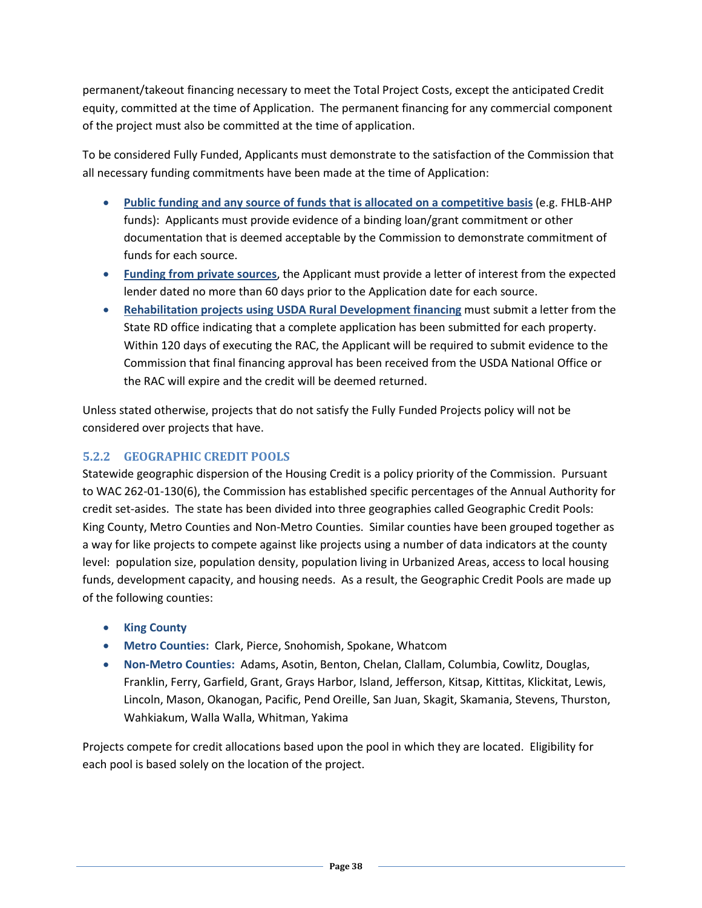permanent/takeout financing necessary to meet the Total Project Costs, except the anticipated Credit equity, committed at the time of Application. The permanent financing for any commercial component of the project must also be committed at the time of application.

To be considered Fully Funded, Applicants must demonstrate to the satisfaction of the Commission that all necessary funding commitments have been made at the time of Application:

- **Public funding and any source of funds that is allocated on a competitive basis** (e.g. FHLB-AHP funds): Applicants must provide evidence of a binding loan/grant commitment or other documentation that is deemed acceptable by the Commission to demonstrate commitment of funds for each source.
- **Funding from private sources**, the Applicant must provide a letter of interest from the expected lender dated no more than 60 days prior to the Application date for each source.
- **Rehabilitation projects using USDA Rural Development financing** must submit a letter from the State RD office indicating that a complete application has been submitted for each property. Within 120 days of executing the RAC, the Applicant will be required to submit evidence to the Commission that final financing approval has been received from the USDA National Office or the RAC will expire and the credit will be deemed returned.

Unless stated otherwise, projects that do not satisfy the Fully Funded Projects policy will not be considered over projects that have.

### 5.2.2 GEOGRAPHIC CREDIT POOLS

Statewide geographic dispersion of the Housing Credit is a policy priority of the Commission. Pursuant to WAC 262-01-130(6), the Commission has established specific percentages of the Annual Authority for credit set-asides. The state has been divided into three geographies called Geographic Credit Pools: King County, Metro Counties and Non-Metro Counties. Similar counties have been grouped together as a way for like projects to compete against like projects using a number of data indicators at the county level: population size, population density, population living in Urbanized Areas, access to local housing funds, development capacity, and housing needs. As a result, the Geographic Credit Pools are made up of the following counties:

- **King County**
- **Metro Counties:** Clark, Pierce, Snohomish, Spokane, Whatcom
- **Non-Metro Counties:** Adams, Asotin, Benton, Chelan, Clallam, Columbia, Cowlitz, Douglas, Franklin, Ferry, Garfield, Grant, Grays Harbor, Island, Jefferson, Kitsap, Kittitas, Klickitat, Lewis, Lincoln, Mason, Okanogan, Pacific, Pend Oreille, San Juan, Skagit, Skamania, Stevens, Thurston, Wahkiakum, Walla Walla, Whitman, Yakima

Projects compete for credit allocations based upon the pool in which they are located. Eligibility for each pool is based solely on the location of the project.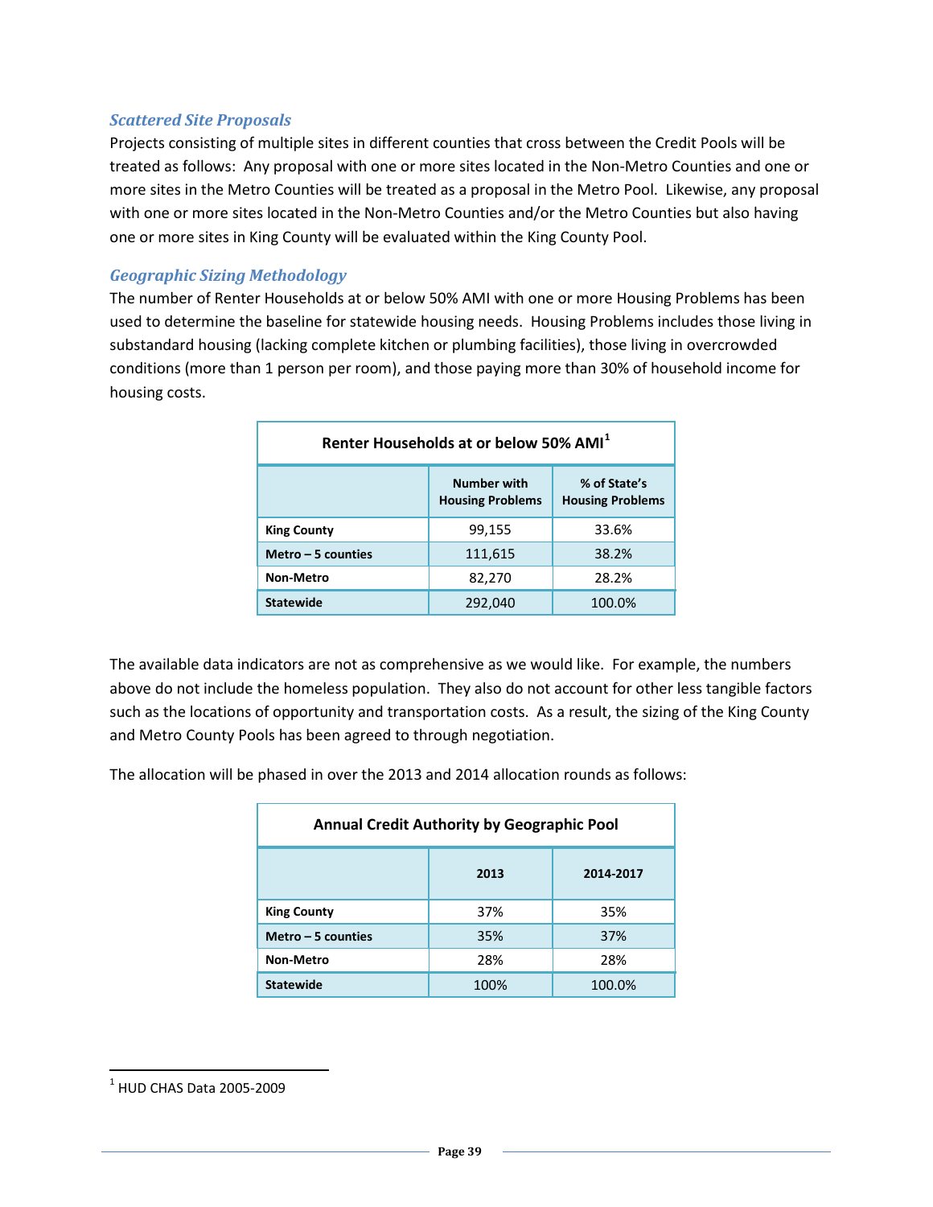### *Scattered Site Proposals*

Projects consisting of multiple sites in different counties that cross between the Credit Pools will be treated as follows: Any proposal with one or more sites located in the Non-Metro Counties and one or more sites in the Metro Counties will be treated as a proposal in the Metro Pool. Likewise, any proposal with one or more sites located in the Non-Metro Counties and/or the Metro Counties but also having one or more sites in King County will be evaluated within the King County Pool.

### *Geographic Sizing Methodology*

The number of Renter Households at or below 50% AMI with one or more Housing Problems has been used to determine the baseline for statewide housing needs. Housing Problems includes those living in substandard housing (lacking complete kitchen or plumbing facilities), those living in overcrowded conditions (more than 1 person per room), and those paying more than 30% of household income for housing costs.

| Renter Households at or below 50% AMI[1] | | |
|---|---|---|
| | Number with Housing Problems | % of State's Housing Problems |
| **King County** | 99,155 | 33.6% |
| **Metro – 5 counties** | 111,615 | 38.2% |
| **Non-Metro** | 82,270 | 28.2% |
| **Statewide** | 292,040 | 100.0% |

The available data indicators are not as comprehensive as we would like. For example, the numbers above do not include the homeless population. They also do not account for other less tangible factors such as the locations of opportunity and transportation costs. As a result, the sizing of the King County and Metro County Pools has been agreed to through negotiation.

The allocation will be phased in over the 2013 and 2014 allocation rounds as follows:

| Annual Credit Authority by Geographic Pool | | |
|---|---|---|
| | 2013 | 2014-2017 |
| **King County** | 37% | 35% |
| **Metro – 5 counties** | 35% | 37% |
| **Non-Metro** | 28% | 28% |
| **Statewide** | 100% | 100.0% |

[1] HUD CHAS Data 2005-2009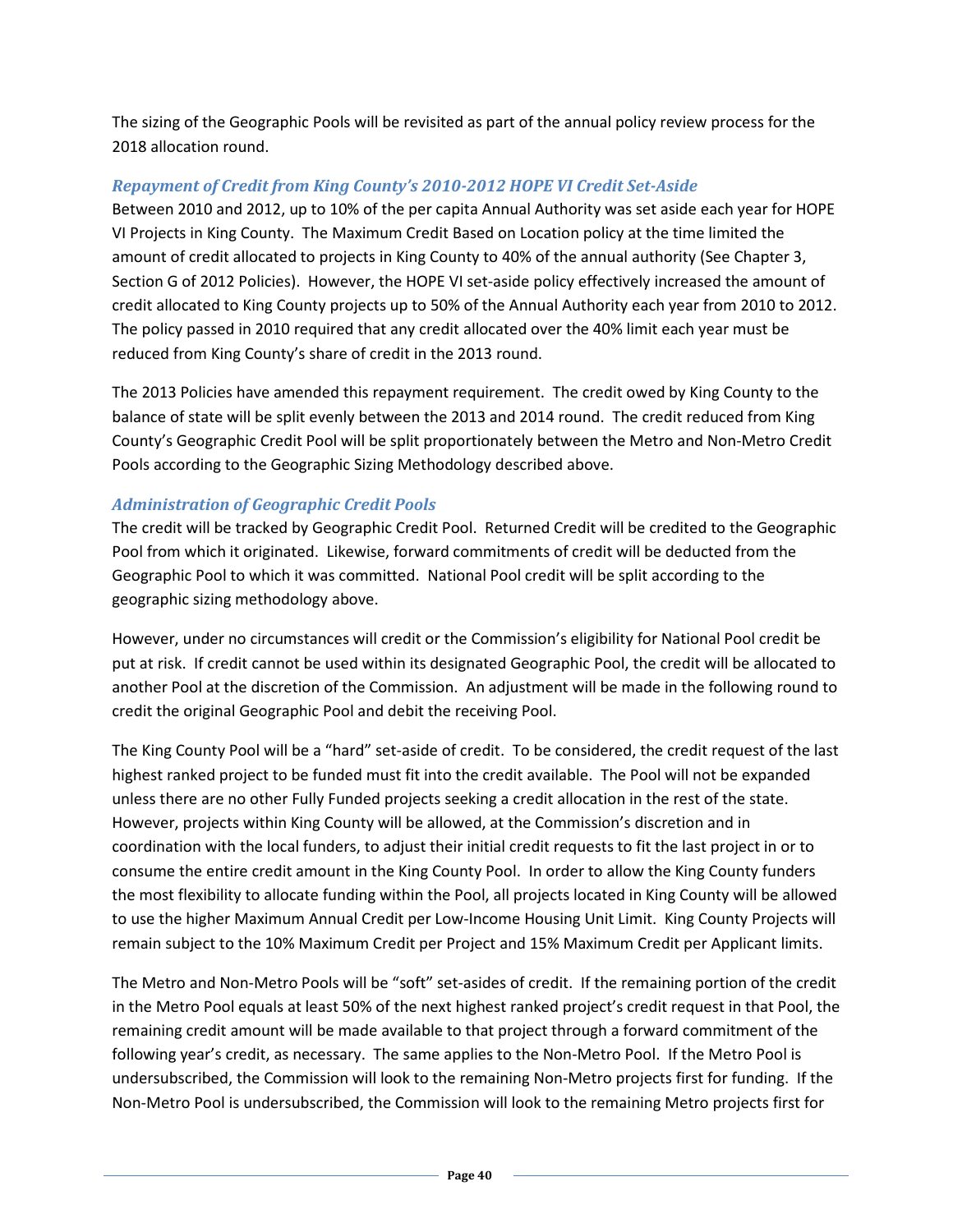The sizing of the Geographic Pools will be revisited as part of the annual policy review process for the 2018 allocation round.

### *Repayment of Credit from King County's 2010-2012 HOPE VI Credit Set-Aside*

Between 2010 and 2012, up to 10% of the per capita Annual Authority was set aside each year for HOPE VI Projects in King County. The Maximum Credit Based on Location policy at the time limited the amount of credit allocated to projects in King County to 40% of the annual authority (See Chapter 3, Section G of 2012 Policies). However, the HOPE VI set-aside policy effectively increased the amount of credit allocated to King County projects up to 50% of the Annual Authority each year from 2010 to 2012. The policy passed in 2010 required that any credit allocated over the 40% limit each year must be reduced from King County's share of credit in the 2013 round.

The 2013 Policies have amended this repayment requirement. The credit owed by King County to the balance of state will be split evenly between the 2013 and 2014 round. The credit reduced from King County's Geographic Credit Pool will be split proportionately between the Metro and Non-Metro Credit Pools according to the Geographic Sizing Methodology described above.

### *Administration of Geographic Credit Pools*

The credit will be tracked by Geographic Credit Pool. Returned Credit will be credited to the Geographic Pool from which it originated. Likewise, forward commitments of credit will be deducted from the Geographic Pool to which it was committed. National Pool credit will be split according to the geographic sizing methodology above.

However, under no circumstances will credit or the Commission's eligibility for National Pool credit be put at risk. If credit cannot be used within its designated Geographic Pool, the credit will be allocated to another Pool at the discretion of the Commission. An adjustment will be made in the following round to credit the original Geographic Pool and debit the receiving Pool.

The King County Pool will be a "hard" set-aside of credit. To be considered, the credit request of the last highest ranked project to be funded must fit into the credit available. The Pool will not be expanded unless there are no other Fully Funded projects seeking a credit allocation in the rest of the state. However, projects within King County will be allowed, at the Commission's discretion and in coordination with the local funders, to adjust their initial credit requests to fit the last project in or to consume the entire credit amount in the King County Pool. In order to allow the King County funders the most flexibility to allocate funding within the Pool, all projects located in King County will be allowed to use the higher Maximum Annual Credit per Low-Income Housing Unit Limit. King County Projects will remain subject to the 10% Maximum Credit per Project and 15% Maximum Credit per Applicant limits.

The Metro and Non-Metro Pools will be "soft" set-asides of credit. If the remaining portion of the credit in the Metro Pool equals at least 50% of the next highest ranked project's credit request in that Pool, the remaining credit amount will be made available to that project through a forward commitment of the following year's credit, as necessary. The same applies to the Non-Metro Pool. If the Metro Pool is undersubscribed, the Commission will look to the remaining Non-Metro projects first for funding. If the Non-Metro Pool is undersubscribed, the Commission will look to the remaining Metro projects first for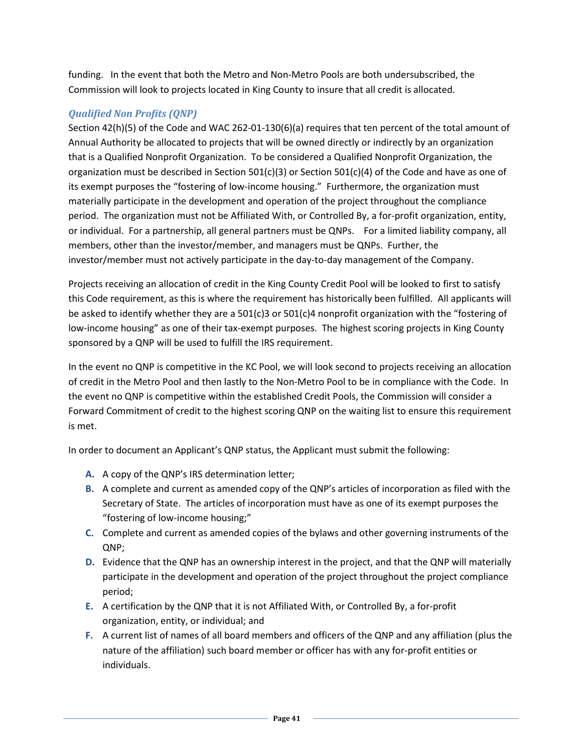funding. In the event that both the Metro and Non-Metro Pools are both undersubscribed, the Commission will look to projects located in King County to insure that all credit is allocated.

### *Qualified Non Profits (QNP)*

Section 42(h)(5) of the Code and WAC 262-01-130(6)(a) requires that ten percent of the total amount of Annual Authority be allocated to projects that will be owned directly or indirectly by an organization that is a Qualified Nonprofit Organization. To be considered a Qualified Nonprofit Organization, the organization must be described in Section 501(c)(3) or Section 501(c)(4) of the Code and have as one of its exempt purposes the "fostering of low-income housing." Furthermore, the organization must materially participate in the development and operation of the project throughout the compliance period. The organization must not be Affiliated With, or Controlled By, a for-profit organization, entity, or individual. For a partnership, all general partners must be QNPs. For a limited liability company, all members, other than the investor/member, and managers must be QNPs. Further, the investor/member must not actively participate in the day-to-day management of the Company.

Projects receiving an allocation of credit in the King County Credit Pool will be looked to first to satisfy this Code requirement, as this is where the requirement has historically been fulfilled. All applicants will be asked to identify whether they are a 501(c)3 or 501(c)4 nonprofit organization with the "fostering of low-income housing" as one of their tax-exempt purposes. The highest scoring projects in King County sponsored by a QNP will be used to fulfill the IRS requirement.

In the event no QNP is competitive in the KC Pool, we will look second to projects receiving an allocation of credit in the Metro Pool and then lastly to the Non-Metro Pool to be in compliance with the Code. In the event no QNP is competitive within the established Credit Pools, the Commission will consider a Forward Commitment of credit to the highest scoring QNP on the waiting list to ensure this requirement is met.

In order to document an Applicant's QNP status, the Applicant must submit the following:

- **A.** A copy of the QNP's IRS determination letter;
- **B.** A complete and current as amended copy of the QNP's articles of incorporation as filed with the Secretary of State. The articles of incorporation must have as one of its exempt purposes the "fostering of low-income housing;"
- **C.** Complete and current as amended copies of the bylaws and other governing instruments of the QNP;
- **D.** Evidence that the QNP has an ownership interest in the project, and that the QNP will materially participate in the development and operation of the project throughout the project compliance period;
- **E.** A certification by the QNP that it is not Affiliated With, or Controlled By, a for-profit organization, entity, or individual; and
- **F.** A current list of names of all board members and officers of the QNP and any affiliation (plus the nature of the affiliation) such board member or officer has with any for-profit entities or individuals.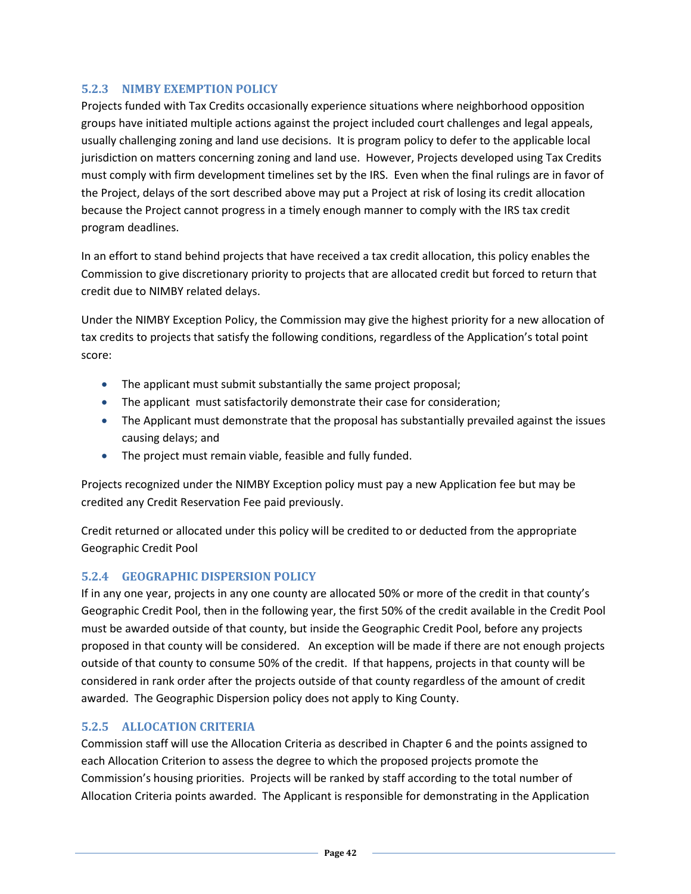### 5.2.3 NIMBY EXEMPTION POLICY

Projects funded with Tax Credits occasionally experience situations where neighborhood opposition groups have initiated multiple actions against the project included court challenges and legal appeals, usually challenging zoning and land use decisions. It is program policy to defer to the applicable local jurisdiction on matters concerning zoning and land use. However, Projects developed using Tax Credits must comply with firm development timelines set by the IRS. Even when the final rulings are in favor of the Project, delays of the sort described above may put a Project at risk of losing its credit allocation because the Project cannot progress in a timely enough manner to comply with the IRS tax credit program deadlines.

In an effort to stand behind projects that have received a tax credit allocation, this policy enables the Commission to give discretionary priority to projects that are allocated credit but forced to return that credit due to NIMBY related delays.

Under the NIMBY Exception Policy, the Commission may give the highest priority for a new allocation of tax credits to projects that satisfy the following conditions, regardless of the Application's total point score:

- The applicant must submit substantially the same project proposal;
- The applicant must satisfactorily demonstrate their case for consideration;
- The Applicant must demonstrate that the proposal has substantially prevailed against the issues causing delays; and
- The project must remain viable, feasible and fully funded.

Projects recognized under the NIMBY Exception policy must pay a new Application fee but may be credited any Credit Reservation Fee paid previously.

Credit returned or allocated under this policy will be credited to or deducted from the appropriate Geographic Credit Pool

### 5.2.4 GEOGRAPHIC DISPERSION POLICY

If in any one year, projects in any one county are allocated 50% or more of the credit in that county's Geographic Credit Pool, then in the following year, the first 50% of the credit available in the Credit Pool must be awarded outside of that county, but inside the Geographic Credit Pool, before any projects proposed in that county will be considered. An exception will be made if there are not enough projects outside of that county to consume 50% of the credit. If that happens, projects in that county will be considered in rank order after the projects outside of that county regardless of the amount of credit awarded. The Geographic Dispersion policy does not apply to King County.

### 5.2.5 ALLOCATION CRITERIA

Commission staff will use the Allocation Criteria as described in Chapter 6 and the points assigned to each Allocation Criterion to assess the degree to which the proposed projects promote the Commission's housing priorities. Projects will be ranked by staff according to the total number of Allocation Criteria points awarded. The Applicant is responsible for demonstrating in the Application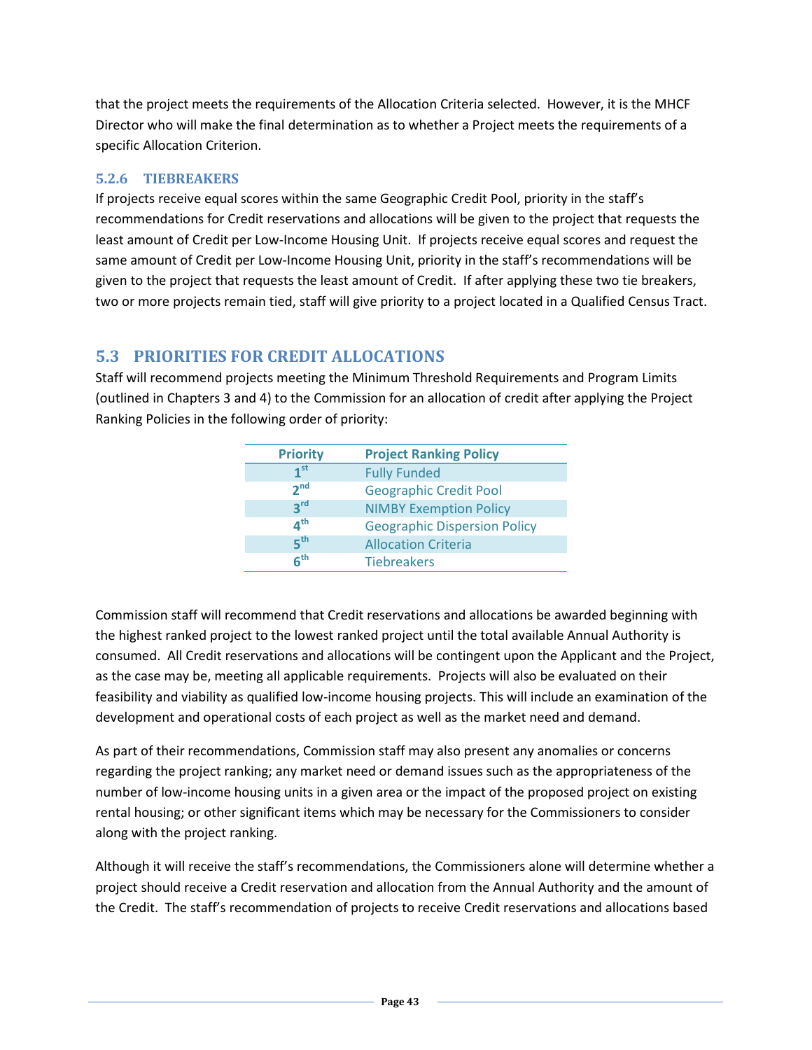that the project meets the requirements of the Allocation Criteria selected. However, it is the MHCF Director who will make the final determination as to whether a Project meets the requirements of a specific Allocation Criterion.

### 5.2.6 TIEBREAKERS

If projects receive equal scores within the same Geographic Credit Pool, priority in the staff's recommendations for Credit reservations and allocations will be given to the project that requests the least amount of Credit per Low-Income Housing Unit. If projects receive equal scores and request the same amount of Credit per Low-Income Housing Unit, priority in the staff's recommendations will be given to the project that requests the least amount of Credit. If after applying these two tie breakers, two or more projects remain tied, staff will give priority to a project located in a Qualified Census Tract.

## 5.3 PRIORITIES FOR CREDIT ALLOCATIONS

Staff will recommend projects meeting the Minimum Threshold Requirements and Program Limits (outlined in Chapters 3 and 4) to the Commission for an allocation of credit after applying the Project Ranking Policies in the following order of priority:

| Priority | Project Ranking Policy |
|---|---|
| 1st | Fully Funded |
| 2nd | Geographic Credit Pool |
| 3rd | NIMBY Exemption Policy |
| 4th | Geographic Dispersion Policy |
| 5th | Allocation Criteria |
| 6th | Tiebreakers |

Commission staff will recommend that Credit reservations and allocations be awarded beginning with the highest ranked project to the lowest ranked project until the total available Annual Authority is consumed. All Credit reservations and allocations will be contingent upon the Applicant and the Project, as the case may be, meeting all applicable requirements. Projects will also be evaluated on their feasibility and viability as qualified low-income housing projects. This will include an examination of the development and operational costs of each project as well as the market need and demand.

As part of their recommendations, Commission staff may also present any anomalies or concerns regarding the project ranking; any market need or demand issues such as the appropriateness of the number of low-income housing units in a given area or the impact of the proposed project on existing rental housing; or other significant items which may be necessary for the Commissioners to consider along with the project ranking.

Although it will receive the staff's recommendations, the Commissioners alone will determine whether a project should receive a Credit reservation and allocation from the Annual Authority and the amount of the Credit. The staff's recommendation of projects to receive Credit reservations and allocations based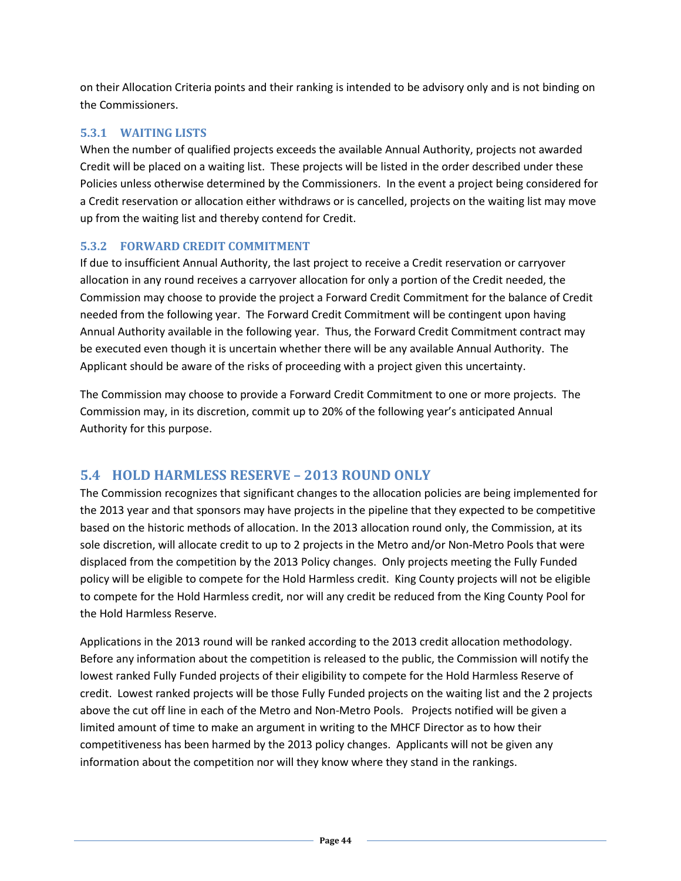on their Allocation Criteria points and their ranking is intended to be advisory only and is not binding on the Commissioners.

### 5.3.1 WAITING LISTS

When the number of qualified projects exceeds the available Annual Authority, projects not awarded Credit will be placed on a waiting list. These projects will be listed in the order described under these Policies unless otherwise determined by the Commissioners. In the event a project being considered for a Credit reservation or allocation either withdraws or is cancelled, projects on the waiting list may move up from the waiting list and thereby contend for Credit.

### 5.3.2 FORWARD CREDIT COMMITMENT

If due to insufficient Annual Authority, the last project to receive a Credit reservation or carryover allocation in any round receives a carryover allocation for only a portion of the Credit needed, the Commission may choose to provide the project a Forward Credit Commitment for the balance of Credit needed from the following year. The Forward Credit Commitment will be contingent upon having Annual Authority available in the following year. Thus, the Forward Credit Commitment contract may be executed even though it is uncertain whether there will be any available Annual Authority. The Applicant should be aware of the risks of proceeding with a project given this uncertainty.

The Commission may choose to provide a Forward Credit Commitment to one or more projects. The Commission may, in its discretion, commit up to 20% of the following year's anticipated Annual Authority for this purpose.

## 5.4 HOLD HARMLESS RESERVE – 2013 ROUND ONLY

The Commission recognizes that significant changes to the allocation policies are being implemented for the 2013 year and that sponsors may have projects in the pipeline that they expected to be competitive based on the historic methods of allocation. In the 2013 allocation round only, the Commission, at its sole discretion, will allocate credit to up to 2 projects in the Metro and/or Non-Metro Pools that were displaced from the competition by the 2013 Policy changes. Only projects meeting the Fully Funded policy will be eligible to compete for the Hold Harmless credit. King County projects will not be eligible to compete for the Hold Harmless credit, nor will any credit be reduced from the King County Pool for the Hold Harmless Reserve.

Applications in the 2013 round will be ranked according to the 2013 credit allocation methodology. Before any information about the competition is released to the public, the Commission will notify the lowest ranked Fully Funded projects of their eligibility to compete for the Hold Harmless Reserve of credit. Lowest ranked projects will be those Fully Funded projects on the waiting list and the 2 projects above the cut off line in each of the Metro and Non-Metro Pools. Projects notified will be given a limited amount of time to make an argument in writing to the MHCF Director as to how their competitiveness has been harmed by the 2013 policy changes. Applicants will not be given any information about the competition nor will they know where they stand in the rankings.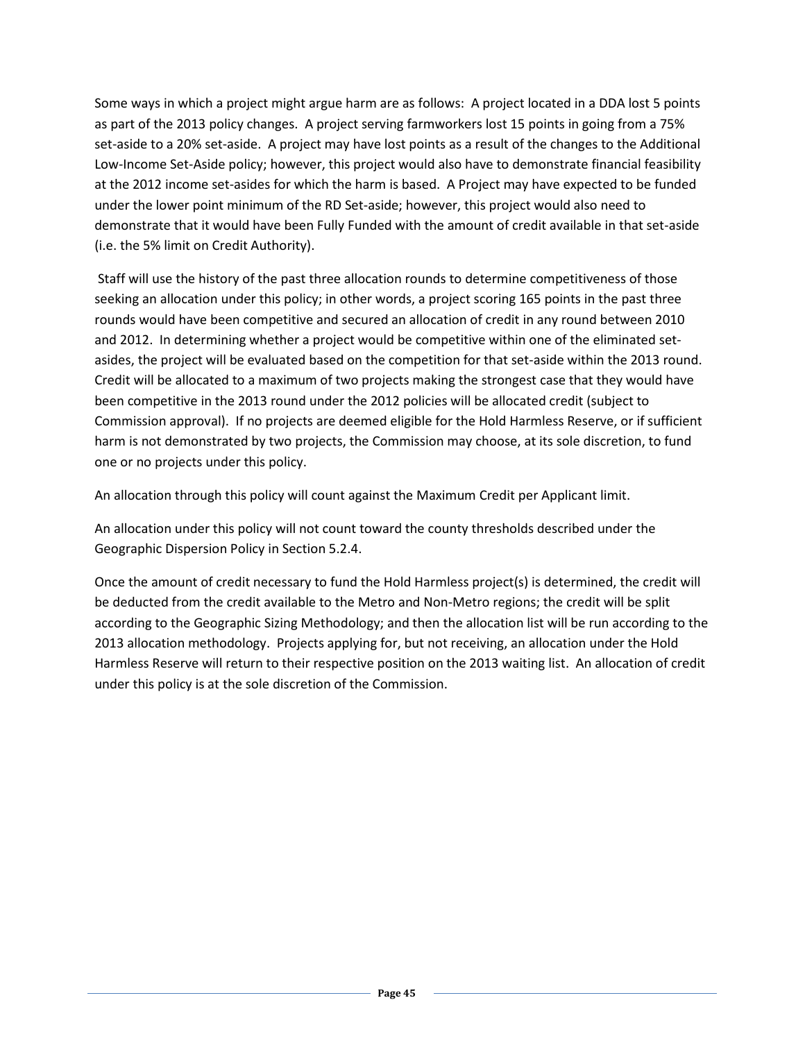Some ways in which a project might argue harm are as follows: A project located in a DDA lost 5 points as part of the 2013 policy changes. A project serving farmworkers lost 15 points in going from a 75% set-aside to a 20% set-aside. A project may have lost points as a result of the changes to the Additional Low-Income Set-Aside policy; however, this project would also have to demonstrate financial feasibility at the 2012 income set-asides for which the harm is based. A Project may have expected to be funded under the lower point minimum of the RD Set-aside; however, this project would also need to demonstrate that it would have been Fully Funded with the amount of credit available in that set-aside (i.e. the 5% limit on Credit Authority).

Staff will use the history of the past three allocation rounds to determine competitiveness of those seeking an allocation under this policy; in other words, a project scoring 165 points in the past three rounds would have been competitive and secured an allocation of credit in any round between 2010 and 2012. In determining whether a project would be competitive within one of the eliminated set-asides, the project will be evaluated based on the competition for that set-aside within the 2013 round. Credit will be allocated to a maximum of two projects making the strongest case that they would have been competitive in the 2013 round under the 2012 policies will be allocated credit (subject to Commission approval). If no projects are deemed eligible for the Hold Harmless Reserve, or if sufficient harm is not demonstrated by two projects, the Commission may choose, at its sole discretion, to fund one or no projects under this policy.

An allocation through this policy will count against the Maximum Credit per Applicant limit.

An allocation under this policy will not count toward the county thresholds described under the Geographic Dispersion Policy in Section 5.2.4.

Once the amount of credit necessary to fund the Hold Harmless project(s) is determined, the credit will be deducted from the credit available to the Metro and Non-Metro regions; the credit will be split according to the Geographic Sizing Methodology; and then the allocation list will be run according to the 2013 allocation methodology. Projects applying for, but not receiving, an allocation under the Hold Harmless Reserve will return to their respective position on the 2013 waiting list. An allocation of credit under this policy is at the sole discretion of the Commission.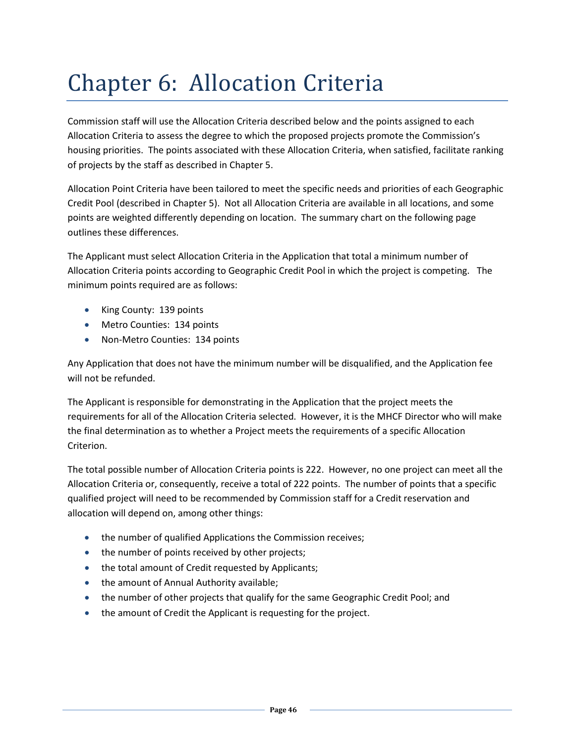# Chapter 6: Allocation Criteria

Commission staff will use the Allocation Criteria described below and the points assigned to each Allocation Criteria to assess the degree to which the proposed projects promote the Commission's housing priorities. The points associated with these Allocation Criteria, when satisfied, facilitate ranking of projects by the staff as described in Chapter 5.

Allocation Point Criteria have been tailored to meet the specific needs and priorities of each Geographic Credit Pool (described in Chapter 5). Not all Allocation Criteria are available in all locations, and some points are weighted differently depending on location. The summary chart on the following page outlines these differences.

The Applicant must select Allocation Criteria in the Application that total a minimum number of Allocation Criteria points according to Geographic Credit Pool in which the project is competing. The minimum points required are as follows:

- King County: 139 points
- Metro Counties: 134 points
- Non-Metro Counties: 134 points

Any Application that does not have the minimum number will be disqualified, and the Application fee will not be refunded.

The Applicant is responsible for demonstrating in the Application that the project meets the requirements for all of the Allocation Criteria selected. However, it is the MHCF Director who will make the final determination as to whether a Project meets the requirements of a specific Allocation Criterion.

The total possible number of Allocation Criteria points is 222. However, no one project can meet all the Allocation Criteria or, consequently, receive a total of 222 points. The number of points that a specific qualified project will need to be recommended by Commission staff for a Credit reservation and allocation will depend on, among other things:

- the number of qualified Applications the Commission receives;
- the number of points received by other projects;
- the total amount of Credit requested by Applicants;
- the amount of Annual Authority available;
- the number of other projects that qualify for the same Geographic Credit Pool; and
- the amount of Credit the Applicant is requesting for the project.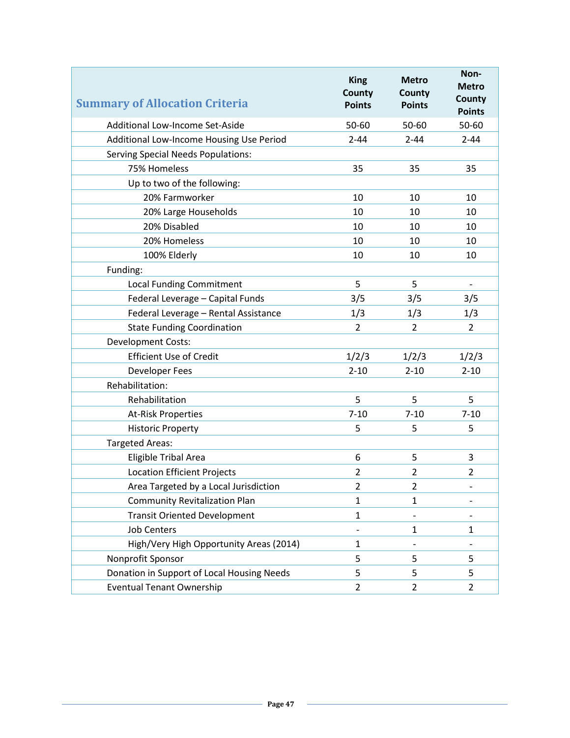| Summary of Allocation Criteria | King County Points | Metro County Points | Non-Metro County Points |
|---|---|---|---|
| Additional Low-Income Set-Aside | 50-60 | 50-60 | 50-60 |
| Additional Low-Income Housing Use Period | 2-44 | 2-44 | 2-44 |
| Serving Special Needs Populations: | | | |
| 75% Homeless | 35 | 35 | 35 |
| Up to two of the following: | | | |
| 20% Farmworker | 10 | 10 | 10 |
| 20% Large Households | 10 | 10 | 10 |
| 20% Disabled | 10 | 10 | 10 |
| 20% Homeless | 10 | 10 | 10 |
| 100% Elderly | 10 | 10 | 10 |
| Funding: | | | |
| Local Funding Commitment | 5 | 5 | - |
| Federal Leverage – Capital Funds | 3/5 | 3/5 | 3/5 |
| Federal Leverage – Rental Assistance | 1/3 | 1/3 | 1/3 |
| State Funding Coordination | 2 | 2 | 2 |
| Development Costs: | | | |
| Efficient Use of Credit | 1/2/3 | 1/2/3 | 1/2/3 |
| Developer Fees | 2-10 | 2-10 | 2-10 |
| Rehabilitation: | | | |
| Rehabilitation | 5 | 5 | 5 |
| At-Risk Properties | 7-10 | 7-10 | 7-10 |
| Historic Property | 5 | 5 | 5 |
| Targeted Areas: | | | |
| Eligible Tribal Area | 6 | 5 | 3 |
| Location Efficient Projects | 2 | 2 | 2 |
| Area Targeted by a Local Jurisdiction | 2 | 2 | - |
| Community Revitalization Plan | 1 | 1 | - |
| Transit Oriented Development | 1 | - | - |
| Job Centers | - | 1 | 1 |
| High/Very High Opportunity Areas (2014) | 1 | - | - |
| Nonprofit Sponsor | 5 | 5 | 5 |
| Donation in Support of Local Housing Needs | 5 | 5 | 5 |
| Eventual Tenant Ownership | 2 | 2 | 2 |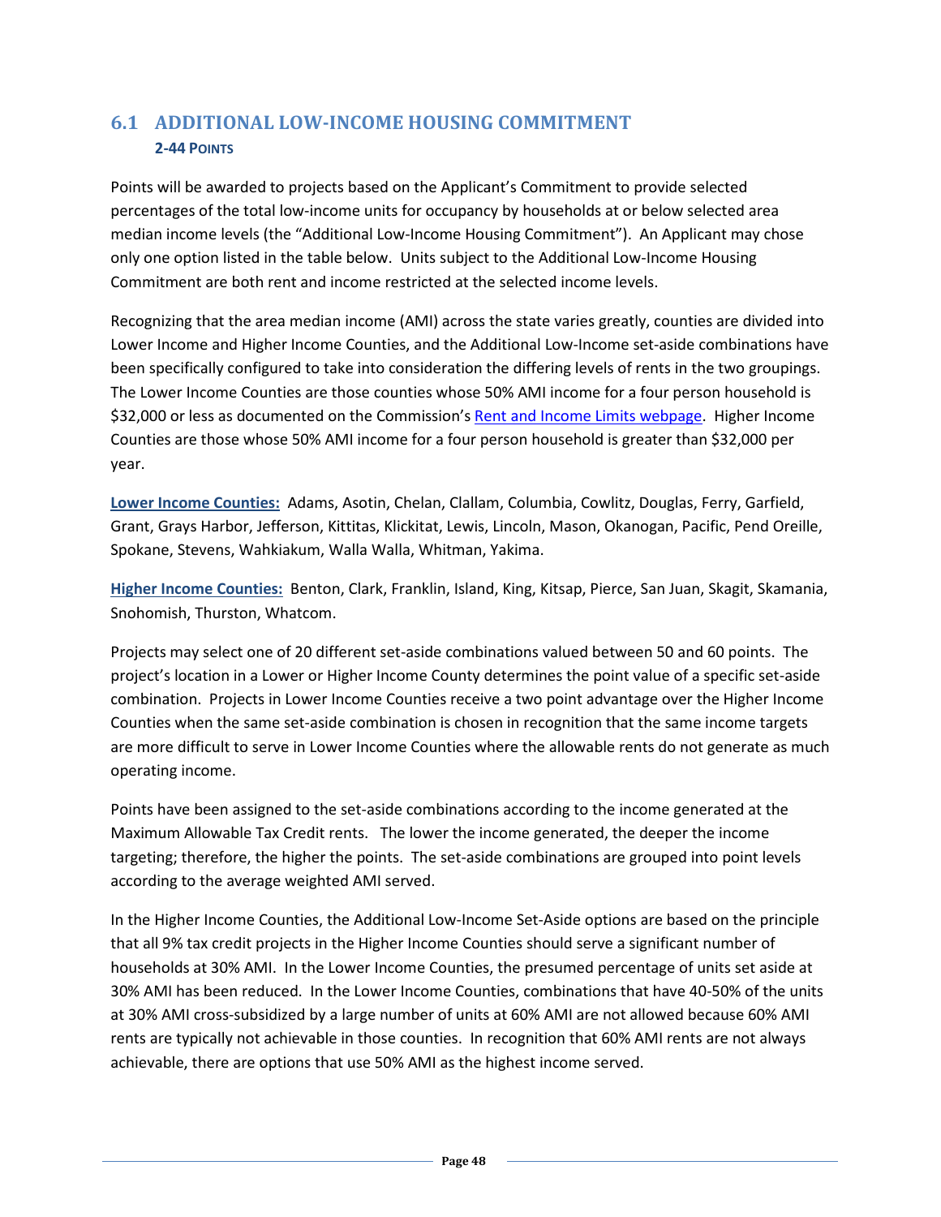## 6.1 ADDITIONAL LOW-INCOME HOUSING COMMITMENT

**2-44 POINTS**

Points will be awarded to projects based on the Applicant's Commitment to provide selected percentages of the total low-income units for occupancy by households at or below selected area median income levels (the "Additional Low-Income Housing Commitment"). An Applicant may chose only one option listed in the table below. Units subject to the Additional Low-Income Housing Commitment are both rent and income restricted at the selected income levels.

Recognizing that the area median income (AMI) across the state varies greatly, counties are divided into Lower Income and Higher Income Counties, and the Additional Low-Income set-aside combinations have been specifically configured to take into consideration the differing levels of rents in the two groupings. The Lower Income Counties are those counties whose 50% AMI income for a four person household is $32,000 or less as documented on the Commission's Rent and Income Limits webpage. Higher Income Counties are those whose 50% AMI income for a four person household is greater than $32,000 per year.

**Lower Income Counties:** Adams, Asotin, Chelan, Clallam, Columbia, Cowlitz, Douglas, Ferry, Garfield, Grant, Grays Harbor, Jefferson, Kittitas, Klickitat, Lewis, Lincoln, Mason, Okanogan, Pacific, Pend Oreille, Spokane, Stevens, Wahkiakum, Walla Walla, Whitman, Yakima.

**Higher Income Counties:** Benton, Clark, Franklin, Island, King, Kitsap, Pierce, San Juan, Skagit, Skamania, Snohomish, Thurston, Whatcom.

Projects may select one of 20 different set-aside combinations valued between 50 and 60 points. The project's location in a Lower or Higher Income County determines the point value of a specific set-aside combination. Projects in Lower Income Counties receive a two point advantage over the Higher Income Counties when the same set-aside combination is chosen in recognition that the same income targets are more difficult to serve in Lower Income Counties where the allowable rents do not generate as much operating income.

Points have been assigned to the set-aside combinations according to the income generated at the Maximum Allowable Tax Credit rents. The lower the income generated, the deeper the income targeting; therefore, the higher the points. The set-aside combinations are grouped into point levels according to the average weighted AMI served.

In the Higher Income Counties, the Additional Low-Income Set-Aside options are based on the principle that all 9% tax credit projects in the Higher Income Counties should serve a significant number of households at 30% AMI. In the Lower Income Counties, the presumed percentage of units set aside at 30% AMI has been reduced. In the Lower Income Counties, combinations that have 40-50% of the units at 30% AMI cross-subsidized by a large number of units at 60% AMI are not allowed because 60% AMI rents are typically not achievable in those counties. In recognition that 60% AMI rents are not always achievable, there are options that use 50% AMI as the highest income served.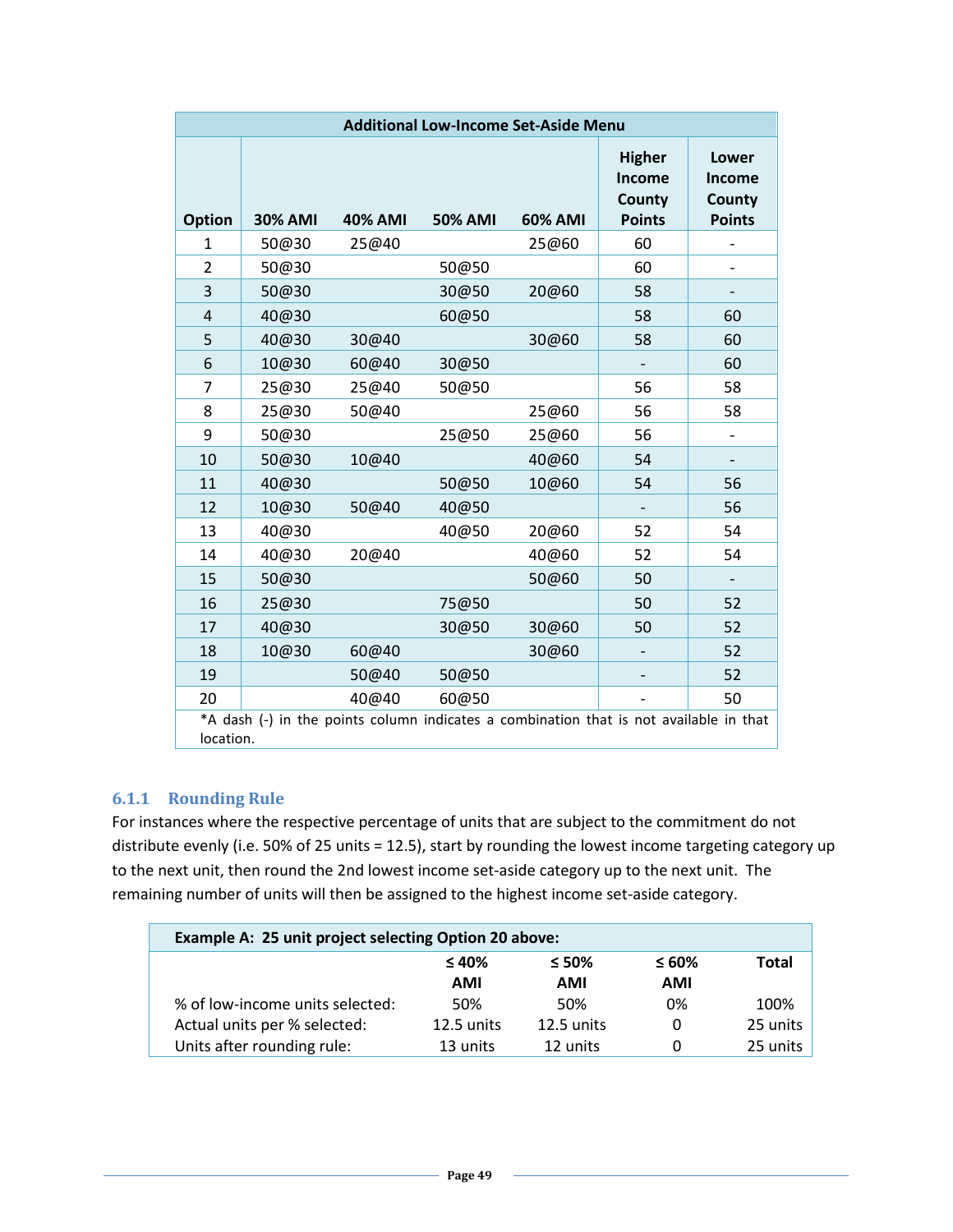| Additional Low-Income Set-Aside Menu | | | | | | |
|---|---|---|---|---|---|---|
| Option | 30% AMI | 40% AMI | 50% AMI | 60% AMI | Higher Income County Points | Lower Income County Points |
| 1 | 50@30 | 25@40 | | 25@60 | 60 | - |
| 2 | 50@30 | | 50@50 | | 60 | - |
| 3 | 50@30 | | 30@50 | 20@60 | 58 | - |
| 4 | 40@30 | | 60@50 | | 58 | 60 |
| 5 | 40@30 | 30@40 | | 30@60 | 58 | 60 |
| 6 | 10@30 | 60@40 | 30@50 | | - | 60 |
| 7 | 25@30 | 25@40 | 50@50 | | 56 | 58 |
| 8 | 25@30 | 50@40 | | 25@60 | 56 | 58 |
| 9 | 50@30 | | 25@50 | 25@60 | 56 | - |
| 10 | 50@30 | 10@40 | | 40@60 | 54 | - |
| 11 | 40@30 | | 50@50 | 10@60 | 54 | 56 |
| 12 | 10@30 | 50@40 | 40@50 | | - | 56 |
| 13 | 40@30 | | 40@50 | 20@60 | 52 | 54 |
| 14 | 40@30 | 20@40 | | 40@60 | 52 | 54 |
| 15 | 50@30 | | | 50@60 | 50 | - |
| 16 | 25@30 | | 75@50 | | 50 | 52 |
| 17 | 40@30 | | 30@50 | 30@60 | 50 | 52 |
| 18 | 10@30 | 60@40 | | 30@60 | - | 52 |
| 19 | | 50@40 | 50@50 | | - | 52 |
| 20 | | 40@40 | 60@50 | | - | 50 |

*A dash (-) in the points column indicates a combination that is not available in that location.

### 6.1.1 Rounding Rule

For instances where the respective percentage of units that are subject to the commitment do not distribute evenly (i.e. 50% of 25 units = 12.5), start by rounding the lowest income targeting category up to the next unit, then round the 2nd lowest income set-aside category up to the next unit. The remaining number of units will then be assigned to the highest income set-aside category.

| Example A: 25 unit project selecting Option 20 above: | | | | |
|---|---|---|---|---|
| | ≤ 40% AMI | ≤ 50% AMI | ≤ 60% AMI | Total |
| % of low-income units selected: | 50% | 50% | 0% | 100% |
| Actual units per % selected: | 12.5 units | 12.5 units | 0 | 25 units |
| Units after rounding rule: | 13 units | 12 units | 0 | 25 units |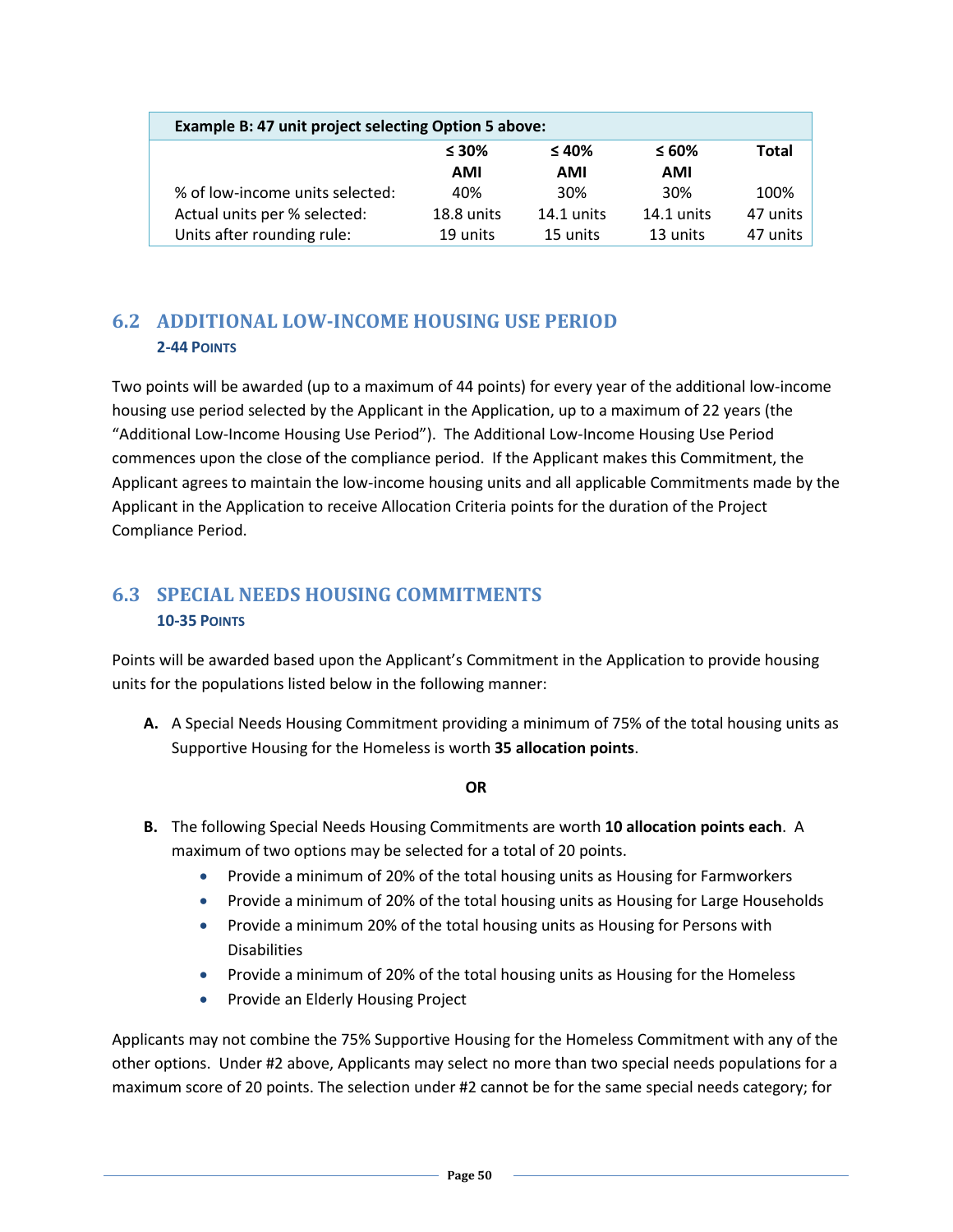| Example B: 47 unit project selecting Option 5 above: | | | | |
|---|---|---|---|---|
| | ≤ 30% AMI | ≤ 40% AMI | ≤ 60% AMI | Total |
| % of low-income units selected: | 40% | 30% | 30% | 100% |
| Actual units per % selected: | 18.8 units | 14.1 units | 14.1 units | 47 units |
| Units after rounding rule: | 19 units | 15 units | 13 units | 47 units |

## 6.2 ADDITIONAL LOW-INCOME HOUSING USE PERIOD

**2-44 POINTS**

Two points will be awarded (up to a maximum of 44 points) for every year of the additional low-income housing use period selected by the Applicant in the Application, up to a maximum of 22 years (the "Additional Low-Income Housing Use Period"). The Additional Low-Income Housing Use Period commences upon the close of the compliance period. If the Applicant makes this Commitment, the Applicant agrees to maintain the low-income housing units and all applicable Commitments made by the Applicant in the Application to receive Allocation Criteria points for the duration of the Project Compliance Period.

## 6.3 SPECIAL NEEDS HOUSING COMMITMENTS

**10-35 POINTS**

Points will be awarded based upon the Applicant's Commitment in the Application to provide housing units for the populations listed below in the following manner:

**A.** A Special Needs Housing Commitment providing a minimum of 75% of the total housing units as Supportive Housing for the Homeless is worth **35 allocation points**.

**OR**

**B.** The following Special Needs Housing Commitments are worth **10 allocation points each**. A maximum of two options may be selected for a total of 20 points.

- Provide a minimum of 20% of the total housing units as Housing for Farmworkers
- Provide a minimum of 20% of the total housing units as Housing for Large Households
- Provide a minimum 20% of the total housing units as Housing for Persons with Disabilities
- Provide a minimum of 20% of the total housing units as Housing for the Homeless
- Provide an Elderly Housing Project

Applicants may not combine the 75% Supportive Housing for the Homeless Commitment with any of the other options. Under #2 above, Applicants may select no more than two special needs populations for a maximum score of 20 points. The selection under #2 cannot be for the same special needs category; for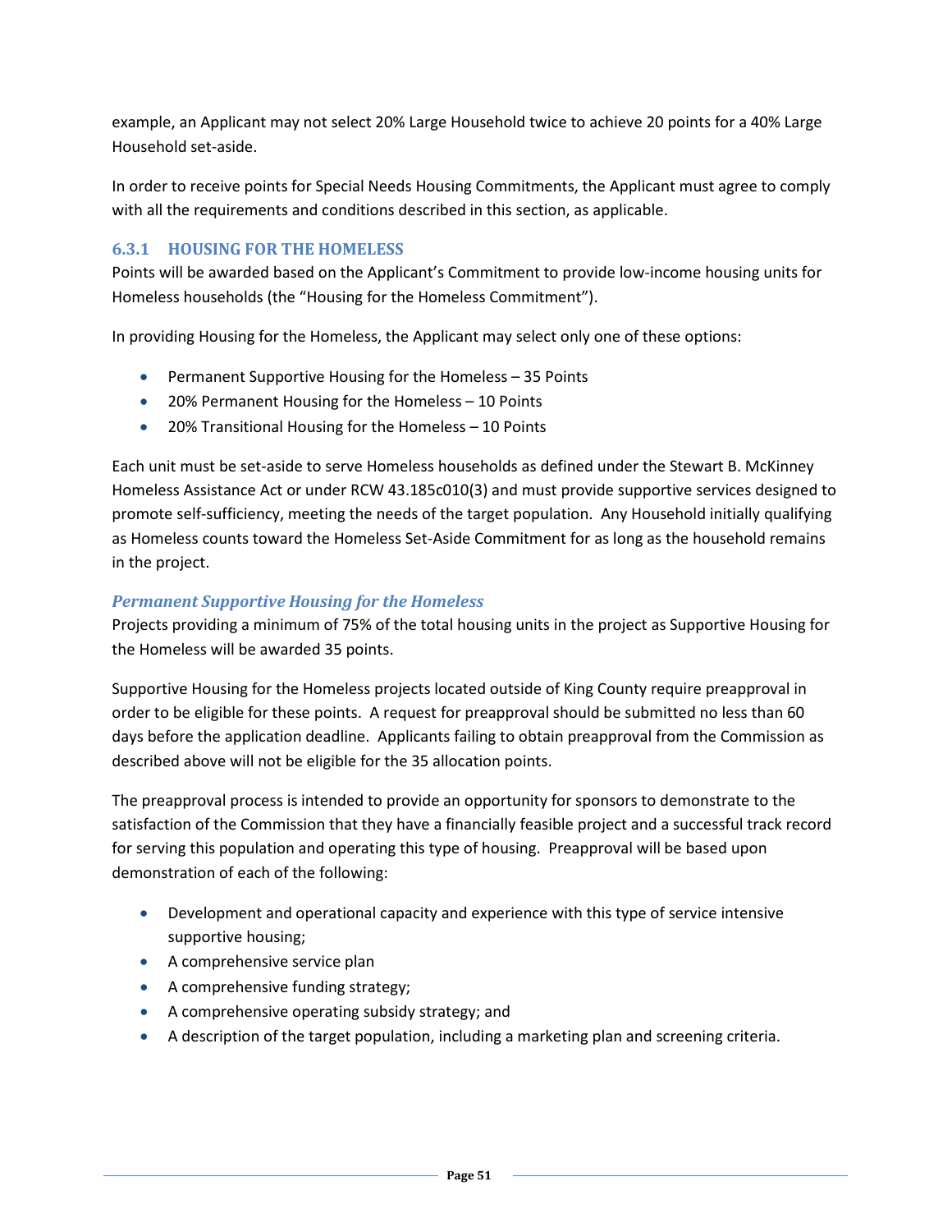example, an Applicant may not select 20% Large Household twice to achieve 20 points for a 40% Large Household set-aside.

In order to receive points for Special Needs Housing Commitments, the Applicant must agree to comply with all the requirements and conditions described in this section, as applicable.

### 6.3.1 HOUSING FOR THE HOMELESS

Points will be awarded based on the Applicant's Commitment to provide low-income housing units for Homeless households (the "Housing for the Homeless Commitment").

In providing Housing for the Homeless, the Applicant may select only one of these options:

- Permanent Supportive Housing for the Homeless – 35 Points
- 20% Permanent Housing for the Homeless – 10 Points
- 20% Transitional Housing for the Homeless – 10 Points

Each unit must be set-aside to serve Homeless households as defined under the Stewart B. McKinney Homeless Assistance Act or under RCW 43.185c010(3) and must provide supportive services designed to promote self-sufficiency, meeting the needs of the target population. Any Household initially qualifying as Homeless counts toward the Homeless Set-Aside Commitment for as long as the household remains in the project.

#### *Permanent Supportive Housing for the Homeless*

Projects providing a minimum of 75% of the total housing units in the project as Supportive Housing for the Homeless will be awarded 35 points.

Supportive Housing for the Homeless projects located outside of King County require preapproval in order to be eligible for these points. A request for preapproval should be submitted no less than 60 days before the application deadline. Applicants failing to obtain preapproval from the Commission as described above will not be eligible for the 35 allocation points.

The preapproval process is intended to provide an opportunity for sponsors to demonstrate to the satisfaction of the Commission that they have a financially feasible project and a successful track record for serving this population and operating this type of housing. Preapproval will be based upon demonstration of each of the following:

- Development and operational capacity and experience with this type of service intensive supportive housing;
- A comprehensive service plan
- A comprehensive funding strategy;
- A comprehensive operating subsidy strategy; and
- A description of the target population, including a marketing plan and screening criteria.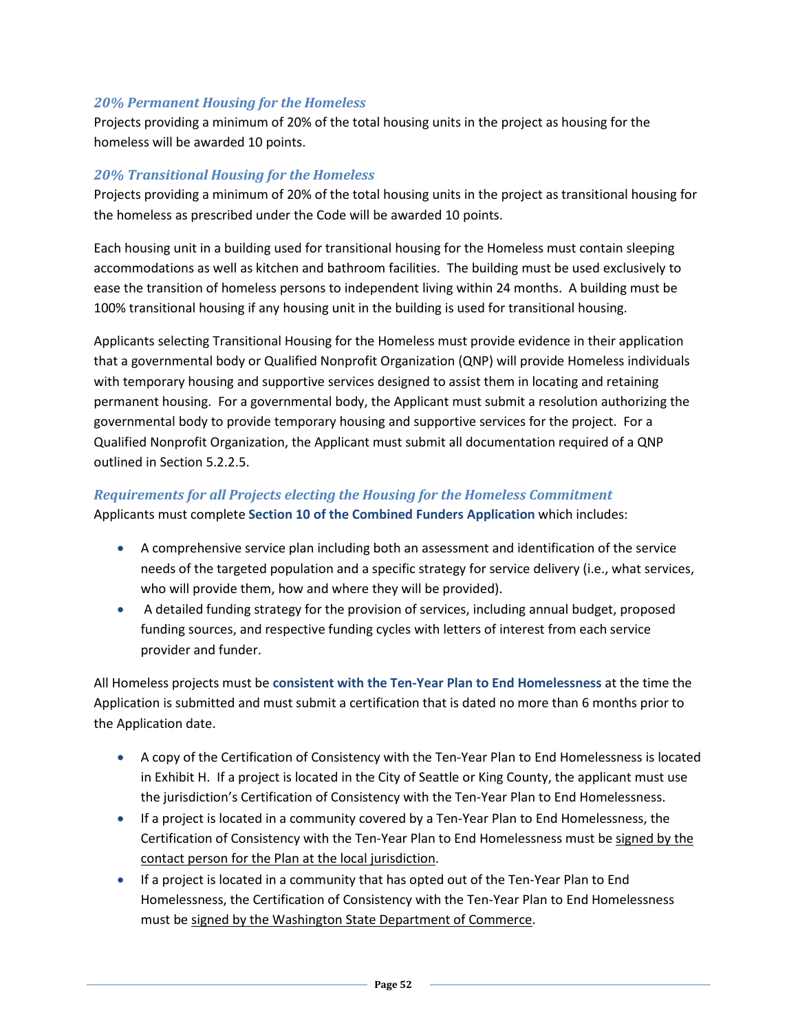### *20% Permanent Housing for the Homeless*

Projects providing a minimum of 20% of the total housing units in the project as housing for the homeless will be awarded 10 points.

### *20% Transitional Housing for the Homeless*

Projects providing a minimum of 20% of the total housing units in the project as transitional housing for the homeless as prescribed under the Code will be awarded 10 points.

Each housing unit in a building used for transitional housing for the Homeless must contain sleeping accommodations as well as kitchen and bathroom facilities. The building must be used exclusively to ease the transition of homeless persons to independent living within 24 months. A building must be 100% transitional housing if any housing unit in the building is used for transitional housing.

Applicants selecting Transitional Housing for the Homeless must provide evidence in their application that a governmental body or Qualified Nonprofit Organization (QNP) will provide Homeless individuals with temporary housing and supportive services designed to assist them in locating and retaining permanent housing. For a governmental body, the Applicant must submit a resolution authorizing the governmental body to provide temporary housing and supportive services for the project. For a Qualified Nonprofit Organization, the Applicant must submit all documentation required of a QNP outlined in Section 5.2.2.5.

### *Requirements for all Projects electing the Housing for the Homeless Commitment*

Applicants must complete **Section 10 of the Combined Funders Application** which includes:

- A comprehensive service plan including both an assessment and identification of the service needs of the targeted population and a specific strategy for service delivery (i.e., what services, who will provide them, how and where they will be provided).
- A detailed funding strategy for the provision of services, including annual budget, proposed funding sources, and respective funding cycles with letters of interest from each service provider and funder.

All Homeless projects must be **consistent with the Ten-Year Plan to End Homelessness** at the time the Application is submitted and must submit a certification that is dated no more than 6 months prior to the Application date.

- A copy of the Certification of Consistency with the Ten-Year Plan to End Homelessness is located in Exhibit H. If a project is located in the City of Seattle or King County, the applicant must use the jurisdiction's Certification of Consistency with the Ten-Year Plan to End Homelessness.
- If a project is located in a community covered by a Ten-Year Plan to End Homelessness, the Certification of Consistency with the Ten-Year Plan to End Homelessness must be signed by the contact person for the Plan at the local jurisdiction.
- If a project is located in a community that has opted out of the Ten-Year Plan to End Homelessness, the Certification of Consistency with the Ten-Year Plan to End Homelessness must be signed by the Washington State Department of Commerce.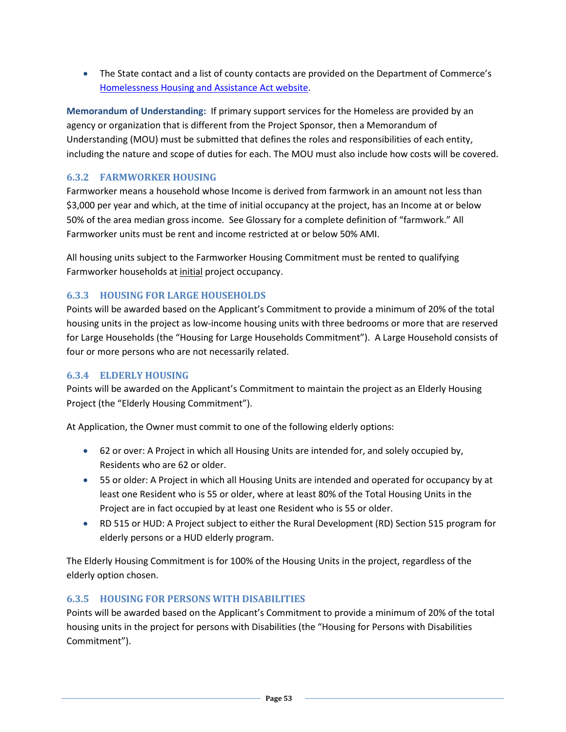- The State contact and a list of county contacts are provided on the Department of Commerce's [Homelessness Housing and Assistance Act website](Homelessness Housing and Assistance Act website).

**Memorandum of Understanding:** If primary support services for the Homeless are provided by an agency or organization that is different from the Project Sponsor, then a Memorandum of Understanding (MOU) must be submitted that defines the roles and responsibilities of each entity, including the nature and scope of duties for each. The MOU must also include how costs will be covered.

### 6.3.2 FARMWORKER HOUSING

Farmworker means a household whose Income is derived from farmwork in an amount not less than \$3,000 per year and which, at the time of initial occupancy at the project, has an Income at or below 50% of the area median gross income. See Glossary for a complete definition of "farmwork." All Farmworker units must be rent and income restricted at or below 50% AMI.

All housing units subject to the Farmworker Housing Commitment must be rented to qualifying Farmworker households at <u>initial</u> project occupancy.

### 6.3.3 HOUSING FOR LARGE HOUSEHOLDS

Points will be awarded based on the Applicant's Commitment to provide a minimum of 20% of the total housing units in the project as low-income housing units with three bedrooms or more that are reserved for Large Households (the "Housing for Large Households Commitment"). A Large Household consists of four or more persons who are not necessarily related.

### 6.3.4 ELDERLY HOUSING

Points will be awarded on the Applicant's Commitment to maintain the project as an Elderly Housing Project (the "Elderly Housing Commitment").

At Application, the Owner must commit to one of the following elderly options:

- 62 or over: A Project in which all Housing Units are intended for, and solely occupied by, Residents who are 62 or older.
- 55 or older: A Project in which all Housing Units are intended and operated for occupancy by at least one Resident who is 55 or older, where at least 80% of the Total Housing Units in the Project are in fact occupied by at least one Resident who is 55 or older.
- RD 515 or HUD: A Project subject to either the Rural Development (RD) Section 515 program for elderly persons or a HUD elderly program.

The Elderly Housing Commitment is for 100% of the Housing Units in the project, regardless of the elderly option chosen.

### 6.3.5 HOUSING FOR PERSONS WITH DISABILITIES

Points will be awarded based on the Applicant's Commitment to provide a minimum of 20% of the total housing units in the project for persons with Disabilities (the "Housing for Persons with Disabilities Commitment").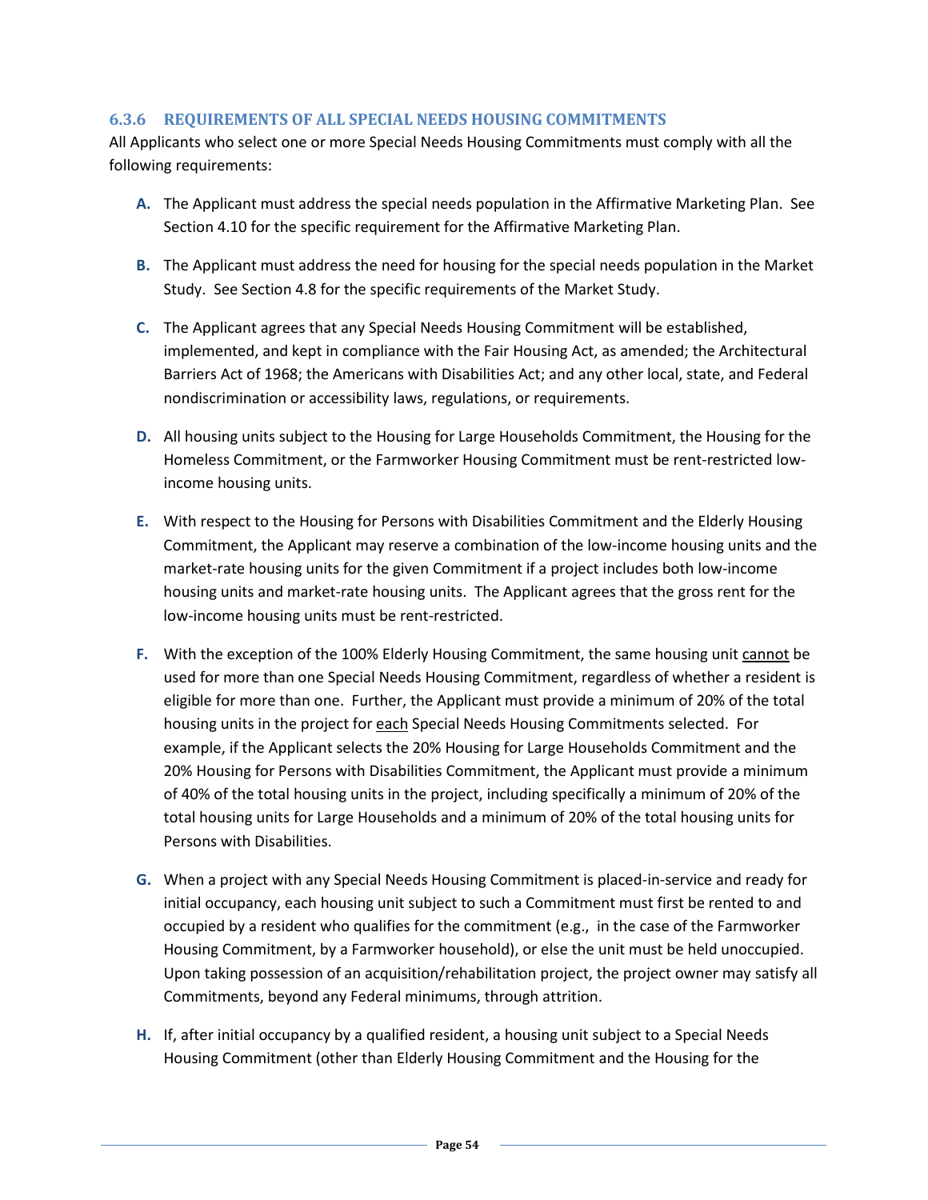### 6.3.6 REQUIREMENTS OF ALL SPECIAL NEEDS HOUSING COMMITMENTS

All Applicants who select one or more Special Needs Housing Commitments must comply with all the following requirements:

- **A.** The Applicant must address the special needs population in the Affirmative Marketing Plan. See Section 4.10 for the specific requirement for the Affirmative Marketing Plan.
- **B.** The Applicant must address the need for housing for the special needs population in the Market Study. See Section 4.8 for the specific requirements of the Market Study.
- **C.** The Applicant agrees that any Special Needs Housing Commitment will be established, implemented, and kept in compliance with the Fair Housing Act, as amended; the Architectural Barriers Act of 1968; the Americans with Disabilities Act; and any other local, state, and Federal nondiscrimination or accessibility laws, regulations, or requirements.
- **D.** All housing units subject to the Housing for Large Households Commitment, the Housing for the Homeless Commitment, or the Farmworker Housing Commitment must be rent-restricted low-income housing units.
- **E.** With respect to the Housing for Persons with Disabilities Commitment and the Elderly Housing Commitment, the Applicant may reserve a combination of the low-income housing units and the market-rate housing units for the given Commitment if a project includes both low-income housing units and market-rate housing units. The Applicant agrees that the gross rent for the low-income housing units must be rent-restricted.
- **F.** With the exception of the 100% Elderly Housing Commitment, the same housing unit cannot be used for more than one Special Needs Housing Commitment, regardless of whether a resident is eligible for more than one. Further, the Applicant must provide a minimum of 20% of the total housing units in the project for each Special Needs Housing Commitments selected. For example, if the Applicant selects the 20% Housing for Large Households Commitment and the 20% Housing for Persons with Disabilities Commitment, the Applicant must provide a minimum of 40% of the total housing units in the project, including specifically a minimum of 20% of the total housing units for Large Households and a minimum of 20% of the total housing units for Persons with Disabilities.
- **G.** When a project with any Special Needs Housing Commitment is placed-in-service and ready for initial occupancy, each housing unit subject to such a Commitment must first be rented to and occupied by a resident who qualifies for the commitment (e.g., in the case of the Farmworker Housing Commitment, by a Farmworker household), or else the unit must be held unoccupied. Upon taking possession of an acquisition/rehabilitation project, the project owner may satisfy all Commitments, beyond any Federal minimums, through attrition.
- **H.** If, after initial occupancy by a qualified resident, a housing unit subject to a Special Needs Housing Commitment (other than Elderly Housing Commitment and the Housing for the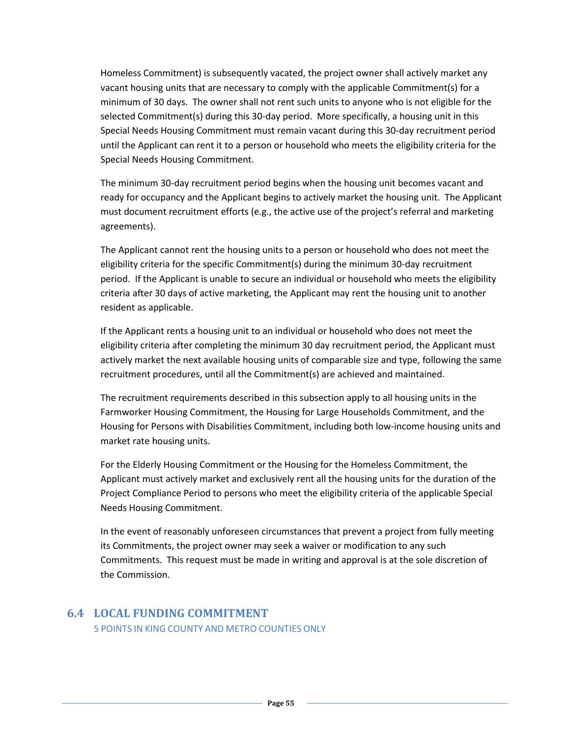Homeless Commitment) is subsequently vacated, the project owner shall actively market any vacant housing units that are necessary to comply with the applicable Commitment(s) for a minimum of 30 days. The owner shall not rent such units to anyone who is not eligible for the selected Commitment(s) during this 30-day period. More specifically, a housing unit in this Special Needs Housing Commitment must remain vacant during this 30-day recruitment period until the Applicant can rent it to a person or household who meets the eligibility criteria for the Special Needs Housing Commitment.

The minimum 30-day recruitment period begins when the housing unit becomes vacant and ready for occupancy and the Applicant begins to actively market the housing unit. The Applicant must document recruitment efforts (e.g., the active use of the project's referral and marketing agreements).

The Applicant cannot rent the housing units to a person or household who does not meet the eligibility criteria for the specific Commitment(s) during the minimum 30-day recruitment period. If the Applicant is unable to secure an individual or household who meets the eligibility criteria after 30 days of active marketing, the Applicant may rent the housing unit to another resident as applicable.

If the Applicant rents a housing unit to an individual or household who does not meet the eligibility criteria after completing the minimum 30 day recruitment period, the Applicant must actively market the next available housing units of comparable size and type, following the same recruitment procedures, until all the Commitment(s) are achieved and maintained.

The recruitment requirements described in this subsection apply to all housing units in the Farmworker Housing Commitment, the Housing for Large Households Commitment, and the Housing for Persons with Disabilities Commitment, including both low-income housing units and market rate housing units.

For the Elderly Housing Commitment or the Housing for the Homeless Commitment, the Applicant must actively market and exclusively rent all the housing units for the duration of the Project Compliance Period to persons who meet the eligibility criteria of the applicable Special Needs Housing Commitment.

In the event of reasonably unforeseen circumstances that prevent a project from fully meeting its Commitments, the project owner may seek a waiver or modification to any such Commitments. This request must be made in writing and approval is at the sole discretion of the Commission.

## 6.4 LOCAL FUNDING COMMITMENT

5 POINTS IN KING COUNTY AND METRO COUNTIES ONLY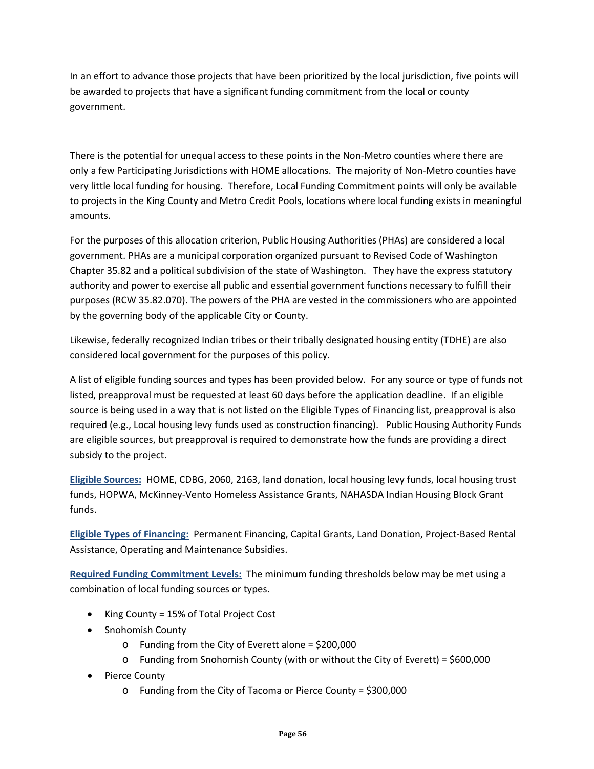In an effort to advance those projects that have been prioritized by the local jurisdiction, five points will be awarded to projects that have a significant funding commitment from the local or county government.

There is the potential for unequal access to these points in the Non-Metro counties where there are only a few Participating Jurisdictions with HOME allocations. The majority of Non-Metro counties have very little local funding for housing. Therefore, Local Funding Commitment points will only be available to projects in the King County and Metro Credit Pools, locations where local funding exists in meaningful amounts.

For the purposes of this allocation criterion, Public Housing Authorities (PHAs) are considered a local government. PHAs are a municipal corporation organized pursuant to Revised Code of Washington Chapter 35.82 and a political subdivision of the state of Washington. They have the express statutory authority and power to exercise all public and essential government functions necessary to fulfill their purposes (RCW 35.82.070). The powers of the PHA are vested in the commissioners who are appointed by the governing body of the applicable City or County.

Likewise, federally recognized Indian tribes or their tribally designated housing entity (TDHE) are also considered local government for the purposes of this policy.

A list of eligible funding sources and types has been provided below. For any source or type of funds not listed, preapproval must be requested at least 60 days before the application deadline. If an eligible source is being used in a way that is not listed on the Eligible Types of Financing list, preapproval is also required (e.g., Local housing levy funds used as construction financing). Public Housing Authority Funds are eligible sources, but preapproval is required to demonstrate how the funds are providing a direct subsidy to the project.

**Eligible Sources:** HOME, CDBG, 2060, 2163, land donation, local housing levy funds, local housing trust funds, HOPWA, McKinney-Vento Homeless Assistance Grants, NAHASDA Indian Housing Block Grant funds.

**Eligible Types of Financing:** Permanent Financing, Capital Grants, Land Donation, Project-Based Rental Assistance, Operating and Maintenance Subsidies.

**Required Funding Commitment Levels:** The minimum funding thresholds below may be met using a combination of local funding sources or types.

- King County = 15% of Total Project Cost
- Snohomish County
  - Funding from the City of Everett alone = $200,000
  - Funding from Snohomish County (with or without the City of Everett) = $600,000
- Pierce County
  - Funding from the City of Tacoma or Pierce County = $300,000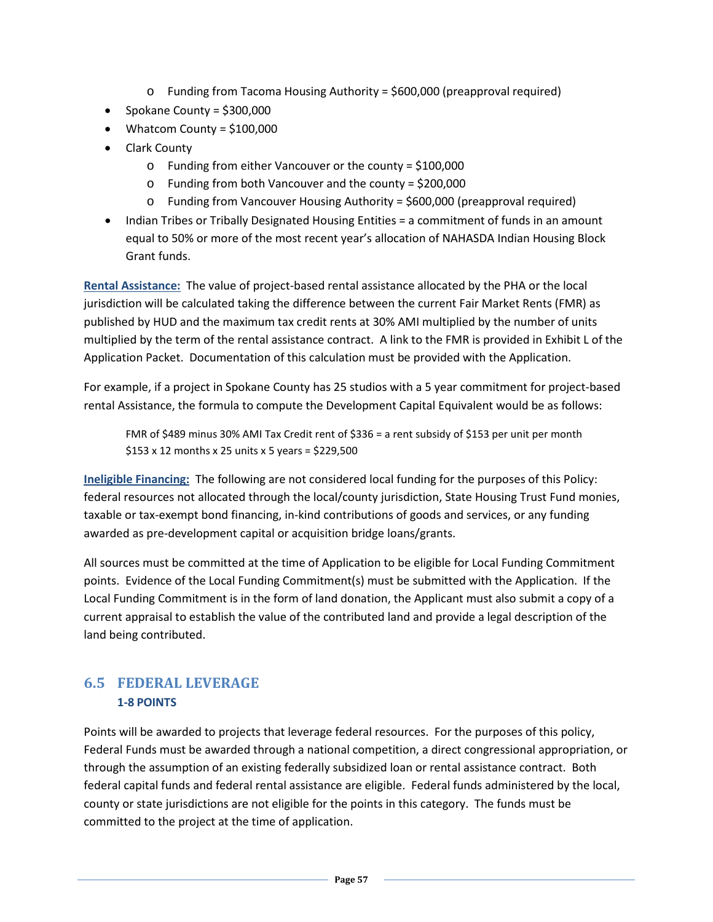- Funding from Tacoma Housing Authority = $600,000 (preapproval required)
- Spokane County = $300,000
- Whatcom County = $100,000
- Clark County
  - Funding from either Vancouver or the county = $100,000
  - Funding from both Vancouver and the county = $200,000
  - Funding from Vancouver Housing Authority = $600,000 (preapproval required)
- Indian Tribes or Tribally Designated Housing Entities = a commitment of funds in an amount equal to 50% or more of the most recent year's allocation of NAHASDA Indian Housing Block Grant funds.

**Rental Assistance:** The value of project-based rental assistance allocated by the PHA or the local jurisdiction will be calculated taking the difference between the current Fair Market Rents (FMR) as published by HUD and the maximum tax credit rents at 30% AMI multiplied by the number of units multiplied by the term of the rental assistance contract. A link to the FMR is provided in Exhibit L of the Application Packet. Documentation of this calculation must be provided with the Application.

For example, if a project in Spokane County has 25 studios with a 5 year commitment for project-based rental Assistance, the formula to compute the Development Capital Equivalent would be as follows:

> FMR of $489 minus 30% AMI Tax Credit rent of $336 = a rent subsidy of $153 per unit per month
> $153 x 12 months x 25 units x 5 years = $229,500

**Ineligible Financing:** The following are not considered local funding for the purposes of this Policy: federal resources not allocated through the local/county jurisdiction, State Housing Trust Fund monies, taxable or tax-exempt bond financing, in-kind contributions of goods and services, or any funding awarded as pre-development capital or acquisition bridge loans/grants.

All sources must be committed at the time of Application to be eligible for Local Funding Commitment points. Evidence of the Local Funding Commitment(s) must be submitted with the Application. If the Local Funding Commitment is in the form of land donation, the Applicant must also submit a copy of a current appraisal to establish the value of the contributed land and provide a legal description of the land being contributed.

## 6.5 FEDERAL LEVERAGE

### 1-8 POINTS

Points will be awarded to projects that leverage federal resources. For the purposes of this policy, Federal Funds must be awarded through a national competition, a direct congressional appropriation, or through the assumption of an existing federally subsidized loan or rental assistance contract. Both federal capital funds and federal rental assistance are eligible. Federal funds administered by the local, county or state jurisdictions are not eligible for the points in this category. The funds must be committed to the project at the time of application.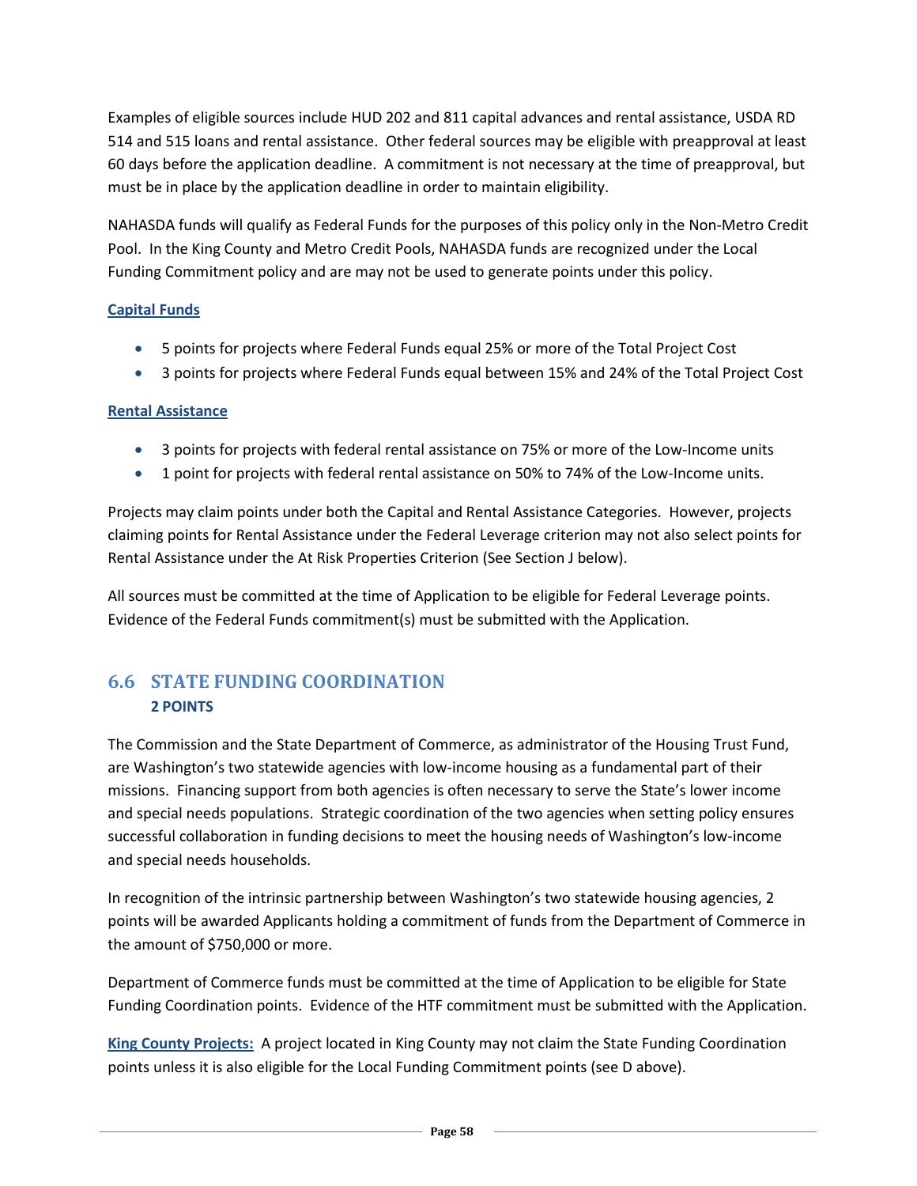Examples of eligible sources include HUD 202 and 811 capital advances and rental assistance, USDA RD 514 and 515 loans and rental assistance. Other federal sources may be eligible with preapproval at least 60 days before the application deadline. A commitment is not necessary at the time of preapproval, but must be in place by the application deadline in order to maintain eligibility.

NAHASDA funds will qualify as Federal Funds for the purposes of this policy only in the Non-Metro Credit Pool. In the King County and Metro Credit Pools, NAHASDA funds are recognized under the Local Funding Commitment policy and are may not be used to generate points under this policy.

**Capital Funds**

- 5 points for projects where Federal Funds equal 25% or more of the Total Project Cost
- 3 points for projects where Federal Funds equal between 15% and 24% of the Total Project Cost

**Rental Assistance**

- 3 points for projects with federal rental assistance on 75% or more of the Low-Income units
- 1 point for projects with federal rental assistance on 50% to 74% of the Low-Income units.

Projects may claim points under both the Capital and Rental Assistance Categories. However, projects claiming points for Rental Assistance under the Federal Leverage criterion may not also select points for Rental Assistance under the At Risk Properties Criterion (See Section J below).

All sources must be committed at the time of Application to be eligible for Federal Leverage points. Evidence of the Federal Funds commitment(s) must be submitted with the Application.

## 6.6 STATE FUNDING COORDINATION
**2 POINTS**

The Commission and the State Department of Commerce, as administrator of the Housing Trust Fund, are Washington's two statewide agencies with low-income housing as a fundamental part of their missions. Financing support from both agencies is often necessary to serve the State's lower income and special needs populations. Strategic coordination of the two agencies when setting policy ensures successful collaboration in funding decisions to meet the housing needs of Washington's low-income and special needs households.

In recognition of the intrinsic partnership between Washington's two statewide housing agencies, 2 points will be awarded Applicants holding a commitment of funds from the Department of Commerce in the amount of $750,000 or more.

Department of Commerce funds must be committed at the time of Application to be eligible for State Funding Coordination points. Evidence of the HTF commitment must be submitted with the Application.

**King County Projects:** A project located in King County may not claim the State Funding Coordination points unless it is also eligible for the Local Funding Commitment points (see D above).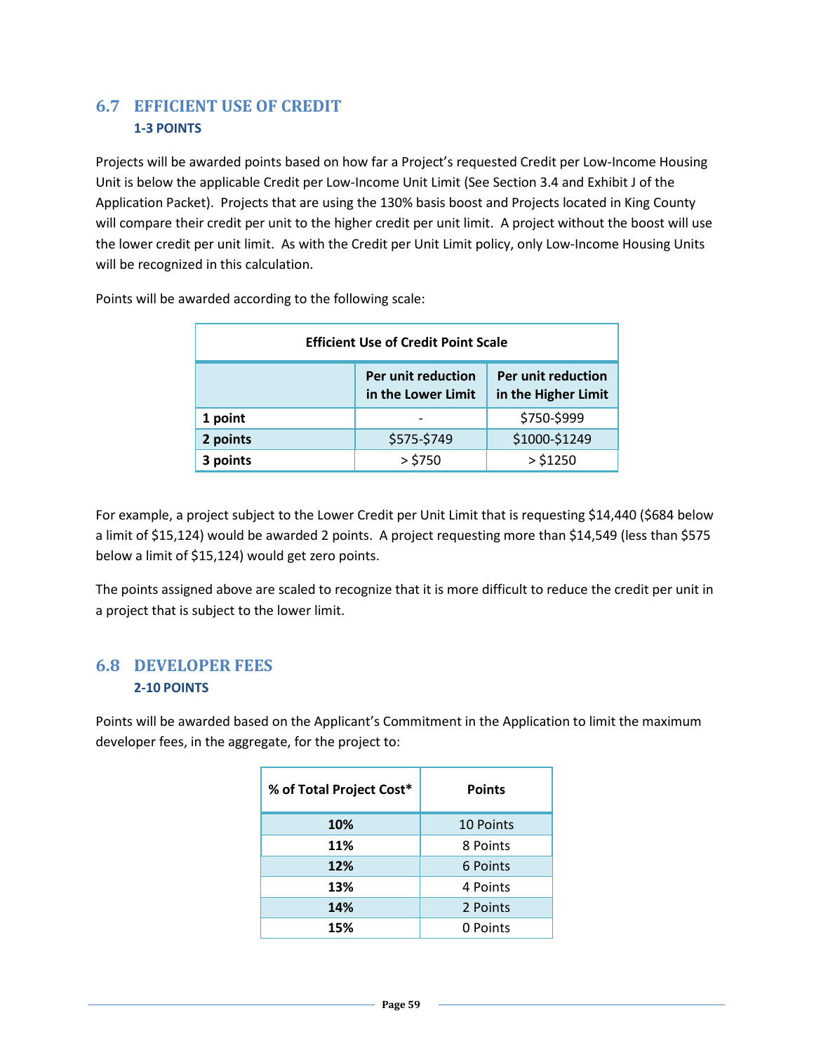## 6.7 EFFICIENT USE OF CREDIT

### 1-3 POINTS

Projects will be awarded points based on how far a Project's requested Credit per Low-Income Housing Unit is below the applicable Credit per Low-Income Unit Limit (See Section 3.4 and Exhibit J of the Application Packet). Projects that are using the 130% basis boost and Projects located in King County will compare their credit per unit to the higher credit per unit limit. A project without the boost will use the lower credit per unit limit. As with the Credit per Unit Limit policy, only Low-Income Housing Units will be recognized in this calculation.

Points will be awarded according to the following scale:

| Efficient Use of Credit Point Scale | | |
|---|---|---|
| | **Per unit reduction in the Lower Limit** | **Per unit reduction in the Higher Limit** |
| **1 point** | - | $750-$999 |
| **2 points** | $575-$749 | $1000-$1249 |
| **3 points** | > $750 | > $1250 |

For example, a project subject to the Lower Credit per Unit Limit that is requesting $14,440 ($684 below a limit of $15,124) would be awarded 2 points. A project requesting more than $14,549 (less than $575 below a limit of $15,124) would get zero points.

The points assigned above are scaled to recognize that it is more difficult to reduce the credit per unit in a project that is subject to the lower limit.

## 6.8 DEVELOPER FEES

### 2-10 POINTS

Points will be awarded based on the Applicant's Commitment in the Application to limit the maximum developer fees, in the aggregate, for the project to:

| % of Total Project Cost* | Points |
|---|---|
| **10%** | 10 Points |
| **11%** | 8 Points |
| **12%** | 6 Points |
| **13%** | 4 Points |
| **14%** | 2 Points |
| **15%** | 0 Points |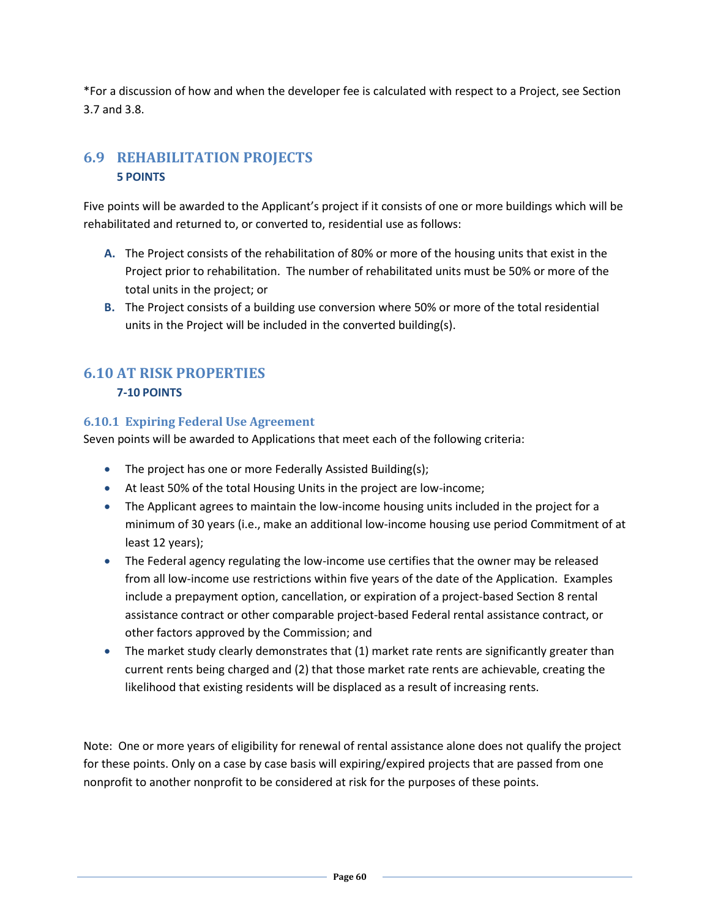*For a discussion of how and when the developer fee is calculated with respect to a Project, see Section 3.7 and 3.8.

## 6.9 REHABILITATION PROJECTS

**5 POINTS**

Five points will be awarded to the Applicant's project if it consists of one or more buildings which will be rehabilitated and returned to, or converted to, residential use as follows:

- **A.** The Project consists of the rehabilitation of 80% or more of the housing units that exist in the Project prior to rehabilitation. The number of rehabilitated units must be 50% or more of the total units in the project; or
- **B.** The Project consists of a building use conversion where 50% or more of the total residential units in the Project will be included in the converted building(s).

## 6.10 AT RISK PROPERTIES

**7-10 POINTS**

### 6.10.1 Expiring Federal Use Agreement

Seven points will be awarded to Applications that meet each of the following criteria:

- The project has one or more Federally Assisted Building(s);
- At least 50% of the total Housing Units in the project are low-income;
- The Applicant agrees to maintain the low-income housing units included in the project for a minimum of 30 years (i.e., make an additional low-income housing use period Commitment of at least 12 years);
- The Federal agency regulating the low-income use certifies that the owner may be released from all low-income use restrictions within five years of the date of the Application. Examples include a prepayment option, cancellation, or expiration of a project-based Section 8 rental assistance contract or other comparable project-based Federal rental assistance contract, or other factors approved by the Commission; and
- The market study clearly demonstrates that (1) market rate rents are significantly greater than current rents being charged and (2) that those market rate rents are achievable, creating the likelihood that existing residents will be displaced as a result of increasing rents.

Note: One or more years of eligibility for renewal of rental assistance alone does not qualify the project for these points. Only on a case by case basis will expiring/expired projects that are passed from one nonprofit to another nonprofit to be considered at risk for the purposes of these points.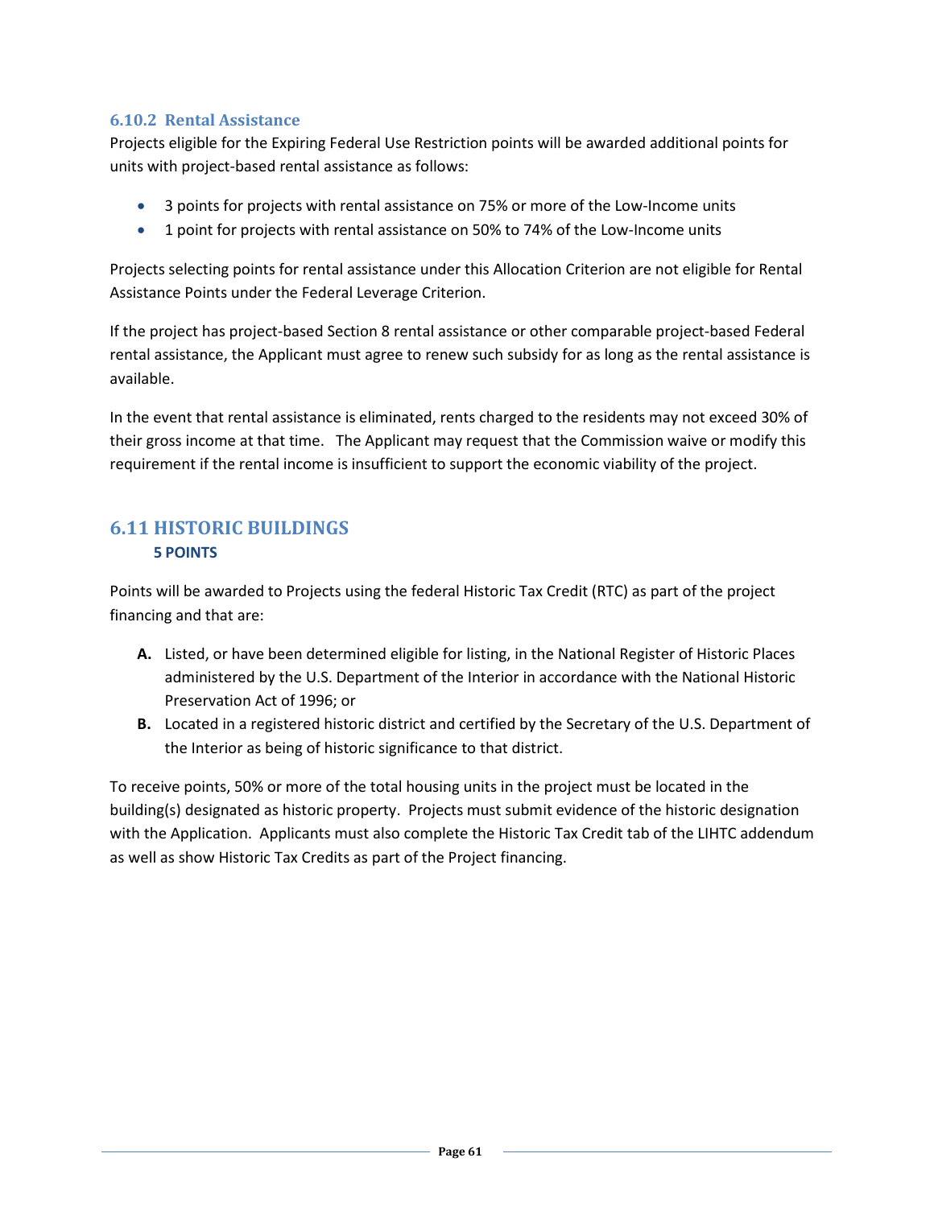### 6.10.2 Rental Assistance

Projects eligible for the Expiring Federal Use Restriction points will be awarded additional points for units with project-based rental assistance as follows:

- 3 points for projects with rental assistance on 75% or more of the Low-Income units
- 1 point for projects with rental assistance on 50% to 74% of the Low-Income units

Projects selecting points for rental assistance under this Allocation Criterion are not eligible for Rental Assistance Points under the Federal Leverage Criterion.

If the project has project-based Section 8 rental assistance or other comparable project-based Federal rental assistance, the Applicant must agree to renew such subsidy for as long as the rental assistance is available.

In the event that rental assistance is eliminated, rents charged to the residents may not exceed 30% of their gross income at that time. The Applicant may request that the Commission waive or modify this requirement if the rental income is insufficient to support the economic viability of the project.

## 6.11 HISTORIC BUILDINGS

**5 POINTS**

Points will be awarded to Projects using the federal Historic Tax Credit (RTC) as part of the project financing and that are:

**A.** Listed, or have been determined eligible for listing, in the National Register of Historic Places administered by the U.S. Department of the Interior in accordance with the National Historic Preservation Act of 1996; or

**B.** Located in a registered historic district and certified by the Secretary of the U.S. Department of the Interior as being of historic significance to that district.

To receive points, 50% or more of the total housing units in the project must be located in the building(s) designated as historic property. Projects must submit evidence of the historic designation with the Application. Applicants must also complete the Historic Tax Credit tab of the LIHTC addendum as well as show Historic Tax Credits as part of the Project financing.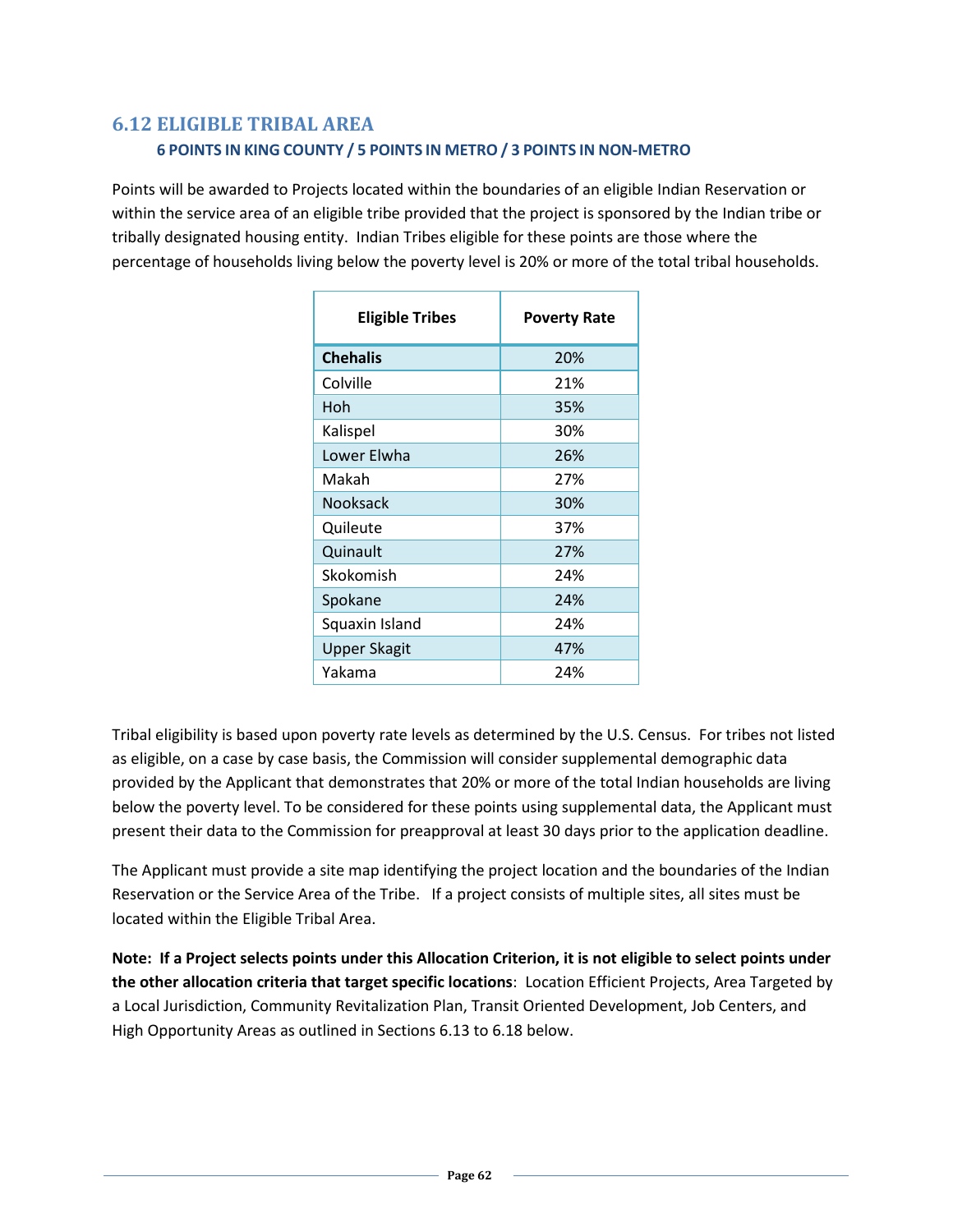## 6.12 ELIGIBLE TRIBAL AREA

### 6 POINTS IN KING COUNTY / 5 POINTS IN METRO / 3 POINTS IN NON-METRO

Points will be awarded to Projects located within the boundaries of an eligible Indian Reservation or within the service area of an eligible tribe provided that the project is sponsored by the Indian tribe or tribally designated housing entity. Indian Tribes eligible for these points are those where the percentage of households living below the poverty level is 20% or more of the total tribal households.

| Eligible Tribes | Poverty Rate |
|---|---|
| **Chehalis** | 20% |
| Colville | 21% |
| Hoh | 35% |
| Kalispel | 30% |
| Lower Elwha | 26% |
| Makah | 27% |
| Nooksack | 30% |
| Quileute | 37% |
| Quinault | 27% |
| Skokomish | 24% |
| Spokane | 24% |
| Squaxin Island | 24% |
| Upper Skagit | 47% |
| Yakama | 24% |

Tribal eligibility is based upon poverty rate levels as determined by the U.S. Census. For tribes not listed as eligible, on a case by case basis, the Commission will consider supplemental demographic data provided by the Applicant that demonstrates that 20% or more of the total Indian households are living below the poverty level. To be considered for these points using supplemental data, the Applicant must present their data to the Commission for preapproval at least 30 days prior to the application deadline.

The Applicant must provide a site map identifying the project location and the boundaries of the Indian Reservation or the Service Area of the Tribe. If a project consists of multiple sites, all sites must be located within the Eligible Tribal Area.

**Note: If a Project selects points under this Allocation Criterion, it is not eligible to select points under the other allocation criteria that target specific locations**: Location Efficient Projects, Area Targeted by a Local Jurisdiction, Community Revitalization Plan, Transit Oriented Development, Job Centers, and High Opportunity Areas as outlined in Sections 6.13 to 6.18 below.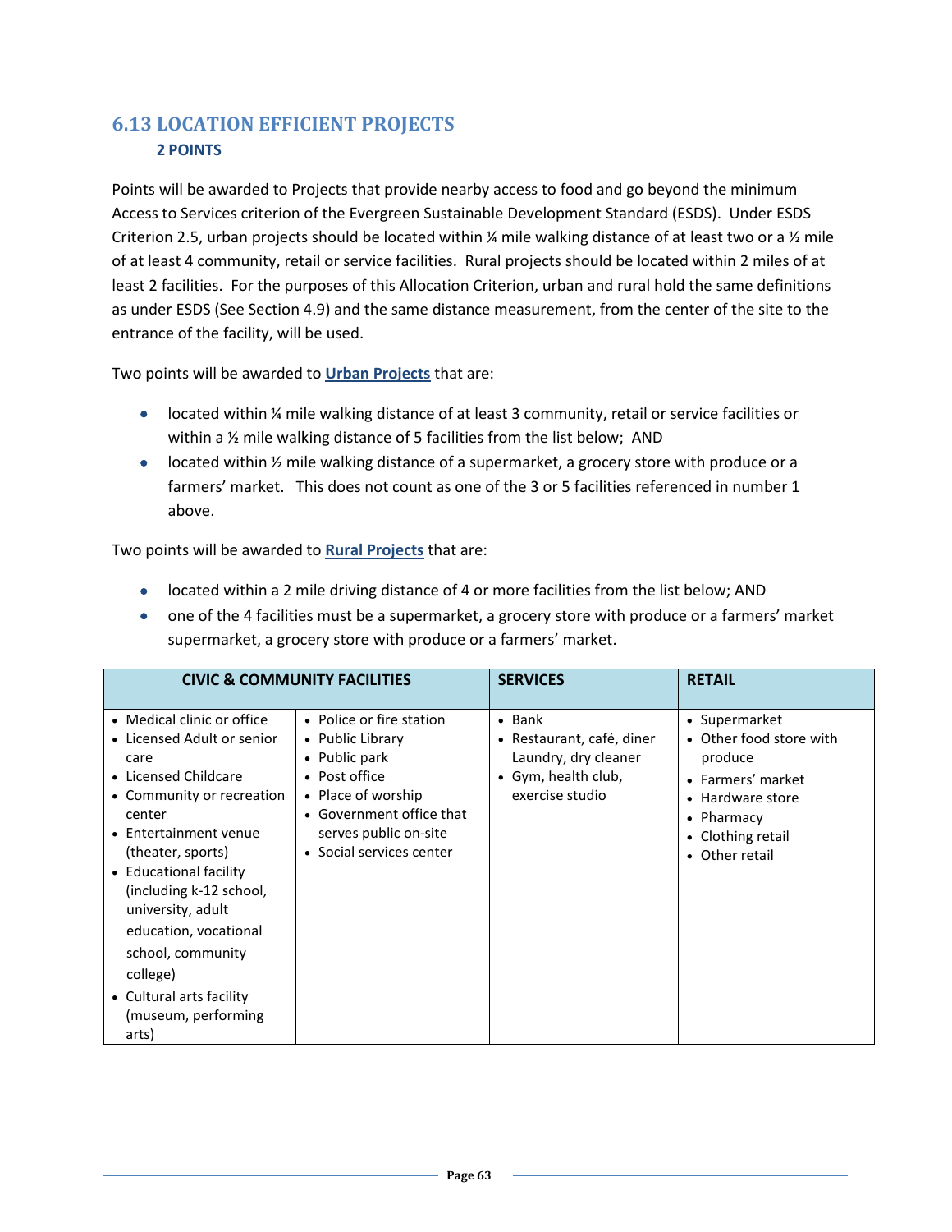## 6.13 LOCATION EFFICIENT PROJECTS

**2 POINTS**

Points will be awarded to Projects that provide nearby access to food and go beyond the minimum Access to Services criterion of the Evergreen Sustainable Development Standard (ESDS). Under ESDS Criterion 2.5, urban projects should be located within ¼ mile walking distance of at least two or a ½ mile of at least 4 community, retail or service facilities. Rural projects should be located within 2 miles of at least 2 facilities. For the purposes of this Allocation Criterion, urban and rural hold the same definitions as under ESDS (See Section 4.9) and the same distance measurement, from the center of the site to the entrance of the facility, will be used.

Two points will be awarded to **Urban Projects** that are:

- located within ¼ mile walking distance of at least 3 community, retail or service facilities or within a ½ mile walking distance of 5 facilities from the list below; AND
- located within ½ mile walking distance of a supermarket, a grocery store with produce or a farmers' market. This does not count as one of the 3 or 5 facilities referenced in number 1 above.

Two points will be awarded to **Rural Projects** that are:

- located within a 2 mile driving distance of 4 or more facilities from the list below; AND
- one of the 4 facilities must be a supermarket, a grocery store with produce or a farmers' market supermarket, a grocery store with produce or a farmers' market.

| CIVIC & COMMUNITY FACILITIES | | SERVICES | RETAIL |
|---|---|---|---|
| • Medical clinic or office<br>• Licensed Adult or senior care<br>• Licensed Childcare<br>• Community or recreation center<br>• Entertainment venue (theater, sports)<br>• Educational facility (including k-12 school, university, adult education, vocational school, community college)<br>• Cultural arts facility (museum, performing arts) | • Police or fire station<br>• Public Library<br>• Public park<br>• Post office<br>• Place of worship<br>• Government office that serves public on-site<br>• Social services center | • Bank<br>• Restaurant, café, diner Laundry, dry cleaner<br>• Gym, health club, exercise studio | • Supermarket<br>• Other food store with produce<br>• Farmers' market<br>• Hardware store<br>• Pharmacy<br>• Clothing retail<br>• Other retail |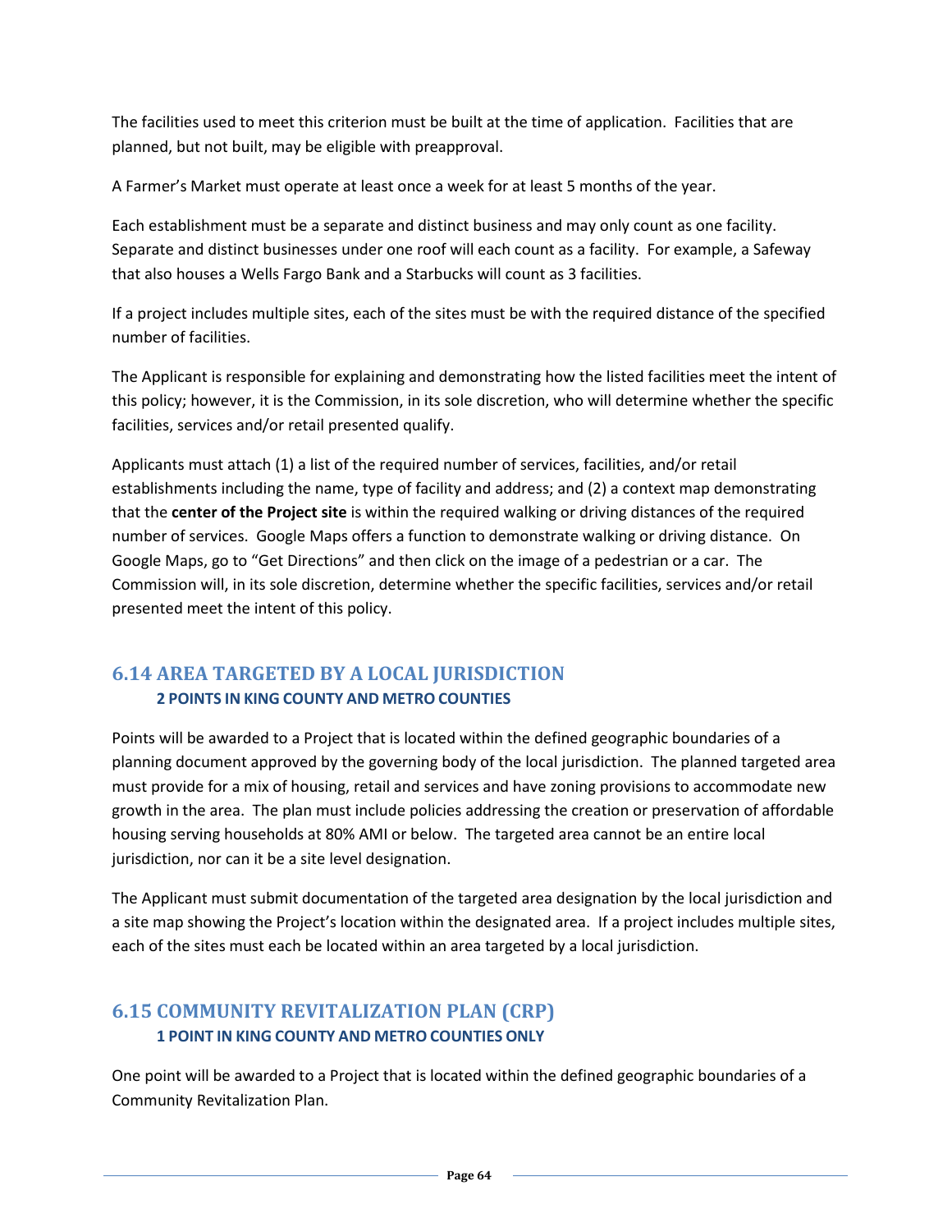The facilities used to meet this criterion must be built at the time of application. Facilities that are planned, but not built, may be eligible with preapproval.

A Farmer's Market must operate at least once a week for at least 5 months of the year.

Each establishment must be a separate and distinct business and may only count as one facility. Separate and distinct businesses under one roof will each count as a facility. For example, a Safeway that also houses a Wells Fargo Bank and a Starbucks will count as 3 facilities.

If a project includes multiple sites, each of the sites must be with the required distance of the specified number of facilities.

The Applicant is responsible for explaining and demonstrating how the listed facilities meet the intent of this policy; however, it is the Commission, in its sole discretion, who will determine whether the specific facilities, services and/or retail presented qualify.

Applicants must attach (1) a list of the required number of services, facilities, and/or retail establishments including the name, type of facility and address; and (2) a context map demonstrating that the **center of the Project site** is within the required walking or driving distances of the required number of services. Google Maps offers a function to demonstrate walking or driving distance. On Google Maps, go to "Get Directions" and then click on the image of a pedestrian or a car. The Commission will, in its sole discretion, determine whether the specific facilities, services and/or retail presented meet the intent of this policy.

## 6.14 AREA TARGETED BY A LOCAL JURISDICTION

**2 POINTS IN KING COUNTY AND METRO COUNTIES**

Points will be awarded to a Project that is located within the defined geographic boundaries of a planning document approved by the governing body of the local jurisdiction. The planned targeted area must provide for a mix of housing, retail and services and have zoning provisions to accommodate new growth in the area. The plan must include policies addressing the creation or preservation of affordable housing serving households at 80% AMI or below. The targeted area cannot be an entire local jurisdiction, nor can it be a site level designation.

The Applicant must submit documentation of the targeted area designation by the local jurisdiction and a site map showing the Project's location within the designated area. If a project includes multiple sites, each of the sites must each be located within an area targeted by a local jurisdiction.

## 6.15 COMMUNITY REVITALIZATION PLAN (CRP)

**1 POINT IN KING COUNTY AND METRO COUNTIES ONLY**

One point will be awarded to a Project that is located within the defined geographic boundaries of a Community Revitalization Plan.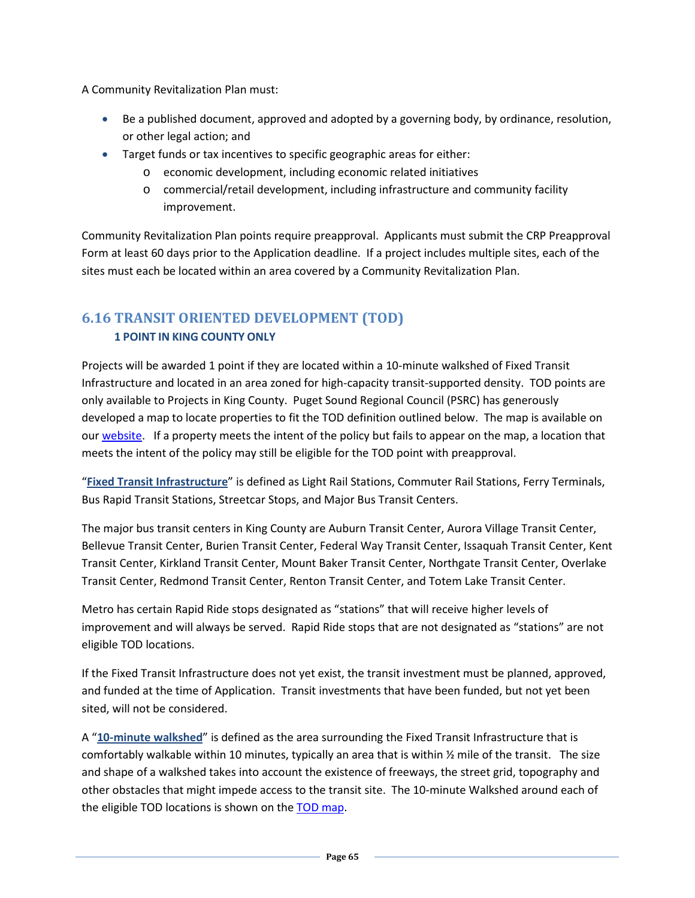A Community Revitalization Plan must:

- Be a published document, approved and adopted by a governing body, by ordinance, resolution, or other legal action; and
- Target funds or tax incentives to specific geographic areas for either:
    - economic development, including economic related initiatives
    - commercial/retail development, including infrastructure and community facility improvement.

Community Revitalization Plan points require preapproval. Applicants must submit the CRP Preapproval Form at least 60 days prior to the Application deadline. If a project includes multiple sites, each of the sites must each be located within an area covered by a Community Revitalization Plan.

## 6.16 TRANSIT ORIENTED DEVELOPMENT (TOD)

### 1 POINT IN KING COUNTY ONLY

Projects will be awarded 1 point if they are located within a 10-minute walkshed of Fixed Transit Infrastructure and located in an area zoned for high-capacity transit-supported density. TOD points are only available to Projects in King County. Puget Sound Regional Council (PSRC) has generously developed a map to locate properties to fit the TOD definition outlined below. The map is available on our website. If a property meets the intent of the policy but fails to appear on the map, a location that meets the intent of the policy may still be eligible for the TOD point with preapproval.

"**Fixed Transit Infrastructure**" is defined as Light Rail Stations, Commuter Rail Stations, Ferry Terminals, Bus Rapid Transit Stations, Streetcar Stops, and Major Bus Transit Centers.

The major bus transit centers in King County are Auburn Transit Center, Aurora Village Transit Center, Bellevue Transit Center, Burien Transit Center, Federal Way Transit Center, Issaquah Transit Center, Kent Transit Center, Kirkland Transit Center, Mount Baker Transit Center, Northgate Transit Center, Overlake Transit Center, Redmond Transit Center, Renton Transit Center, and Totem Lake Transit Center.

Metro has certain Rapid Ride stops designated as "stations" that will receive higher levels of improvement and will always be served. Rapid Ride stops that are not designated as "stations" are not eligible TOD locations.

If the Fixed Transit Infrastructure does not yet exist, the transit investment must be planned, approved, and funded at the time of Application. Transit investments that have been funded, but not yet been sited, will not be considered.

A "**10-minute walkshed**" is defined as the area surrounding the Fixed Transit Infrastructure that is comfortably walkable within 10 minutes, typically an area that is within ½ mile of the transit. The size and shape of a walkshed takes into account the existence of freeways, the street grid, topography and other obstacles that might impede access to the transit site. The 10-minute Walkshed around each of the eligible TOD locations is shown on the TOD map.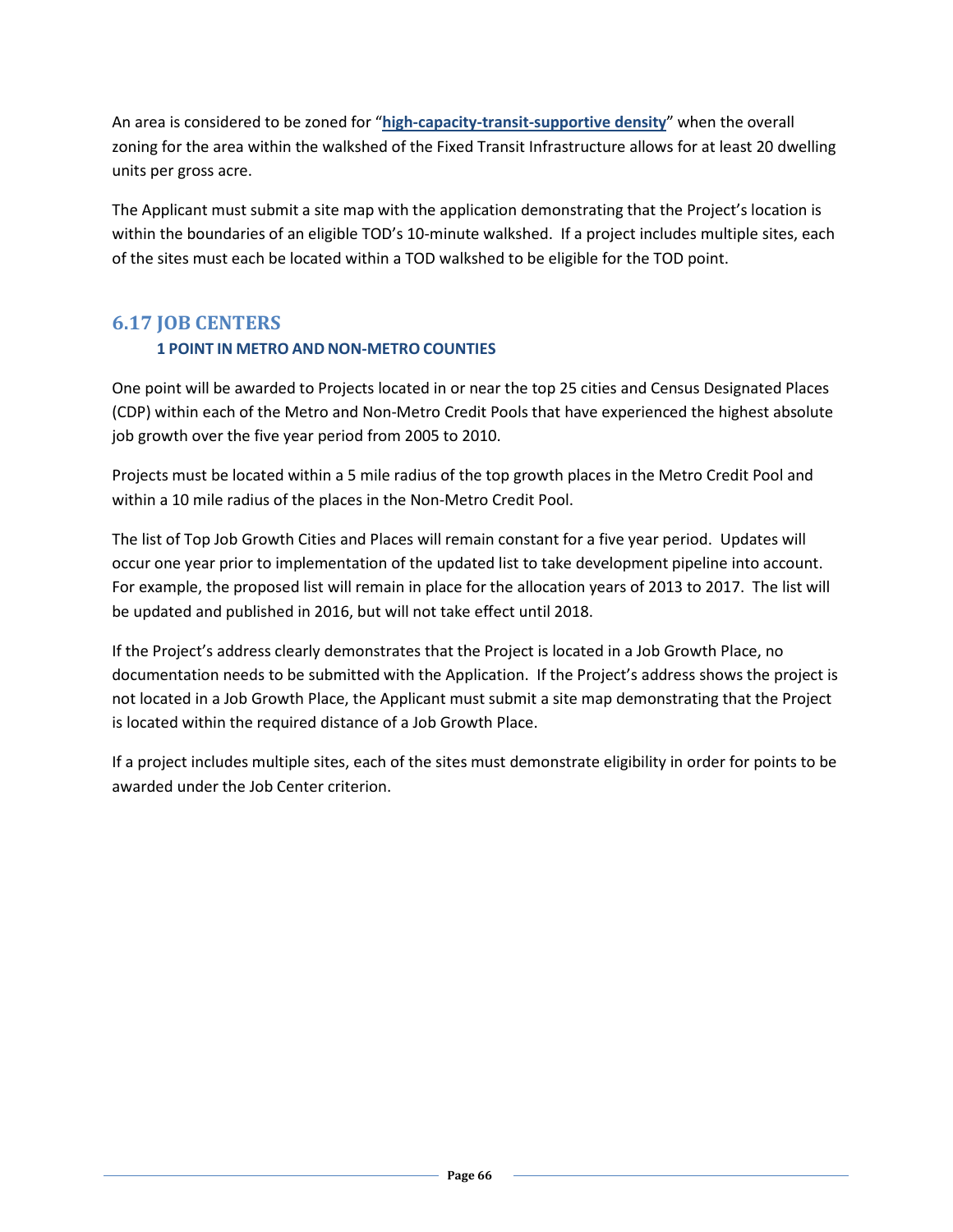An area is considered to be zoned for "**high-capacity-transit-supportive density**" when the overall zoning for the area within the walkshed of the Fixed Transit Infrastructure allows for at least 20 dwelling units per gross acre.

The Applicant must submit a site map with the application demonstrating that the Project's location is within the boundaries of an eligible TOD's 10-minute walkshed. If a project includes multiple sites, each of the sites must each be located within a TOD walkshed to be eligible for the TOD point.

## 6.17 JOB CENTERS

**1 POINT IN METRO AND NON-METRO COUNTIES**

One point will be awarded to Projects located in or near the top 25 cities and Census Designated Places (CDP) within each of the Metro and Non-Metro Credit Pools that have experienced the highest absolute job growth over the five year period from 2005 to 2010.

Projects must be located within a 5 mile radius of the top growth places in the Metro Credit Pool and within a 10 mile radius of the places in the Non-Metro Credit Pool.

The list of Top Job Growth Cities and Places will remain constant for a five year period. Updates will occur one year prior to implementation of the updated list to take development pipeline into account. For example, the proposed list will remain in place for the allocation years of 2013 to 2017. The list will be updated and published in 2016, but will not take effect until 2018.

If the Project's address clearly demonstrates that the Project is located in a Job Growth Place, no documentation needs to be submitted with the Application. If the Project's address shows the project is not located in a Job Growth Place, the Applicant must submit a site map demonstrating that the Project is located within the required distance of a Job Growth Place.

If a project includes multiple sites, each of the sites must demonstrate eligibility in order for points to be awarded under the Job Center criterion.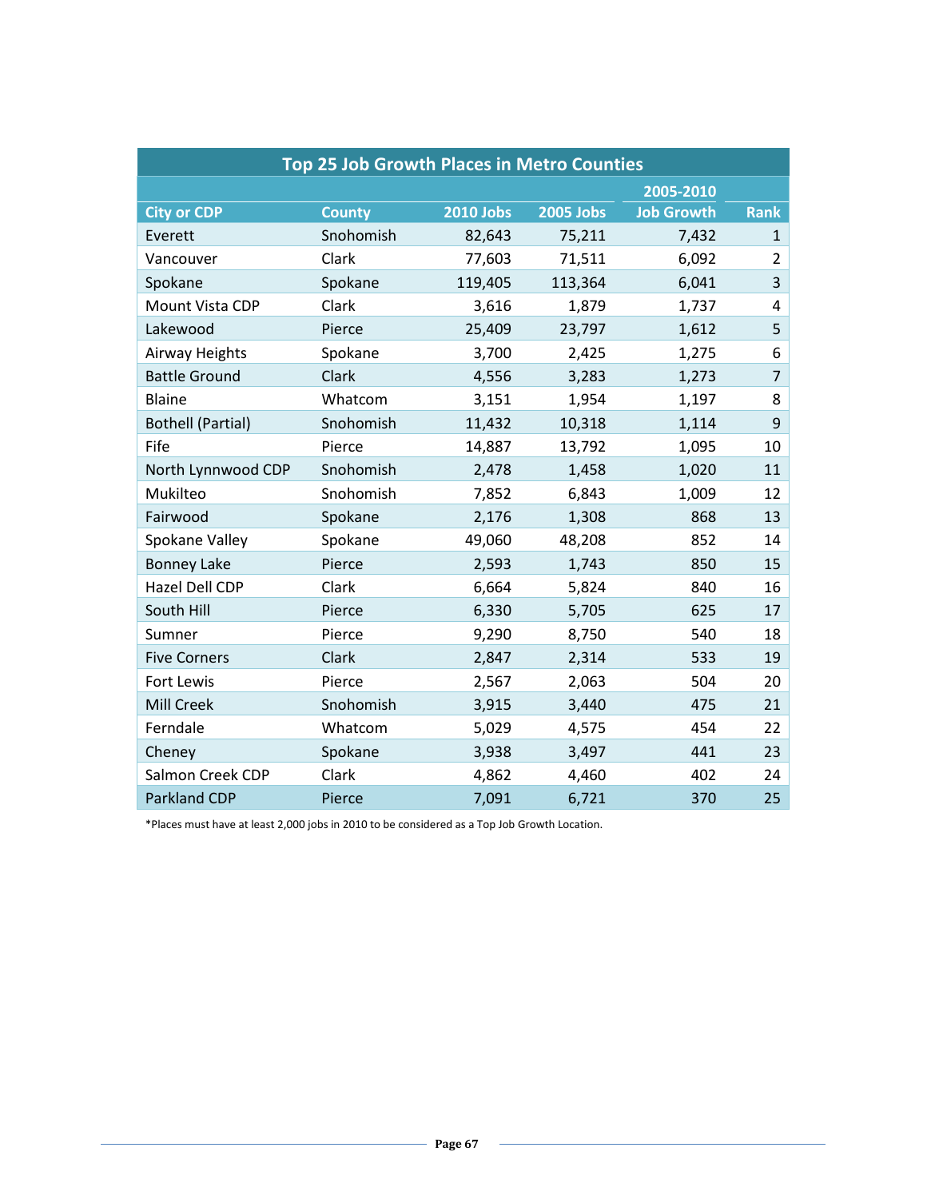| Top 25 Job Growth Places in Metro Counties | | | | | |
|---|---|---|---|---|---|
| City or CDP | County | 2010 Jobs | 2005 Jobs | 2005-2010 Job Growth | Rank |
| Everett | Snohomish | 82,643 | 75,211 | 7,432 | 1 |
| Vancouver | Clark | 77,603 | 71,511 | 6,092 | 2 |
| Spokane | Spokane | 119,405 | 113,364 | 6,041 | 3 |
| Mount Vista CDP | Clark | 3,616 | 1,879 | 1,737 | 4 |
| Lakewood | Pierce | 25,409 | 23,797 | 1,612 | 5 |
| Airway Heights | Spokane | 3,700 | 2,425 | 1,275 | 6 |
| Battle Ground | Clark | 4,556 | 3,283 | 1,273 | 7 |
| Blaine | Whatcom | 3,151 | 1,954 | 1,197 | 8 |
| Bothell (Partial) | Snohomish | 11,432 | 10,318 | 1,114 | 9 |
| Fife | Pierce | 14,887 | 13,792 | 1,095 | 10 |
| North Lynnwood CDP | Snohomish | 2,478 | 1,458 | 1,020 | 11 |
| Mukilteo | Snohomish | 7,852 | 6,843 | 1,009 | 12 |
| Fairwood | Spokane | 2,176 | 1,308 | 868 | 13 |
| Spokane Valley | Spokane | 49,060 | 48,208 | 852 | 14 |
| Bonney Lake | Pierce | 2,593 | 1,743 | 850 | 15 |
| Hazel Dell CDP | Clark | 6,664 | 5,824 | 840 | 16 |
| South Hill | Pierce | 6,330 | 5,705 | 625 | 17 |
| Sumner | Pierce | 9,290 | 8,750 | 540 | 18 |
| Five Corners | Clark | 2,847 | 2,314 | 533 | 19 |
| Fort Lewis | Pierce | 2,567 | 2,063 | 504 | 20 |
| Mill Creek | Snohomish | 3,915 | 3,440 | 475 | 21 |
| Ferndale | Whatcom | 5,029 | 4,575 | 454 | 22 |
| Cheney | Spokane | 3,938 | 3,497 | 441 | 23 |
| Salmon Creek CDP | Clark | 4,862 | 4,460 | 402 | 24 |
| Parkland CDP | Pierce | 7,091 | 6,721 | 370 | 25 |

*Places must have at least 2,000 jobs in 2010 to be considered as a Top Job Growth Location.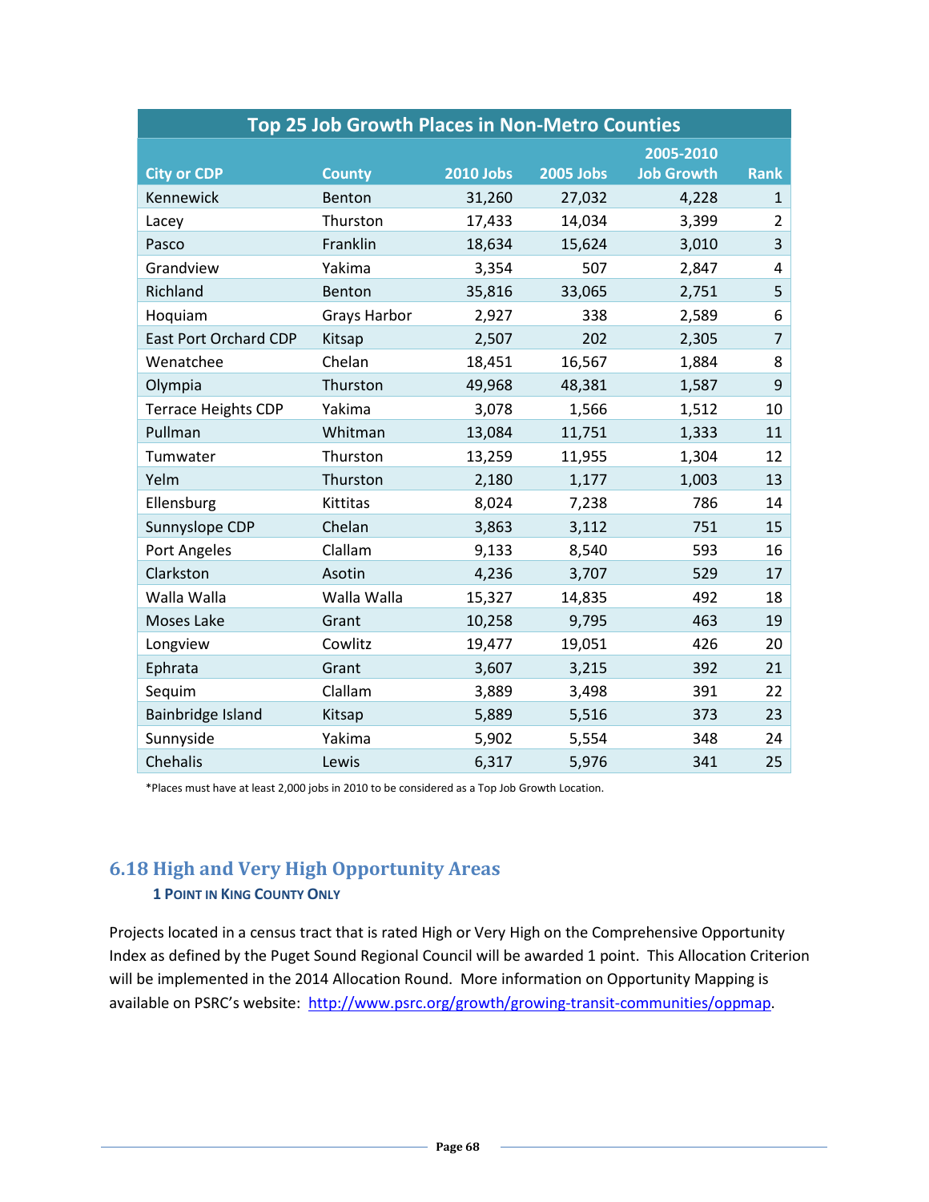| Top 25 Job Growth Places in Non-Metro Counties | | | | | |
|---|---|---|---|---|---|
| City or CDP | County | 2010 Jobs | 2005 Jobs | 2005-2010 Job Growth | Rank |
| Kennewick | Benton | 31,260 | 27,032 | 4,228 | 1 |
| Lacey | Thurston | 17,433 | 14,034 | 3,399 | 2 |
| Pasco | Franklin | 18,634 | 15,624 | 3,010 | 3 |
| Grandview | Yakima | 3,354 | 507 | 2,847 | 4 |
| Richland | Benton | 35,816 | 33,065 | 2,751 | 5 |
| Hoquiam | Grays Harbor | 2,927 | 338 | 2,589 | 6 |
| East Port Orchard CDP | Kitsap | 2,507 | 202 | 2,305 | 7 |
| Wenatchee | Chelan | 18,451 | 16,567 | 1,884 | 8 |
| Olympia | Thurston | 49,968 | 48,381 | 1,587 | 9 |
| Terrace Heights CDP | Yakima | 3,078 | 1,566 | 1,512 | 10 |
| Pullman | Whitman | 13,084 | 11,751 | 1,333 | 11 |
| Tumwater | Thurston | 13,259 | 11,955 | 1,304 | 12 |
| Yelm | Thurston | 2,180 | 1,177 | 1,003 | 13 |
| Ellensburg | Kittitas | 8,024 | 7,238 | 786 | 14 |
| Sunnyslope CDP | Chelan | 3,863 | 3,112 | 751 | 15 |
| Port Angeles | Clallam | 9,133 | 8,540 | 593 | 16 |
| Clarkston | Asotin | 4,236 | 3,707 | 529 | 17 |
| Walla Walla | Walla Walla | 15,327 | 14,835 | 492 | 18 |
| Moses Lake | Grant | 10,258 | 9,795 | 463 | 19 |
| Longview | Cowlitz | 19,477 | 19,051 | 426 | 20 |
| Ephrata | Grant | 3,607 | 3,215 | 392 | 21 |
| Sequim | Clallam | 3,889 | 3,498 | 391 | 22 |
| Bainbridge Island | Kitsap | 5,889 | 5,516 | 373 | 23 |
| Sunnyside | Yakima | 5,902 | 5,554 | 348 | 24 |
| Chehalis | Lewis | 6,317 | 5,976 | 341 | 25 |

*Places must have at least 2,000 jobs in 2010 to be considered as a Top Job Growth Location.

## 6.18 High and Very High Opportunity Areas

**1 Point in King County Only**

Projects located in a census tract that is rated High or Very High on the Comprehensive Opportunity Index as defined by the Puget Sound Regional Council will be awarded 1 point. This Allocation Criterion will be implemented in the 2014 Allocation Round. More information on Opportunity Mapping is available on PSRC's website: http://www.psrc.org/growth/growing-transit-communities/oppmap.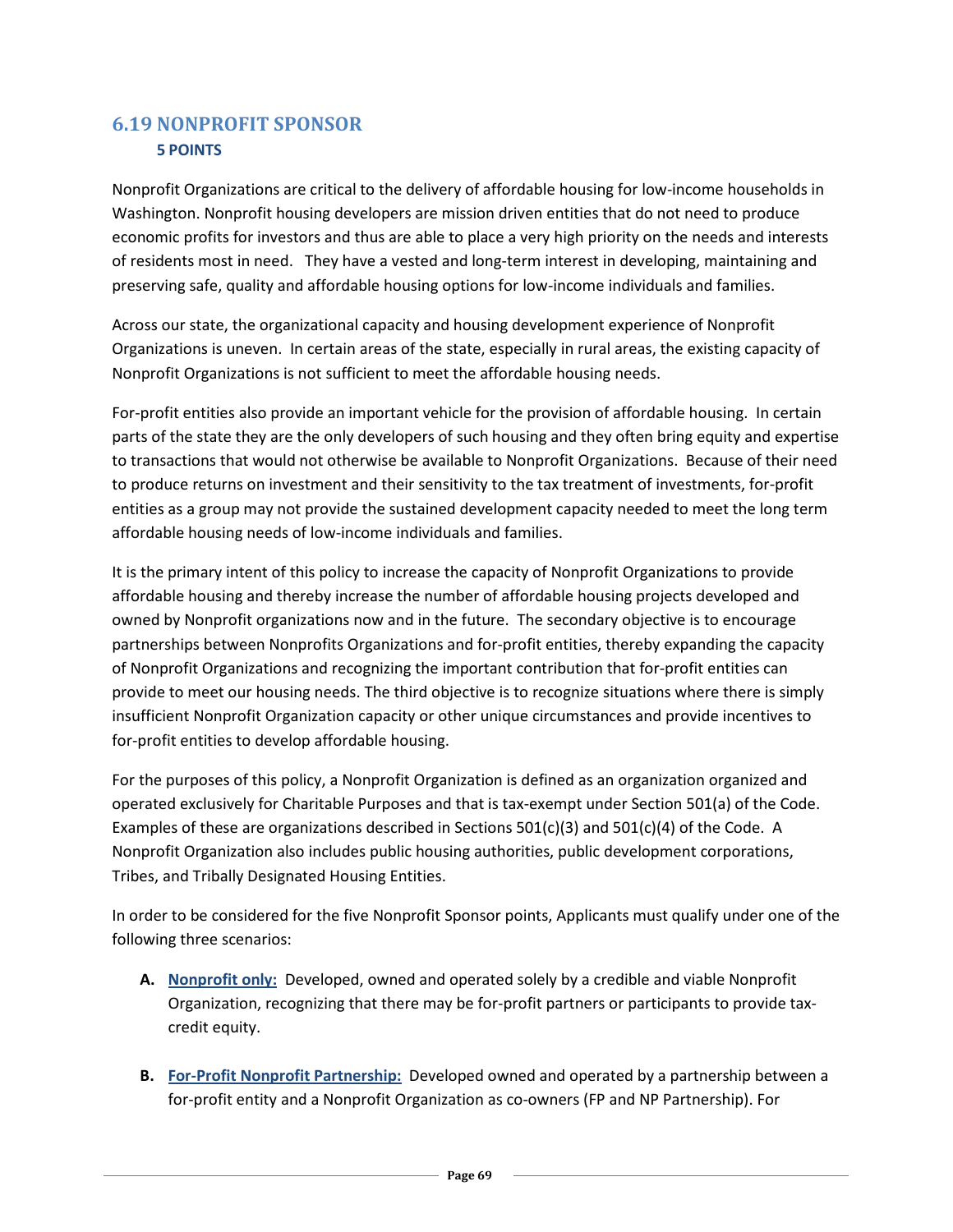## 6.19 NONPROFIT SPONSOR

### 5 POINTS

Nonprofit Organizations are critical to the delivery of affordable housing for low-income households in Washington. Nonprofit housing developers are mission driven entities that do not need to produce economic profits for investors and thus are able to place a very high priority on the needs and interests of residents most in need. They have a vested and long-term interest in developing, maintaining and preserving safe, quality and affordable housing options for low-income individuals and families.

Across our state, the organizational capacity and housing development experience of Nonprofit Organizations is uneven. In certain areas of the state, especially in rural areas, the existing capacity of Nonprofit Organizations is not sufficient to meet the affordable housing needs.

For-profit entities also provide an important vehicle for the provision of affordable housing. In certain parts of the state they are the only developers of such housing and they often bring equity and expertise to transactions that would not otherwise be available to Nonprofit Organizations. Because of their need to produce returns on investment and their sensitivity to the tax treatment of investments, for-profit entities as a group may not provide the sustained development capacity needed to meet the long term affordable housing needs of low-income individuals and families.

It is the primary intent of this policy to increase the capacity of Nonprofit Organizations to provide affordable housing and thereby increase the number of affordable housing projects developed and owned by Nonprofit organizations now and in the future. The secondary objective is to encourage partnerships between Nonprofits Organizations and for-profit entities, thereby expanding the capacity of Nonprofit Organizations and recognizing the important contribution that for-profit entities can provide to meet our housing needs. The third objective is to recognize situations where there is simply insufficient Nonprofit Organization capacity or other unique circumstances and provide incentives to for-profit entities to develop affordable housing.

For the purposes of this policy, a Nonprofit Organization is defined as an organization organized and operated exclusively for Charitable Purposes and that is tax-exempt under Section 501(a) of the Code. Examples of these are organizations described in Sections 501(c)(3) and 501(c)(4) of the Code. A Nonprofit Organization also includes public housing authorities, public development corporations, Tribes, and Tribally Designated Housing Entities.

In order to be considered for the five Nonprofit Sponsor points, Applicants must qualify under one of the following three scenarios:

**A.** **Nonprofit only:** Developed, owned and operated solely by a credible and viable Nonprofit Organization, recognizing that there may be for-profit partners or participants to provide tax-credit equity.

**B.** **For-Profit Nonprofit Partnership:** Developed owned and operated by a partnership between a for-profit entity and a Nonprofit Organization as co-owners (FP and NP Partnership). For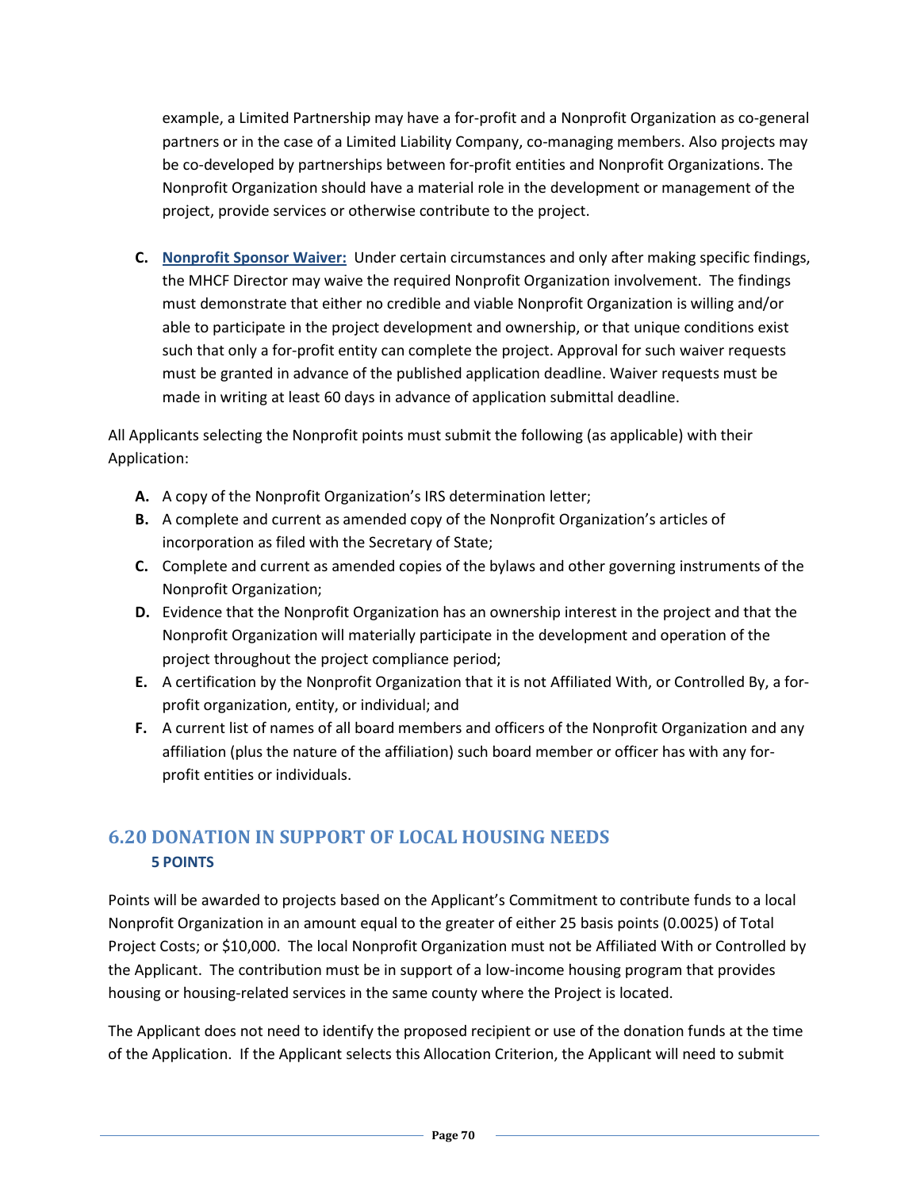example, a Limited Partnership may have a for-profit and a Nonprofit Organization as co-general partners or in the case of a Limited Liability Company, co-managing members. Also projects may be co-developed by partnerships between for-profit entities and Nonprofit Organizations. The Nonprofit Organization should have a material role in the development or management of the project, provide services or otherwise contribute to the project.

**C.** **Nonprofit Sponsor Waiver:** Under certain circumstances and only after making specific findings, the MHCF Director may waive the required Nonprofit Organization involvement. The findings must demonstrate that either no credible and viable Nonprofit Organization is willing and/or able to participate in the project development and ownership, or that unique conditions exist such that only a for-profit entity can complete the project. Approval for such waiver requests must be granted in advance of the published application deadline. Waiver requests must be made in writing at least 60 days in advance of application submittal deadline.

All Applicants selecting the Nonprofit points must submit the following (as applicable) with their Application:

**A.** A copy of the Nonprofit Organization's IRS determination letter;

**B.** A complete and current as amended copy of the Nonprofit Organization's articles of incorporation as filed with the Secretary of State;

**C.** Complete and current as amended copies of the bylaws and other governing instruments of the Nonprofit Organization;

**D.** Evidence that the Nonprofit Organization has an ownership interest in the project and that the Nonprofit Organization will materially participate in the development and operation of the project throughout the project compliance period;

**E.** A certification by the Nonprofit Organization that it is not Affiliated With, or Controlled By, a for-profit organization, entity, or individual; and

**F.** A current list of names of all board members and officers of the Nonprofit Organization and any affiliation (plus the nature of the affiliation) such board member or officer has with any for-profit entities or individuals.

## 6.20 DONATION IN SUPPORT OF LOCAL HOUSING NEEDS

**5 POINTS**

Points will be awarded to projects based on the Applicant's Commitment to contribute funds to a local Nonprofit Organization in an amount equal to the greater of either 25 basis points (0.0025) of Total Project Costs; or $10,000. The local Nonprofit Organization must not be Affiliated With or Controlled by the Applicant. The contribution must be in support of a low-income housing program that provides housing or housing-related services in the same county where the Project is located.

The Applicant does not need to identify the proposed recipient or use of the donation funds at the time of the Application. If the Applicant selects this Allocation Criterion, the Applicant will need to submit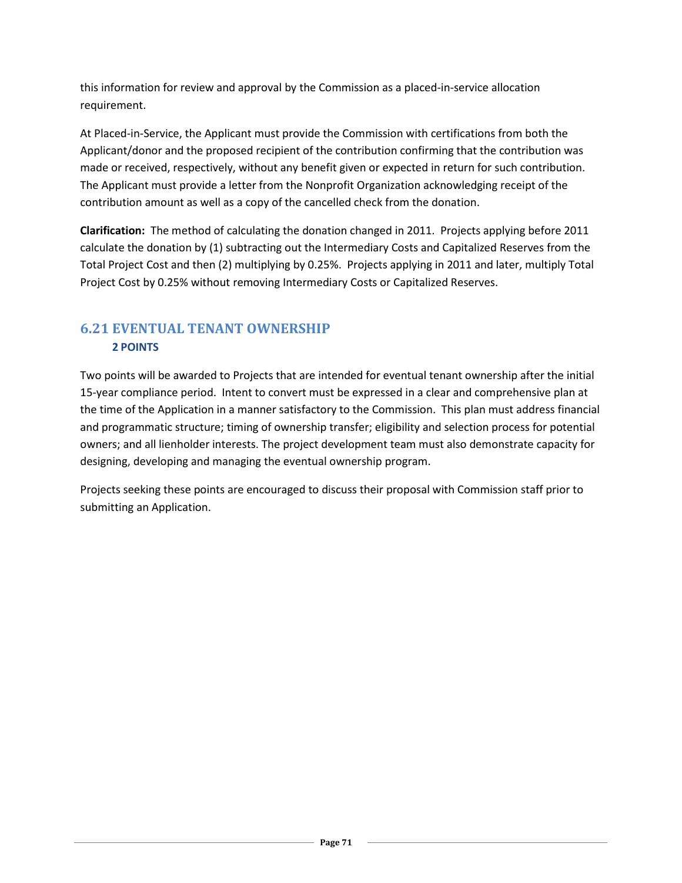this information for review and approval by the Commission as a placed-in-service allocation requirement.

At Placed-in-Service, the Applicant must provide the Commission with certifications from both the Applicant/donor and the proposed recipient of the contribution confirming that the contribution was made or received, respectively, without any benefit given or expected in return for such contribution. The Applicant must provide a letter from the Nonprofit Organization acknowledging receipt of the contribution amount as well as a copy of the cancelled check from the donation.

**Clarification:** The method of calculating the donation changed in 2011. Projects applying before 2011 calculate the donation by (1) subtracting out the Intermediary Costs and Capitalized Reserves from the Total Project Cost and then (2) multiplying by 0.25%. Projects applying in 2011 and later, multiply Total Project Cost by 0.25% without removing Intermediary Costs or Capitalized Reserves.

## 6.21 EVENTUAL TENANT OWNERSHIP

**2 POINTS**

Two points will be awarded to Projects that are intended for eventual tenant ownership after the initial 15-year compliance period. Intent to convert must be expressed in a clear and comprehensive plan at the time of the Application in a manner satisfactory to the Commission. This plan must address financial and programmatic structure; timing of ownership transfer; eligibility and selection process for potential owners; and all lienholder interests. The project development team must also demonstrate capacity for designing, developing and managing the eventual ownership program.

Projects seeking these points are encouraged to discuss their proposal with Commission staff prior to submitting an Application.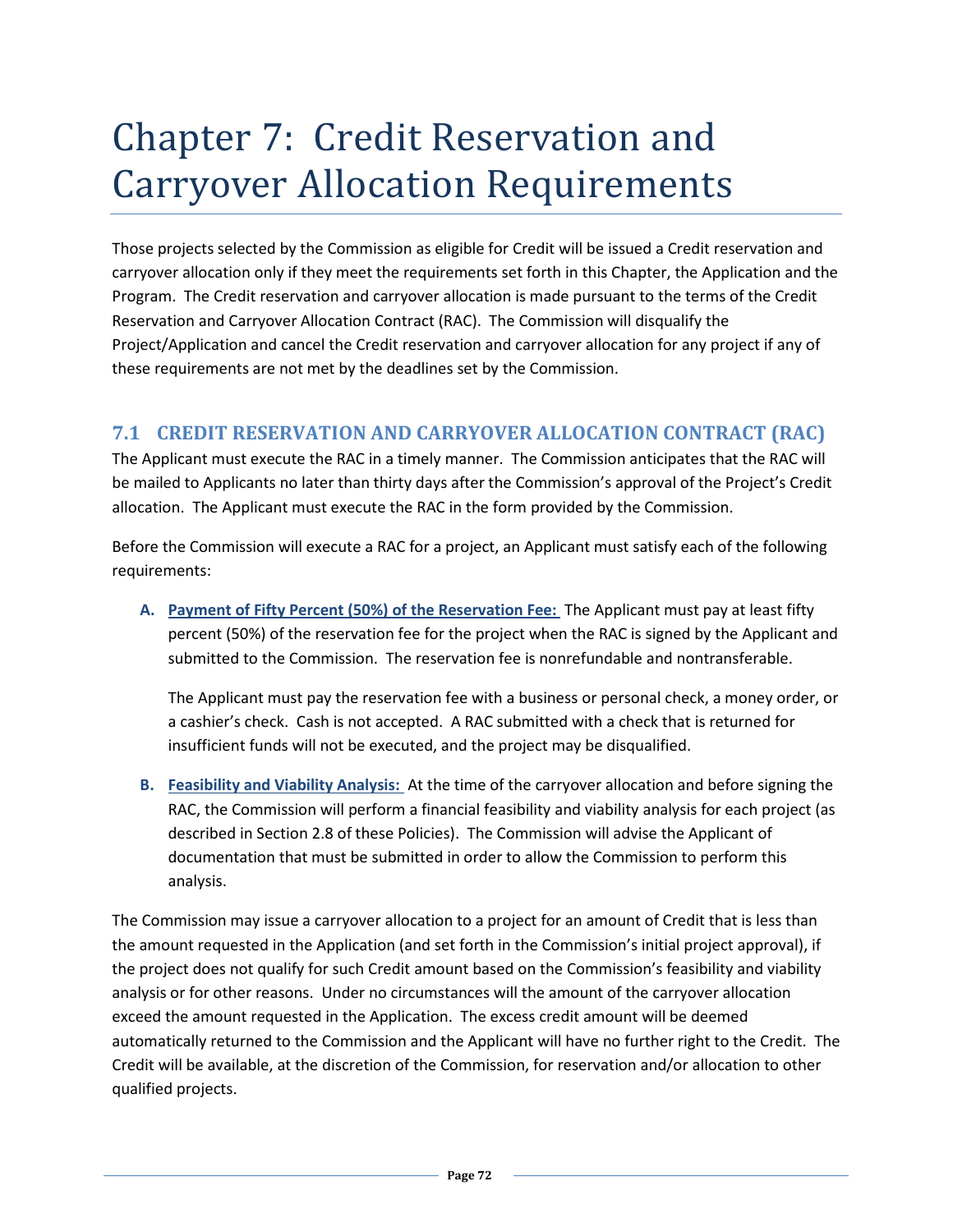# Chapter 7: Credit Reservation and Carryover Allocation Requirements

Those projects selected by the Commission as eligible for Credit will be issued a Credit reservation and carryover allocation only if they meet the requirements set forth in this Chapter, the Application and the Program. The Credit reservation and carryover allocation is made pursuant to the terms of the Credit Reservation and Carryover Allocation Contract (RAC). The Commission will disqualify the Project/Application and cancel the Credit reservation and carryover allocation for any project if any of these requirements are not met by the deadlines set by the Commission.

## 7.1 CREDIT RESERVATION AND CARRYOVER ALLOCATION CONTRACT (RAC)

The Applicant must execute the RAC in a timely manner. The Commission anticipates that the RAC will be mailed to Applicants no later than thirty days after the Commission's approval of the Project's Credit allocation. The Applicant must execute the RAC in the form provided by the Commission.

Before the Commission will execute a RAC for a project, an Applicant must satisfy each of the following requirements:

**A. Payment of Fifty Percent (50%) of the Reservation Fee:** The Applicant must pay at least fifty percent (50%) of the reservation fee for the project when the RAC is signed by the Applicant and submitted to the Commission. The reservation fee is nonrefundable and nontransferable.

The Applicant must pay the reservation fee with a business or personal check, a money order, or a cashier's check. Cash is not accepted. A RAC submitted with a check that is returned for insufficient funds will not be executed, and the project may be disqualified.

**B. Feasibility and Viability Analysis:** At the time of the carryover allocation and before signing the RAC, the Commission will perform a financial feasibility and viability analysis for each project (as described in Section 2.8 of these Policies). The Commission will advise the Applicant of documentation that must be submitted in order to allow the Commission to perform this analysis.

The Commission may issue a carryover allocation to a project for an amount of Credit that is less than the amount requested in the Application (and set forth in the Commission's initial project approval), if the project does not qualify for such Credit amount based on the Commission's feasibility and viability analysis or for other reasons. Under no circumstances will the amount of the carryover allocation exceed the amount requested in the Application. The excess credit amount will be deemed automatically returned to the Commission and the Applicant will have no further right to the Credit. The Credit will be available, at the discretion of the Commission, for reservation and/or allocation to other qualified projects.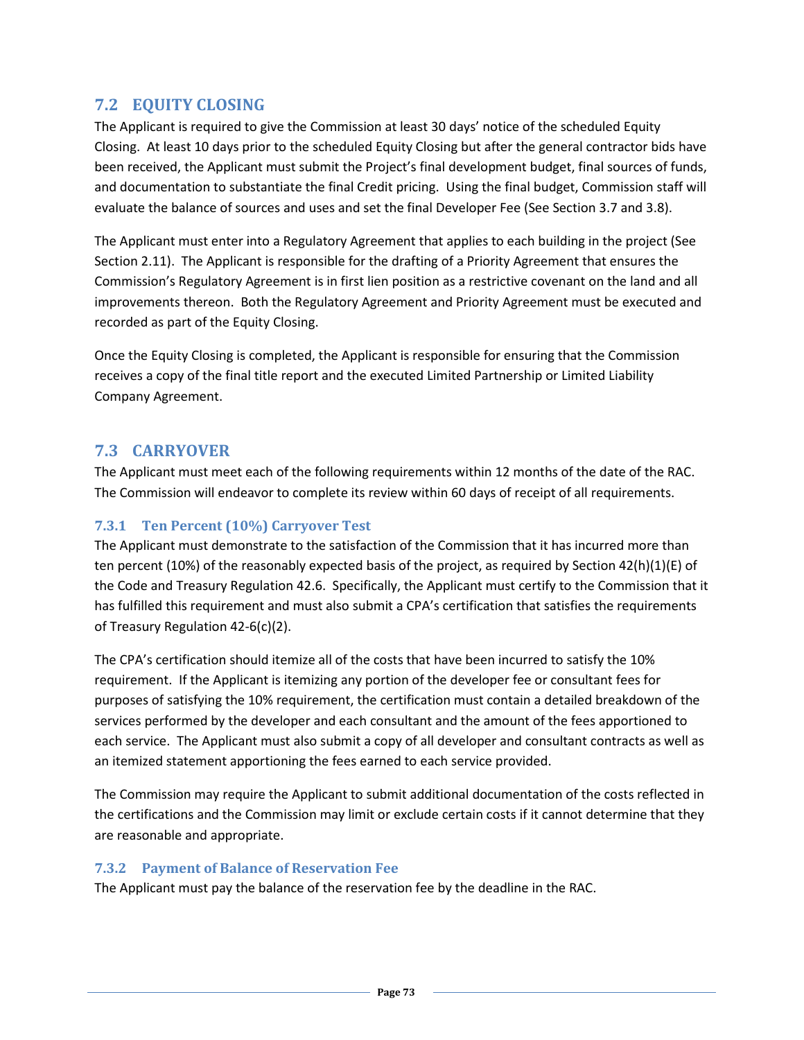## 7.2 EQUITY CLOSING

The Applicant is required to give the Commission at least 30 days' notice of the scheduled Equity Closing. At least 10 days prior to the scheduled Equity Closing but after the general contractor bids have been received, the Applicant must submit the Project's final development budget, final sources of funds, and documentation to substantiate the final Credit pricing. Using the final budget, Commission staff will evaluate the balance of sources and uses and set the final Developer Fee (See Section 3.7 and 3.8).

The Applicant must enter into a Regulatory Agreement that applies to each building in the project (See Section 2.11). The Applicant is responsible for the drafting of a Priority Agreement that ensures the Commission's Regulatory Agreement is in first lien position as a restrictive covenant on the land and all improvements thereon. Both the Regulatory Agreement and Priority Agreement must be executed and recorded as part of the Equity Closing.

Once the Equity Closing is completed, the Applicant is responsible for ensuring that the Commission receives a copy of the final title report and the executed Limited Partnership or Limited Liability Company Agreement.

## 7.3 CARRYOVER

The Applicant must meet each of the following requirements within 12 months of the date of the RAC. The Commission will endeavor to complete its review within 60 days of receipt of all requirements.

### 7.3.1 Ten Percent (10%) Carryover Test

The Applicant must demonstrate to the satisfaction of the Commission that it has incurred more than ten percent (10%) of the reasonably expected basis of the project, as required by Section 42(h)(1)(E) of the Code and Treasury Regulation 42.6. Specifically, the Applicant must certify to the Commission that it has fulfilled this requirement and must also submit a CPA's certification that satisfies the requirements of Treasury Regulation 42-6(c)(2).

The CPA's certification should itemize all of the costs that have been incurred to satisfy the 10% requirement. If the Applicant is itemizing any portion of the developer fee or consultant fees for purposes of satisfying the 10% requirement, the certification must contain a detailed breakdown of the services performed by the developer and each consultant and the amount of the fees apportioned to each service. The Applicant must also submit a copy of all developer and consultant contracts as well as an itemized statement apportioning the fees earned to each service provided.

The Commission may require the Applicant to submit additional documentation of the costs reflected in the certifications and the Commission may limit or exclude certain costs if it cannot determine that they are reasonable and appropriate.

### 7.3.2 Payment of Balance of Reservation Fee

The Applicant must pay the balance of the reservation fee by the deadline in the RAC.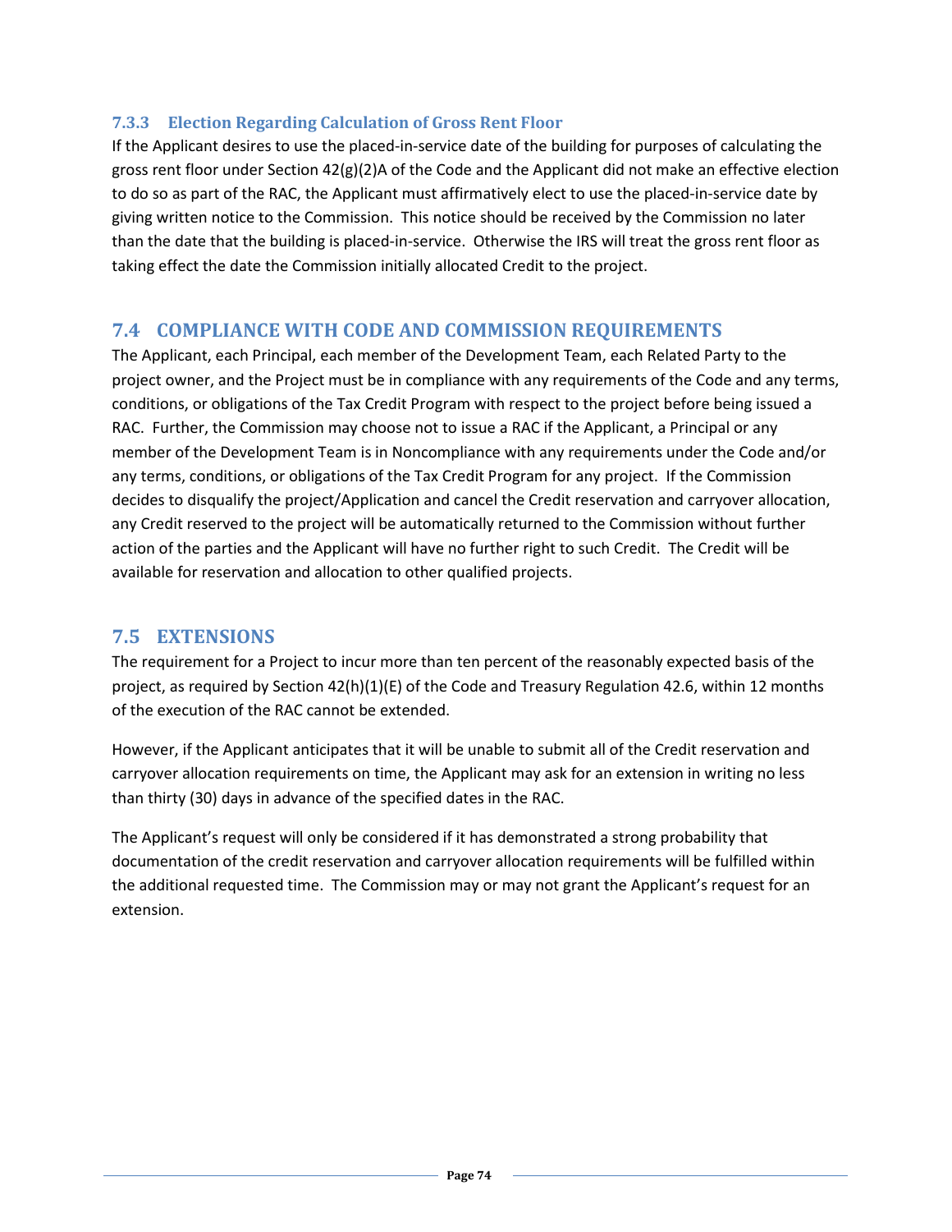### 7.3.3 Election Regarding Calculation of Gross Rent Floor

If the Applicant desires to use the placed-in-service date of the building for purposes of calculating the gross rent floor under Section 42(g)(2)A of the Code and the Applicant did not make an effective election to do so as part of the RAC, the Applicant must affirmatively elect to use the placed-in-service date by giving written notice to the Commission. This notice should be received by the Commission no later than the date that the building is placed-in-service. Otherwise the IRS will treat the gross rent floor as taking effect the date the Commission initially allocated Credit to the project.

## 7.4 COMPLIANCE WITH CODE AND COMMISSION REQUIREMENTS

The Applicant, each Principal, each member of the Development Team, each Related Party to the project owner, and the Project must be in compliance with any requirements of the Code and any terms, conditions, or obligations of the Tax Credit Program with respect to the project before being issued a RAC. Further, the Commission may choose not to issue a RAC if the Applicant, a Principal or any member of the Development Team is in Noncompliance with any requirements under the Code and/or any terms, conditions, or obligations of the Tax Credit Program for any project. If the Commission decides to disqualify the project/Application and cancel the Credit reservation and carryover allocation, any Credit reserved to the project will be automatically returned to the Commission without further action of the parties and the Applicant will have no further right to such Credit. The Credit will be available for reservation and allocation to other qualified projects.

## 7.5 EXTENSIONS

The requirement for a Project to incur more than ten percent of the reasonably expected basis of the project, as required by Section 42(h)(1)(E) of the Code and Treasury Regulation 42.6, within 12 months of the execution of the RAC cannot be extended.

However, if the Applicant anticipates that it will be unable to submit all of the Credit reservation and carryover allocation requirements on time, the Applicant may ask for an extension in writing no less than thirty (30) days in advance of the specified dates in the RAC.

The Applicant's request will only be considered if it has demonstrated a strong probability that documentation of the credit reservation and carryover allocation requirements will be fulfilled within the additional requested time. The Commission may or may not grant the Applicant's request for an extension.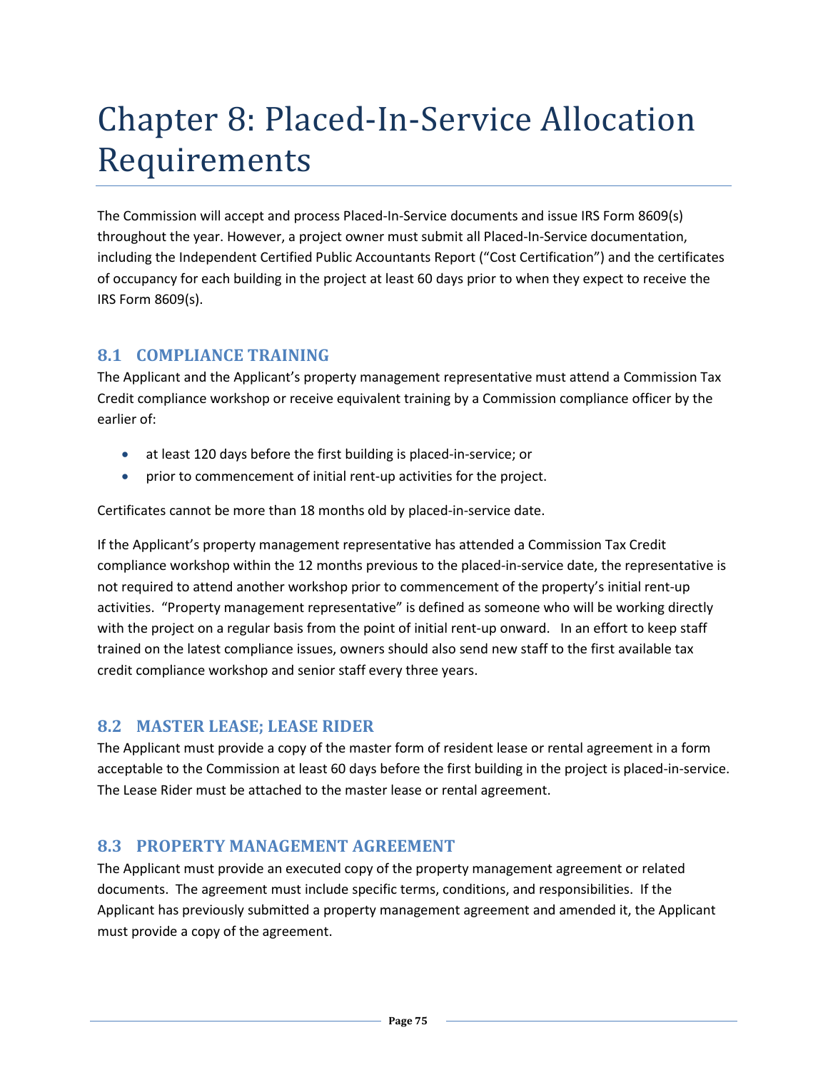# Chapter 8: Placed-In-Service Allocation Requirements

The Commission will accept and process Placed-In-Service documents and issue IRS Form 8609(s) throughout the year. However, a project owner must submit all Placed-In-Service documentation, including the Independent Certified Public Accountants Report ("Cost Certification") and the certificates of occupancy for each building in the project at least 60 days prior to when they expect to receive the IRS Form 8609(s).

## 8.1 COMPLIANCE TRAINING

The Applicant and the Applicant's property management representative must attend a Commission Tax Credit compliance workshop or receive equivalent training by a Commission compliance officer by the earlier of:

- at least 120 days before the first building is placed-in-service; or
- prior to commencement of initial rent-up activities for the project.

Certificates cannot be more than 18 months old by placed-in-service date.

If the Applicant's property management representative has attended a Commission Tax Credit compliance workshop within the 12 months previous to the placed-in-service date, the representative is not required to attend another workshop prior to commencement of the property's initial rent-up activities. "Property management representative" is defined as someone who will be working directly with the project on a regular basis from the point of initial rent-up onward. In an effort to keep staff trained on the latest compliance issues, owners should also send new staff to the first available tax credit compliance workshop and senior staff every three years.

## 8.2 MASTER LEASE; LEASE RIDER

The Applicant must provide a copy of the master form of resident lease or rental agreement in a form acceptable to the Commission at least 60 days before the first building in the project is placed-in-service. The Lease Rider must be attached to the master lease or rental agreement.

## 8.3 PROPERTY MANAGEMENT AGREEMENT

The Applicant must provide an executed copy of the property management agreement or related documents. The agreement must include specific terms, conditions, and responsibilities. If the Applicant has previously submitted a property management agreement and amended it, the Applicant must provide a copy of the agreement.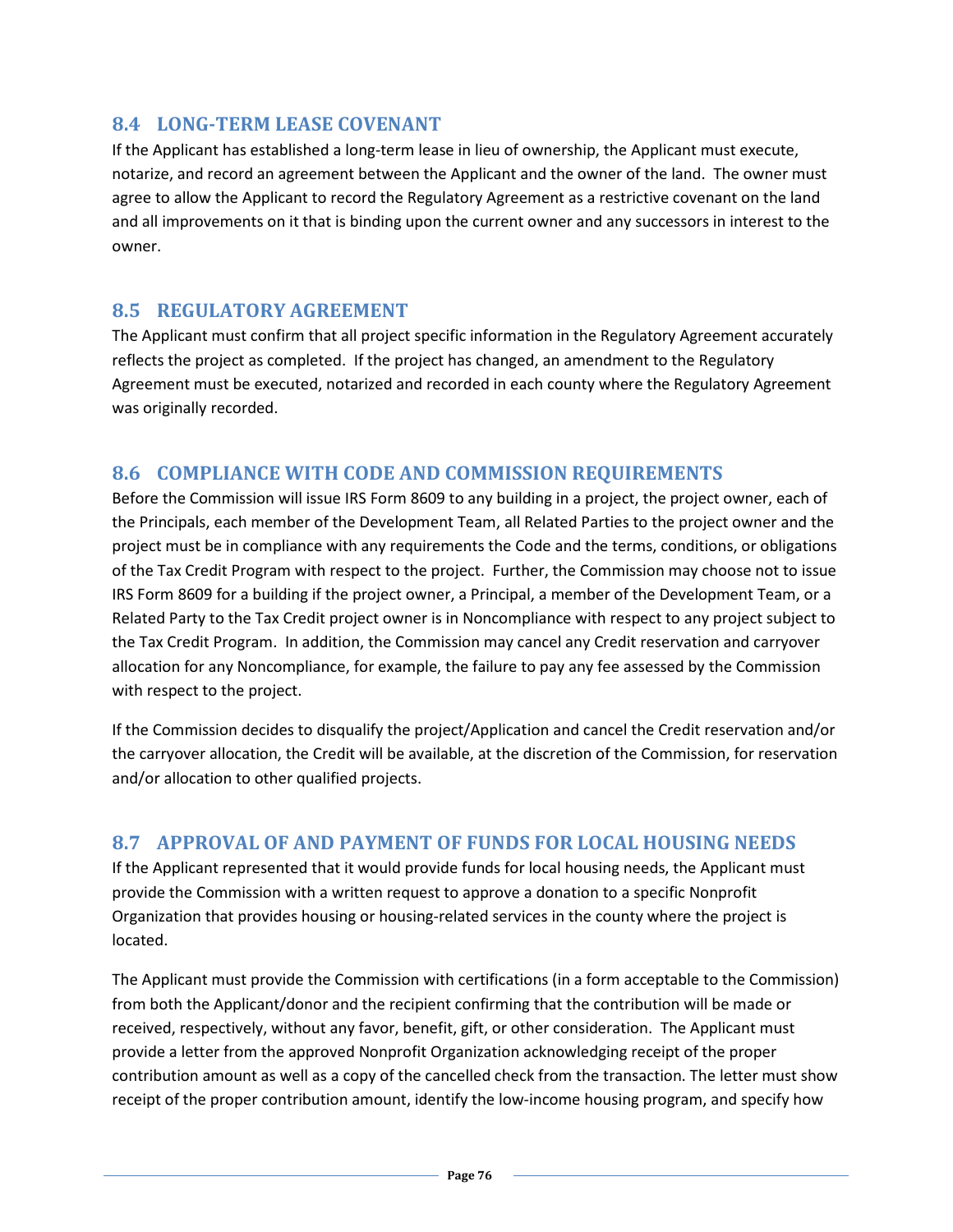## 8.4 LONG-TERM LEASE COVENANT

If the Applicant has established a long-term lease in lieu of ownership, the Applicant must execute, notarize, and record an agreement between the Applicant and the owner of the land. The owner must agree to allow the Applicant to record the Regulatory Agreement as a restrictive covenant on the land and all improvements on it that is binding upon the current owner and any successors in interest to the owner.

## 8.5 REGULATORY AGREEMENT

The Applicant must confirm that all project specific information in the Regulatory Agreement accurately reflects the project as completed. If the project has changed, an amendment to the Regulatory Agreement must be executed, notarized and recorded in each county where the Regulatory Agreement was originally recorded.

## 8.6 COMPLIANCE WITH CODE AND COMMISSION REQUIREMENTS

Before the Commission will issue IRS Form 8609 to any building in a project, the project owner, each of the Principals, each member of the Development Team, all Related Parties to the project owner and the project must be in compliance with any requirements the Code and the terms, conditions, or obligations of the Tax Credit Program with respect to the project. Further, the Commission may choose not to issue IRS Form 8609 for a building if the project owner, a Principal, a member of the Development Team, or a Related Party to the Tax Credit project owner is in Noncompliance with respect to any project subject to the Tax Credit Program. In addition, the Commission may cancel any Credit reservation and carryover allocation for any Noncompliance, for example, the failure to pay any fee assessed by the Commission with respect to the project.

If the Commission decides to disqualify the project/Application and cancel the Credit reservation and/or the carryover allocation, the Credit will be available, at the discretion of the Commission, for reservation and/or allocation to other qualified projects.

## 8.7 APPROVAL OF AND PAYMENT OF FUNDS FOR LOCAL HOUSING NEEDS

If the Applicant represented that it would provide funds for local housing needs, the Applicant must provide the Commission with a written request to approve a donation to a specific Nonprofit Organization that provides housing or housing-related services in the county where the project is located.

The Applicant must provide the Commission with certifications (in a form acceptable to the Commission) from both the Applicant/donor and the recipient confirming that the contribution will be made or received, respectively, without any favor, benefit, gift, or other consideration. The Applicant must provide a letter from the approved Nonprofit Organization acknowledging receipt of the proper contribution amount as well as a copy of the cancelled check from the transaction. The letter must show receipt of the proper contribution amount, identify the low-income housing program, and specify how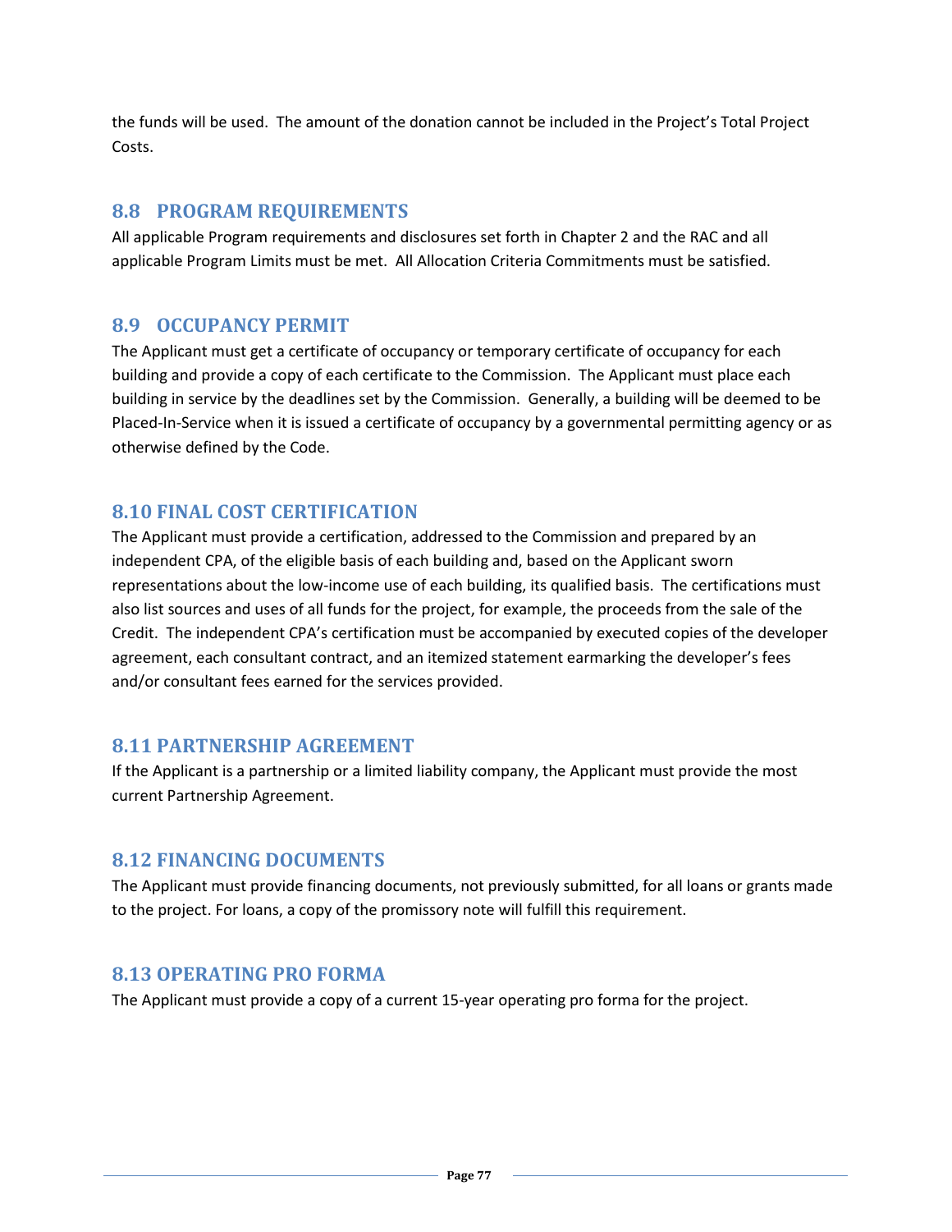the funds will be used. The amount of the donation cannot be included in the Project's Total Project Costs.

## 8.8 PROGRAM REQUIREMENTS

All applicable Program requirements and disclosures set forth in Chapter 2 and the RAC and all applicable Program Limits must be met. All Allocation Criteria Commitments must be satisfied.

## 8.9 OCCUPANCY PERMIT

The Applicant must get a certificate of occupancy or temporary certificate of occupancy for each building and provide a copy of each certificate to the Commission. The Applicant must place each building in service by the deadlines set by the Commission. Generally, a building will be deemed to be Placed-In-Service when it is issued a certificate of occupancy by a governmental permitting agency or as otherwise defined by the Code.

## 8.10 FINAL COST CERTIFICATION

The Applicant must provide a certification, addressed to the Commission and prepared by an independent CPA, of the eligible basis of each building and, based on the Applicant sworn representations about the low-income use of each building, its qualified basis. The certifications must also list sources and uses of all funds for the project, for example, the proceeds from the sale of the Credit. The independent CPA's certification must be accompanied by executed copies of the developer agreement, each consultant contract, and an itemized statement earmarking the developer's fees and/or consultant fees earned for the services provided.

## 8.11 PARTNERSHIP AGREEMENT

If the Applicant is a partnership or a limited liability company, the Applicant must provide the most current Partnership Agreement.

## 8.12 FINANCING DOCUMENTS

The Applicant must provide financing documents, not previously submitted, for all loans or grants made to the project. For loans, a copy of the promissory note will fulfill this requirement.

## 8.13 OPERATING PRO FORMA

The Applicant must provide a copy of a current 15-year operating pro forma for the project.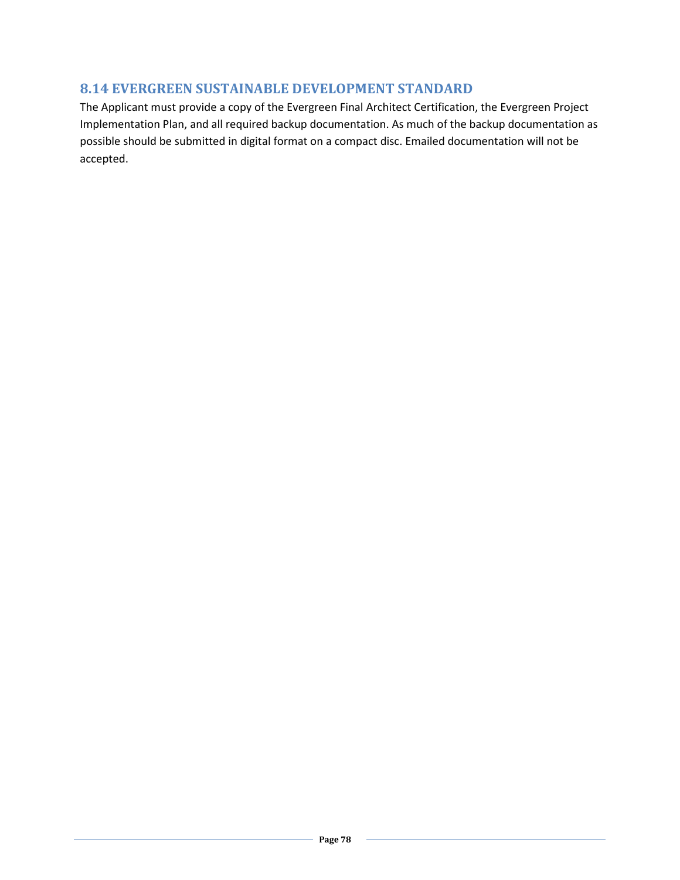## 8.14 EVERGREEN SUSTAINABLE DEVELOPMENT STANDARD

The Applicant must provide a copy of the Evergreen Final Architect Certification, the Evergreen Project Implementation Plan, and all required backup documentation. As much of the backup documentation as possible should be submitted in digital format on a compact disc. Emailed documentation will not be accepted.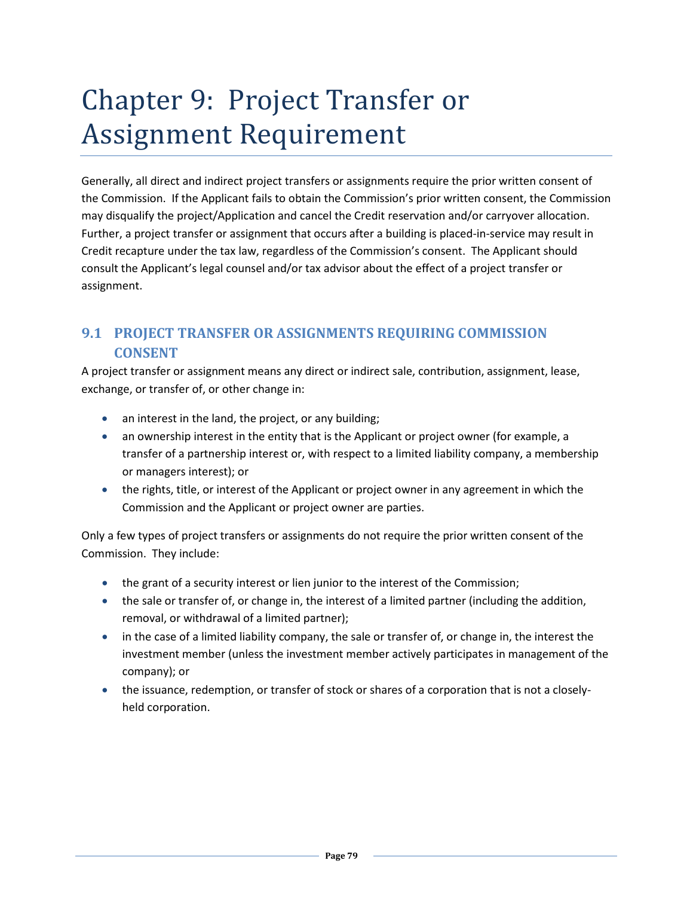# Chapter 9: Project Transfer or Assignment Requirement

Generally, all direct and indirect project transfers or assignments require the prior written consent of the Commission. If the Applicant fails to obtain the Commission's prior written consent, the Commission may disqualify the project/Application and cancel the Credit reservation and/or carryover allocation. Further, a project transfer or assignment that occurs after a building is placed-in-service may result in Credit recapture under the tax law, regardless of the Commission's consent. The Applicant should consult the Applicant's legal counsel and/or tax advisor about the effect of a project transfer or assignment.

## 9.1 PROJECT TRANSFER OR ASSIGNMENTS REQUIRING COMMISSION CONSENT

A project transfer or assignment means any direct or indirect sale, contribution, assignment, lease, exchange, or transfer of, or other change in:

- an interest in the land, the project, or any building;
- an ownership interest in the entity that is the Applicant or project owner (for example, a transfer of a partnership interest or, with respect to a limited liability company, a membership or managers interest); or
- the rights, title, or interest of the Applicant or project owner in any agreement in which the Commission and the Applicant or project owner are parties.

Only a few types of project transfers or assignments do not require the prior written consent of the Commission. They include:

- the grant of a security interest or lien junior to the interest of the Commission;
- the sale or transfer of, or change in, the interest of a limited partner (including the addition, removal, or withdrawal of a limited partner);
- in the case of a limited liability company, the sale or transfer of, or change in, the interest the investment member (unless the investment member actively participates in management of the company); or
- the issuance, redemption, or transfer of stock or shares of a corporation that is not a closely-held corporation.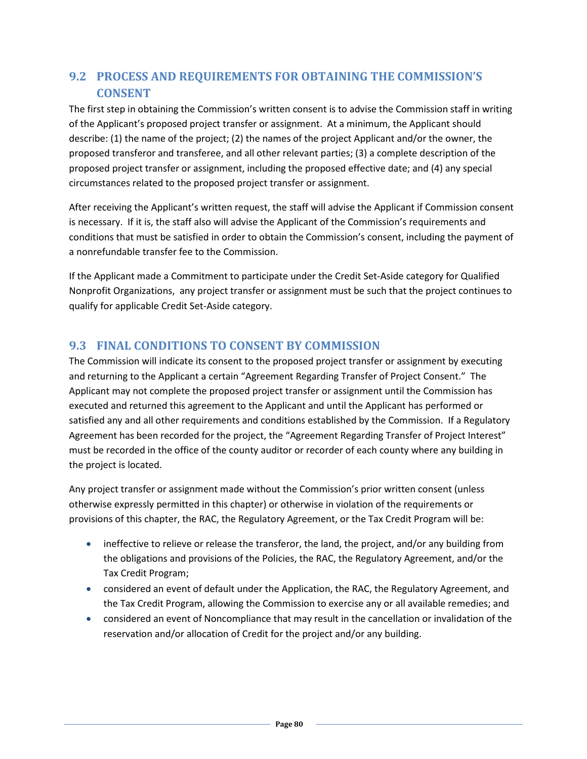## 9.2 PROCESS AND REQUIREMENTS FOR OBTAINING THE COMMISSION'S CONSENT

The first step in obtaining the Commission's written consent is to advise the Commission staff in writing of the Applicant's proposed project transfer or assignment. At a minimum, the Applicant should describe: (1) the name of the project; (2) the names of the project Applicant and/or the owner, the proposed transferor and transferee, and all other relevant parties; (3) a complete description of the proposed project transfer or assignment, including the proposed effective date; and (4) any special circumstances related to the proposed project transfer or assignment.

After receiving the Applicant's written request, the staff will advise the Applicant if Commission consent is necessary. If it is, the staff also will advise the Applicant of the Commission's requirements and conditions that must be satisfied in order to obtain the Commission's consent, including the payment of a nonrefundable transfer fee to the Commission.

If the Applicant made a Commitment to participate under the Credit Set-Aside category for Qualified Nonprofit Organizations, any project transfer or assignment must be such that the project continues to qualify for applicable Credit Set-Aside category.

## 9.3 FINAL CONDITIONS TO CONSENT BY COMMISSION

The Commission will indicate its consent to the proposed project transfer or assignment by executing and returning to the Applicant a certain "Agreement Regarding Transfer of Project Consent." The Applicant may not complete the proposed project transfer or assignment until the Commission has executed and returned this agreement to the Applicant and until the Applicant has performed or satisfied any and all other requirements and conditions established by the Commission. If a Regulatory Agreement has been recorded for the project, the "Agreement Regarding Transfer of Project Interest" must be recorded in the office of the county auditor or recorder of each county where any building in the project is located.

Any project transfer or assignment made without the Commission's prior written consent (unless otherwise expressly permitted in this chapter) or otherwise in violation of the requirements or provisions of this chapter, the RAC, the Regulatory Agreement, or the Tax Credit Program will be:

- ineffective to relieve or release the transferor, the land, the project, and/or any building from the obligations and provisions of the Policies, the RAC, the Regulatory Agreement, and/or the Tax Credit Program;
- considered an event of default under the Application, the RAC, the Regulatory Agreement, and the Tax Credit Program, allowing the Commission to exercise any or all available remedies; and
- considered an event of Noncompliance that may result in the cancellation or invalidation of the reservation and/or allocation of Credit for the project and/or any building.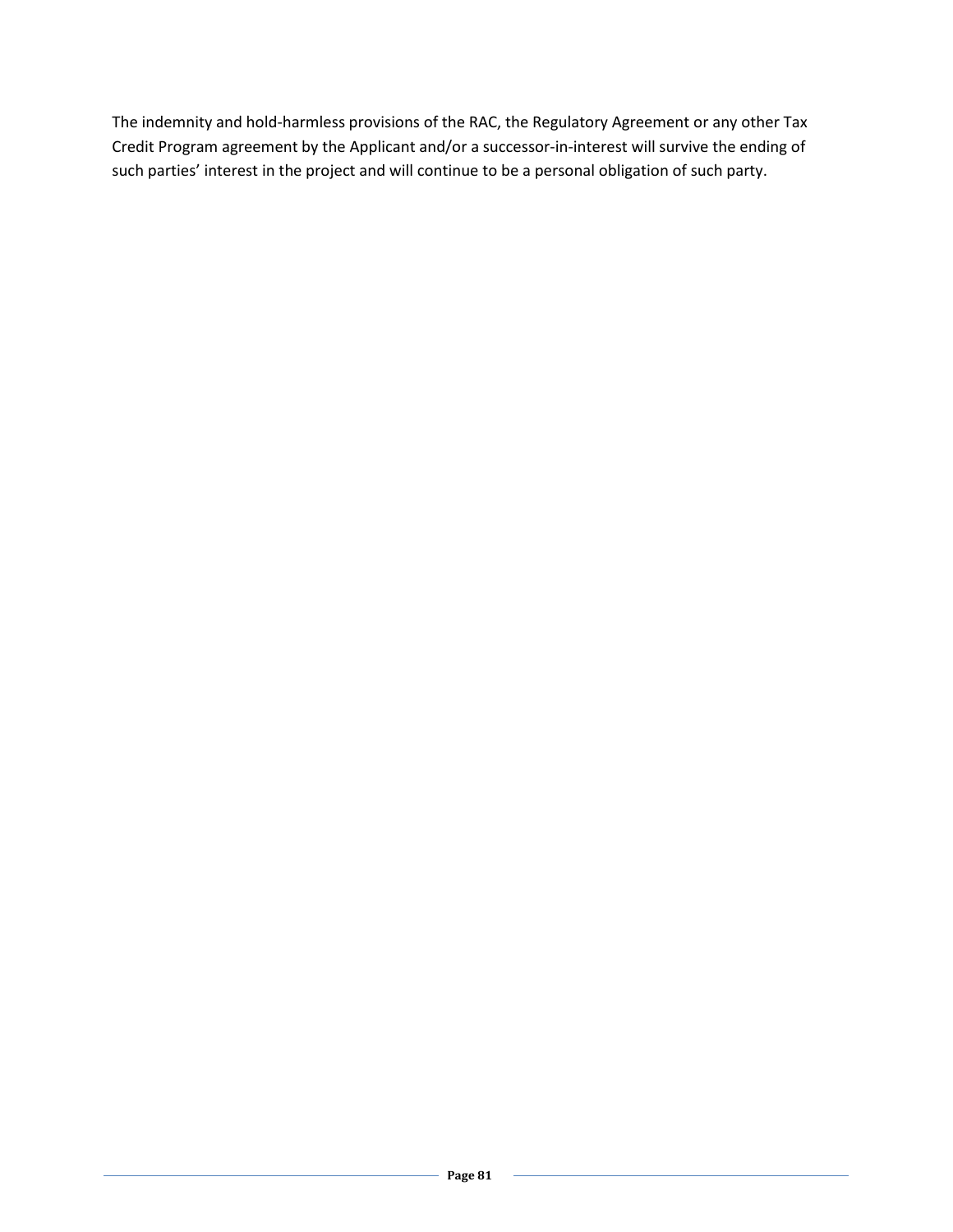The indemnity and hold-harmless provisions of the RAC, the Regulatory Agreement or any other Tax Credit Program agreement by the Applicant and/or a successor-in-interest will survive the ending of such parties' interest in the project and will continue to be a personal obligation of such party.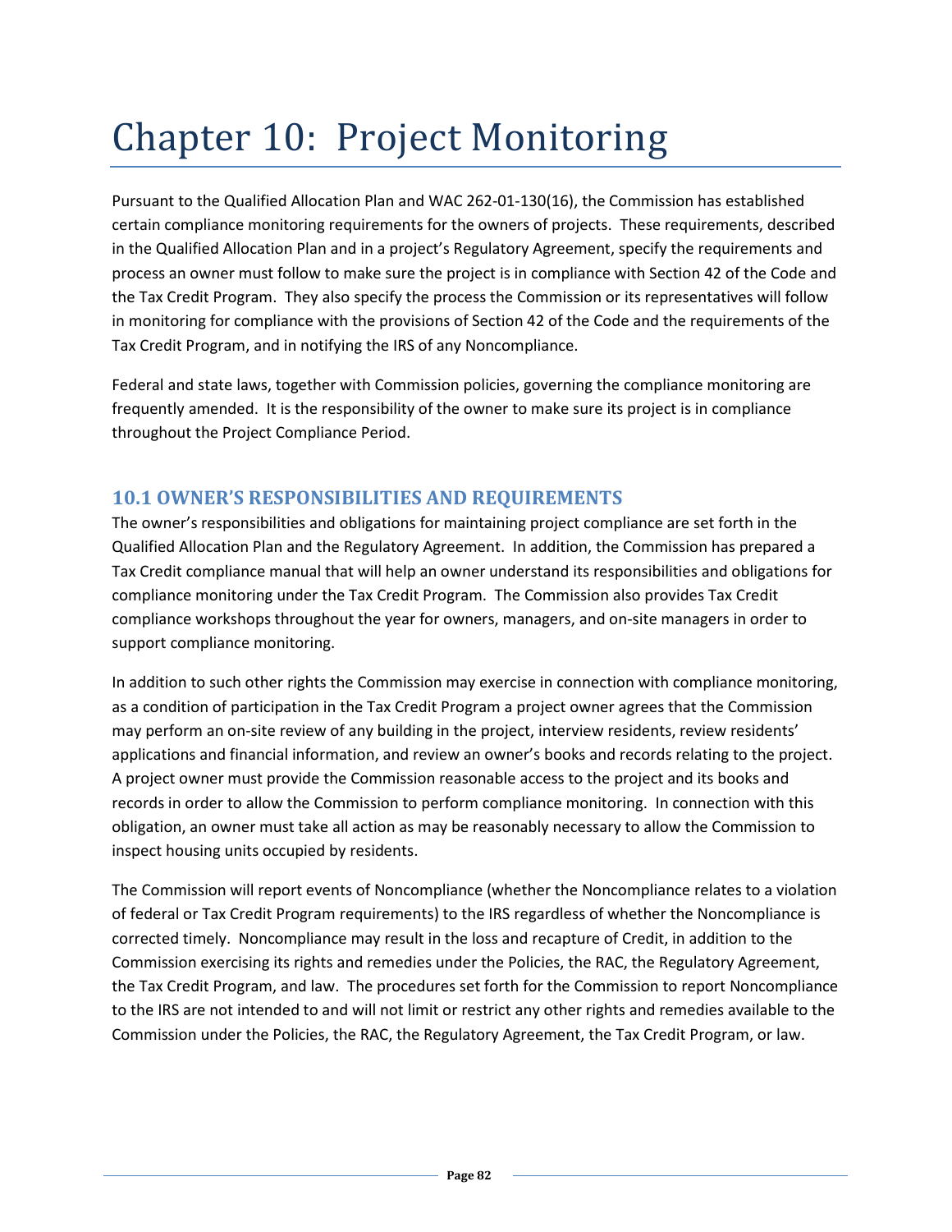# Chapter 10: Project Monitoring

Pursuant to the Qualified Allocation Plan and WAC 262-01-130(16), the Commission has established certain compliance monitoring requirements for the owners of projects. These requirements, described in the Qualified Allocation Plan and in a project's Regulatory Agreement, specify the requirements and process an owner must follow to make sure the project is in compliance with Section 42 of the Code and the Tax Credit Program. They also specify the process the Commission or its representatives will follow in monitoring for compliance with the provisions of Section 42 of the Code and the requirements of the Tax Credit Program, and in notifying the IRS of any Noncompliance.

Federal and state laws, together with Commission policies, governing the compliance monitoring are frequently amended. It is the responsibility of the owner to make sure its project is in compliance throughout the Project Compliance Period.

## 10.1 OWNER'S RESPONSIBILITIES AND REQUIREMENTS

The owner's responsibilities and obligations for maintaining project compliance are set forth in the Qualified Allocation Plan and the Regulatory Agreement. In addition, the Commission has prepared a Tax Credit compliance manual that will help an owner understand its responsibilities and obligations for compliance monitoring under the Tax Credit Program. The Commission also provides Tax Credit compliance workshops throughout the year for owners, managers, and on-site managers in order to support compliance monitoring.

In addition to such other rights the Commission may exercise in connection with compliance monitoring, as a condition of participation in the Tax Credit Program a project owner agrees that the Commission may perform an on-site review of any building in the project, interview residents, review residents' applications and financial information, and review an owner's books and records relating to the project. A project owner must provide the Commission reasonable access to the project and its books and records in order to allow the Commission to perform compliance monitoring. In connection with this obligation, an owner must take all action as may be reasonably necessary to allow the Commission to inspect housing units occupied by residents.

The Commission will report events of Noncompliance (whether the Noncompliance relates to a violation of federal or Tax Credit Program requirements) to the IRS regardless of whether the Noncompliance is corrected timely. Noncompliance may result in the loss and recapture of Credit, in addition to the Commission exercising its rights and remedies under the Policies, the RAC, the Regulatory Agreement, the Tax Credit Program, and law. The procedures set forth for the Commission to report Noncompliance to the IRS are not intended to and will not limit or restrict any other rights and remedies available to the Commission under the Policies, the RAC, the Regulatory Agreement, the Tax Credit Program, or law.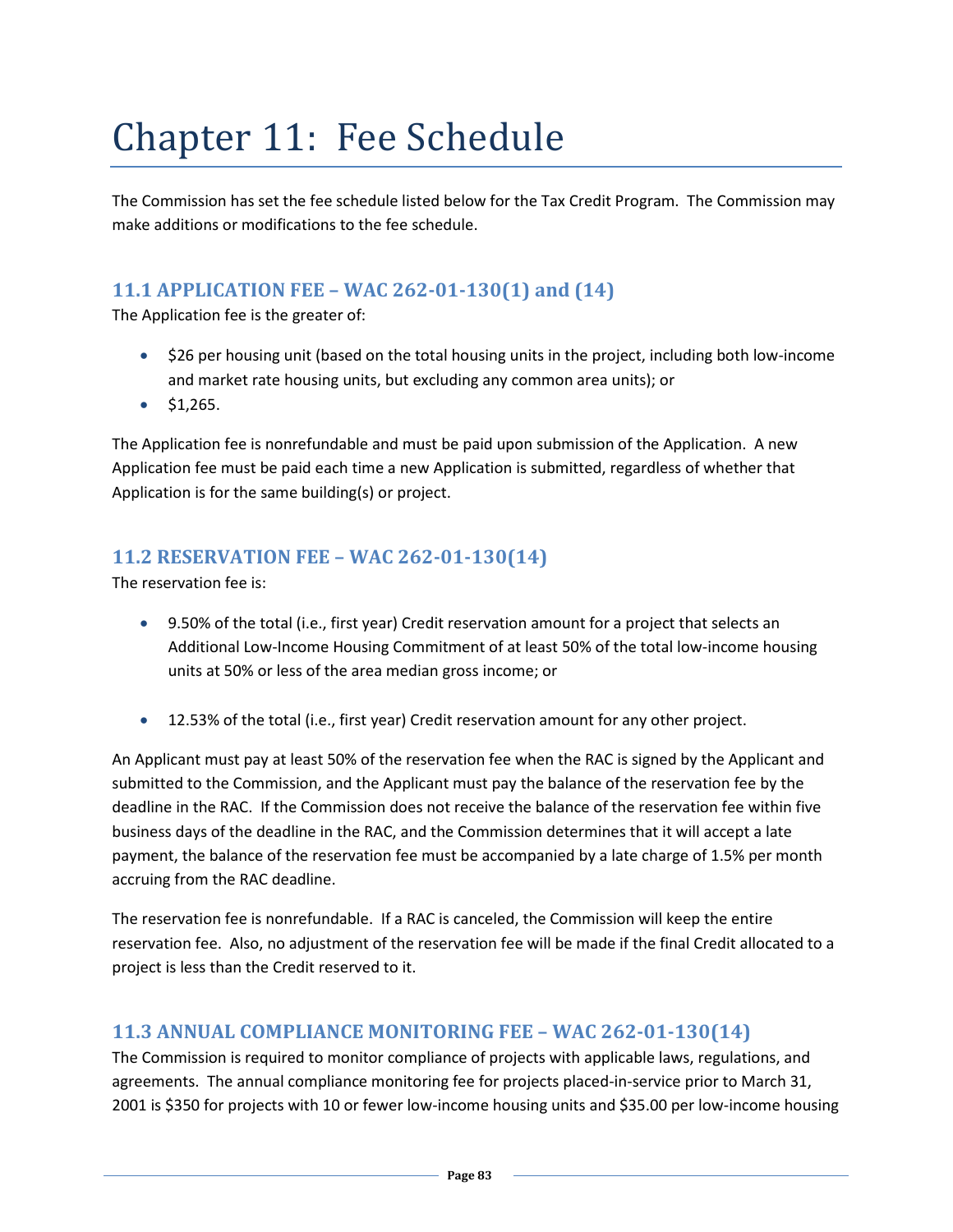# Chapter 11: Fee Schedule

The Commission has set the fee schedule listed below for the Tax Credit Program. The Commission may make additions or modifications to the fee schedule.

## 11.1 APPLICATION FEE – WAC 262-01-130(1) and (14)

The Application fee is the greater of:

- $26 per housing unit (based on the total housing units in the project, including both low-income and market rate housing units, but excluding any common area units); or
- $1,265.

The Application fee is nonrefundable and must be paid upon submission of the Application. A new Application fee must be paid each time a new Application is submitted, regardless of whether that Application is for the same building(s) or project.

## 11.2 RESERVATION FEE – WAC 262-01-130(14)

The reservation fee is:

- 9.50% of the total (i.e., first year) Credit reservation amount for a project that selects an Additional Low-Income Housing Commitment of at least 50% of the total low-income housing units at 50% or less of the area median gross income; or

- 12.53% of the total (i.e., first year) Credit reservation amount for any other project.

An Applicant must pay at least 50% of the reservation fee when the RAC is signed by the Applicant and submitted to the Commission, and the Applicant must pay the balance of the reservation fee by the deadline in the RAC. If the Commission does not receive the balance of the reservation fee within five business days of the deadline in the RAC, and the Commission determines that it will accept a late payment, the balance of the reservation fee must be accompanied by a late charge of 1.5% per month accruing from the RAC deadline.

The reservation fee is nonrefundable. If a RAC is canceled, the Commission will keep the entire reservation fee. Also, no adjustment of the reservation fee will be made if the final Credit allocated to a project is less than the Credit reserved to it.

## 11.3 ANNUAL COMPLIANCE MONITORING FEE – WAC 262-01-130(14)

The Commission is required to monitor compliance of projects with applicable laws, regulations, and agreements. The annual compliance monitoring fee for projects placed-in-service prior to March 31, 2001 is $350 for projects with 10 or fewer low-income housing units and $35.00 per low-income housing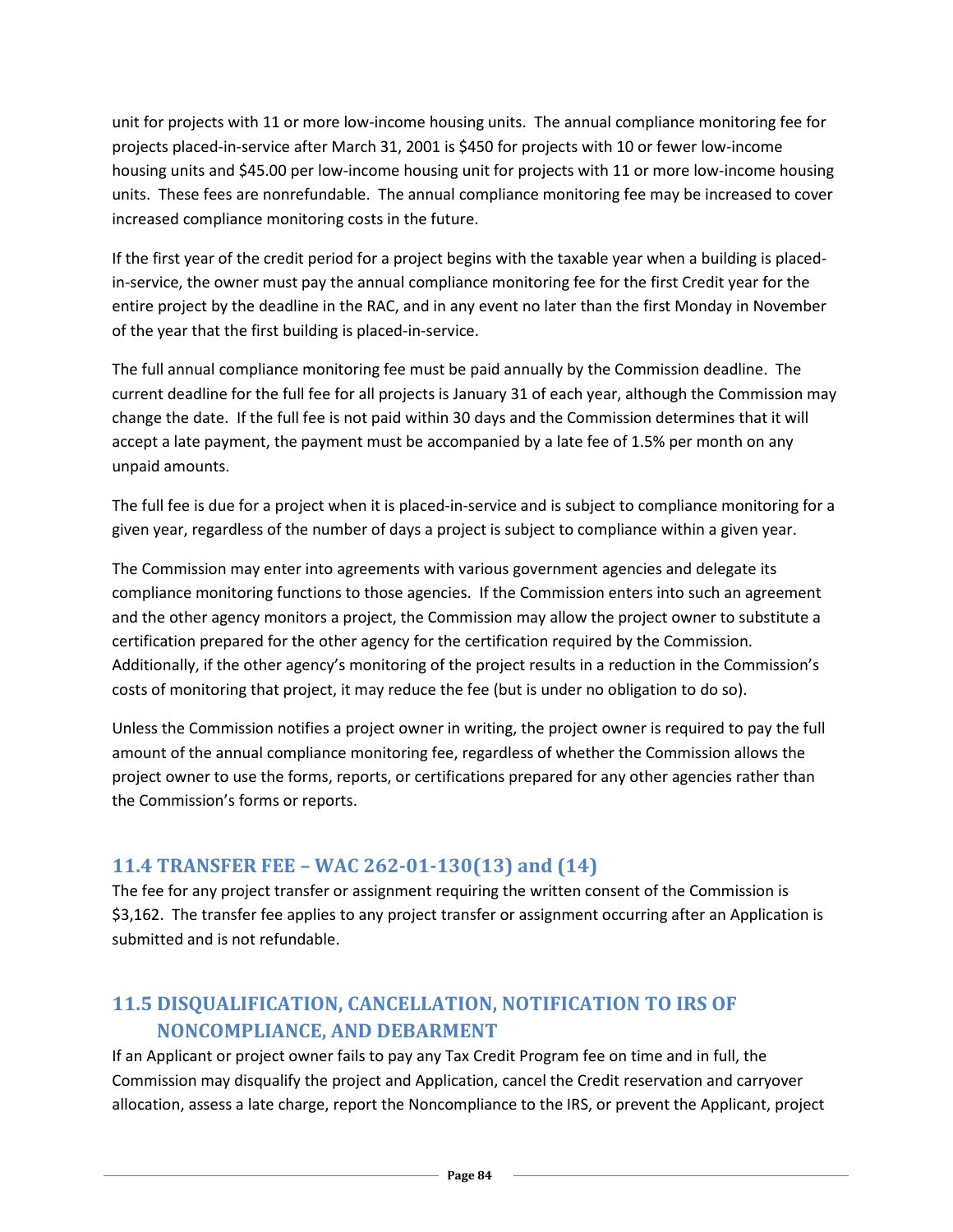unit for projects with 11 or more low-income housing units. The annual compliance monitoring fee for projects placed-in-service after March 31, 2001 is $450 for projects with 10 or fewer low-income housing units and $45.00 per low-income housing unit for projects with 11 or more low-income housing units. These fees are nonrefundable. The annual compliance monitoring fee may be increased to cover increased compliance monitoring costs in the future.

If the first year of the credit period for a project begins with the taxable year when a building is placed-in-service, the owner must pay the annual compliance monitoring fee for the first Credit year for the entire project by the deadline in the RAC, and in any event no later than the first Monday in November of the year that the first building is placed-in-service.

The full annual compliance monitoring fee must be paid annually by the Commission deadline. The current deadline for the full fee for all projects is January 31 of each year, although the Commission may change the date. If the full fee is not paid within 30 days and the Commission determines that it will accept a late payment, the payment must be accompanied by a late fee of 1.5% per month on any unpaid amounts.

The full fee is due for a project when it is placed-in-service and is subject to compliance monitoring for a given year, regardless of the number of days a project is subject to compliance within a given year.

The Commission may enter into agreements with various government agencies and delegate its compliance monitoring functions to those agencies. If the Commission enters into such an agreement and the other agency monitors a project, the Commission may allow the project owner to substitute a certification prepared for the other agency for the certification required by the Commission. Additionally, if the other agency's monitoring of the project results in a reduction in the Commission's costs of monitoring that project, it may reduce the fee (but is under no obligation to do so).

Unless the Commission notifies a project owner in writing, the project owner is required to pay the full amount of the annual compliance monitoring fee, regardless of whether the Commission allows the project owner to use the forms, reports, or certifications prepared for any other agencies rather than the Commission's forms or reports.

## 11.4 TRANSFER FEE – WAC 262-01-130(13) and (14)

The fee for any project transfer or assignment requiring the written consent of the Commission is $3,162. The transfer fee applies to any project transfer or assignment occurring after an Application is submitted and is not refundable.

## 11.5 DISQUALIFICATION, CANCELLATION, NOTIFICATION TO IRS OF NONCOMPLIANCE, AND DEBARMENT

If an Applicant or project owner fails to pay any Tax Credit Program fee on time and in full, the Commission may disqualify the project and Application, cancel the Credit reservation and carryover allocation, assess a late charge, report the Noncompliance to the IRS, or prevent the Applicant, project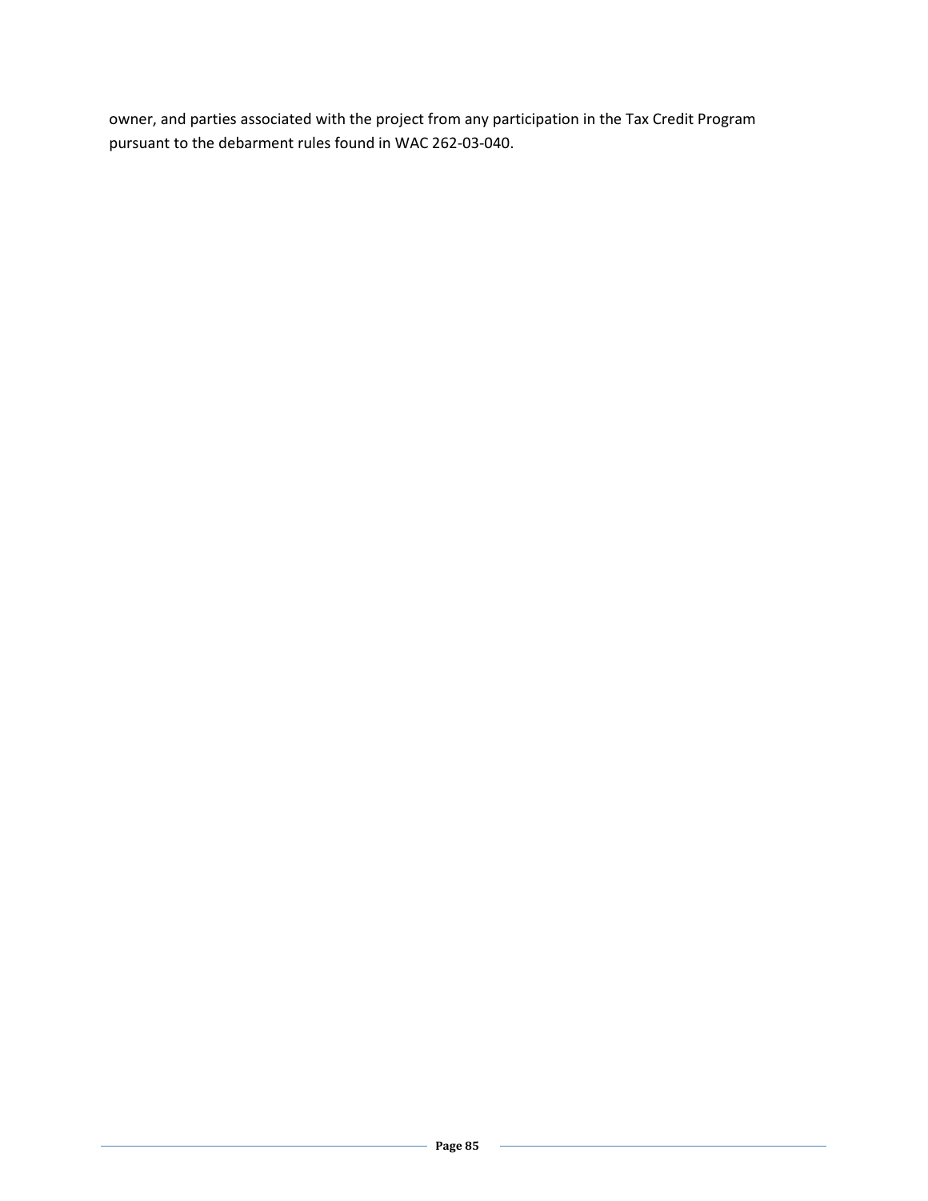owner, and parties associated with the project from any participation in the Tax Credit Program pursuant to the debarment rules found in WAC 262-03-040.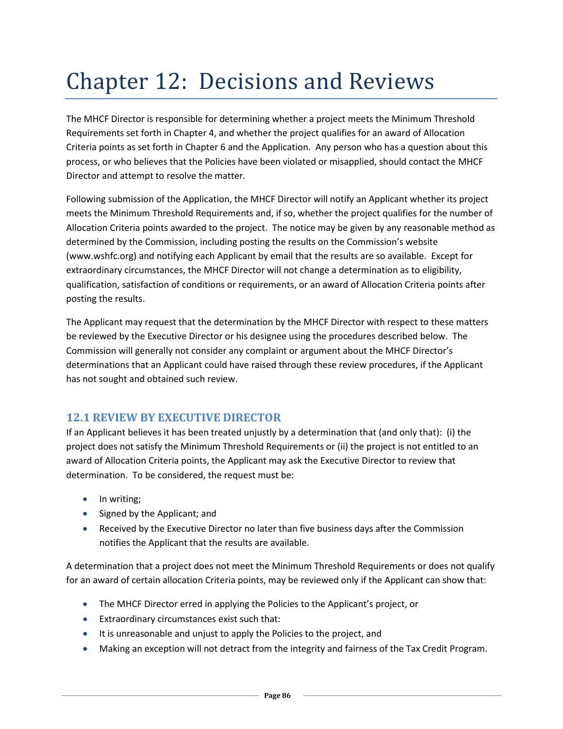# Chapter 12: Decisions and Reviews

The MHCF Director is responsible for determining whether a project meets the Minimum Threshold Requirements set forth in Chapter 4, and whether the project qualifies for an award of Allocation Criteria points as set forth in Chapter 6 and the Application. Any person who has a question about this process, or who believes that the Policies have been violated or misapplied, should contact the MHCF Director and attempt to resolve the matter.

Following submission of the Application, the MHCF Director will notify an Applicant whether its project meets the Minimum Threshold Requirements and, if so, whether the project qualifies for the number of Allocation Criteria points awarded to the project. The notice may be given by any reasonable method as determined by the Commission, including posting the results on the Commission's website (www.wshfc.org) and notifying each Applicant by email that the results are so available. Except for extraordinary circumstances, the MHCF Director will not change a determination as to eligibility, qualification, satisfaction of conditions or requirements, or an award of Allocation Criteria points after posting the results.

The Applicant may request that the determination by the MHCF Director with respect to these matters be reviewed by the Executive Director or his designee using the procedures described below. The Commission will generally not consider any complaint or argument about the MHCF Director's determinations that an Applicant could have raised through these review procedures, if the Applicant has not sought and obtained such review.

## 12.1 REVIEW BY EXECUTIVE DIRECTOR

If an Applicant believes it has been treated unjustly by a determination that (and only that): (i) the project does not satisfy the Minimum Threshold Requirements or (ii) the project is not entitled to an award of Allocation Criteria points, the Applicant may ask the Executive Director to review that determination. To be considered, the request must be:

- In writing;
- Signed by the Applicant; and
- Received by the Executive Director no later than five business days after the Commission notifies the Applicant that the results are available.

A determination that a project does not meet the Minimum Threshold Requirements or does not qualify for an award of certain allocation Criteria points, may be reviewed only if the Applicant can show that:

- The MHCF Director erred in applying the Policies to the Applicant's project, or
- Extraordinary circumstances exist such that:
- It is unreasonable and unjust to apply the Policies to the project, and
- Making an exception will not detract from the integrity and fairness of the Tax Credit Program.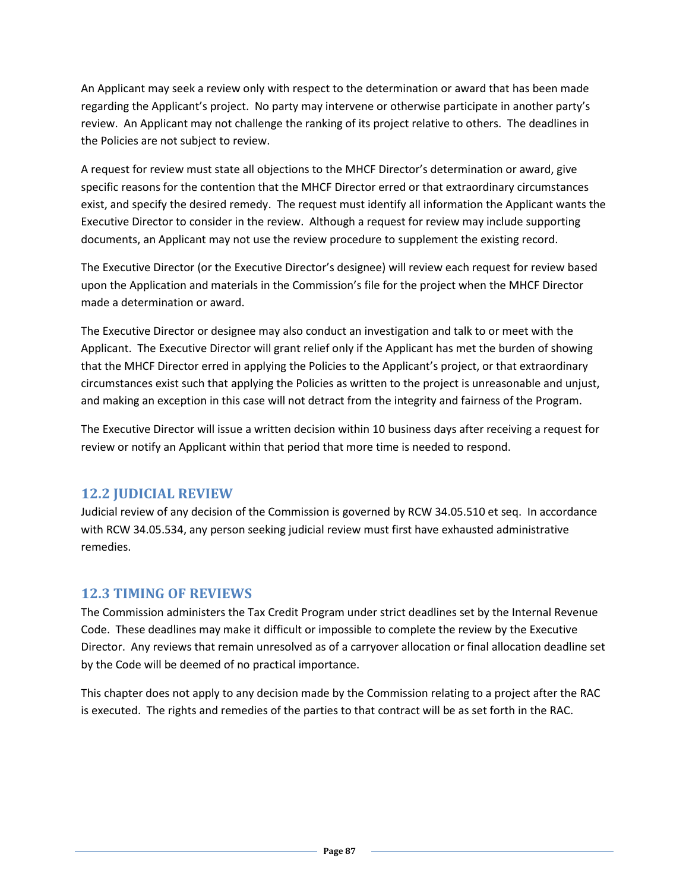An Applicant may seek a review only with respect to the determination or award that has been made regarding the Applicant's project. No party may intervene or otherwise participate in another party's review. An Applicant may not challenge the ranking of its project relative to others. The deadlines in the Policies are not subject to review.

A request for review must state all objections to the MHCF Director's determination or award, give specific reasons for the contention that the MHCF Director erred or that extraordinary circumstances exist, and specify the desired remedy. The request must identify all information the Applicant wants the Executive Director to consider in the review. Although a request for review may include supporting documents, an Applicant may not use the review procedure to supplement the existing record.

The Executive Director (or the Executive Director's designee) will review each request for review based upon the Application and materials in the Commission's file for the project when the MHCF Director made a determination or award.

The Executive Director or designee may also conduct an investigation and talk to or meet with the Applicant. The Executive Director will grant relief only if the Applicant has met the burden of showing that the MHCF Director erred in applying the Policies to the Applicant's project, or that extraordinary circumstances exist such that applying the Policies as written to the project is unreasonable and unjust, and making an exception in this case will not detract from the integrity and fairness of the Program.

The Executive Director will issue a written decision within 10 business days after receiving a request for review or notify an Applicant within that period that more time is needed to respond.

## 12.2 JUDICIAL REVIEW

Judicial review of any decision of the Commission is governed by RCW 34.05.510 et seq. In accordance with RCW 34.05.534, any person seeking judicial review must first have exhausted administrative remedies.

## 12.3 TIMING OF REVIEWS

The Commission administers the Tax Credit Program under strict deadlines set by the Internal Revenue Code. These deadlines may make it difficult or impossible to complete the review by the Executive Director. Any reviews that remain unresolved as of a carryover allocation or final allocation deadline set by the Code will be deemed of no practical importance.

This chapter does not apply to any decision made by the Commission relating to a project after the RAC is executed. The rights and remedies of the parties to that contract will be as set forth in the RAC.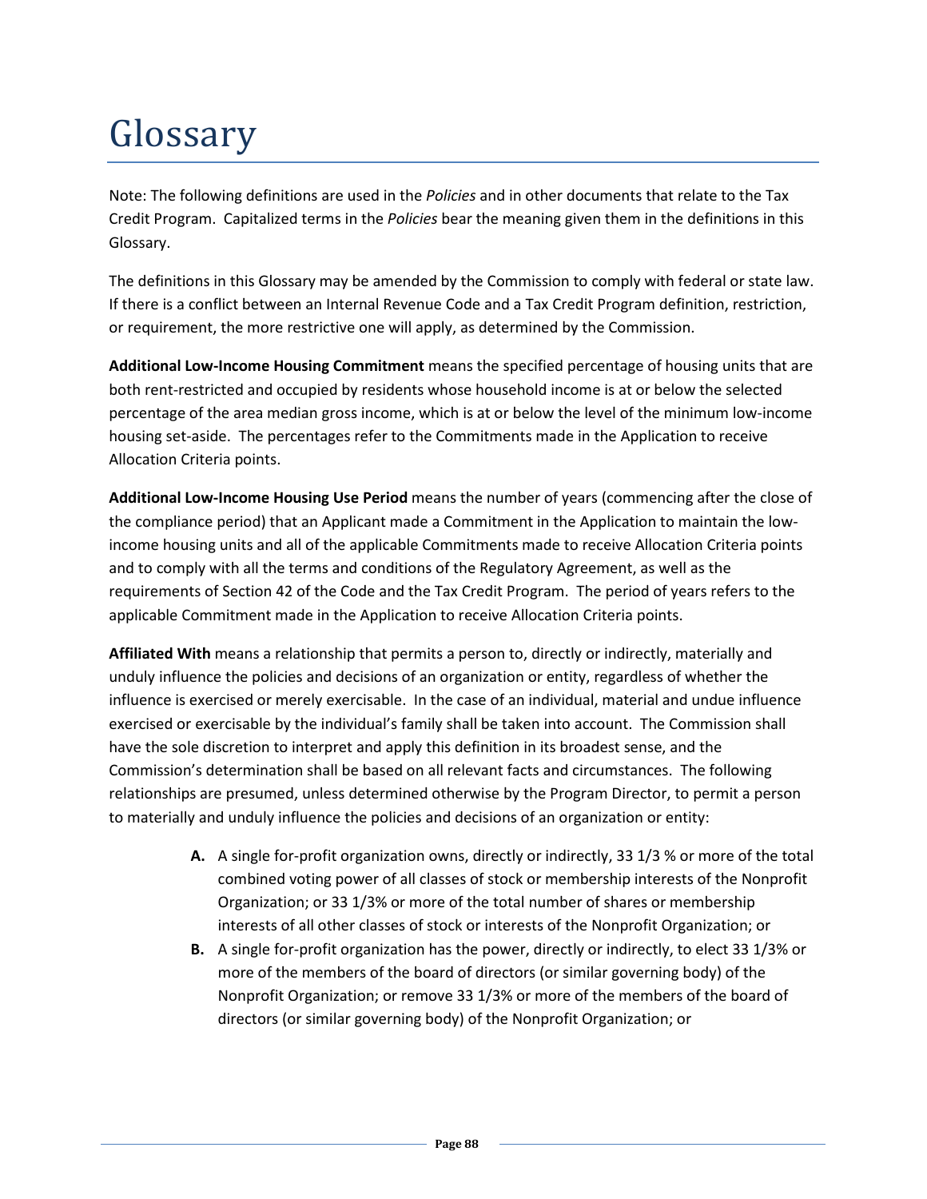# Glossary

Note: The following definitions are used in the *Policies* and in other documents that relate to the Tax Credit Program. Capitalized terms in the *Policies* bear the meaning given them in the definitions in this Glossary.

The definitions in this Glossary may be amended by the Commission to comply with federal or state law. If there is a conflict between an Internal Revenue Code and a Tax Credit Program definition, restriction, or requirement, the more restrictive one will apply, as determined by the Commission.

**Additional Low-Income Housing Commitment** means the specified percentage of housing units that are both rent-restricted and occupied by residents whose household income is at or below the selected percentage of the area median gross income, which is at or below the level of the minimum low-income housing set-aside. The percentages refer to the Commitments made in the Application to receive Allocation Criteria points.

**Additional Low-Income Housing Use Period** means the number of years (commencing after the close of the compliance period) that an Applicant made a Commitment in the Application to maintain the low-income housing units and all of the applicable Commitments made to receive Allocation Criteria points and to comply with all the terms and conditions of the Regulatory Agreement, as well as the requirements of Section 42 of the Code and the Tax Credit Program. The period of years refers to the applicable Commitment made in the Application to receive Allocation Criteria points.

**Affiliated With** means a relationship that permits a person to, directly or indirectly, materially and unduly influence the policies and decisions of an organization or entity, regardless of whether the influence is exercised or merely exercisable. In the case of an individual, material and undue influence exercised or exercisable by the individual's family shall be taken into account. The Commission shall have the sole discretion to interpret and apply this definition in its broadest sense, and the Commission's determination shall be based on all relevant facts and circumstances. The following relationships are presumed, unless determined otherwise by the Program Director, to permit a person to materially and unduly influence the policies and decisions of an organization or entity:

- **A.** A single for-profit organization owns, directly or indirectly, 33 1/3 % or more of the total combined voting power of all classes of stock or membership interests of the Nonprofit Organization; or 33 1/3% or more of the total number of shares or membership interests of all other classes of stock or interests of the Nonprofit Organization; or
- **B.** A single for-profit organization has the power, directly or indirectly, to elect 33 1/3% or more of the members of the board of directors (or similar governing body) of the Nonprofit Organization; or remove 33 1/3% or more of the members of the board of directors (or similar governing body) of the Nonprofit Organization; or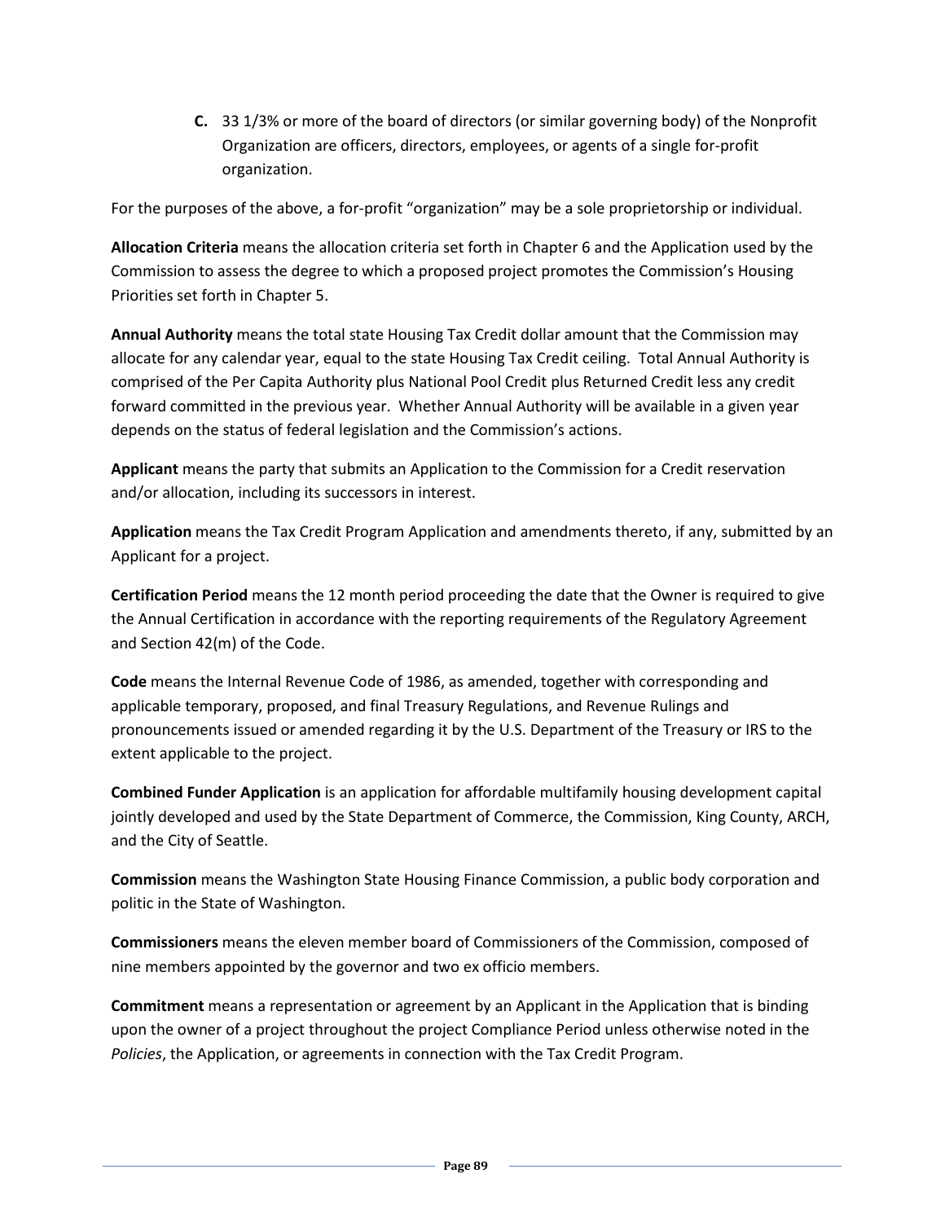**C.** 33 1/3% or more of the board of directors (or similar governing body) of the Nonprofit Organization are officers, directors, employees, or agents of a single for-profit organization.

For the purposes of the above, a for-profit "organization" may be a sole proprietorship or individual.

**Allocation Criteria** means the allocation criteria set forth in Chapter 6 and the Application used by the Commission to assess the degree to which a proposed project promotes the Commission's Housing Priorities set forth in Chapter 5.

**Annual Authority** means the total state Housing Tax Credit dollar amount that the Commission may allocate for any calendar year, equal to the state Housing Tax Credit ceiling. Total Annual Authority is comprised of the Per Capita Authority plus National Pool Credit plus Returned Credit less any credit forward committed in the previous year. Whether Annual Authority will be available in a given year depends on the status of federal legislation and the Commission's actions.

**Applicant** means the party that submits an Application to the Commission for a Credit reservation and/or allocation, including its successors in interest.

**Application** means the Tax Credit Program Application and amendments thereto, if any, submitted by an Applicant for a project.

**Certification Period** means the 12 month period proceeding the date that the Owner is required to give the Annual Certification in accordance with the reporting requirements of the Regulatory Agreement and Section 42(m) of the Code.

**Code** means the Internal Revenue Code of 1986, as amended, together with corresponding and applicable temporary, proposed, and final Treasury Regulations, and Revenue Rulings and pronouncements issued or amended regarding it by the U.S. Department of the Treasury or IRS to the extent applicable to the project.

**Combined Funder Application** is an application for affordable multifamily housing development capital jointly developed and used by the State Department of Commerce, the Commission, King County, ARCH, and the City of Seattle.

**Commission** means the Washington State Housing Finance Commission, a public body corporation and politic in the State of Washington.

**Commissioners** means the eleven member board of Commissioners of the Commission, composed of nine members appointed by the governor and two ex officio members.

**Commitment** means a representation or agreement by an Applicant in the Application that is binding upon the owner of a project throughout the project Compliance Period unless otherwise noted in the *Policies*, the Application, or agreements in connection with the Tax Credit Program.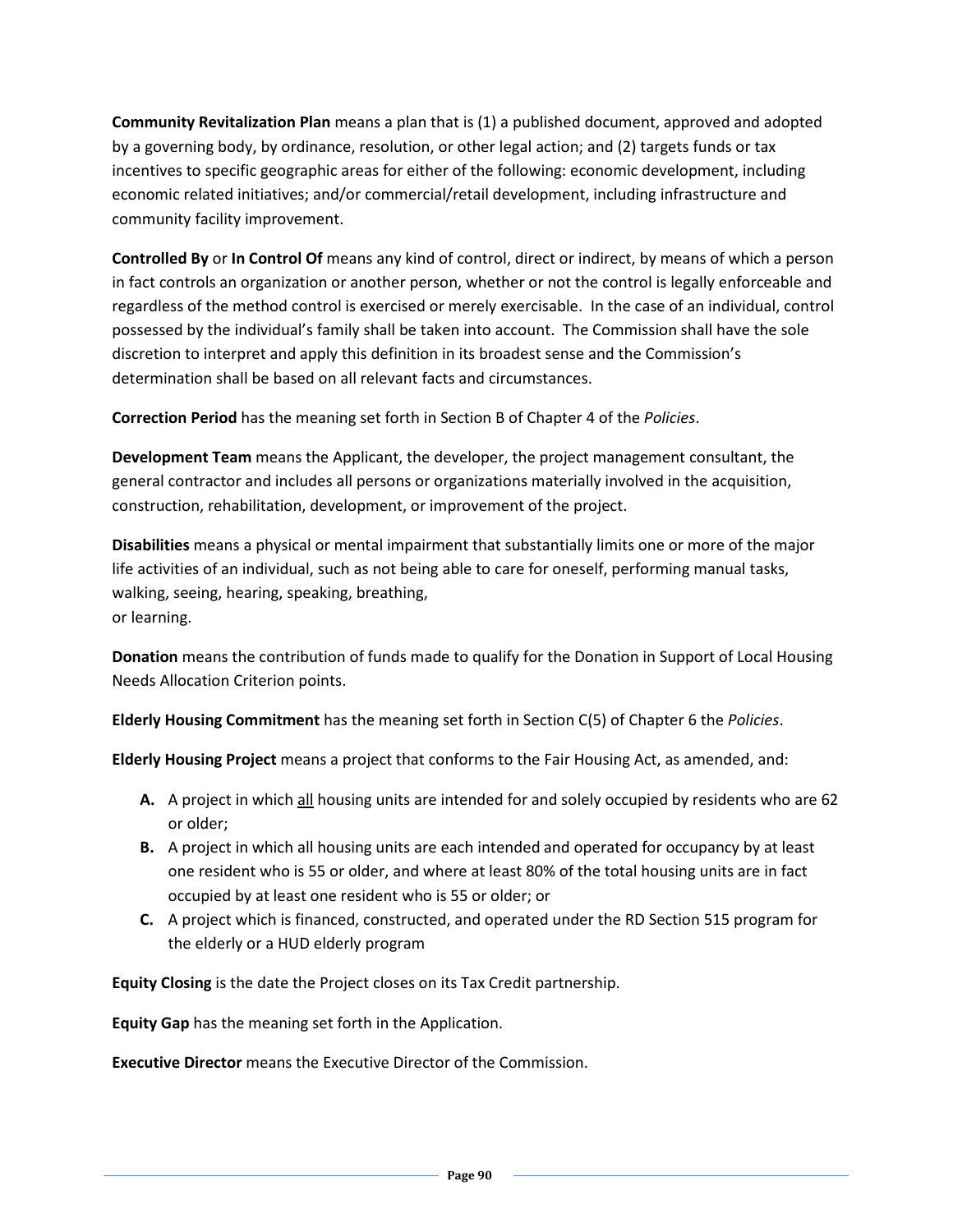**Community Revitalization Plan** means a plan that is (1) a published document, approved and adopted by a governing body, by ordinance, resolution, or other legal action; and (2) targets funds or tax incentives to specific geographic areas for either of the following: economic development, including economic related initiatives; and/or commercial/retail development, including infrastructure and community facility improvement.

**Controlled By** or **In Control Of** means any kind of control, direct or indirect, by means of which a person in fact controls an organization or another person, whether or not the control is legally enforceable and regardless of the method control is exercised or merely exercisable. In the case of an individual, control possessed by the individual's family shall be taken into account. The Commission shall have the sole discretion to interpret and apply this definition in its broadest sense and the Commission's determination shall be based on all relevant facts and circumstances.

**Correction Period** has the meaning set forth in Section B of Chapter 4 of the *Policies*.

**Development Team** means the Applicant, the developer, the project management consultant, the general contractor and includes all persons or organizations materially involved in the acquisition, construction, rehabilitation, development, or improvement of the project.

**Disabilities** means a physical or mental impairment that substantially limits one or more of the major life activities of an individual, such as not being able to care for oneself, performing manual tasks, walking, seeing, hearing, speaking, breathing,
or learning.

**Donation** means the contribution of funds made to qualify for the Donation in Support of Local Housing Needs Allocation Criterion points.

**Elderly Housing Commitment** has the meaning set forth in Section C(5) of Chapter 6 the *Policies*.

**Elderly Housing Project** means a project that conforms to the Fair Housing Act, as amended, and:

- **A.** A project in which <u>all</u> housing units are intended for and solely occupied by residents who are 62 or older;
- **B.** A project in which all housing units are each intended and operated for occupancy by at least one resident who is 55 or older, and where at least 80% of the total housing units are in fact occupied by at least one resident who is 55 or older; or
- **C.** A project which is financed, constructed, and operated under the RD Section 515 program for the elderly or a HUD elderly program

**Equity Closing** is the date the Project closes on its Tax Credit partnership.

**Equity Gap** has the meaning set forth in the Application.

**Executive Director** means the Executive Director of the Commission.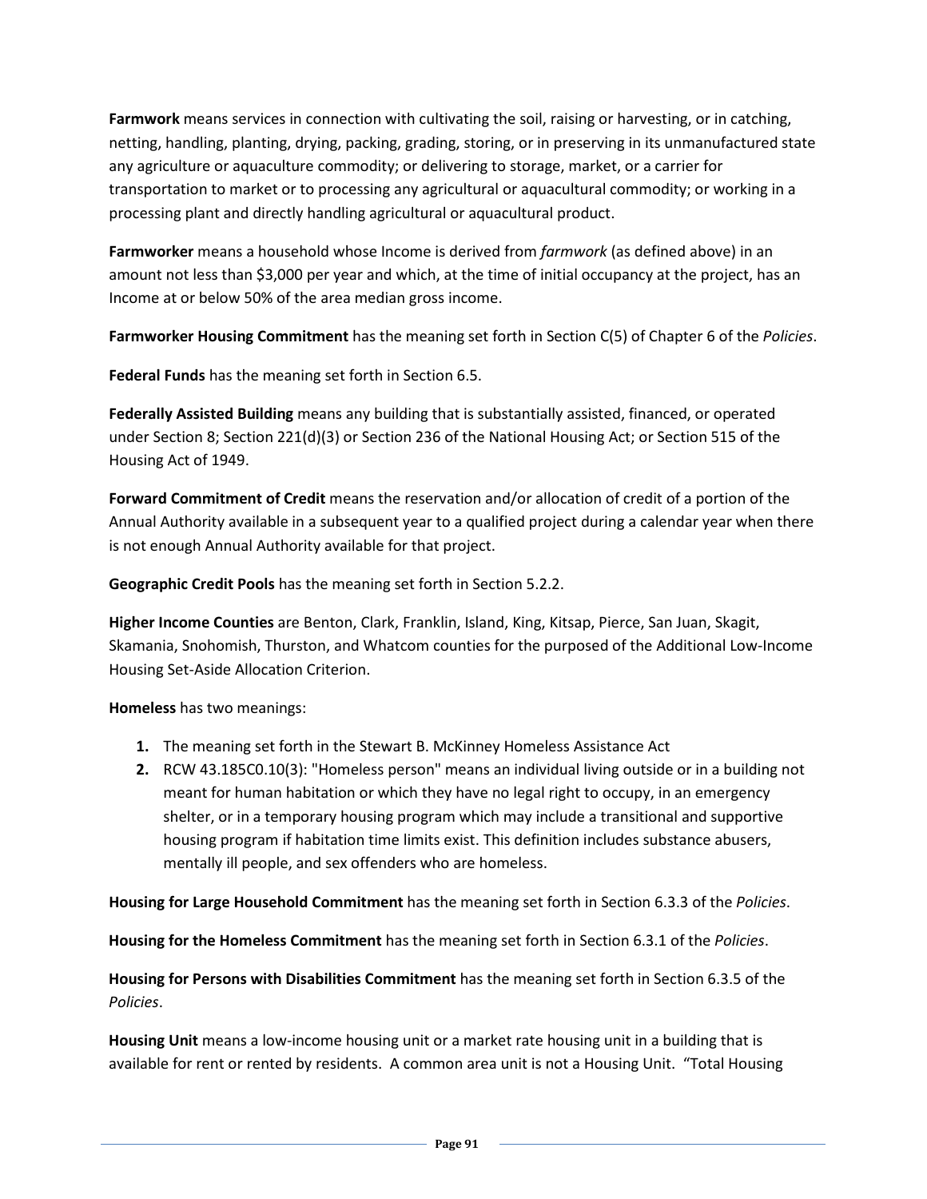**Farmwork** means services in connection with cultivating the soil, raising or harvesting, or in catching, netting, handling, planting, drying, packing, grading, storing, or in preserving in its unmanufactured state any agriculture or aquaculture commodity; or delivering to storage, market, or a carrier for transportation to market or to processing any agricultural or aquacultural commodity; or working in a processing plant and directly handling agricultural or aquacultural product.

**Farmworker** means a household whose Income is derived from *farmwork* (as defined above) in an amount not less than $3,000 per year and which, at the time of initial occupancy at the project, has an Income at or below 50% of the area median gross income.

**Farmworker Housing Commitment** has the meaning set forth in Section C(5) of Chapter 6 of the *Policies*.

**Federal Funds** has the meaning set forth in Section 6.5.

**Federally Assisted Building** means any building that is substantially assisted, financed, or operated under Section 8; Section 221(d)(3) or Section 236 of the National Housing Act; or Section 515 of the Housing Act of 1949.

**Forward Commitment of Credit** means the reservation and/or allocation of credit of a portion of the Annual Authority available in a subsequent year to a qualified project during a calendar year when there is not enough Annual Authority available for that project.

**Geographic Credit Pools** has the meaning set forth in Section 5.2.2.

**Higher Income Counties** are Benton, Clark, Franklin, Island, King, Kitsap, Pierce, San Juan, Skagit, Skamania, Snohomish, Thurston, and Whatcom counties for the purposed of the Additional Low-Income Housing Set-Aside Allocation Criterion.

**Homeless** has two meanings:

1. The meaning set forth in the Stewart B. McKinney Homeless Assistance Act
2. RCW 43.185C0.10(3): "Homeless person" means an individual living outside or in a building not meant for human habitation or which they have no legal right to occupy, in an emergency shelter, or in a temporary housing program which may include a transitional and supportive housing program if habitation time limits exist. This definition includes substance abusers, mentally ill people, and sex offenders who are homeless.

**Housing for Large Household Commitment** has the meaning set forth in Section 6.3.3 of the *Policies*.

**Housing for the Homeless Commitment** has the meaning set forth in Section 6.3.1 of the *Policies*.

**Housing for Persons with Disabilities Commitment** has the meaning set forth in Section 6.3.5 of the *Policies*.

**Housing Unit** means a low-income housing unit or a market rate housing unit in a building that is available for rent or rented by residents. A common area unit is not a Housing Unit. "Total Housing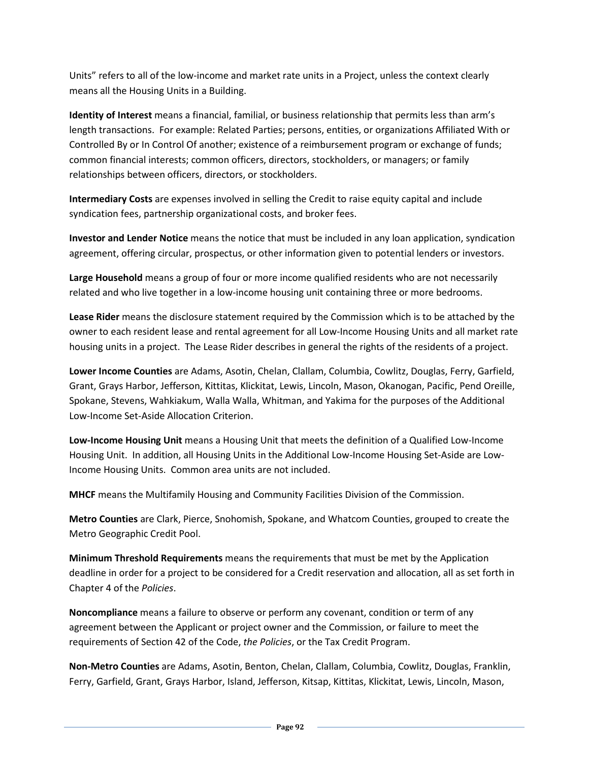Units" refers to all of the low-income and market rate units in a Project, unless the context clearly means all the Housing Units in a Building.

**Identity of Interest** means a financial, familial, or business relationship that permits less than arm's length transactions. For example: Related Parties; persons, entities, or organizations Affiliated With or Controlled By or In Control Of another; existence of a reimbursement program or exchange of funds; common financial interests; common officers, directors, stockholders, or managers; or family relationships between officers, directors, or stockholders.

**Intermediary Costs** are expenses involved in selling the Credit to raise equity capital and include syndication fees, partnership organizational costs, and broker fees.

**Investor and Lender Notice** means the notice that must be included in any loan application, syndication agreement, offering circular, prospectus, or other information given to potential lenders or investors.

**Large Household** means a group of four or more income qualified residents who are not necessarily related and who live together in a low-income housing unit containing three or more bedrooms.

**Lease Rider** means the disclosure statement required by the Commission which is to be attached by the owner to each resident lease and rental agreement for all Low-Income Housing Units and all market rate housing units in a project. The Lease Rider describes in general the rights of the residents of a project.

**Lower Income Counties** are Adams, Asotin, Chelan, Clallam, Columbia, Cowlitz, Douglas, Ferry, Garfield, Grant, Grays Harbor, Jefferson, Kittitas, Klickitat, Lewis, Lincoln, Mason, Okanogan, Pacific, Pend Oreille, Spokane, Stevens, Wahkiakum, Walla Walla, Whitman, and Yakima for the purposes of the Additional Low-Income Set-Aside Allocation Criterion.

**Low-Income Housing Unit** means a Housing Unit that meets the definition of a Qualified Low-Income Housing Unit. In addition, all Housing Units in the Additional Low-Income Housing Set-Aside are Low-Income Housing Units. Common area units are not included.

**MHCF** means the Multifamily Housing and Community Facilities Division of the Commission.

**Metro Counties** are Clark, Pierce, Snohomish, Spokane, and Whatcom Counties, grouped to create the Metro Geographic Credit Pool.

**Minimum Threshold Requirements** means the requirements that must be met by the Application deadline in order for a project to be considered for a Credit reservation and allocation, all as set forth in Chapter 4 of the *Policies*.

**Noncompliance** means a failure to observe or perform any covenant, condition or term of any agreement between the Applicant or project owner and the Commission, or failure to meet the requirements of Section 42 of the Code, *the Policies*, or the Tax Credit Program.

**Non-Metro Counties** are Adams, Asotin, Benton, Chelan, Clallam, Columbia, Cowlitz, Douglas, Franklin, Ferry, Garfield, Grant, Grays Harbor, Island, Jefferson, Kitsap, Kittitas, Klickitat, Lewis, Lincoln, Mason,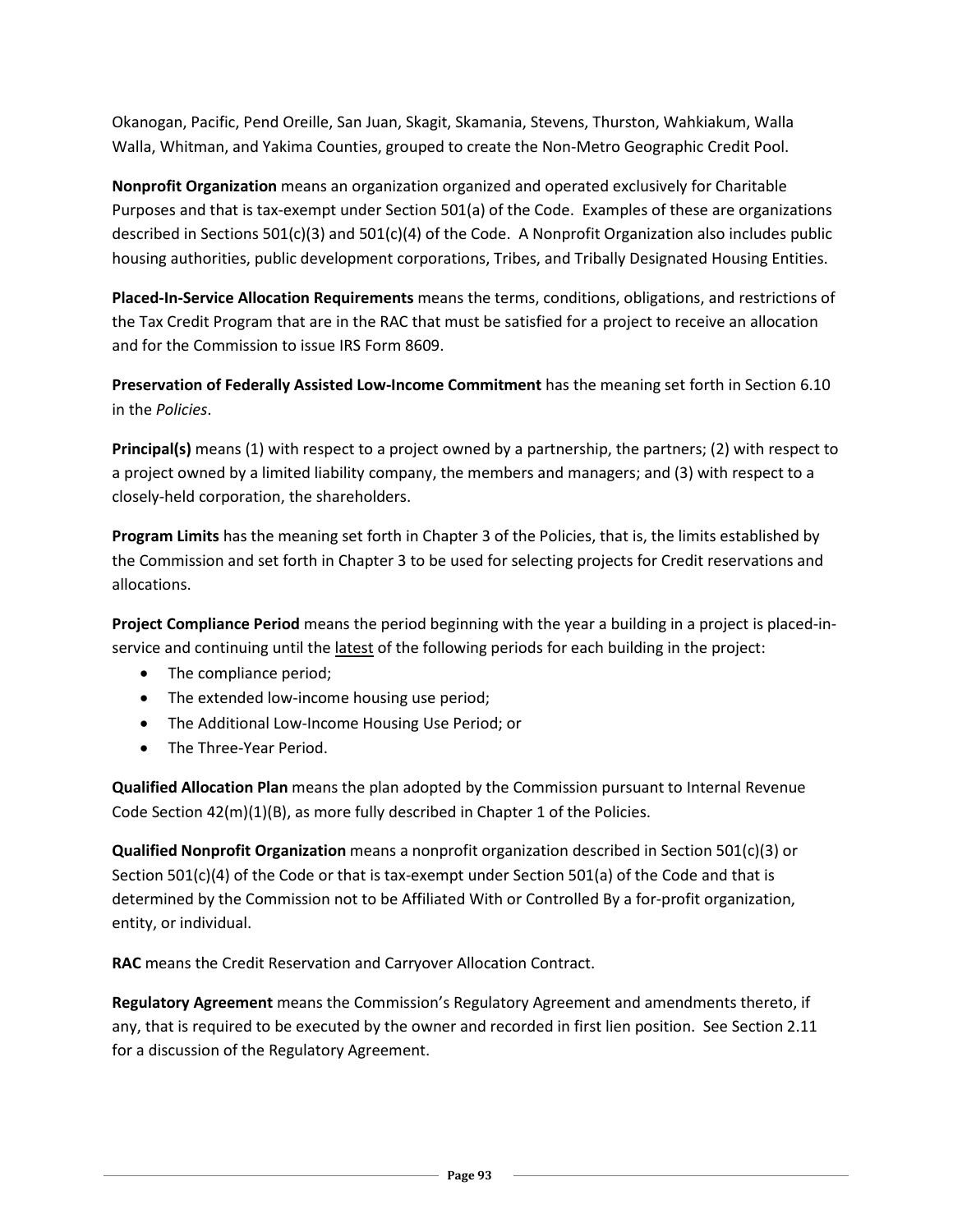Okanogan, Pacific, Pend Oreille, San Juan, Skagit, Skamania, Stevens, Thurston, Wahkiakum, Walla Walla, Whitman, and Yakima Counties, grouped to create the Non-Metro Geographic Credit Pool.

**Nonprofit Organization** means an organization organized and operated exclusively for Charitable Purposes and that is tax-exempt under Section 501(a) of the Code. Examples of these are organizations described in Sections 501(c)(3) and 501(c)(4) of the Code. A Nonprofit Organization also includes public housing authorities, public development corporations, Tribes, and Tribally Designated Housing Entities.

**Placed-In-Service Allocation Requirements** means the terms, conditions, obligations, and restrictions of the Tax Credit Program that are in the RAC that must be satisfied for a project to receive an allocation and for the Commission to issue IRS Form 8609.

**Preservation of Federally Assisted Low-Income Commitment** has the meaning set forth in Section 6.10 in the *Policies*.

**Principal(s)** means (1) with respect to a project owned by a partnership, the partners; (2) with respect to a project owned by a limited liability company, the members and managers; and (3) with respect to a closely-held corporation, the shareholders.

**Program Limits** has the meaning set forth in Chapter 3 of the Policies, that is, the limits established by the Commission and set forth in Chapter 3 to be used for selecting projects for Credit reservations and allocations.

**Project Compliance Period** means the period beginning with the year a building in a project is placed-in-service and continuing until the <u>latest</u> of the following periods for each building in the project:

- The compliance period;
- The extended low-income housing use period;
- The Additional Low-Income Housing Use Period; or
- The Three-Year Period.

**Qualified Allocation Plan** means the plan adopted by the Commission pursuant to Internal Revenue Code Section 42(m)(1)(B), as more fully described in Chapter 1 of the Policies.

**Qualified Nonprofit Organization** means a nonprofit organization described in Section 501(c)(3) or Section 501(c)(4) of the Code or that is tax-exempt under Section 501(a) of the Code and that is determined by the Commission not to be Affiliated With or Controlled By a for-profit organization, entity, or individual.

**RAC** means the Credit Reservation and Carryover Allocation Contract.

**Regulatory Agreement** means the Commission's Regulatory Agreement and amendments thereto, if any, that is required to be executed by the owner and recorded in first lien position. See Section 2.11 for a discussion of the Regulatory Agreement.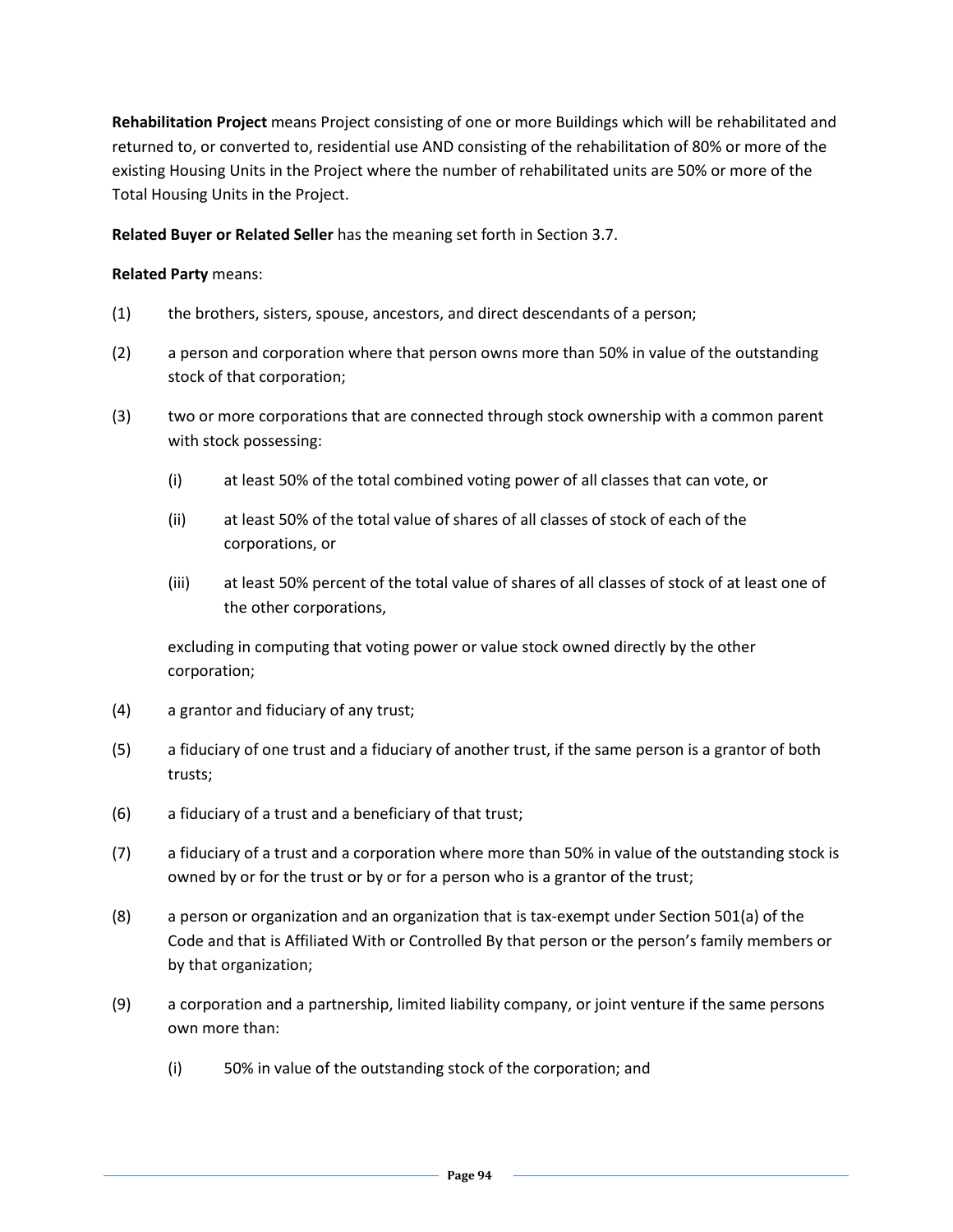**Rehabilitation Project** means Project consisting of one or more Buildings which will be rehabilitated and returned to, or converted to, residential use AND consisting of the rehabilitation of 80% or more of the existing Housing Units in the Project where the number of rehabilitated units are 50% or more of the Total Housing Units in the Project.

**Related Buyer or Related Seller** has the meaning set forth in Section 3.7.

**Related Party** means:

(1) the brothers, sisters, spouse, ancestors, and direct descendants of a person;

(2) a person and corporation where that person owns more than 50% in value of the outstanding stock of that corporation;

(3) two or more corporations that are connected through stock ownership with a common parent with stock possessing:

 (i) at least 50% of the total combined voting power of all classes that can vote, or

 (ii) at least 50% of the total value of shares of all classes of stock of each of the corporations, or

 (iii) at least 50% percent of the total value of shares of all classes of stock of at least one of the other corporations,

 excluding in computing that voting power or value stock owned directly by the other corporation;

(4) a grantor and fiduciary of any trust;

(5) a fiduciary of one trust and a fiduciary of another trust, if the same person is a grantor of both trusts;

(6) a fiduciary of a trust and a beneficiary of that trust;

(7) a fiduciary of a trust and a corporation where more than 50% in value of the outstanding stock is owned by or for the trust or by or for a person who is a grantor of the trust;

(8) a person or organization and an organization that is tax-exempt under Section 501(a) of the Code and that is Affiliated With or Controlled By that person or the person's family members or by that organization;

(9) a corporation and a partnership, limited liability company, or joint venture if the same persons own more than:

 (i) 50% in value of the outstanding stock of the corporation; and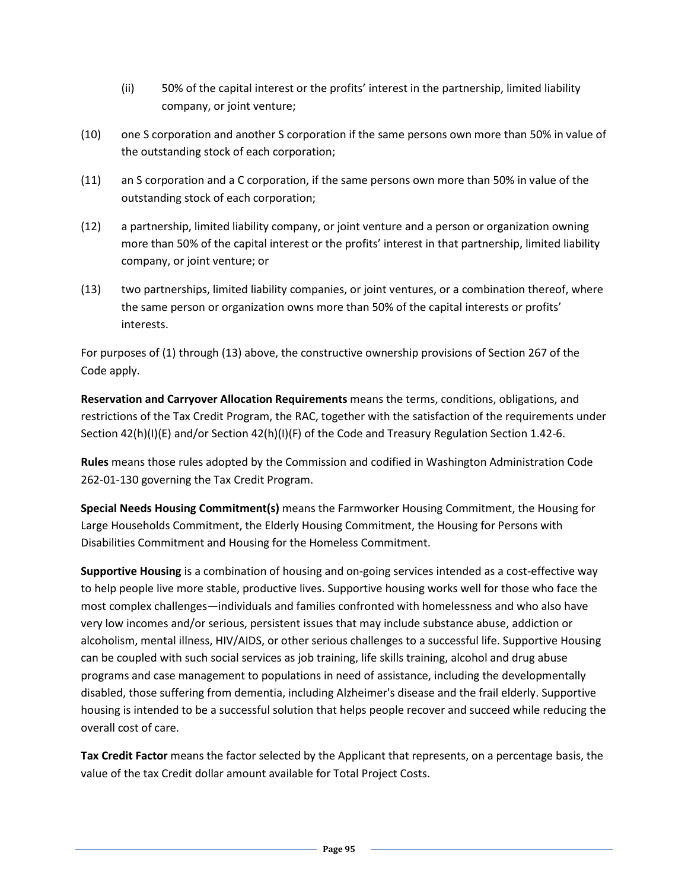(ii) 50% of the capital interest or the profits' interest in the partnership, limited liability company, or joint venture;

(10) one S corporation and another S corporation if the same persons own more than 50% in value of the outstanding stock of each corporation;

(11) an S corporation and a C corporation, if the same persons own more than 50% in value of the outstanding stock of each corporation;

(12) a partnership, limited liability company, or joint venture and a person or organization owning more than 50% of the capital interest or the profits' interest in that partnership, limited liability company, or joint venture; or

(13) two partnerships, limited liability companies, or joint ventures, or a combination thereof, where the same person or organization owns more than 50% of the capital interests or profits' interests.

For purposes of (1) through (13) above, the constructive ownership provisions of Section 267 of the Code apply.

**Reservation and Carryover Allocation Requirements** means the terms, conditions, obligations, and restrictions of the Tax Credit Program, the RAC, together with the satisfaction of the requirements under Section 42(h)(I)(E) and/or Section 42(h)(I)(F) of the Code and Treasury Regulation Section 1.42-6.

**Rules** means those rules adopted by the Commission and codified in Washington Administration Code 262-01-130 governing the Tax Credit Program.

**Special Needs Housing Commitment(s)** means the Farmworker Housing Commitment, the Housing for Large Households Commitment, the Elderly Housing Commitment, the Housing for Persons with Disabilities Commitment and Housing for the Homeless Commitment.

**Supportive Housing** is a combination of housing and on-going services intended as a cost-effective way to help people live more stable, productive lives. Supportive housing works well for those who face the most complex challenges—individuals and families confronted with homelessness and who also have very low incomes and/or serious, persistent issues that may include substance abuse, addiction or alcoholism, mental illness, HIV/AIDS, or other serious challenges to a successful life. Supportive Housing can be coupled with such social services as job training, life skills training, alcohol and drug abuse programs and case management to populations in need of assistance, including the developmentally disabled, those suffering from dementia, including Alzheimer's disease and the frail elderly. Supportive housing is intended to be a successful solution that helps people recover and succeed while reducing the overall cost of care.

**Tax Credit Factor** means the factor selected by the Applicant that represents, on a percentage basis, the value of the tax Credit dollar amount available for Total Project Costs.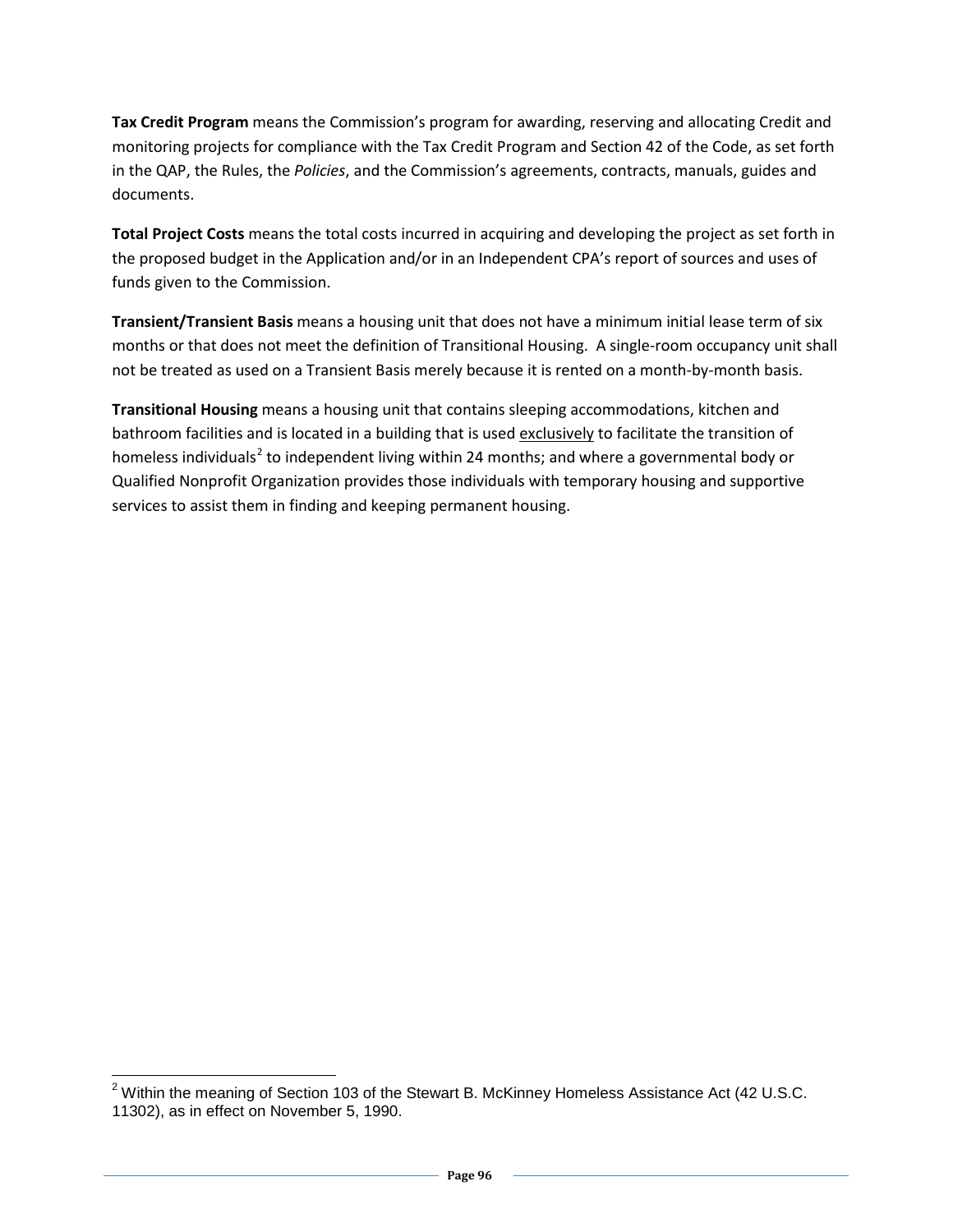**Tax Credit Program** means the Commission's program for awarding, reserving and allocating Credit and monitoring projects for compliance with the Tax Credit Program and Section 42 of the Code, as set forth in the QAP, the Rules, the *Policies*, and the Commission's agreements, contracts, manuals, guides and documents.

**Total Project Costs** means the total costs incurred in acquiring and developing the project as set forth in the proposed budget in the Application and/or in an Independent CPA's report of sources and uses of funds given to the Commission.

**Transient/Transient Basis** means a housing unit that does not have a minimum initial lease term of six months or that does not meet the definition of Transitional Housing. A single-room occupancy unit shall not be treated as used on a Transient Basis merely because it is rented on a month-by-month basis.

**Transitional Housing** means a housing unit that contains sleeping accommodations, kitchen and bathroom facilities and is located in a building that is used exclusively to facilitate the transition of homeless individuals[2] to independent living within 24 months; and where a governmental body or Qualified Nonprofit Organization provides those individuals with temporary housing and supportive services to assist them in finding and keeping permanent housing.

---

[2] Within the meaning of Section 103 of the Stewart B. McKinney Homeless Assistance Act (42 U.S.C. 11302), as in effect on November 5, 1990.